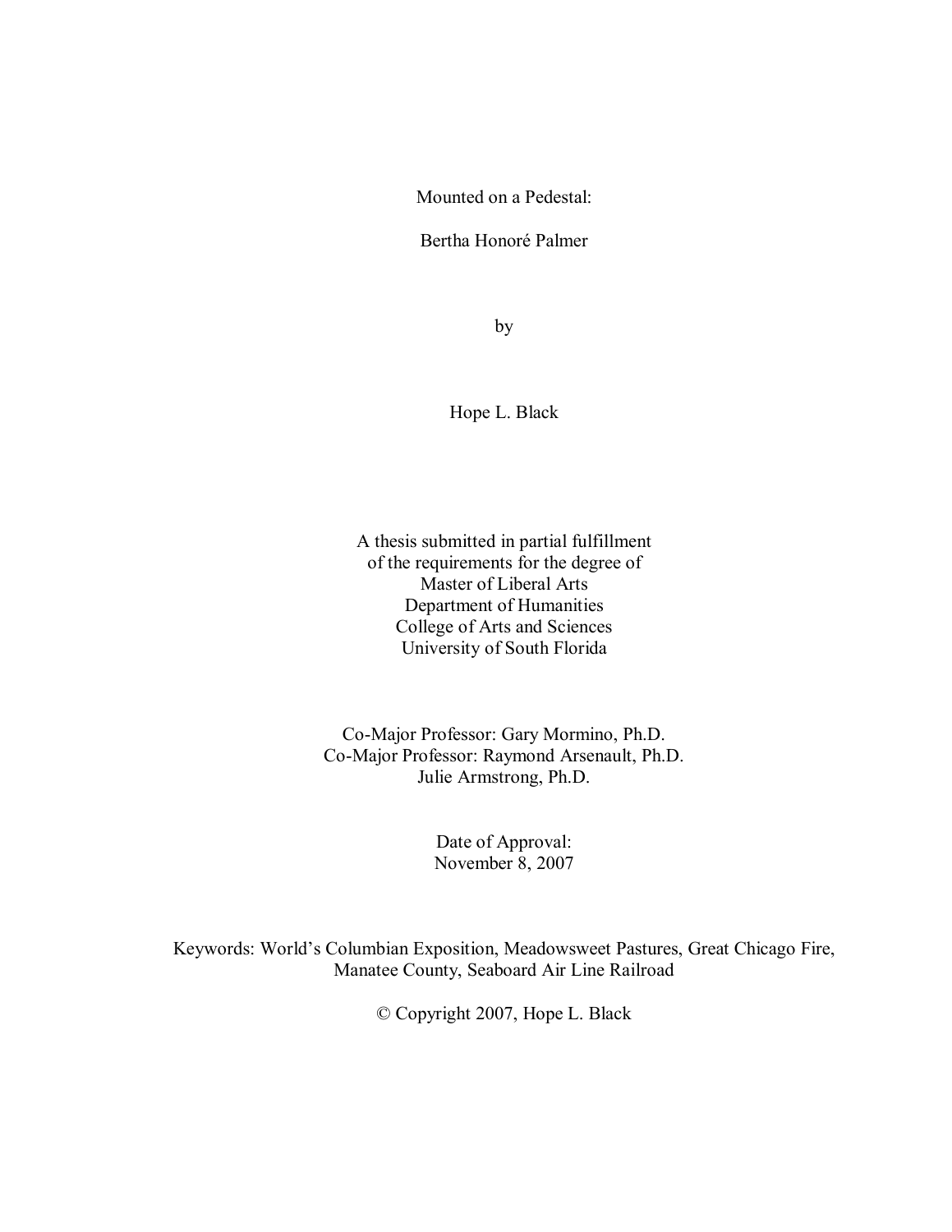# Mounted on a Pedestal:

# Bertha Honoré Palmer

by

Hope L. Black

A thesis submitted in partial fulfillment
of the requirements for the degree of
Master of Liberal Arts
Department of Humanities
College of Arts and Sciences
University of South Florida

Co-Major Professor: Gary Mormino, Ph.D.
Co-Major Professor: Raymond Arsenault, Ph.D.
Julie Armstrong, Ph.D.

Date of Approval:
November 8, 2007

Keywords: World's Columbian Exposition, Meadowsweet Pastures, Great Chicago Fire, Manatee County, Seaboard Air Line Railroad

© Copyright 2007, Hope L. Black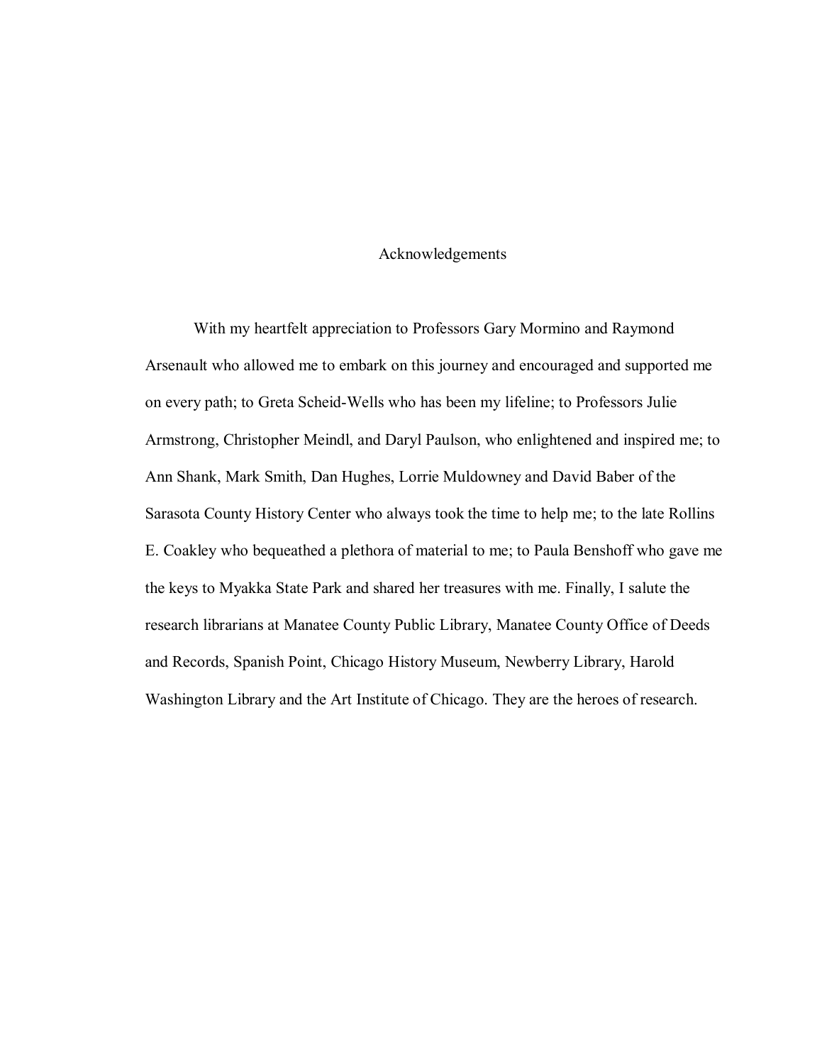# Acknowledgements

With my heartfelt appreciation to Professors Gary Mormino and Raymond Arsenault who allowed me to embark on this journey and encouraged and supported me on every path; to Greta Scheid-Wells who has been my lifeline; to Professors Julie Armstrong, Christopher Meindl, and Daryl Paulson, who enlightened and inspired me; to Ann Shank, Mark Smith, Dan Hughes, Lorrie Muldowney and David Baber of the Sarasota County History Center who always took the time to help me; to the late Rollins E. Coakley who bequeathed a plethora of material to me; to Paula Benshoff who gave me the keys to Myakka State Park and shared her treasures with me. Finally, I salute the research librarians at Manatee County Public Library, Manatee County Office of Deeds and Records, Spanish Point, Chicago History Museum, Newberry Library, Harold Washington Library and the Art Institute of Chicago. They are the heroes of research.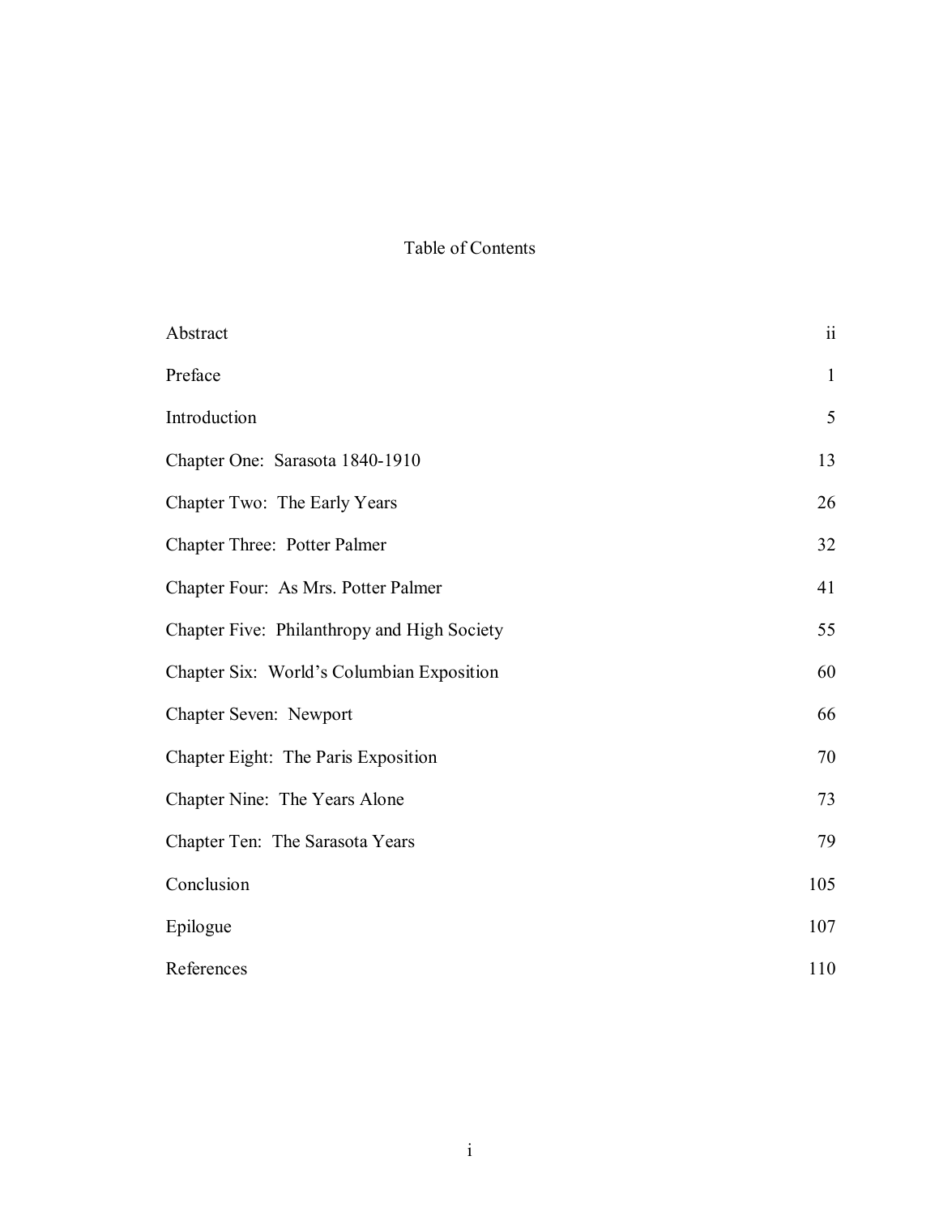# Table of Contents

| | |
|---|---|
| Abstract | ii |
| Preface | 1 |
| Introduction | 5 |
| Chapter One: Sarasota 1840-1910 | 13 |
| Chapter Two: The Early Years | 26 |
| Chapter Three: Potter Palmer | 32 |
| Chapter Four: As Mrs. Potter Palmer | 41 |
| Chapter Five: Philanthropy and High Society | 55 |
| Chapter Six: World's Columbian Exposition | 60 |
| Chapter Seven: Newport | 66 |
| Chapter Eight: The Paris Exposition | 70 |
| Chapter Nine: The Years Alone | 73 |
| Chapter Ten: The Sarasota Years | 79 |
| Conclusion | 105 |
| Epilogue | 107 |
| References | 110 |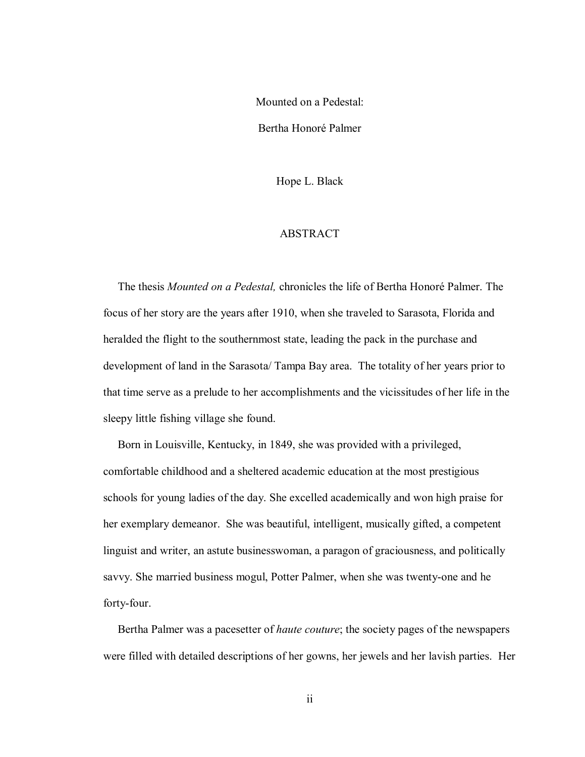Mounted on a Pedestal:

Bertha Honoré Palmer

Hope L. Black

## ABSTRACT

The thesis *Mounted on a Pedestal,* chronicles the life of Bertha Honoré Palmer. The focus of her story are the years after 1910, when she traveled to Sarasota, Florida and heralded the flight to the southernmost state, leading the pack in the purchase and development of land in the Sarasota/ Tampa Bay area. The totality of her years prior to that time serve as a prelude to her accomplishments and the vicissitudes of her life in the sleepy little fishing village she found.

Born in Louisville, Kentucky, in 1849, she was provided with a privileged, comfortable childhood and a sheltered academic education at the most prestigious schools for young ladies of the day. She excelled academically and won high praise for her exemplary demeanor. She was beautiful, intelligent, musically gifted, a competent linguist and writer, an astute businesswoman, a paragon of graciousness, and politically savvy. She married business mogul, Potter Palmer, when she was twenty-one and he forty-four.

Bertha Palmer was a pacesetter of *haute couture*; the society pages of the newspapers were filled with detailed descriptions of her gowns, her jewels and her lavish parties. Her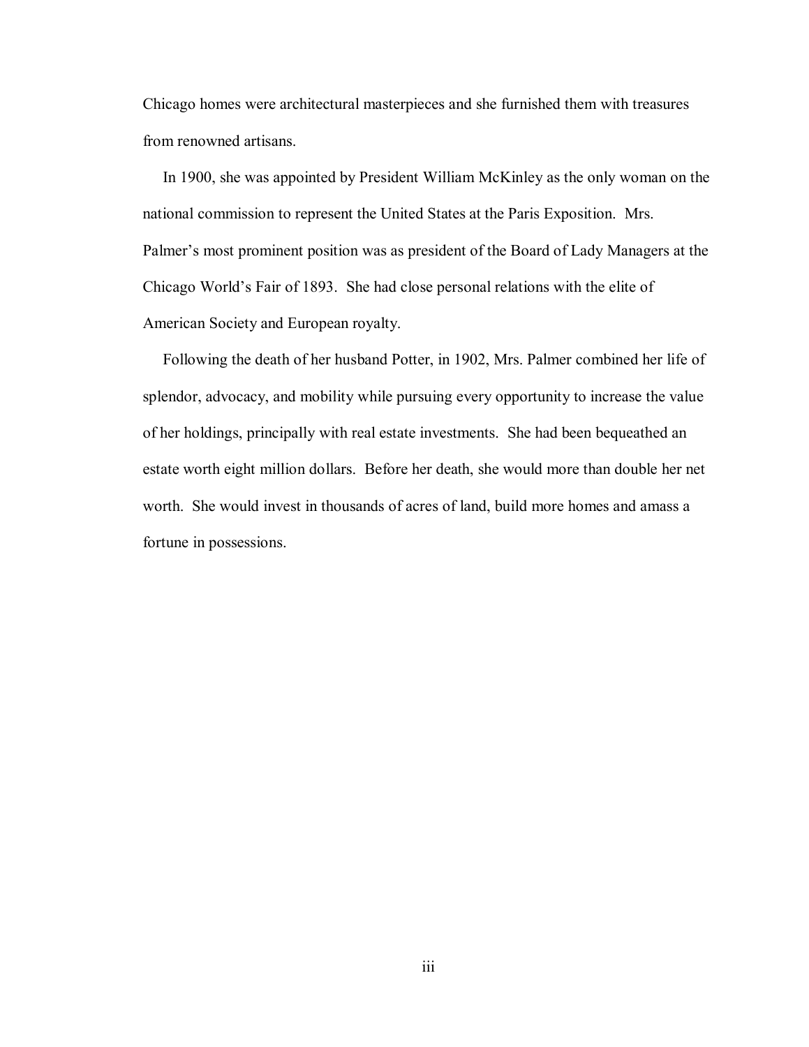Chicago homes were architectural masterpieces and she furnished them with treasures from renowned artisans.

In 1900, she was appointed by President William McKinley as the only woman on the national commission to represent the United States at the Paris Exposition. Mrs. Palmer's most prominent position was as president of the Board of Lady Managers at the Chicago World's Fair of 1893. She had close personal relations with the elite of American Society and European royalty.

Following the death of her husband Potter, in 1902, Mrs. Palmer combined her life of splendor, advocacy, and mobility while pursuing every opportunity to increase the value of her holdings, principally with real estate investments. She had been bequeathed an estate worth eight million dollars. Before her death, she would more than double her net worth. She would invest in thousands of acres of land, build more homes and amass a fortune in possessions.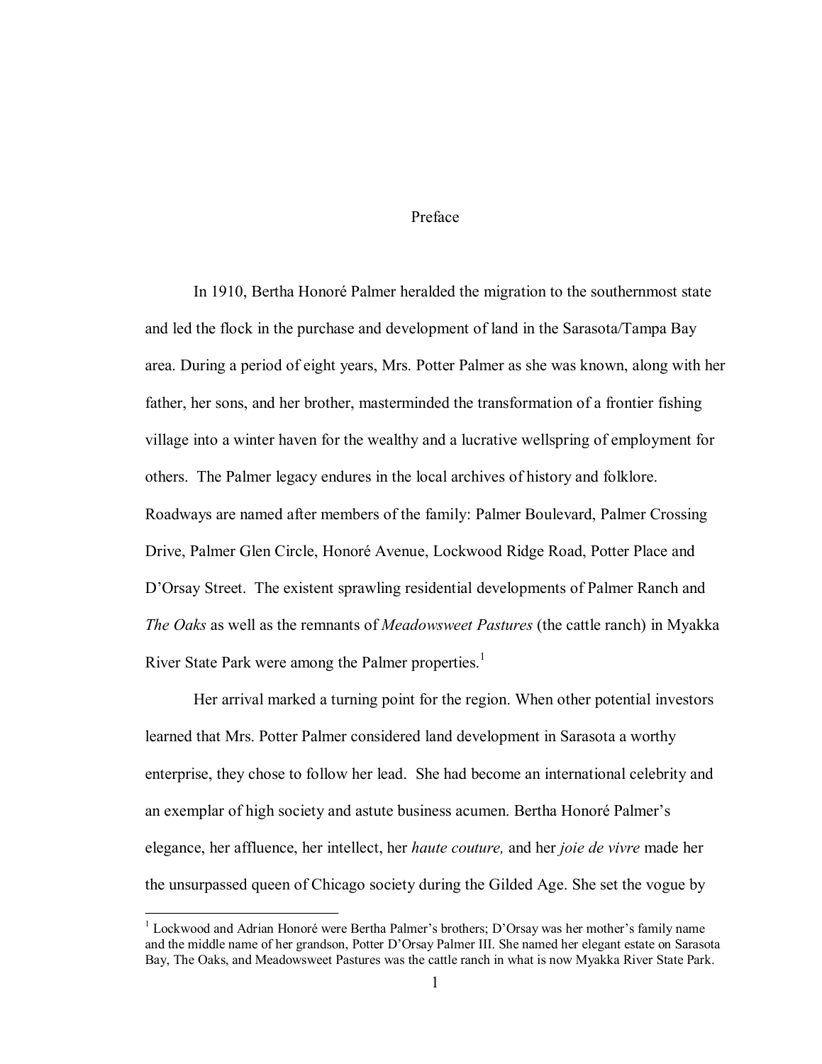# Preface

In 1910, Bertha Honoré Palmer heralded the migration to the southernmost state and led the flock in the purchase and development of land in the Sarasota/Tampa Bay area. During a period of eight years, Mrs. Potter Palmer as she was known, along with her father, her sons, and her brother, masterminded the transformation of a frontier fishing village into a winter haven for the wealthy and a lucrative wellspring of employment for others. The Palmer legacy endures in the local archives of history and folklore. Roadways are named after members of the family: Palmer Boulevard, Palmer Crossing Drive, Palmer Glen Circle, Honoré Avenue, Lockwood Ridge Road, Potter Place and D'Orsay Street. The existent sprawling residential developments of Palmer Ranch and *The Oaks* as well as the remnants of *Meadowsweet Pastures* (the cattle ranch) in Myakka River State Park were among the Palmer properties.[1]

Her arrival marked a turning point for the region. When other potential investors learned that Mrs. Potter Palmer considered land development in Sarasota a worthy enterprise, they chose to follow her lead. She had become an international celebrity and an exemplar of high society and astute business acumen. Bertha Honoré Palmer's elegance, her affluence, her intellect, her *haute couture,* and her *joie de vivre* made her the unsurpassed queen of Chicago society during the Gilded Age. She set the vogue by

---

[1] Lockwood and Adrian Honoré were Bertha Palmer's brothers; D'Orsay was her mother's family name and the middle name of her grandson, Potter D'Orsay Palmer III. She named her elegant estate on Sarasota Bay, The Oaks, and Meadowsweet Pastures was the cattle ranch in what is now Myakka River State Park.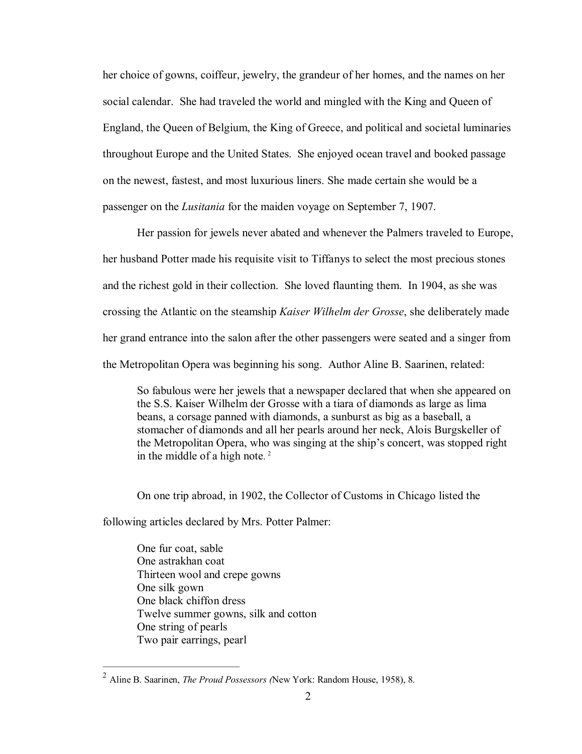her choice of gowns, coiffeur, jewelry, the grandeur of her homes, and the names on her social calendar. She had traveled the world and mingled with the King and Queen of England, the Queen of Belgium, the King of Greece, and political and societal luminaries throughout Europe and the United States. She enjoyed ocean travel and booked passage on the newest, fastest, and most luxurious liners. She made certain she would be a passenger on the *Lusitania* for the maiden voyage on September 7, 1907.

Her passion for jewels never abated and whenever the Palmers traveled to Europe, her husband Potter made his requisite visit to Tiffanys to select the most precious stones and the richest gold in their collection. She loved flaunting them. In 1904, as she was crossing the Atlantic on the steamship *Kaiser Wilhelm der Grosse*, she deliberately made her grand entrance into the salon after the other passengers were seated and a singer from the Metropolitan Opera was beginning his song. Author Aline B. Saarinen, related:

> So fabulous were her jewels that a newspaper declared that when she appeared on the S.S. Kaiser Wilhelm der Grosse with a tiara of diamonds as large as lima beans, a corsage panned with diamonds, a sunburst as big as a baseball, a stomacher of diamonds and all her pearls around her neck, Alois Burgskeller of the Metropolitan Opera, who was singing at the ship's concert, was stopped right in the middle of a high note.[2]

On one trip abroad, in 1902, the Collector of Customs in Chicago listed the following articles declared by Mrs. Potter Palmer:

> One fur coat, sable  
> One astrakhan coat  
> Thirteen wool and crepe gowns  
> One silk gown  
> One black chiffon dress  
> Twelve summer gowns, silk and cotton  
> One string of pearls  
> Two pair earrings, pearl

---

[2] Aline B. Saarinen, *The Proud Possessors (*New York: Random House, 1958), 8.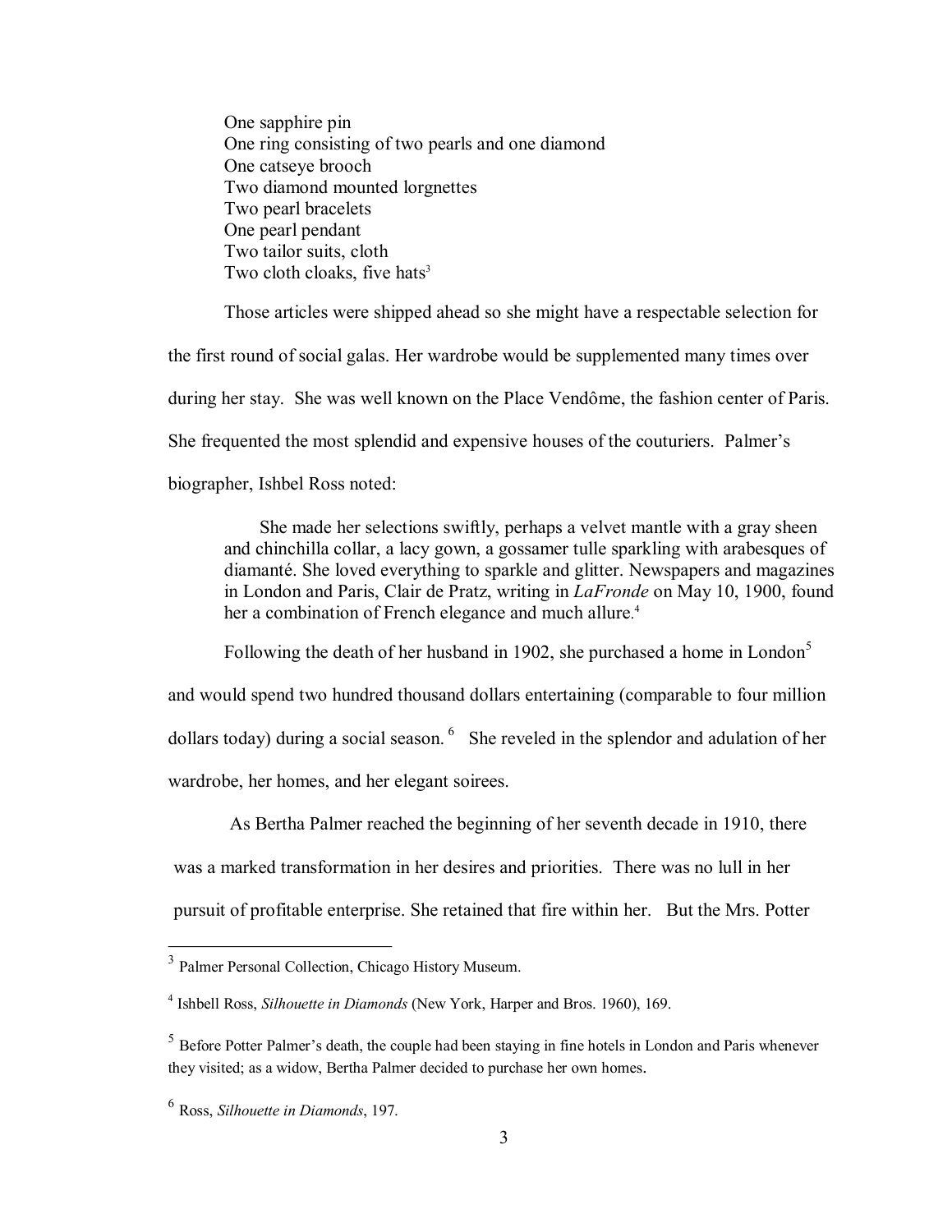One sapphire pin
One ring consisting of two pearls and one diamond
One catseye brooch
Two diamond mounted lorgnettes
Two pearl bracelets
One pearl pendant
Two tailor suits, cloth
Two cloth cloaks, five hats[3]

Those articles were shipped ahead so she might have a respectable selection for the first round of social galas. Her wardrobe would be supplemented many times over during her stay. She was well known on the Place Vendôme, the fashion center of Paris. She frequented the most splendid and expensive houses of the couturiers. Palmer's biographer, Ishbel Ross noted:

> She made her selections swiftly, perhaps a velvet mantle with a gray sheen and chinchilla collar, a lacy gown, a gossamer tulle sparkling with arabesques of diamanté. She loved everything to sparkle and glitter. Newspapers and magazines in London and Paris, Clair de Pratz, writing in *LaFronde* on May 10, 1900, found her a combination of French elegance and much allure.[4]

Following the death of her husband in 1902, she purchased a home in London[5] and would spend two hundred thousand dollars entertaining (comparable to four million dollars today) during a social season. [6] She reveled in the splendor and adulation of her wardrobe, her homes, and her elegant soirees.

As Bertha Palmer reached the beginning of her seventh decade in 1910, there was a marked transformation in her desires and priorities. There was no lull in her pursuit of profitable enterprise. She retained that fire within her. But the Mrs. Potter

---

[3] Palmer Personal Collection, Chicago History Museum.

[4] Ishbell Ross, *Silhouette in Diamonds* (New York, Harper and Bros. 1960), 169.

[5] Before Potter Palmer's death, the couple had been staying in fine hotels in London and Paris whenever they visited; as a widow, Bertha Palmer decided to purchase her own homes.

[6] Ross, *Silhouette in Diamonds*, 197.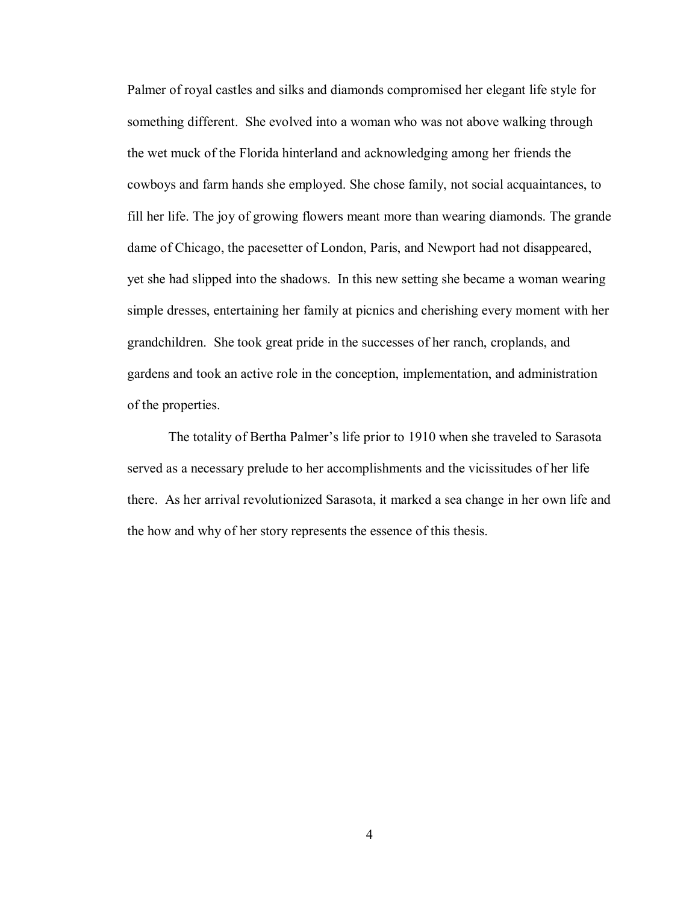Palmer of royal castles and silks and diamonds compromised her elegant life style for something different. She evolved into a woman who was not above walking through the wet muck of the Florida hinterland and acknowledging among her friends the cowboys and farm hands she employed. She chose family, not social acquaintances, to fill her life. The joy of growing flowers meant more than wearing diamonds. The grande dame of Chicago, the pacesetter of London, Paris, and Newport had not disappeared, yet she had slipped into the shadows. In this new setting she became a woman wearing simple dresses, entertaining her family at picnics and cherishing every moment with her grandchildren. She took great pride in the successes of her ranch, croplands, and gardens and took an active role in the conception, implementation, and administration of the properties.

The totality of Bertha Palmer's life prior to 1910 when she traveled to Sarasota served as a necessary prelude to her accomplishments and the vicissitudes of her life there. As her arrival revolutionized Sarasota, it marked a sea change in her own life and the how and why of her story represents the essence of this thesis.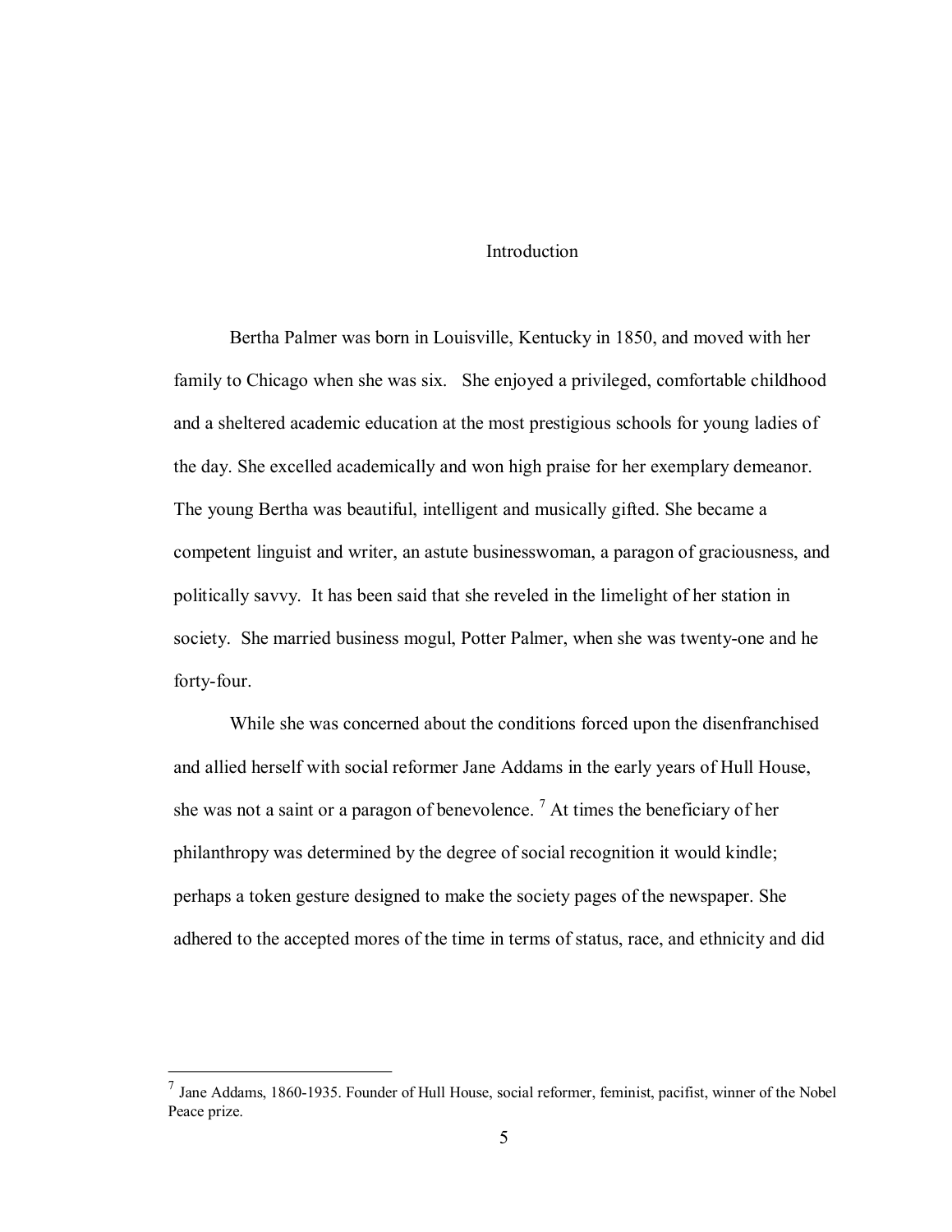# Introduction

Bertha Palmer was born in Louisville, Kentucky in 1850, and moved with her family to Chicago when she was six. She enjoyed a privileged, comfortable childhood and a sheltered academic education at the most prestigious schools for young ladies of the day. She excelled academically and won high praise for her exemplary demeanor. The young Bertha was beautiful, intelligent and musically gifted. She became a competent linguist and writer, an astute businesswoman, a paragon of graciousness, and politically savvy. It has been said that she reveled in the limelight of her station in society. She married business mogul, Potter Palmer, when she was twenty-one and he forty-four.

While she was concerned about the conditions forced upon the disenfranchised and allied herself with social reformer Jane Addams in the early years of Hull House, she was not a saint or a paragon of benevolence. [7] At times the beneficiary of her philanthropy was determined by the degree of social recognition it would kindle; perhaps a token gesture designed to make the society pages of the newspaper. She adhered to the accepted mores of the time in terms of status, race, and ethnicity and did

---

[7] Jane Addams, 1860-1935. Founder of Hull House, social reformer, feminist, pacifist, winner of the Nobel Peace prize.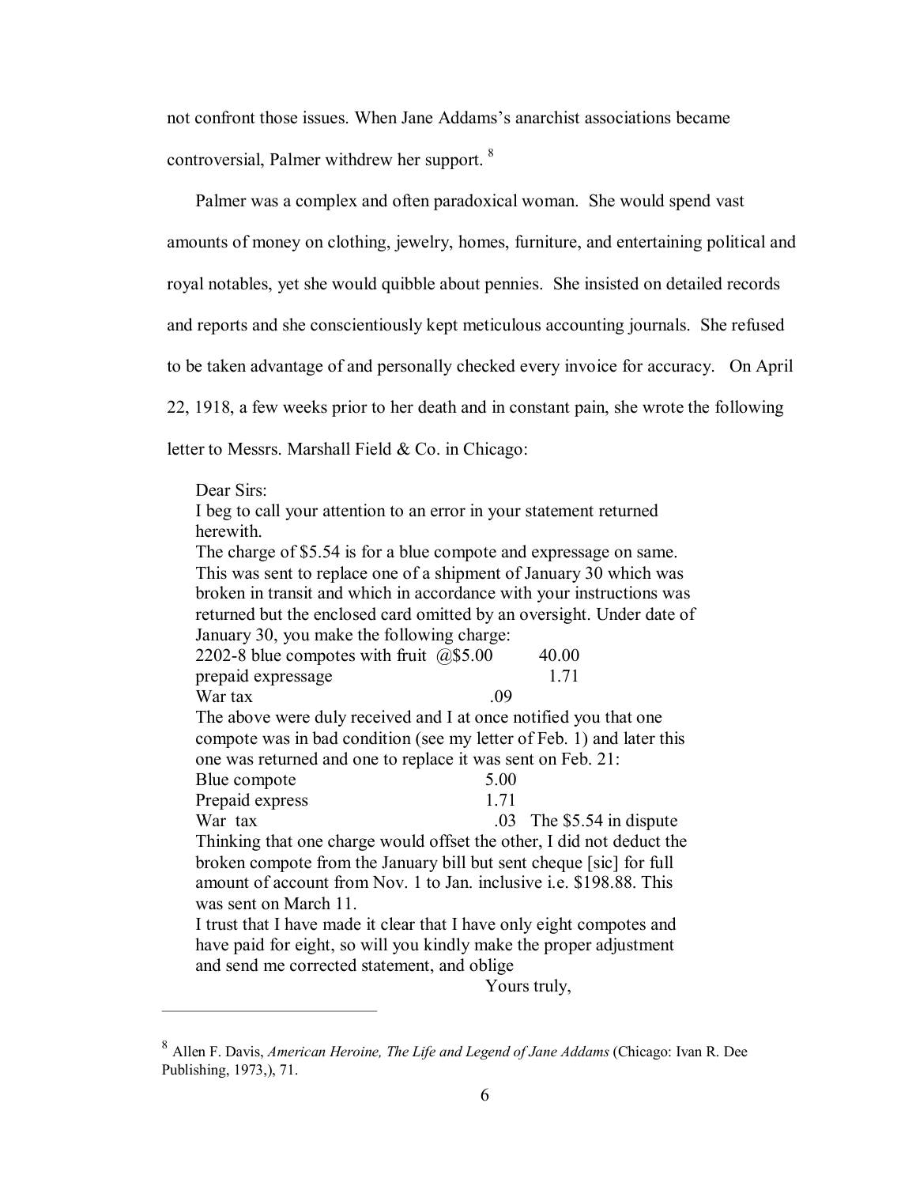not confront those issues. When Jane Addams's anarchist associations became controversial, Palmer withdrew her support. [8]

Palmer was a complex and often paradoxical woman. She would spend vast amounts of money on clothing, jewelry, homes, furniture, and entertaining political and royal notables, yet she would quibble about pennies. She insisted on detailed records and reports and she conscientiously kept meticulous accounting journals. She refused to be taken advantage of and personally checked every invoice for accuracy. On April 22, 1918, a few weeks prior to her death and in constant pain, she wrote the following letter to Messrs. Marshall Field & Co. in Chicago:

> Dear Sirs:
> I beg to call your attention to an error in your statement returned herewith.
> The charge of $5.54 is for a blue compote and expressage on same. This was sent to replace one of a shipment of January 30 which was broken in transit and which in accordance with your instructions was returned but the enclosed card omitted by an oversight. Under date of January 30, you make the following charge:
> 2202-8 blue compotes with fruit @$5.00 40.00
> prepaid expressage 1.71
> War tax .09
> The above were duly received and I at once notified you that one compote was in bad condition (see my letter of Feb. 1) and later this one was returned and one to replace it was sent on Feb. 21:
> Blue compote 5.00
> Prepaid express 1.71
> War tax .03 The $5.54 in dispute
> Thinking that one charge would offset the other, I did not deduct the broken compote from the January bill but sent cheque [sic] for full amount of account from Nov. 1 to Jan. inclusive i.e. $198.88. This was sent on March 11.
> I trust that I have made it clear that I have only eight compotes and have paid for eight, so will you kindly make the proper adjustment and send me corrected statement, and oblige
> Yours truly,

---

[8] Allen F. Davis, *American Heroine, The Life and Legend of Jane Addams* (Chicago: Ivan R. Dee Publishing, 1973,), 71.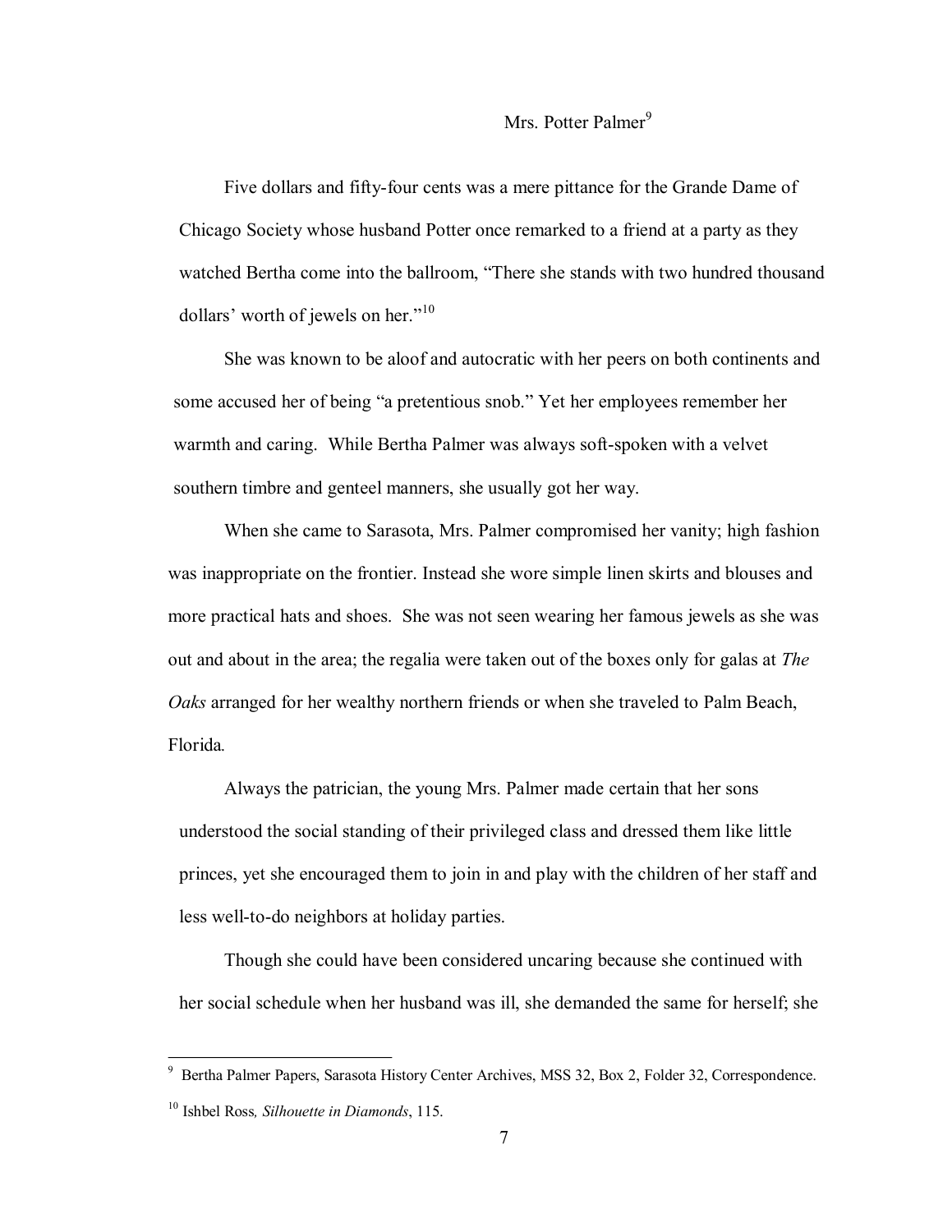## Mrs. Potter Palmer[9]

Five dollars and fifty-four cents was a mere pittance for the Grande Dame of Chicago Society whose husband Potter once remarked to a friend at a party as they watched Bertha come into the ballroom, "There she stands with two hundred thousand dollars' worth of jewels on her."[10]

She was known to be aloof and autocratic with her peers on both continents and some accused her of being "a pretentious snob." Yet her employees remember her warmth and caring. While Bertha Palmer was always soft-spoken with a velvet southern timbre and genteel manners, she usually got her way.

When she came to Sarasota, Mrs. Palmer compromised her vanity; high fashion was inappropriate on the frontier. Instead she wore simple linen skirts and blouses and more practical hats and shoes. She was not seen wearing her famous jewels as she was out and about in the area; the regalia were taken out of the boxes only for galas at *The Oaks* arranged for her wealthy northern friends or when she traveled to Palm Beach, Florida.

Always the patrician, the young Mrs. Palmer made certain that her sons understood the social standing of their privileged class and dressed them like little princes, yet she encouraged them to join in and play with the children of her staff and less well-to-do neighbors at holiday parties.

Though she could have been considered uncaring because she continued with her social schedule when her husband was ill, she demanded the same for herself; she

---

[9] Bertha Palmer Papers, Sarasota History Center Archives, MSS 32, Box 2, Folder 32, Correspondence.

[10] Ishbel Ross, *Silhouette in Diamonds*, 115.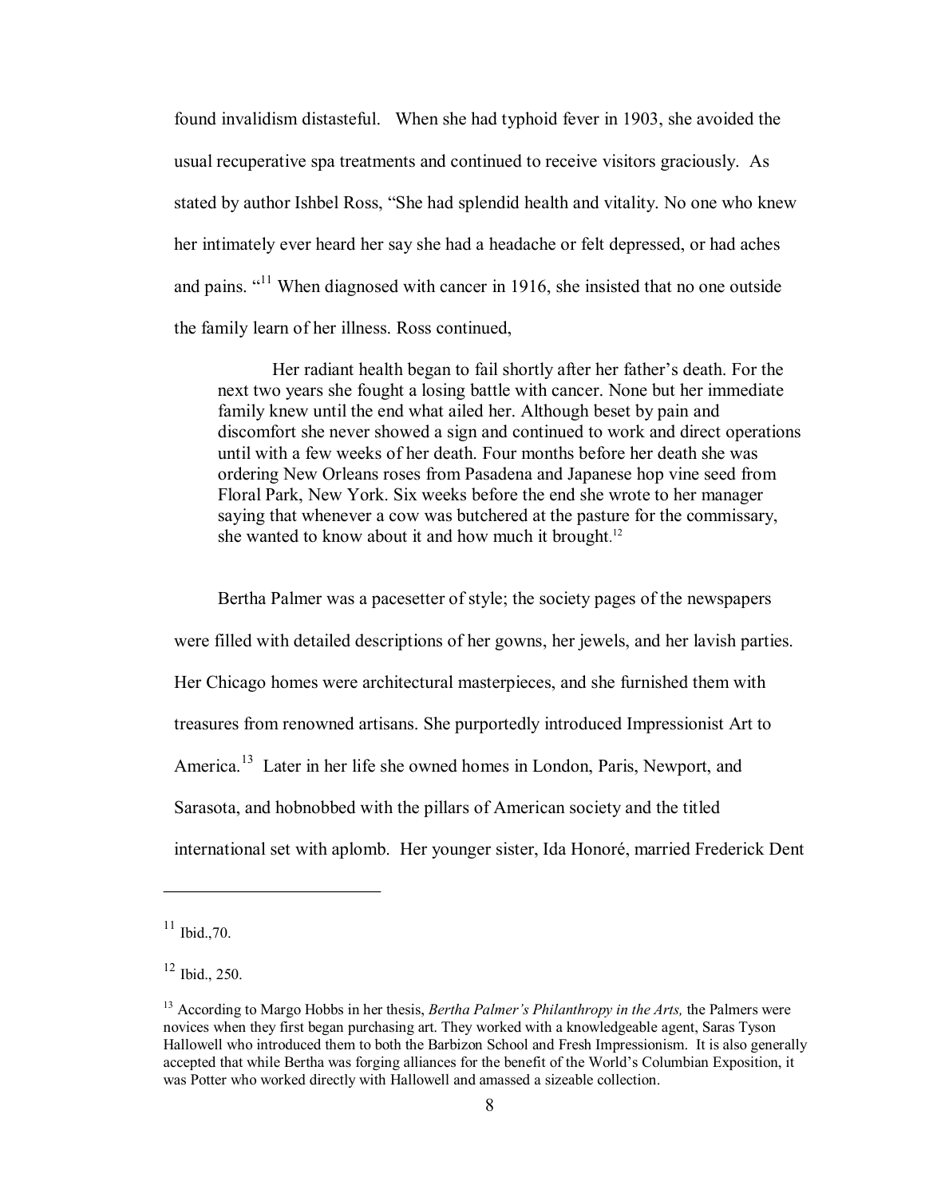found invalidism distasteful. When she had typhoid fever in 1903, she avoided the usual recuperative spa treatments and continued to receive visitors graciously. As stated by author Ishbel Ross, "She had splendid health and vitality. No one who knew her intimately ever heard her say she had a headache or felt depressed, or had aches and pains. "[11] When diagnosed with cancer in 1916, she insisted that no one outside the family learn of her illness. Ross continued,

> Her radiant health began to fail shortly after her father's death. For the next two years she fought a losing battle with cancer. None but her immediate family knew until the end what ailed her. Although beset by pain and discomfort she never showed a sign and continued to work and direct operations until with a few weeks of her death. Four months before her death she was ordering New Orleans roses from Pasadena and Japanese hop vine seed from Floral Park, New York. Six weeks before the end she wrote to her manager saying that whenever a cow was butchered at the pasture for the commissary, she wanted to know about it and how much it brought.[12]

Bertha Palmer was a pacesetter of style; the society pages of the newspapers were filled with detailed descriptions of her gowns, her jewels, and her lavish parties. Her Chicago homes were architectural masterpieces, and she furnished them with treasures from renowned artisans. She purportedly introduced Impressionist Art to America.[13] Later in her life she owned homes in London, Paris, Newport, and Sarasota, and hobnobbed with the pillars of American society and the titled international set with aplomb. Her younger sister, Ida Honoré, married Frederick Dent

---

[11] Ibid.,70.

[12] Ibid., 250.

[13] According to Margo Hobbs in her thesis, *Bertha Palmer's Philanthropy in the Arts,* the Palmers were novices when they first began purchasing art. They worked with a knowledgeable agent, Saras Tyson Hallowell who introduced them to both the Barbizon School and Fresh Impressionism. It is also generally accepted that while Bertha was forging alliances for the benefit of the World's Columbian Exposition, it was Potter who worked directly with Hallowell and amassed a sizeable collection.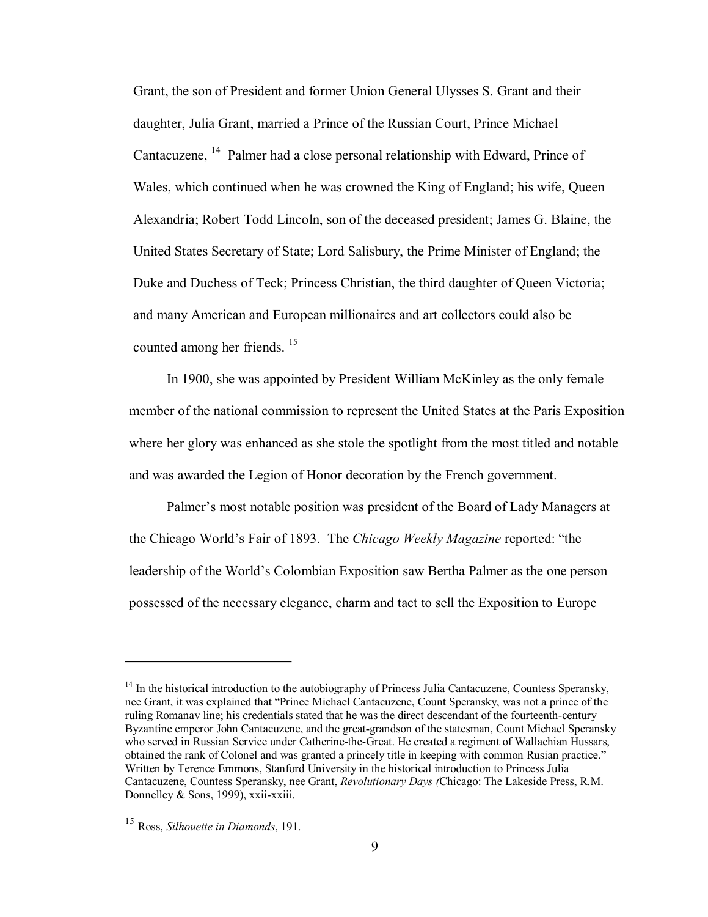Grant, the son of President and former Union General Ulysses S. Grant and their daughter, Julia Grant, married a Prince of the Russian Court, Prince Michael Cantacuzene, [14] Palmer had a close personal relationship with Edward, Prince of Wales, which continued when he was crowned the King of England; his wife, Queen Alexandria; Robert Todd Lincoln, son of the deceased president; James G. Blaine, the United States Secretary of State; Lord Salisbury, the Prime Minister of England; the Duke and Duchess of Teck; Princess Christian, the third daughter of Queen Victoria; and many American and European millionaires and art collectors could also be counted among her friends. [15]

In 1900, she was appointed by President William McKinley as the only female member of the national commission to represent the United States at the Paris Exposition where her glory was enhanced as she stole the spotlight from the most titled and notable and was awarded the Legion of Honor decoration by the French government.

Palmer's most notable position was president of the Board of Lady Managers at the Chicago World's Fair of 1893. The *Chicago Weekly Magazine* reported: "the leadership of the World's Colombian Exposition saw Bertha Palmer as the one person possessed of the necessary elegance, charm and tact to sell the Exposition to Europe

---

[14] In the historical introduction to the autobiography of Princess Julia Cantacuzene, Countess Speransky, nee Grant, it was explained that "Prince Michael Cantacuzene, Count Speransky, was not a prince of the ruling Romanav line; his credentials stated that he was the direct descendant of the fourteenth-century Byzantine emperor John Cantacuzene, and the great-grandson of the statesman, Count Michael Speransky who served in Russian Service under Catherine-the-Great. He created a regiment of Wallachian Hussars, obtained the rank of Colonel and was granted a princely title in keeping with common Rusian practice." Written by Terence Emmons, Stanford University in the historical introduction to Princess Julia Cantacuzene, Countess Speransky, nee Grant, *Revolutionary Days (*Chicago: The Lakeside Press, R.M. Donnelley & Sons, 1999), xxii-xxiii.

[15] Ross, *Silhouette in Diamonds*, 191.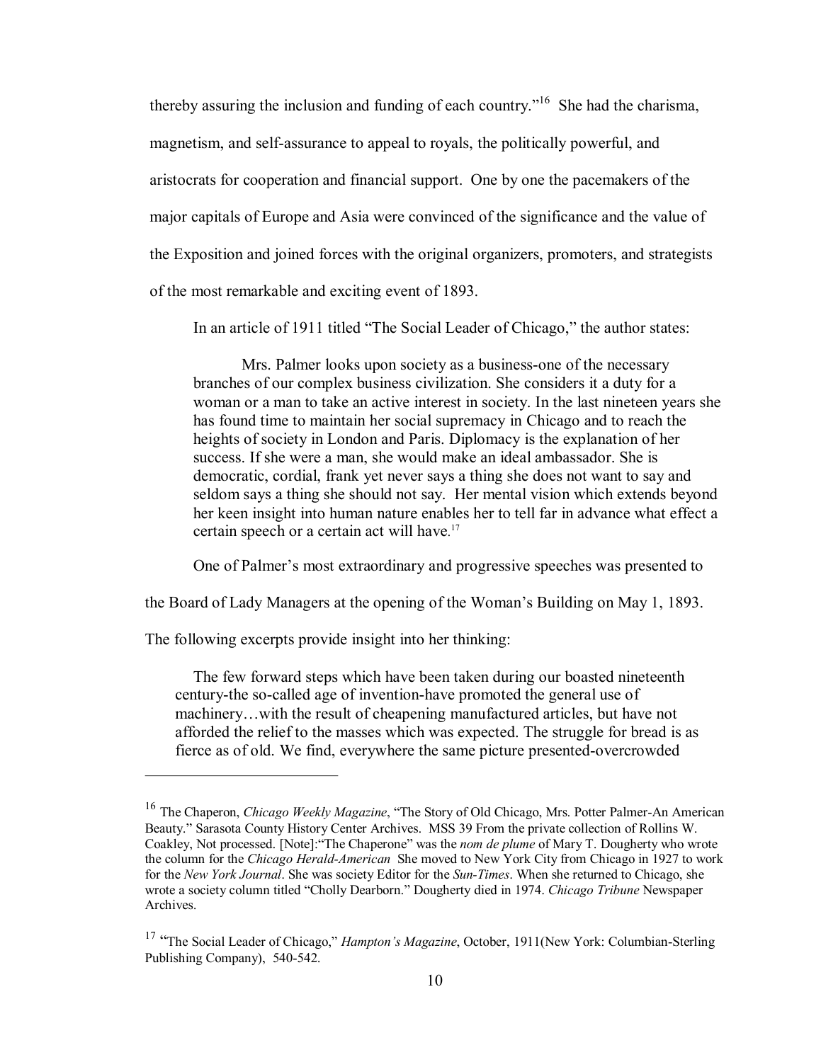thereby assuring the inclusion and funding of each country."[16] She had the charisma, magnetism, and self-assurance to appeal to royals, the politically powerful, and aristocrats for cooperation and financial support. One by one the pacemakers of the major capitals of Europe and Asia were convinced of the significance and the value of the Exposition and joined forces with the original organizers, promoters, and strategists of the most remarkable and exciting event of 1893.

In an article of 1911 titled "The Social Leader of Chicago," the author states:

> Mrs. Palmer looks upon society as a business-one of the necessary branches of our complex business civilization. She considers it a duty for a woman or a man to take an active interest in society. In the last nineteen years she has found time to maintain her social supremacy in Chicago and to reach the heights of society in London and Paris. Diplomacy is the explanation of her success. If she were a man, she would make an ideal ambassador. She is democratic, cordial, frank yet never says a thing she does not want to say and seldom says a thing she should not say. Her mental vision which extends beyond her keen insight into human nature enables her to tell far in advance what effect a certain speech or a certain act will have.[17]

One of Palmer's most extraordinary and progressive speeches was presented to the Board of Lady Managers at the opening of the Woman's Building on May 1, 1893. The following excerpts provide insight into her thinking:

> The few forward steps which have been taken during our boasted nineteenth century-the so-called age of invention-have promoted the general use of machinery…with the result of cheapening manufactured articles, but have not afforded the relief to the masses which was expected. The struggle for bread is as fierce as of old. We find, everywhere the same picture presented-overcrowded

---

[16] The Chaperon, *Chicago Weekly Magazine*, "The Story of Old Chicago, Mrs. Potter Palmer-An American Beauty." Sarasota County History Center Archives. MSS 39 From the private collection of Rollins W. Coakley, Not processed. [Note]:"The Chaperone" was the *nom de plume* of Mary T. Dougherty who wrote the column for the *Chicago Herald-American* She moved to New York City from Chicago in 1927 to work for the *New York Journal*. She was society Editor for the *Sun-Times*. When she returned to Chicago, she wrote a society column titled "Cholly Dearborn." Dougherty died in 1974. *Chicago Tribune* Newspaper Archives.

[17] "The Social Leader of Chicago," *Hampton's Magazine*, October, 1911(New York: Columbian-Sterling Publishing Company), 540-542.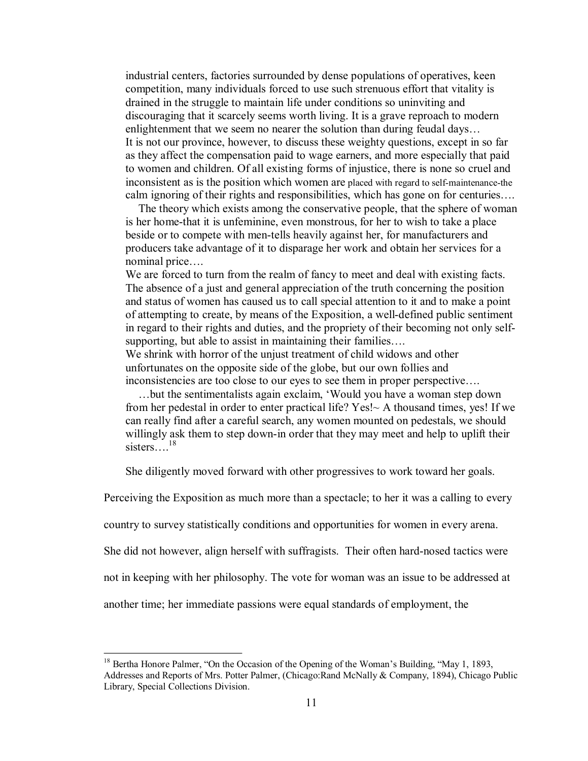> industrial centers, factories surrounded by dense populations of operatives, keen competition, many individuals forced to use such strenuous effort that vitality is drained in the struggle to maintain life under conditions so uninviting and discouraging that it scarcely seems worth living. It is a grave reproach to modern enlightenment that we seem no nearer the solution than during feudal days…
> It is not our province, however, to discuss these weighty questions, except in so far as they affect the compensation paid to wage earners, and more especially that paid to women and children. Of all existing forms of injustice, there is none so cruel and inconsistent as is the position which women are placed with regard to self-maintenance-the calm ignoring of their rights and responsibilities, which has gone on for centuries….
>
> The theory which exists among the conservative people, that the sphere of woman is her home-that it is unfeminine, even monstrous, for her to wish to take a place beside or to compete with men-tells heavily against her, for manufacturers and producers take advantage of it to disparage her work and obtain her services for a nominal price….
> We are forced to turn from the realm of fancy to meet and deal with existing facts. The absence of a just and general appreciation of the truth concerning the position and status of women has caused us to call special attention to it and to make a point of attempting to create, by means of the Exposition, a well-defined public sentiment in regard to their rights and duties, and the propriety of their becoming not only self-supporting, but able to assist in maintaining their families….
> We shrink with horror of the unjust treatment of child widows and other unfortunates on the opposite side of the globe, but our own follies and inconsistencies are too close to our eyes to see them in proper perspective….
>
> …but the sentimentalists again exclaim, 'Would you have a woman step down from her pedestal in order to enter practical life? Yes!~ A thousand times, yes! If we can really find after a careful search, any women mounted on pedestals, we should willingly ask them to step down-in order that they may meet and help to uplift their sisters….[18]

She diligently moved forward with other progressives to work toward her goals. Perceiving the Exposition as much more than a spectacle; to her it was a calling to every country to survey statistically conditions and opportunities for women in every arena. She did not however, align herself with suffragists. Their often hard-nosed tactics were not in keeping with her philosophy. The vote for woman was an issue to be addressed at another time; her immediate passions were equal standards of employment, the

---

[18] Bertha Honore Palmer, "On the Occasion of the Opening of the Woman's Building, "May 1, 1893, Addresses and Reports of Mrs. Potter Palmer, (Chicago:Rand McNally & Company, 1894), Chicago Public Library, Special Collections Division.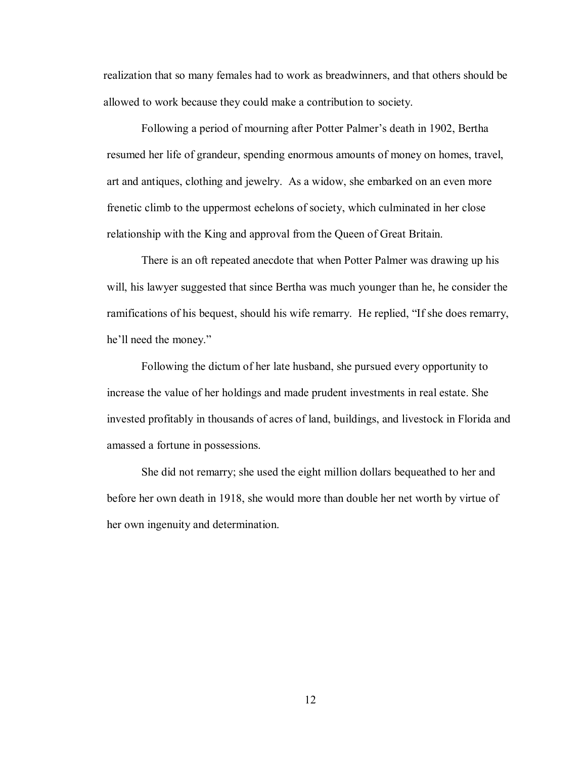realization that so many females had to work as breadwinners, and that others should be allowed to work because they could make a contribution to society.

Following a period of mourning after Potter Palmer's death in 1902, Bertha resumed her life of grandeur, spending enormous amounts of money on homes, travel, art and antiques, clothing and jewelry. As a widow, she embarked on an even more frenetic climb to the uppermost echelons of society, which culminated in her close relationship with the King and approval from the Queen of Great Britain.

There is an oft repeated anecdote that when Potter Palmer was drawing up his will, his lawyer suggested that since Bertha was much younger than he, he consider the ramifications of his bequest, should his wife remarry. He replied, "If she does remarry, he'll need the money."

Following the dictum of her late husband, she pursued every opportunity to increase the value of her holdings and made prudent investments in real estate. She invested profitably in thousands of acres of land, buildings, and livestock in Florida and amassed a fortune in possessions.

She did not remarry; she used the eight million dollars bequeathed to her and before her own death in 1918, she would more than double her net worth by virtue of her own ingenuity and determination.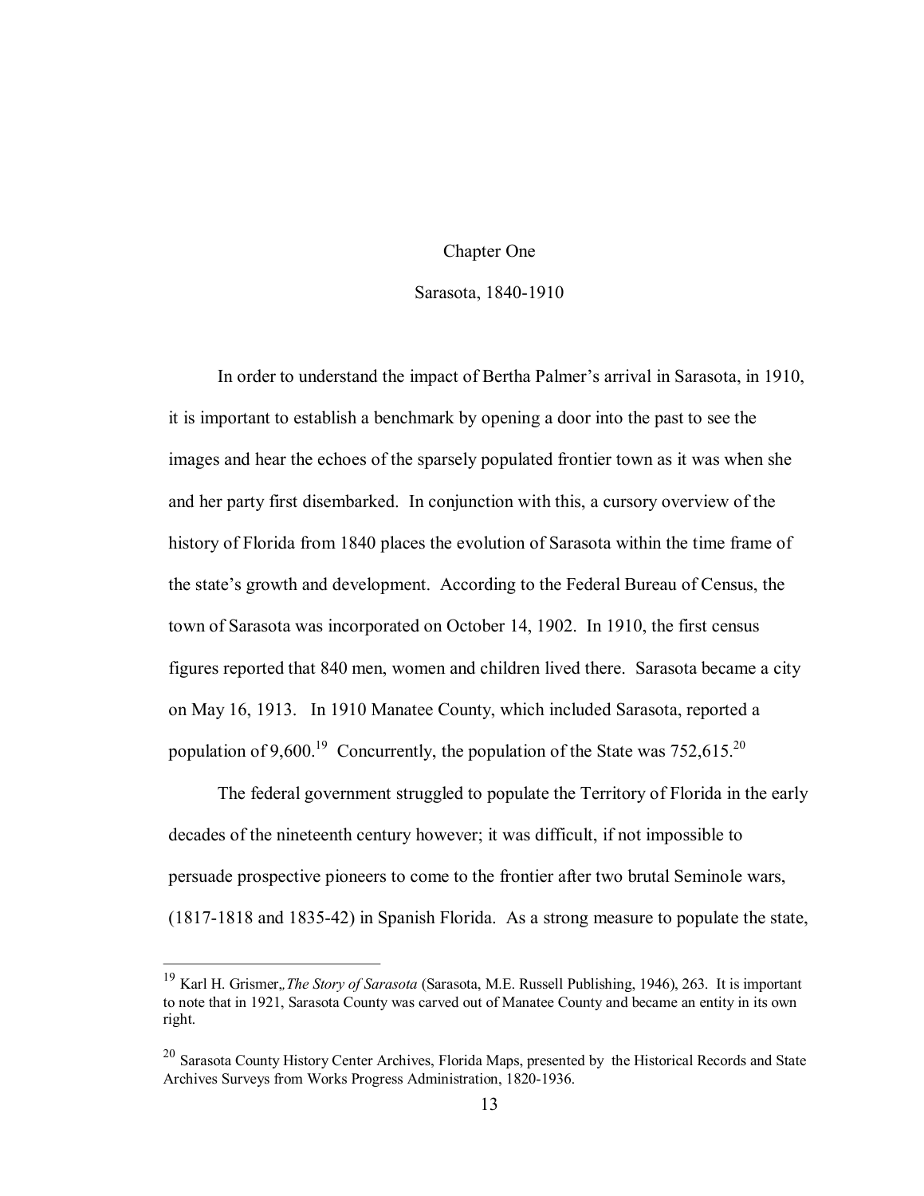# Chapter One

## Sarasota, 1840-1910

In order to understand the impact of Bertha Palmer's arrival in Sarasota, in 1910, it is important to establish a benchmark by opening a door into the past to see the images and hear the echoes of the sparsely populated frontier town as it was when she and her party first disembarked. In conjunction with this, a cursory overview of the history of Florida from 1840 places the evolution of Sarasota within the time frame of the state's growth and development. According to the Federal Bureau of Census, the town of Sarasota was incorporated on October 14, 1902. In 1910, the first census figures reported that 840 men, women and children lived there. Sarasota became a city on May 16, 1913. In 1910 Manatee County, which included Sarasota, reported a population of 9,600.[19] Concurrently, the population of the State was 752,615.[20]

The federal government struggled to populate the Territory of Florida in the early decades of the nineteenth century however; it was difficult, if not impossible to persuade prospective pioneers to come to the frontier after two brutal Seminole wars, (1817-1818 and 1835-42) in Spanish Florida. As a strong measure to populate the state,

---

[19] Karl H. Grismer,, *The Story of Sarasota* (Sarasota, M.E. Russell Publishing, 1946), 263. It is important to note that in 1921, Sarasota County was carved out of Manatee County and became an entity in its own right.

[20] Sarasota County History Center Archives, Florida Maps, presented by the Historical Records and State Archives Surveys from Works Progress Administration, 1820-1936.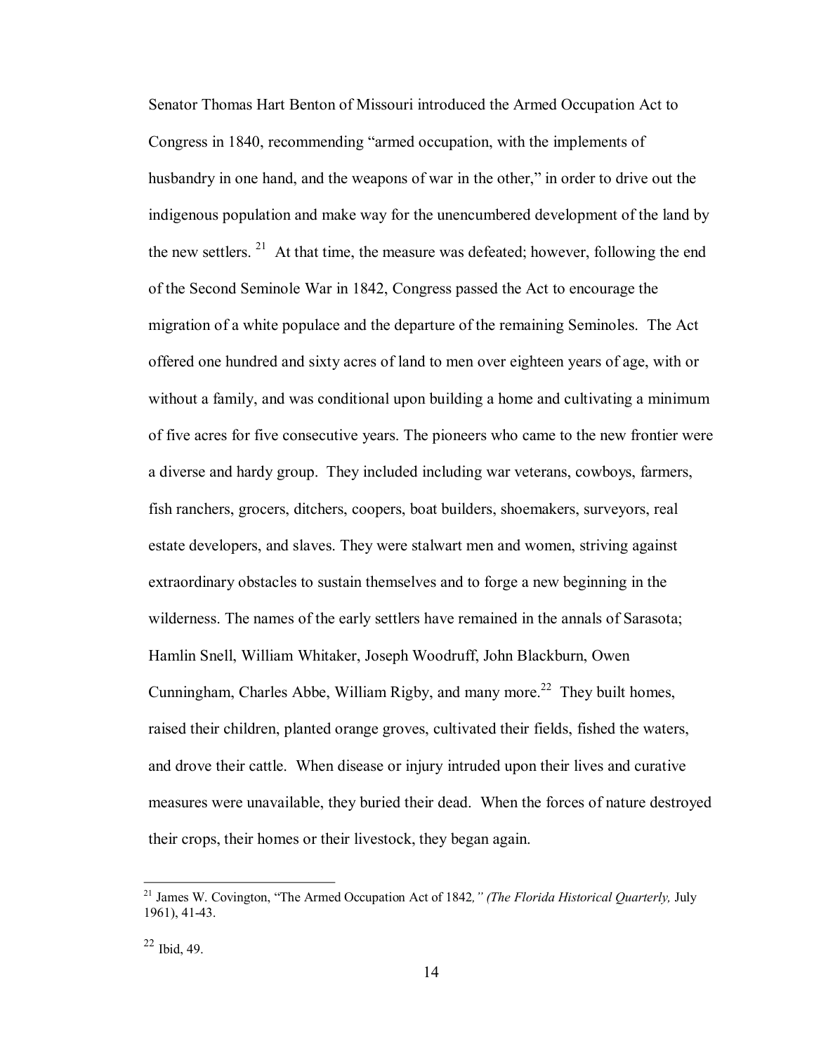Senator Thomas Hart Benton of Missouri introduced the Armed Occupation Act to Congress in 1840, recommending "armed occupation, with the implements of husbandry in one hand, and the weapons of war in the other," in order to drive out the indigenous population and make way for the unencumbered development of the land by the new settlers. [21] At that time, the measure was defeated; however, following the end of the Second Seminole War in 1842, Congress passed the Act to encourage the migration of a white populace and the departure of the remaining Seminoles. The Act offered one hundred and sixty acres of land to men over eighteen years of age, with or without a family, and was conditional upon building a home and cultivating a minimum of five acres for five consecutive years. The pioneers who came to the new frontier were a diverse and hardy group. They included including war veterans, cowboys, farmers, fish ranchers, grocers, ditchers, coopers, boat builders, shoemakers, surveyors, real estate developers, and slaves. They were stalwart men and women, striving against extraordinary obstacles to sustain themselves and to forge a new beginning in the wilderness. The names of the early settlers have remained in the annals of Sarasota; Hamlin Snell, William Whitaker, Joseph Woodruff, John Blackburn, Owen Cunningham, Charles Abbe, William Rigby, and many more.[22] They built homes, raised their children, planted orange groves, cultivated their fields, fished the waters, and drove their cattle. When disease or injury intruded upon their lives and curative measures were unavailable, they buried their dead. When the forces of nature destroyed their crops, their homes or their livestock, they began again.

---

[21] James W. Covington, "The Armed Occupation Act of 1842*," (The Florida Historical Quarterly,* July 1961), 41-43.

[22] Ibid, 49.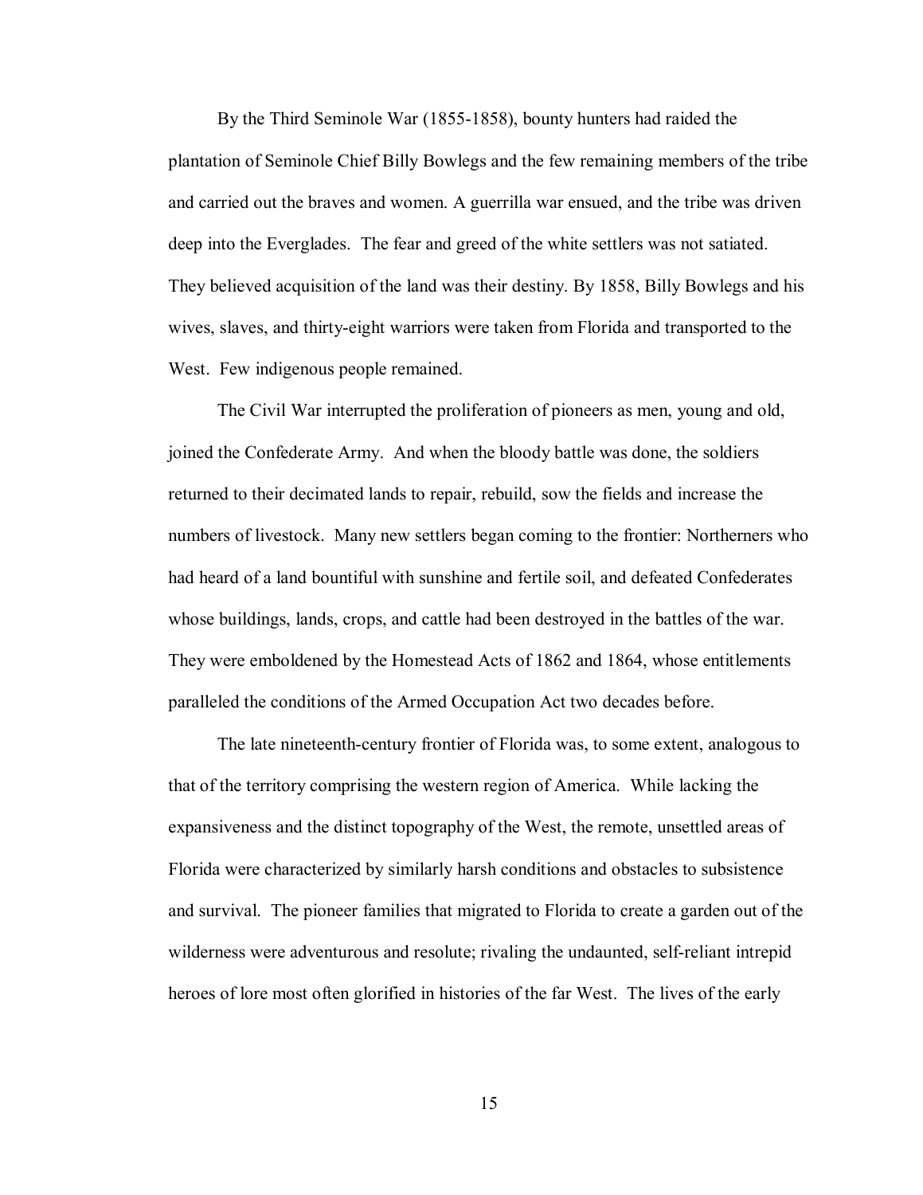By the Third Seminole War (1855-1858), bounty hunters had raided the plantation of Seminole Chief Billy Bowlegs and the few remaining members of the tribe and carried out the braves and women. A guerrilla war ensued, and the tribe was driven deep into the Everglades. The fear and greed of the white settlers was not satiated. They believed acquisition of the land was their destiny. By 1858, Billy Bowlegs and his wives, slaves, and thirty-eight warriors were taken from Florida and transported to the West. Few indigenous people remained.

The Civil War interrupted the proliferation of pioneers as men, young and old, joined the Confederate Army. And when the bloody battle was done, the soldiers returned to their decimated lands to repair, rebuild, sow the fields and increase the numbers of livestock. Many new settlers began coming to the frontier: Northerners who had heard of a land bountiful with sunshine and fertile soil, and defeated Confederates whose buildings, lands, crops, and cattle had been destroyed in the battles of the war. They were emboldened by the Homestead Acts of 1862 and 1864, whose entitlements paralleled the conditions of the Armed Occupation Act two decades before.

The late nineteenth-century frontier of Florida was, to some extent, analogous to that of the territory comprising the western region of America. While lacking the expansiveness and the distinct topography of the West, the remote, unsettled areas of Florida were characterized by similarly harsh conditions and obstacles to subsistence and survival. The pioneer families that migrated to Florida to create a garden out of the wilderness were adventurous and resolute; rivaling the undaunted, self-reliant intrepid heroes of lore most often glorified in histories of the far West. The lives of the early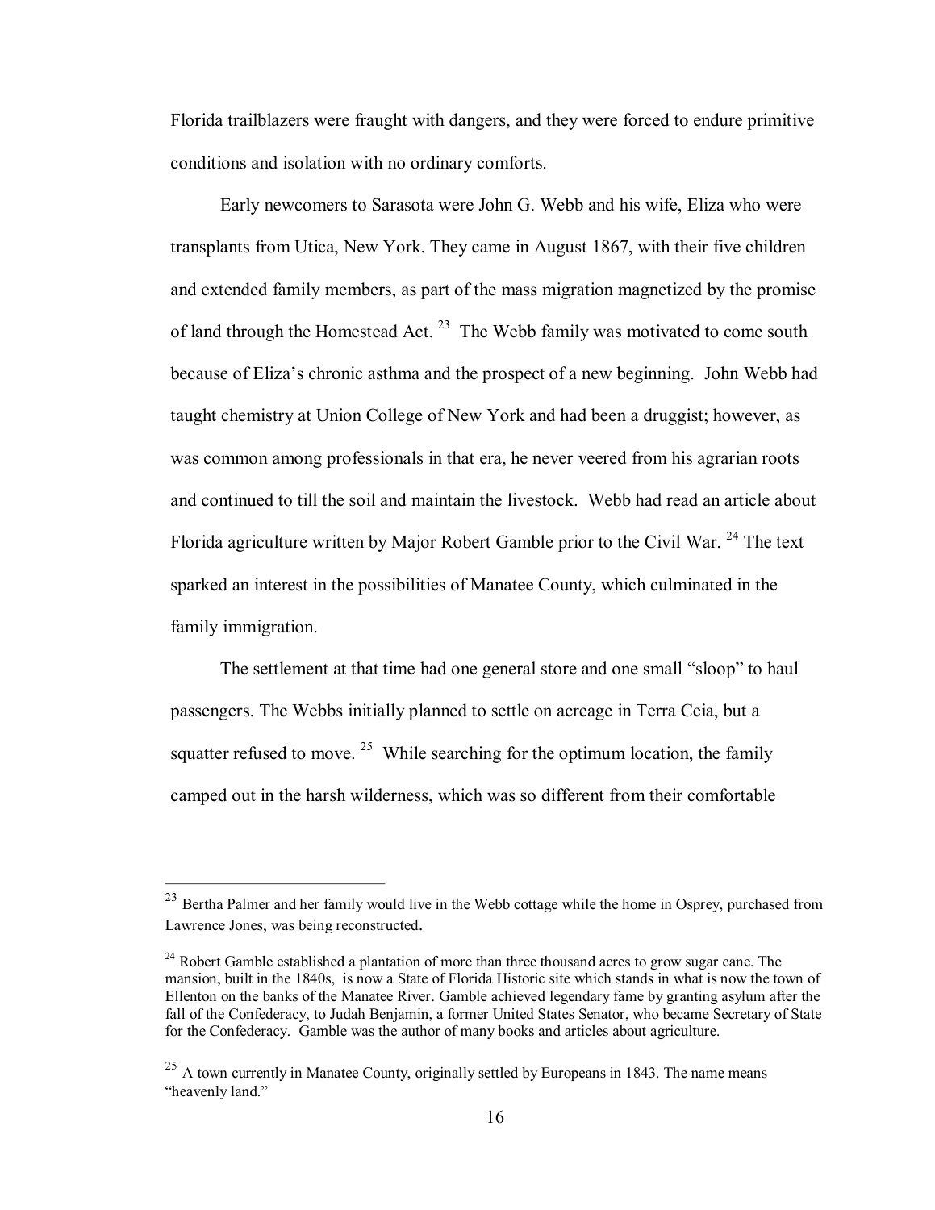Florida trailblazers were fraught with dangers, and they were forced to endure primitive conditions and isolation with no ordinary comforts.

Early newcomers to Sarasota were John G. Webb and his wife, Eliza who were transplants from Utica, New York. They came in August 1867, with their five children and extended family members, as part of the mass migration magnetized by the promise of land through the Homestead Act. [23] The Webb family was motivated to come south because of Eliza's chronic asthma and the prospect of a new beginning. John Webb had taught chemistry at Union College of New York and had been a druggist; however, as was common among professionals in that era, he never veered from his agrarian roots and continued to till the soil and maintain the livestock. Webb had read an article about Florida agriculture written by Major Robert Gamble prior to the Civil War. [24] The text sparked an interest in the possibilities of Manatee County, which culminated in the family immigration.

The settlement at that time had one general store and one small "sloop" to haul passengers. The Webbs initially planned to settle on acreage in Terra Ceia, but a squatter refused to move. [25] While searching for the optimum location, the family camped out in the harsh wilderness, which was so different from their comfortable

---

[23] Bertha Palmer and her family would live in the Webb cottage while the home in Osprey, purchased from Lawrence Jones, was being reconstructed.

[24] Robert Gamble established a plantation of more than three thousand acres to grow sugar cane. The mansion, built in the 1840s, is now a State of Florida Historic site which stands in what is now the town of Ellenton on the banks of the Manatee River. Gamble achieved legendary fame by granting asylum after the fall of the Confederacy, to Judah Benjamin, a former United States Senator, who became Secretary of State for the Confederacy. Gamble was the author of many books and articles about agriculture.

[25] A town currently in Manatee County, originally settled by Europeans in 1843. The name means "heavenly land."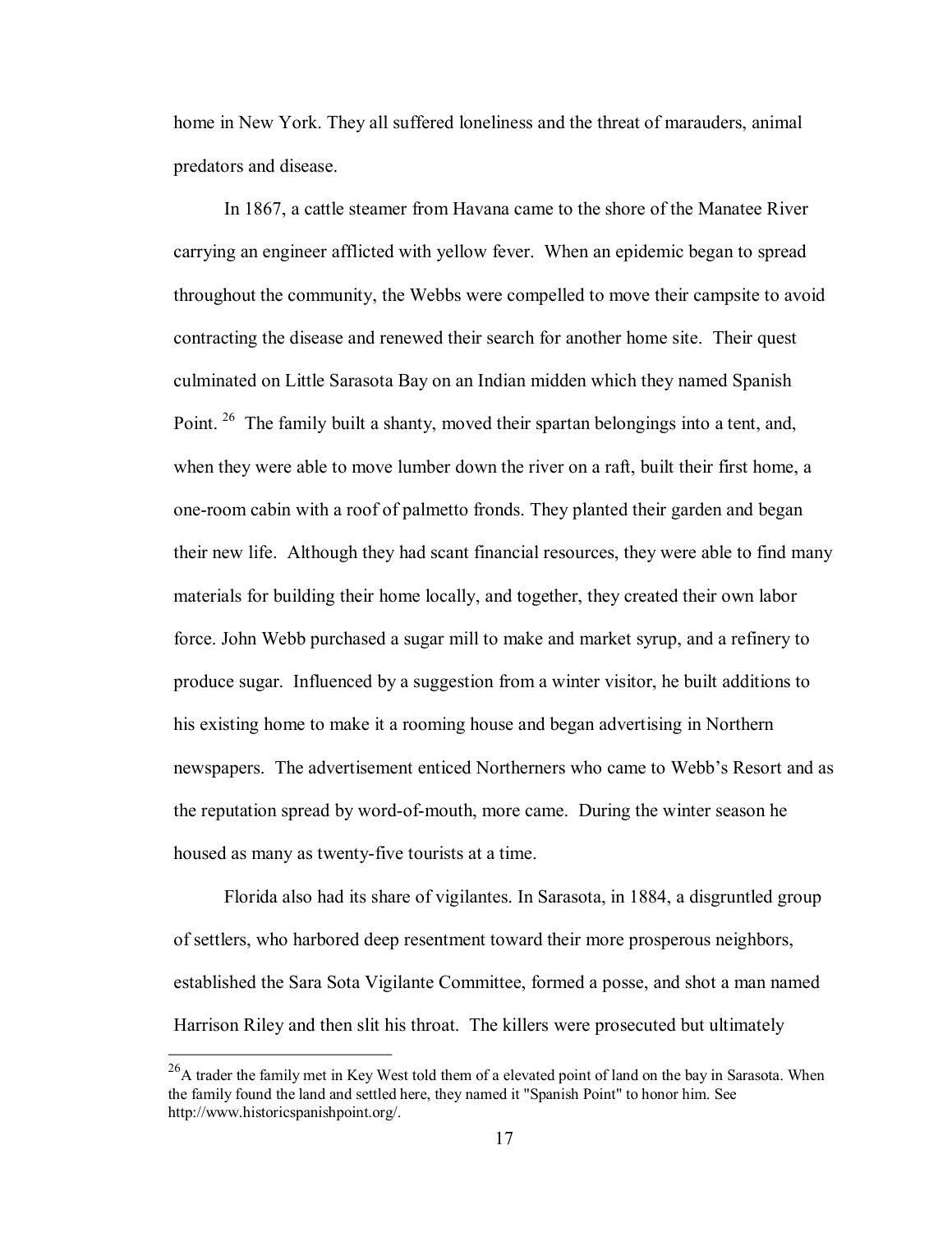home in New York. They all suffered loneliness and the threat of marauders, animal predators and disease.

In 1867, a cattle steamer from Havana came to the shore of the Manatee River carrying an engineer afflicted with yellow fever. When an epidemic began to spread throughout the community, the Webbs were compelled to move their campsite to avoid contracting the disease and renewed their search for another home site. Their quest culminated on Little Sarasota Bay on an Indian midden which they named Spanish Point.[26] The family built a shanty, moved their spartan belongings into a tent, and, when they were able to move lumber down the river on a raft, built their first home, a one-room cabin with a roof of palmetto fronds. They planted their garden and began their new life. Although they had scant financial resources, they were able to find many materials for building their home locally, and together, they created their own labor force. John Webb purchased a sugar mill to make and market syrup, and a refinery to produce sugar. Influenced by a suggestion from a winter visitor, he built additions to his existing home to make it a rooming house and began advertising in Northern newspapers. The advertisement enticed Northerners who came to Webb's Resort and as the reputation spread by word-of-mouth, more came. During the winter season he housed as many as twenty-five tourists at a time.

Florida also had its share of vigilantes. In Sarasota, in 1884, a disgruntled group of settlers, who harbored deep resentment toward their more prosperous neighbors, established the Sara Sota Vigilante Committee, formed a posse, and shot a man named Harrison Riley and then slit his throat. The killers were prosecuted but ultimately

---

[26] A trader the family met in Key West told them of a elevated point of land on the bay in Sarasota. When the family found the land and settled here, they named it "Spanish Point" to honor him. See http://www.historicspanishpoint.org/.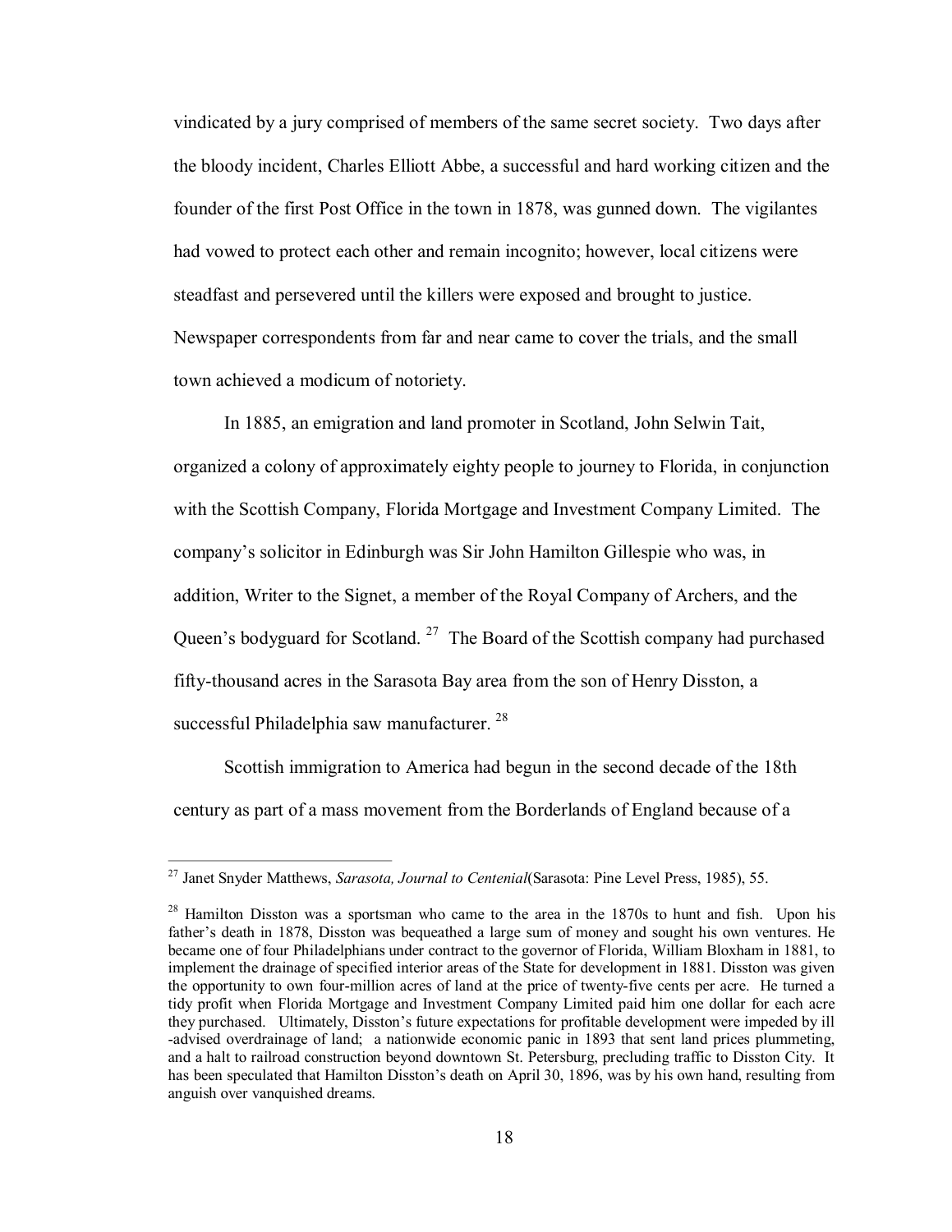vindicated by a jury comprised of members of the same secret society. Two days after the bloody incident, Charles Elliott Abbe, a successful and hard working citizen and the founder of the first Post Office in the town in 1878, was gunned down. The vigilantes had vowed to protect each other and remain incognito; however, local citizens were steadfast and persevered until the killers were exposed and brought to justice. Newspaper correspondents from far and near came to cover the trials, and the small town achieved a modicum of notoriety.

In 1885, an emigration and land promoter in Scotland, John Selwin Tait, organized a colony of approximately eighty people to journey to Florida, in conjunction with the Scottish Company, Florida Mortgage and Investment Company Limited. The company's solicitor in Edinburgh was Sir John Hamilton Gillespie who was, in addition, Writer to the Signet, a member of the Royal Company of Archers, and the Queen's bodyguard for Scotland. [27] The Board of the Scottish company had purchased fifty-thousand acres in the Sarasota Bay area from the son of Henry Disston, a successful Philadelphia saw manufacturer. [28]

Scottish immigration to America had begun in the second decade of the 18th century as part of a mass movement from the Borderlands of England because of a

---

[27] Janet Snyder Matthews, *Sarasota, Journal to Centenial*(Sarasota: Pine Level Press, 1985), 55.

[28] Hamilton Disston was a sportsman who came to the area in the 1870s to hunt and fish. Upon his father's death in 1878, Disston was bequeathed a large sum of money and sought his own ventures. He became one of four Philadelphians under contract to the governor of Florida, William Bloxham in 1881, to implement the drainage of specified interior areas of the State for development in 1881. Disston was given the opportunity to own four-million acres of land at the price of twenty-five cents per acre. He turned a tidy profit when Florida Mortgage and Investment Company Limited paid him one dollar for each acre they purchased. Ultimately, Disston's future expectations for profitable development were impeded by ill -advised overdrainage of land; a nationwide economic panic in 1893 that sent land prices plummeting, and a halt to railroad construction beyond downtown St. Petersburg, precluding traffic to Disston City. It has been speculated that Hamilton Disston's death on April 30, 1896, was by his own hand, resulting from anguish over vanquished dreams.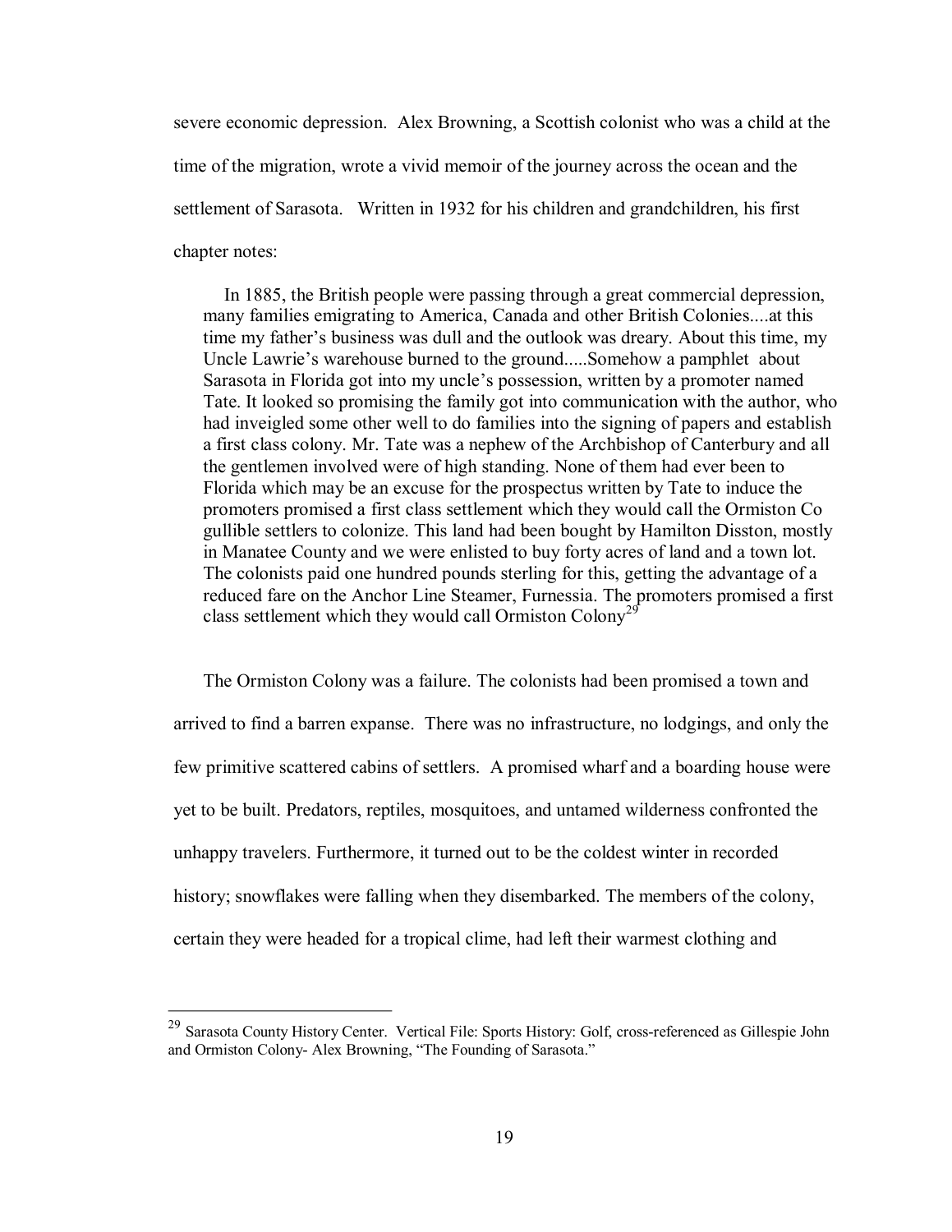severe economic depression. Alex Browning, a Scottish colonist who was a child at the time of the migration, wrote a vivid memoir of the journey across the ocean and the settlement of Sarasota. Written in 1932 for his children and grandchildren, his first chapter notes:

> In 1885, the British people were passing through a great commercial depression, many families emigrating to America, Canada and other British Colonies....at this time my father's business was dull and the outlook was dreary. About this time, my Uncle Lawrie's warehouse burned to the ground.....Somehow a pamphlet about Sarasota in Florida got into my uncle's possession, written by a promoter named Tate. It looked so promising the family got into communication with the author, who had inveigled some other well to do families into the signing of papers and establish a first class colony. Mr. Tate was a nephew of the Archbishop of Canterbury and all the gentlemen involved were of high standing. None of them had ever been to Florida which may be an excuse for the prospectus written by Tate to induce the promoters promised a first class settlement which they would call the Ormiston Co gullible settlers to colonize. This land had been bought by Hamilton Disston, mostly in Manatee County and we were enlisted to buy forty acres of land and a town lot. The colonists paid one hundred pounds sterling for this, getting the advantage of a reduced fare on the Anchor Line Steamer, Furnessia. The promoters promised a first class settlement which they would call Ormiston Colony[29]

The Ormiston Colony was a failure. The colonists had been promised a town and arrived to find a barren expanse. There was no infrastructure, no lodgings, and only the few primitive scattered cabins of settlers. A promised wharf and a boarding house were yet to be built. Predators, reptiles, mosquitoes, and untamed wilderness confronted the unhappy travelers. Furthermore, it turned out to be the coldest winter in recorded history; snowflakes were falling when they disembarked. The members of the colony, certain they were headed for a tropical clime, had left their warmest clothing and

---

[29] Sarasota County History Center. Vertical File: Sports History: Golf, cross-referenced as Gillespie John and Ormiston Colony- Alex Browning, "The Founding of Sarasota."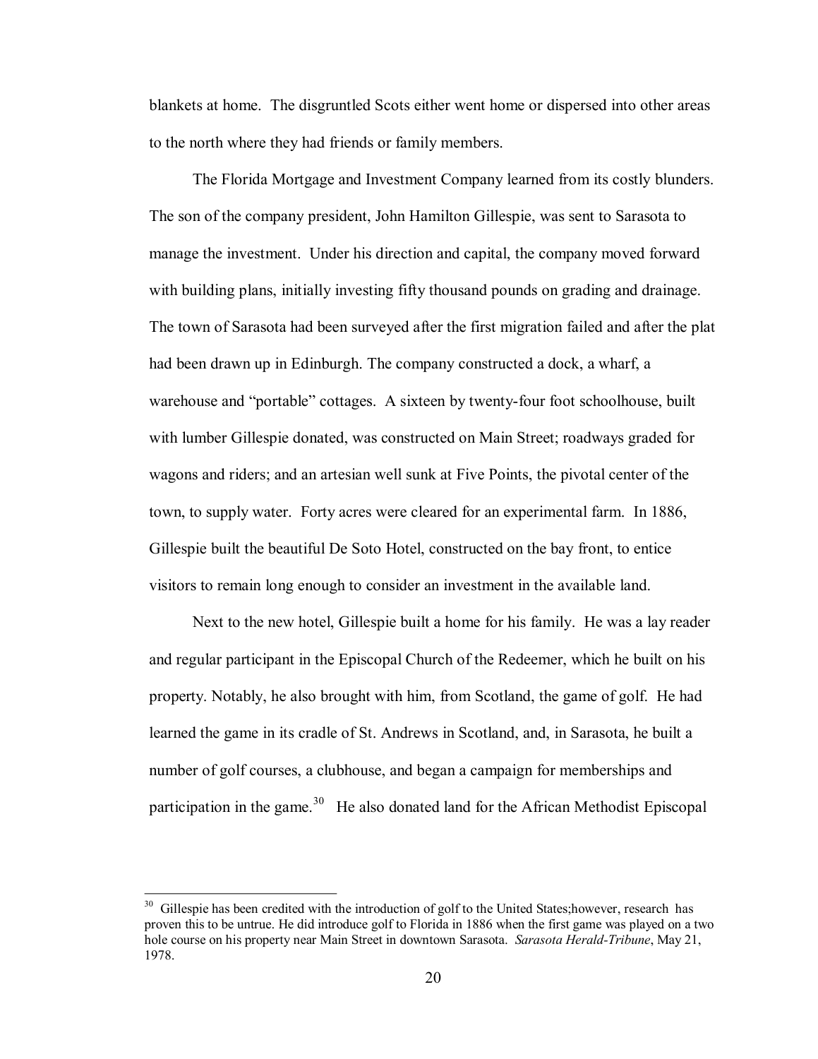blankets at home. The disgruntled Scots either went home or dispersed into other areas to the north where they had friends or family members.

The Florida Mortgage and Investment Company learned from its costly blunders. The son of the company president, John Hamilton Gillespie, was sent to Sarasota to manage the investment. Under his direction and capital, the company moved forward with building plans, initially investing fifty thousand pounds on grading and drainage. The town of Sarasota had been surveyed after the first migration failed and after the plat had been drawn up in Edinburgh. The company constructed a dock, a wharf, a warehouse and "portable" cottages. A sixteen by twenty-four foot schoolhouse, built with lumber Gillespie donated, was constructed on Main Street; roadways graded for wagons and riders; and an artesian well sunk at Five Points, the pivotal center of the town, to supply water. Forty acres were cleared for an experimental farm. In 1886, Gillespie built the beautiful De Soto Hotel, constructed on the bay front, to entice visitors to remain long enough to consider an investment in the available land.

Next to the new hotel, Gillespie built a home for his family. He was a lay reader and regular participant in the Episcopal Church of the Redeemer, which he built on his property. Notably, he also brought with him, from Scotland, the game of golf. He had learned the game in its cradle of St. Andrews in Scotland, and, in Sarasota, he built a number of golf courses, a clubhouse, and began a campaign for memberships and participation in the game.[30] He also donated land for the African Methodist Episcopal

---

[30] Gillespie has been credited with the introduction of golf to the United States;however, research has proven this to be untrue. He did introduce golf to Florida in 1886 when the first game was played on a two hole course on his property near Main Street in downtown Sarasota. *Sarasota Herald-Tribune*, May 21, 1978.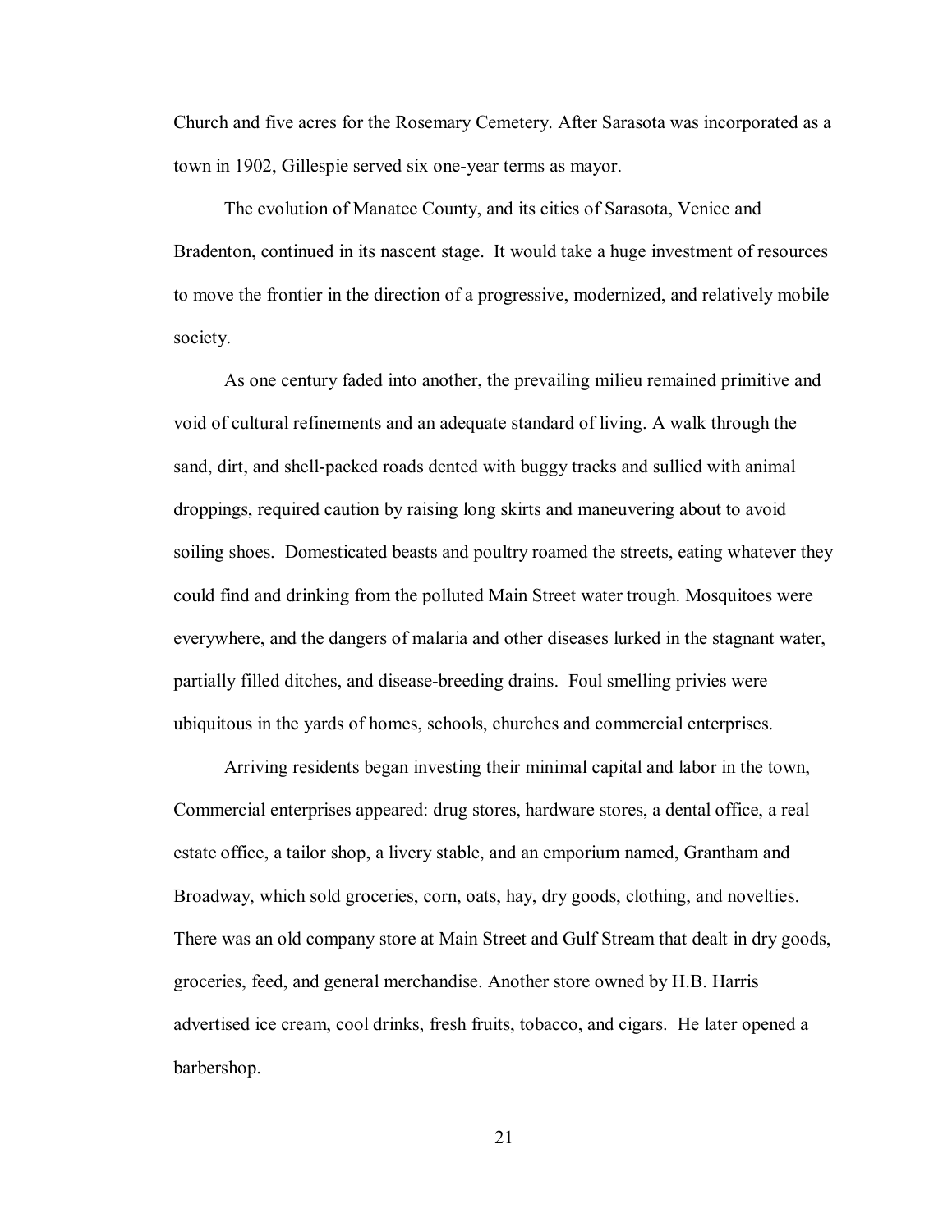Church and five acres for the Rosemary Cemetery. After Sarasota was incorporated as a town in 1902, Gillespie served six one-year terms as mayor.

The evolution of Manatee County, and its cities of Sarasota, Venice and Bradenton, continued in its nascent stage. It would take a huge investment of resources to move the frontier in the direction of a progressive, modernized, and relatively mobile society.

As one century faded into another, the prevailing milieu remained primitive and void of cultural refinements and an adequate standard of living. A walk through the sand, dirt, and shell-packed roads dented with buggy tracks and sullied with animal droppings, required caution by raising long skirts and maneuvering about to avoid soiling shoes. Domesticated beasts and poultry roamed the streets, eating whatever they could find and drinking from the polluted Main Street water trough. Mosquitoes were everywhere, and the dangers of malaria and other diseases lurked in the stagnant water, partially filled ditches, and disease-breeding drains. Foul smelling privies were ubiquitous in the yards of homes, schools, churches and commercial enterprises.

Arriving residents began investing their minimal capital and labor in the town, Commercial enterprises appeared: drug stores, hardware stores, a dental office, a real estate office, a tailor shop, a livery stable, and an emporium named, Grantham and Broadway, which sold groceries, corn, oats, hay, dry goods, clothing, and novelties. There was an old company store at Main Street and Gulf Stream that dealt in dry goods, groceries, feed, and general merchandise. Another store owned by H.B. Harris advertised ice cream, cool drinks, fresh fruits, tobacco, and cigars. He later opened a barbershop.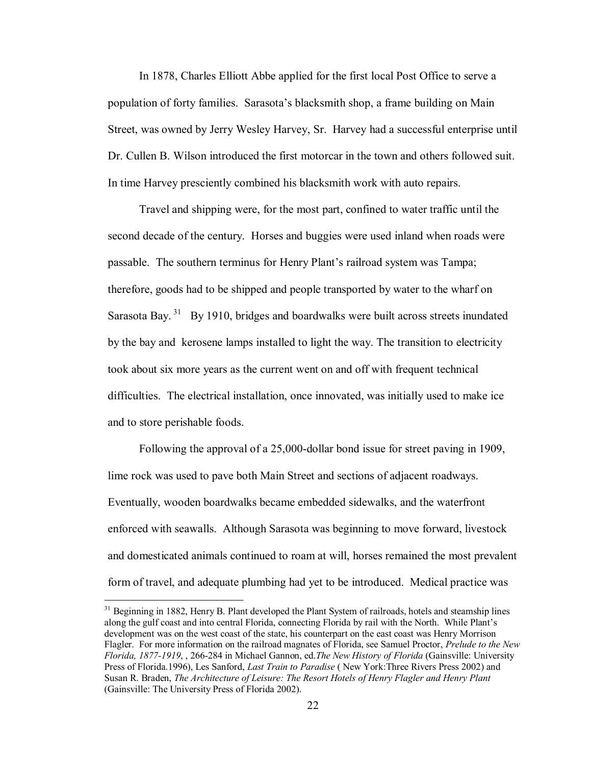In 1878, Charles Elliott Abbe applied for the first local Post Office to serve a population of forty families. Sarasota's blacksmith shop, a frame building on Main Street, was owned by Jerry Wesley Harvey, Sr. Harvey had a successful enterprise until Dr. Cullen B. Wilson introduced the first motorcar in the town and others followed suit. In time Harvey presciently combined his blacksmith work with auto repairs.

Travel and shipping were, for the most part, confined to water traffic until the second decade of the century. Horses and buggies were used inland when roads were passable. The southern terminus for Henry Plant's railroad system was Tampa; therefore, goods had to be shipped and people transported by water to the wharf on Sarasota Bay.[31] By 1910, bridges and boardwalks were built across streets inundated by the bay and kerosene lamps installed to light the way. The transition to electricity took about six more years as the current went on and off with frequent technical difficulties. The electrical installation, once innovated, was initially used to make ice and to store perishable foods.

Following the approval of a 25,000-dollar bond issue for street paving in 1909, lime rock was used to pave both Main Street and sections of adjacent roadways. Eventually, wooden boardwalks became embedded sidewalks, and the waterfront enforced with seawalls. Although Sarasota was beginning to move forward, livestock and domesticated animals continued to roam at will, horses remained the most prevalent form of travel, and adequate plumbing had yet to be introduced. Medical practice was

---

[31] Beginning in 1882, Henry B. Plant developed the Plant System of railroads, hotels and steamship lines along the gulf coast and into central Florida, connecting Florida by rail with the North. While Plant's development was on the west coast of the state, his counterpart on the east coast was Henry Morrison Flagler. For more information on the railroad magnates of Florida, see Samuel Proctor, *Prelude to the New Florida, 1877-1919*, , 266-284 in Michael Gannon, ed.*The New History of Florida* (Gainsville: University Press of Florida.1996), Les Sanford, *Last Train to Paradise* ( New York:Three Rivers Press 2002) and Susan R. Braden, *The Architecture of Leisure: The Resort Hotels of Henry Flagler and Henry Plant* (Gainsville: The University Press of Florida 2002).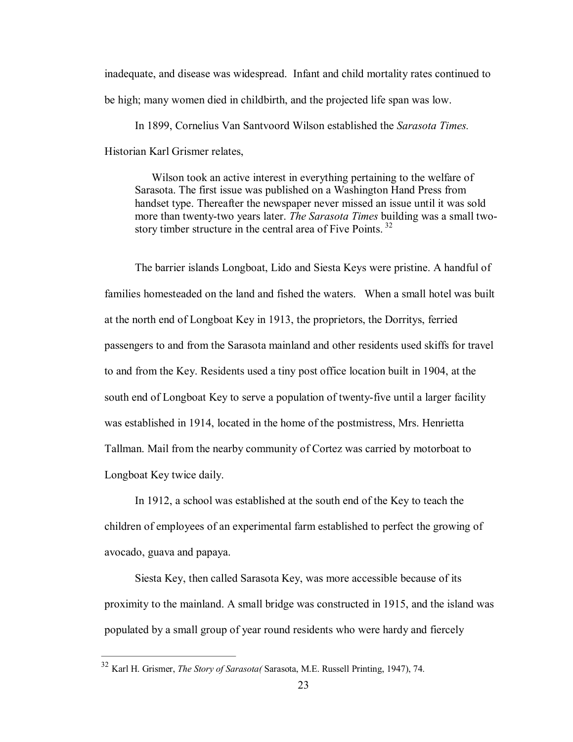inadequate, and disease was widespread. Infant and child mortality rates continued to be high; many women died in childbirth, and the projected life span was low.

In 1899, Cornelius Van Santvoord Wilson established the *Sarasota Times.* Historian Karl Grismer relates,

> Wilson took an active interest in everything pertaining to the welfare of Sarasota. The first issue was published on a Washington Hand Press from handset type. Thereafter the newspaper never missed an issue until it was sold more than twenty-two years later. *The Sarasota Times* building was a small two-story timber structure in the central area of Five Points. [32]

The barrier islands Longboat, Lido and Siesta Keys were pristine. A handful of families homesteaded on the land and fished the waters. When a small hotel was built at the north end of Longboat Key in 1913, the proprietors, the Dorritys, ferried passengers to and from the Sarasota mainland and other residents used skiffs for travel to and from the Key. Residents used a tiny post office location built in 1904, at the south end of Longboat Key to serve a population of twenty-five until a larger facility was established in 1914, located in the home of the postmistress, Mrs. Henrietta Tallman. Mail from the nearby community of Cortez was carried by motorboat to Longboat Key twice daily.

In 1912, a school was established at the south end of the Key to teach the children of employees of an experimental farm established to perfect the growing of avocado, guava and papaya.

Siesta Key, then called Sarasota Key, was more accessible because of its proximity to the mainland. A small bridge was constructed in 1915, and the island was populated by a small group of year round residents who were hardy and fiercely

---

[32] Karl H. Grismer, *The Story of Sarasota(* Sarasota, M.E. Russell Printing, 1947), 74.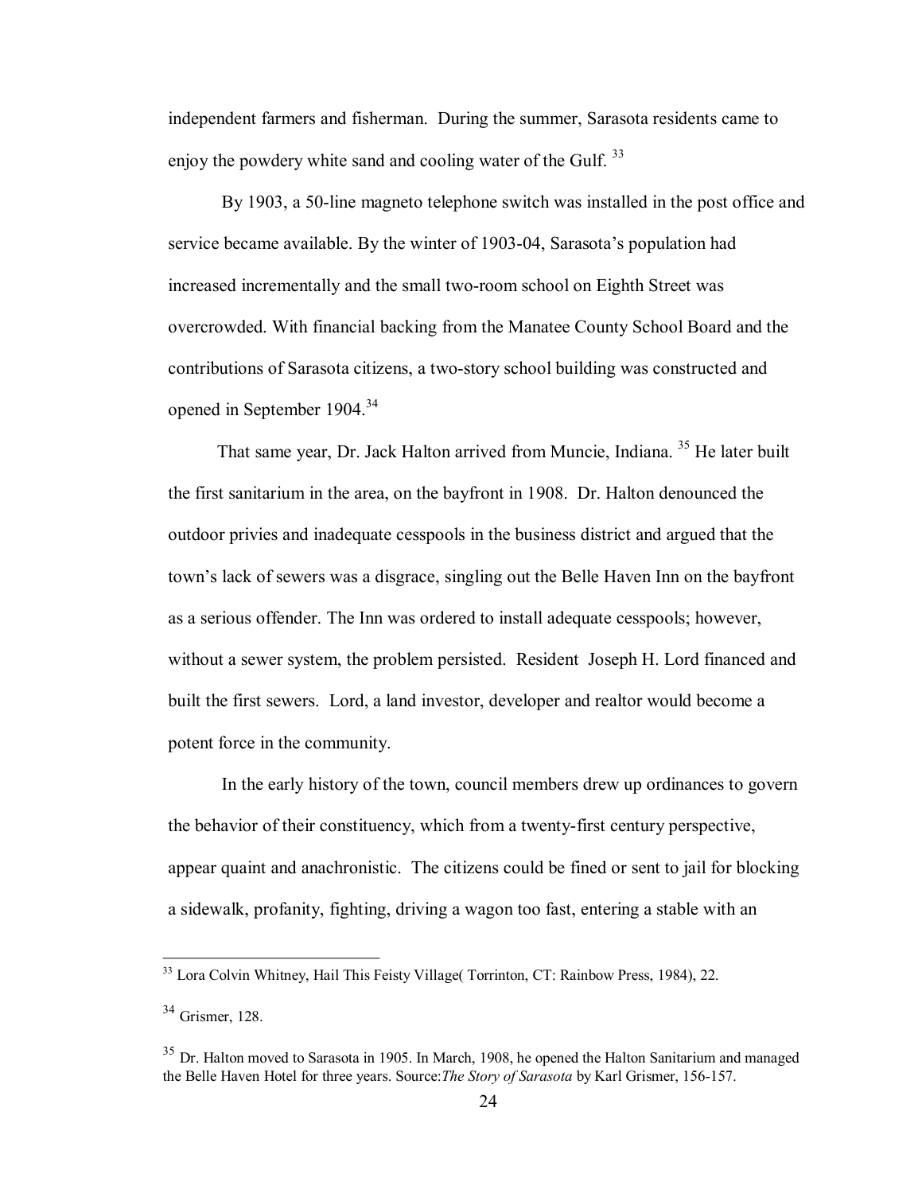independent farmers and fisherman. During the summer, Sarasota residents came to enjoy the powdery white sand and cooling water of the Gulf. [33]

By 1903, a 50-line magneto telephone switch was installed in the post office and service became available. By the winter of 1903-04, Sarasota's population had increased incrementally and the small two-room school on Eighth Street was overcrowded. With financial backing from the Manatee County School Board and the contributions of Sarasota citizens, a two-story school building was constructed and opened in September 1904.[34]

That same year, Dr. Jack Halton arrived from Muncie, Indiana. [35] He later built the first sanitarium in the area, on the bayfront in 1908. Dr. Halton denounced the outdoor privies and inadequate cesspools in the business district and argued that the town's lack of sewers was a disgrace, singling out the Belle Haven Inn on the bayfront as a serious offender. The Inn was ordered to install adequate cesspools; however, without a sewer system, the problem persisted. Resident Joseph H. Lord financed and built the first sewers. Lord, a land investor, developer and realtor would become a potent force in the community.

In the early history of the town, council members drew up ordinances to govern the behavior of their constituency, which from a twenty-first century perspective, appear quaint and anachronistic. The citizens could be fined or sent to jail for blocking a sidewalk, profanity, fighting, driving a wagon too fast, entering a stable with an

---

[33] Lora Colvin Whitney, Hail This Feisty Village( Torrinton, CT: Rainbow Press, 1984), 22.

[34] Grismer, 128.

[35] Dr. Halton moved to Sarasota in 1905. In March, 1908, he opened the Halton Sanitarium and managed the Belle Haven Hotel for three years. Source:*The Story of Sarasota* by Karl Grismer, 156-157.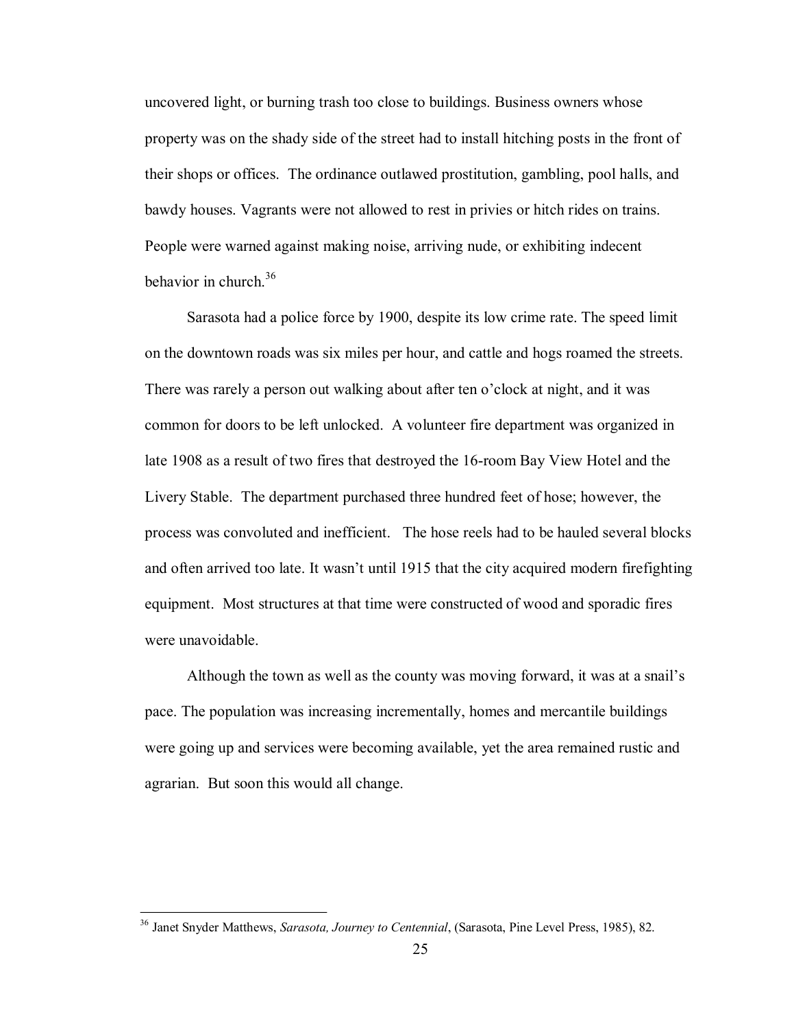uncovered light, or burning trash too close to buildings. Business owners whose property was on the shady side of the street had to install hitching posts in the front of their shops or offices. The ordinance outlawed prostitution, gambling, pool halls, and bawdy houses. Vagrants were not allowed to rest in privies or hitch rides on trains. People were warned against making noise, arriving nude, or exhibiting indecent behavior in church.[36]

Sarasota had a police force by 1900, despite its low crime rate. The speed limit on the downtown roads was six miles per hour, and cattle and hogs roamed the streets. There was rarely a person out walking about after ten o'clock at night, and it was common for doors to be left unlocked. A volunteer fire department was organized in late 1908 as a result of two fires that destroyed the 16-room Bay View Hotel and the Livery Stable. The department purchased three hundred feet of hose; however, the process was convoluted and inefficient. The hose reels had to be hauled several blocks and often arrived too late. It wasn't until 1915 that the city acquired modern firefighting equipment. Most structures at that time were constructed of wood and sporadic fires were unavoidable.

Although the town as well as the county was moving forward, it was at a snail's pace. The population was increasing incrementally, homes and mercantile buildings were going up and services were becoming available, yet the area remained rustic and agrarian. But soon this would all change.

---

[36] Janet Snyder Matthews, *Sarasota, Journey to Centennial*, (Sarasota, Pine Level Press, 1985), 82.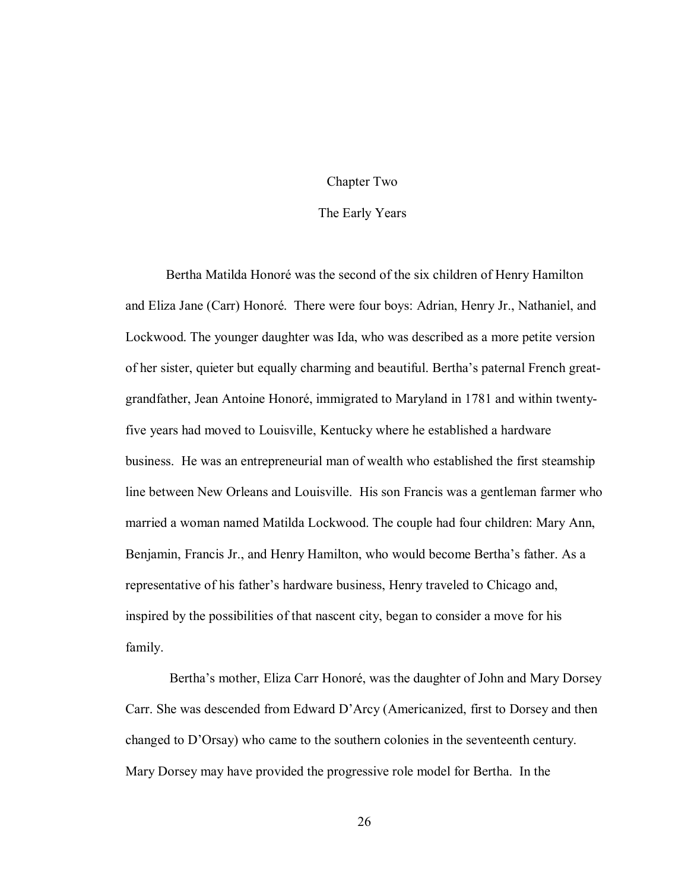# Chapter Two

## The Early Years

Bertha Matilda Honoré was the second of the six children of Henry Hamilton and Eliza Jane (Carr) Honoré. There were four boys: Adrian, Henry Jr., Nathaniel, and Lockwood. The younger daughter was Ida, who was described as a more petite version of her sister, quieter but equally charming and beautiful. Bertha's paternal French great-grandfather, Jean Antoine Honoré, immigrated to Maryland in 1781 and within twenty-five years had moved to Louisville, Kentucky where he established a hardware business. He was an entrepreneurial man of wealth who established the first steamship line between New Orleans and Louisville. His son Francis was a gentleman farmer who married a woman named Matilda Lockwood. The couple had four children: Mary Ann, Benjamin, Francis Jr., and Henry Hamilton, who would become Bertha's father. As a representative of his father's hardware business, Henry traveled to Chicago and, inspired by the possibilities of that nascent city, began to consider a move for his family.

Bertha's mother, Eliza Carr Honoré, was the daughter of John and Mary Dorsey Carr. She was descended from Edward D'Arcy (Americanized, first to Dorsey and then changed to D'Orsay) who came to the southern colonies in the seventeenth century. Mary Dorsey may have provided the progressive role model for Bertha. In the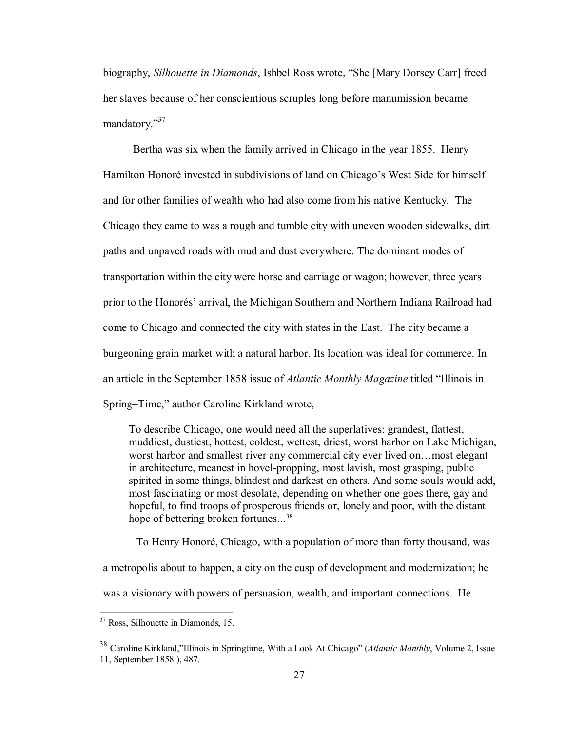biography, *Silhouette in Diamonds*, Ishbel Ross wrote, "She [Mary Dorsey Carr] freed her slaves because of her conscientious scruples long before manumission became mandatory."[37]

Bertha was six when the family arrived in Chicago in the year 1855. Henry Hamilton Honoré invested in subdivisions of land on Chicago's West Side for himself and for other families of wealth who had also come from his native Kentucky. The Chicago they came to was a rough and tumble city with uneven wooden sidewalks, dirt paths and unpaved roads with mud and dust everywhere. The dominant modes of transportation within the city were horse and carriage or wagon; however, three years prior to the Honorés' arrival, the Michigan Southern and Northern Indiana Railroad had come to Chicago and connected the city with states in the East. The city became a burgeoning grain market with a natural harbor. Its location was ideal for commerce. In an article in the September 1858 issue of *Atlantic Monthly Magazine* titled "Illinois in Spring–Time," author Caroline Kirkland wrote,

> To describe Chicago, one would need all the superlatives: grandest, flattest, muddiest, dustiest, hottest, coldest, wettest, driest, worst harbor on Lake Michigan, worst harbor and smallest river any commercial city ever lived on…most elegant in architecture, meanest in hovel-propping, most lavish, most grasping, public spirited in some things, blindest and darkest on others. And some souls would add, most fascinating or most desolate, depending on whether one goes there, gay and hopeful, to find troops of prosperous friends or, lonely and poor, with the distant hope of bettering broken fortunes…[38]

To Henry Honoré, Chicago, with a population of more than forty thousand, was a metropolis about to happen, a city on the cusp of development and modernization; he was a visionary with powers of persuasion, wealth, and important connections. He

---

[37] Ross, Silhouette in Diamonds, 15.

[38] Caroline Kirkland,"Illinois in Springtime, With a Look At Chicago" (*Atlantic Monthly*, Volume 2, Issue 11, September 1858.), 487.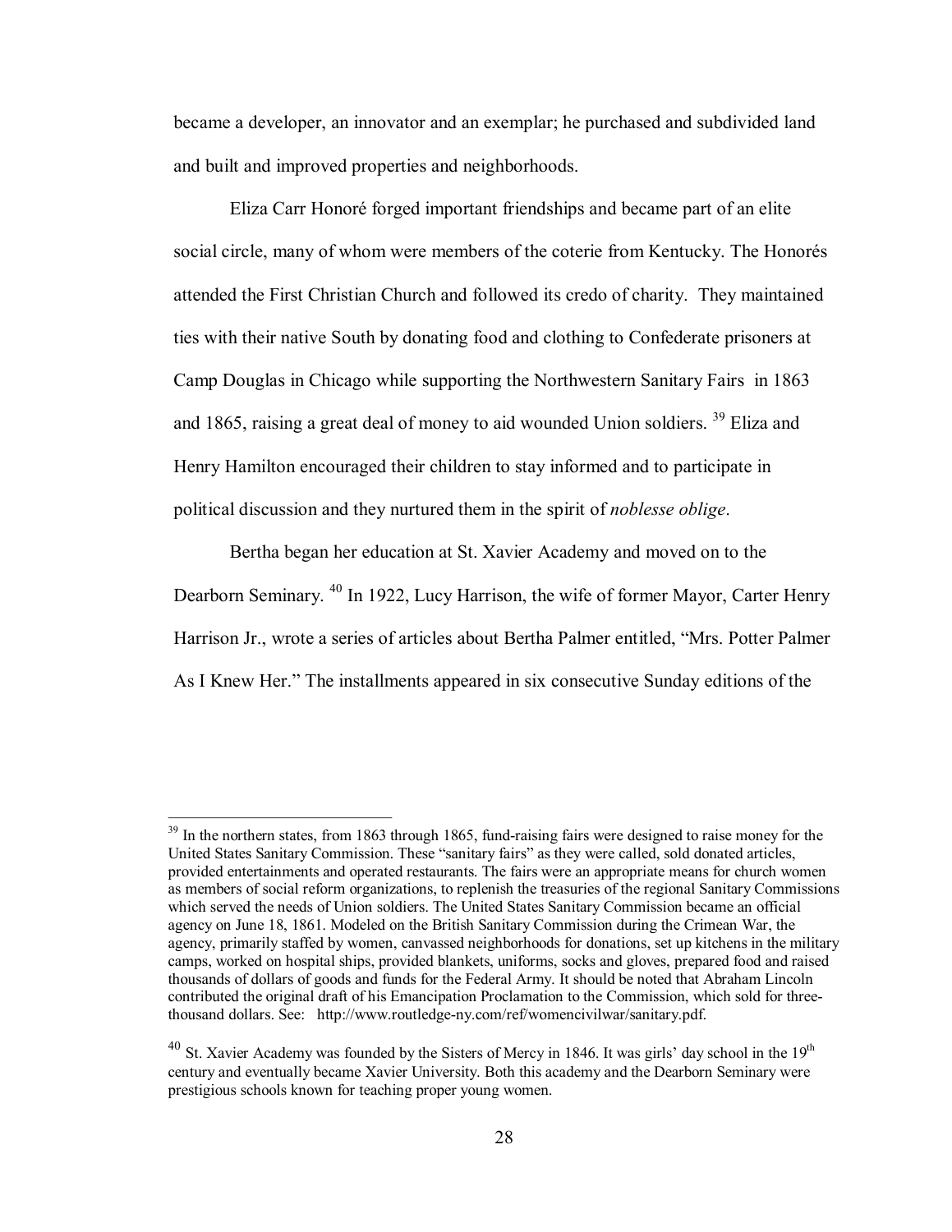became a developer, an innovator and an exemplar; he purchased and subdivided land and built and improved properties and neighborhoods.

Eliza Carr Honoré forged important friendships and became part of an elite social circle, many of whom were members of the coterie from Kentucky. The Honorés attended the First Christian Church and followed its credo of charity. They maintained ties with their native South by donating food and clothing to Confederate prisoners at Camp Douglas in Chicago while supporting the Northwestern Sanitary Fairs in 1863 and 1865, raising a great deal of money to aid wounded Union soldiers. [39] Eliza and Henry Hamilton encouraged their children to stay informed and to participate in political discussion and they nurtured them in the spirit of *noblesse oblige*.

Bertha began her education at St. Xavier Academy and moved on to the Dearborn Seminary. [40] In 1922, Lucy Harrison, the wife of former Mayor, Carter Henry Harrison Jr., wrote a series of articles about Bertha Palmer entitled, "Mrs. Potter Palmer As I Knew Her." The installments appeared in six consecutive Sunday editions of the

---

[39] In the northern states, from 1863 through 1865, fund-raising fairs were designed to raise money for the United States Sanitary Commission. These "sanitary fairs" as they were called, sold donated articles, provided entertainments and operated restaurants. The fairs were an appropriate means for church women as members of social reform organizations, to replenish the treasuries of the regional Sanitary Commissions which served the needs of Union soldiers. The United States Sanitary Commission became an official agency on June 18, 1861. Modeled on the British Sanitary Commission during the Crimean War, the agency, primarily staffed by women, canvassed neighborhoods for donations, set up kitchens in the military camps, worked on hospital ships, provided blankets, uniforms, socks and gloves, prepared food and raised thousands of dollars of goods and funds for the Federal Army. It should be noted that Abraham Lincoln contributed the original draft of his Emancipation Proclamation to the Commission, which sold for three-thousand dollars. See: http://www.routledge-ny.com/ref/womencivilwar/sanitary.pdf.

[40] St. Xavier Academy was founded by the Sisters of Mercy in 1846. It was girls' day school in the 19th century and eventually became Xavier University. Both this academy and the Dearborn Seminary were prestigious schools known for teaching proper young women.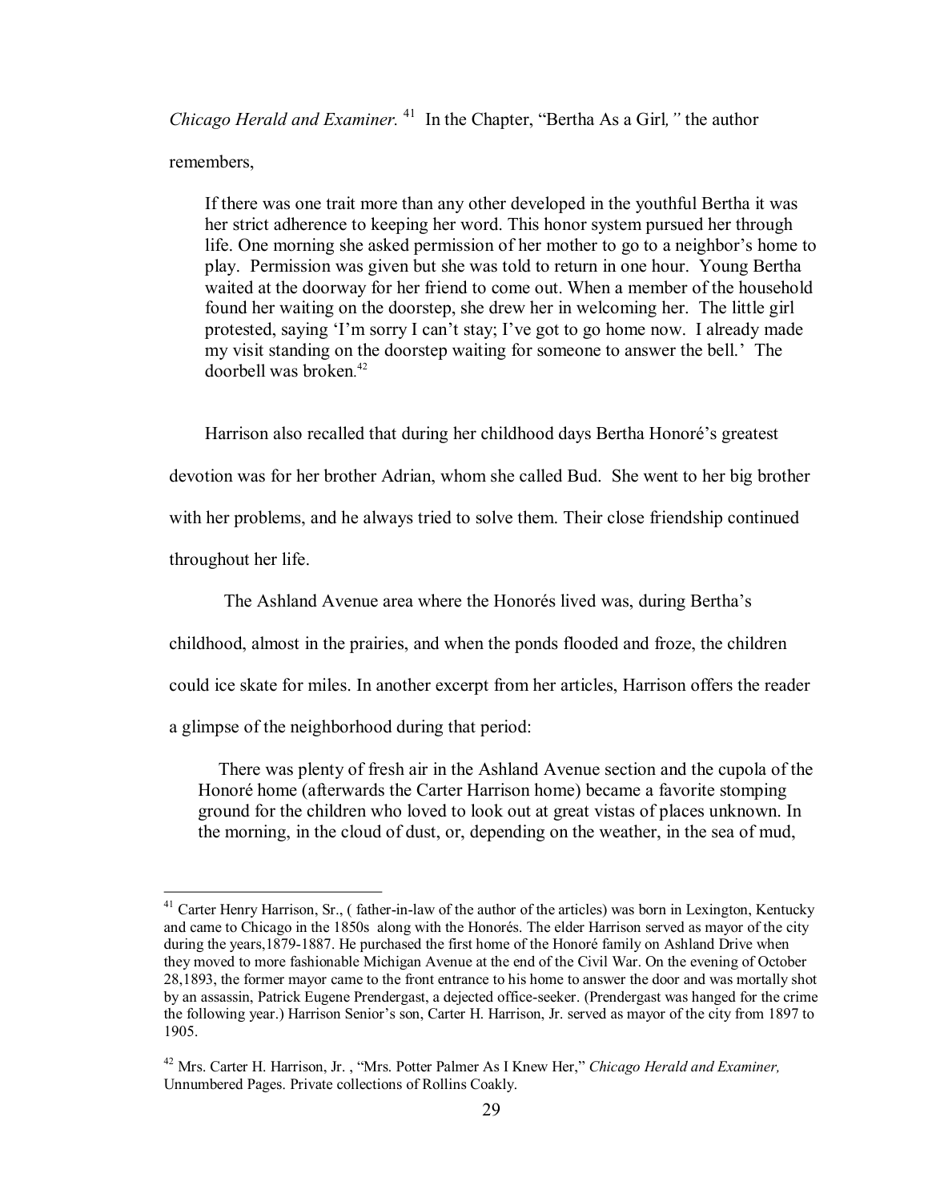*Chicago Herald and Examiner.* [41] In the Chapter, "Bertha As a Girl*,"* the author remembers,

> If there was one trait more than any other developed in the youthful Bertha it was her strict adherence to keeping her word. This honor system pursued her through life. One morning she asked permission of her mother to go to a neighbor's home to play. Permission was given but she was told to return in one hour. Young Bertha waited at the doorway for her friend to come out. When a member of the household found her waiting on the doorstep, she drew her in welcoming her. The little girl protested, saying 'I'm sorry I can't stay; I've got to go home now. I already made my visit standing on the doorstep waiting for someone to answer the bell.' The doorbell was broken.[42]

Harrison also recalled that during her childhood days Bertha Honoré's greatest devotion was for her brother Adrian, whom she called Bud. She went to her big brother with her problems, and he always tried to solve them. Their close friendship continued throughout her life.

The Ashland Avenue area where the Honorés lived was, during Bertha's childhood, almost in the prairies, and when the ponds flooded and froze, the children could ice skate for miles. In another excerpt from her articles, Harrison offers the reader a glimpse of the neighborhood during that period:

> There was plenty of fresh air in the Ashland Avenue section and the cupola of the Honoré home (afterwards the Carter Harrison home) became a favorite stomping ground for the children who loved to look out at great vistas of places unknown. In the morning, in the cloud of dust, or, depending on the weather, in the sea of mud,

---

[41] Carter Henry Harrison, Sr., ( father-in-law of the author of the articles) was born in Lexington, Kentucky and came to Chicago in the 1850s along with the Honorés. The elder Harrison served as mayor of the city during the years,1879-1887. He purchased the first home of the Honoré family on Ashland Drive when they moved to more fashionable Michigan Avenue at the end of the Civil War. On the evening of October 28,1893, the former mayor came to the front entrance to his home to answer the door and was mortally shot by an assassin, Patrick Eugene Prendergast, a dejected office-seeker. (Prendergast was hanged for the crime the following year.) Harrison Senior's son, Carter H. Harrison, Jr. served as mayor of the city from 1897 to 1905.

[42] Mrs. Carter H. Harrison, Jr. , "Mrs. Potter Palmer As I Knew Her," *Chicago Herald and Examiner,* Unnumbered Pages. Private collections of Rollins Coakly.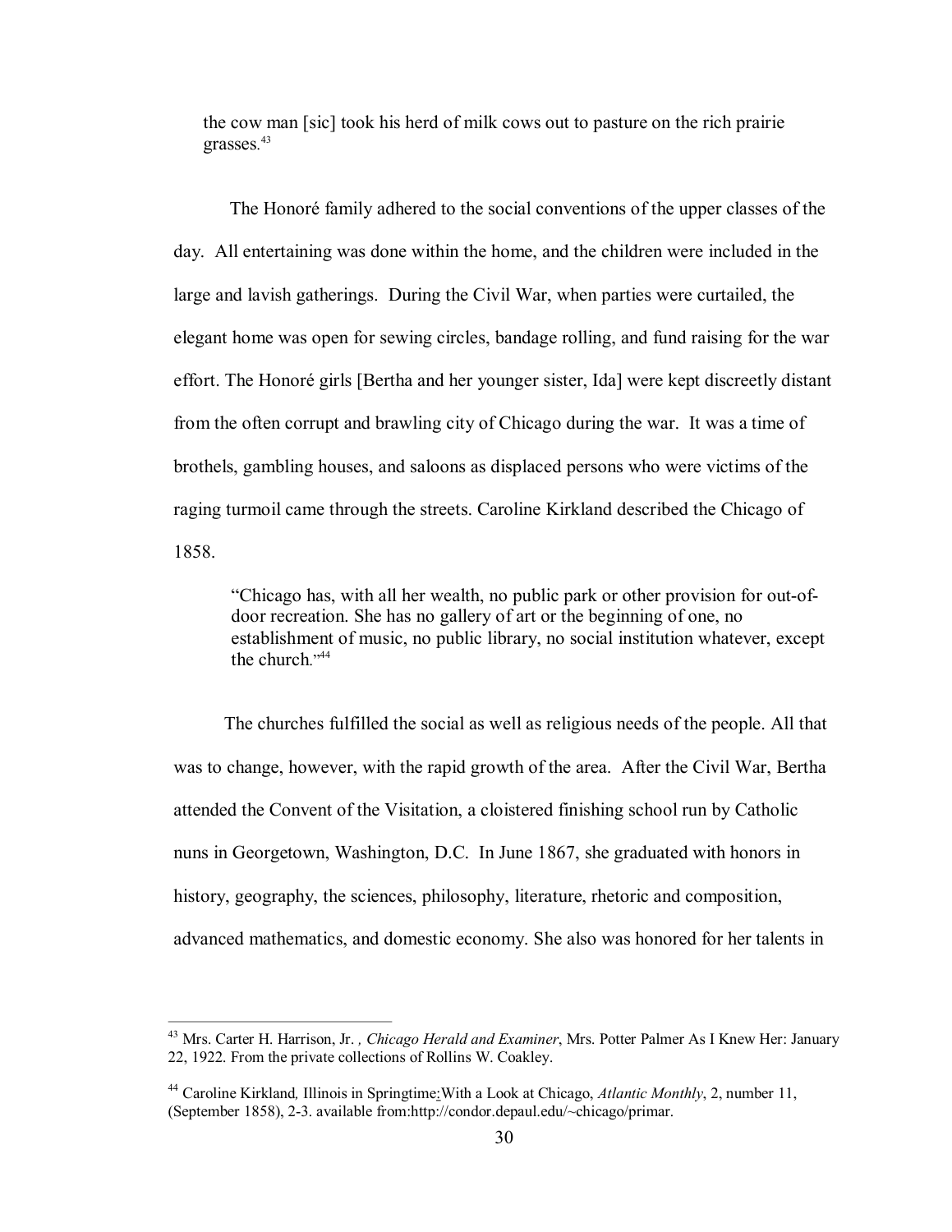> the cow man [sic] took his herd of milk cows out to pasture on the rich prairie grasses.[43]

The Honoré family adhered to the social conventions of the upper classes of the day. All entertaining was done within the home, and the children were included in the large and lavish gatherings. During the Civil War, when parties were curtailed, the elegant home was open for sewing circles, bandage rolling, and fund raising for the war effort. The Honoré girls [Bertha and her younger sister, Ida] were kept discreetly distant from the often corrupt and brawling city of Chicago during the war. It was a time of brothels, gambling houses, and saloons as displaced persons who were victims of the raging turmoil came through the streets. Caroline Kirkland described the Chicago of 1858.

> "Chicago has, with all her wealth, no public park or other provision for out-of-door recreation. She has no gallery of art or the beginning of one, no establishment of music, no public library, no social institution whatever, except the church."[44]

The churches fulfilled the social as well as religious needs of the people. All that was to change, however, with the rapid growth of the area. After the Civil War, Bertha attended the Convent of the Visitation, a cloistered finishing school run by Catholic nuns in Georgetown, Washington, D.C. In June 1867, she graduated with honors in history, geography, the sciences, philosophy, literature, rhetoric and composition, advanced mathematics, and domestic economy. She also was honored for her talents in

---

[43] Mrs. Carter H. Harrison, Jr. *, Chicago Herald and Examiner*, Mrs. Potter Palmer As I Knew Her: January 22, 1922. From the private collections of Rollins W. Coakley.

[44] Caroline Kirkland*,* Illinois in Springtime:With a Look at Chicago, *Atlantic Monthly*, 2, number 11, (September 1858), 2-3. available from:http://condor.depaul.edu/~chicago/primar.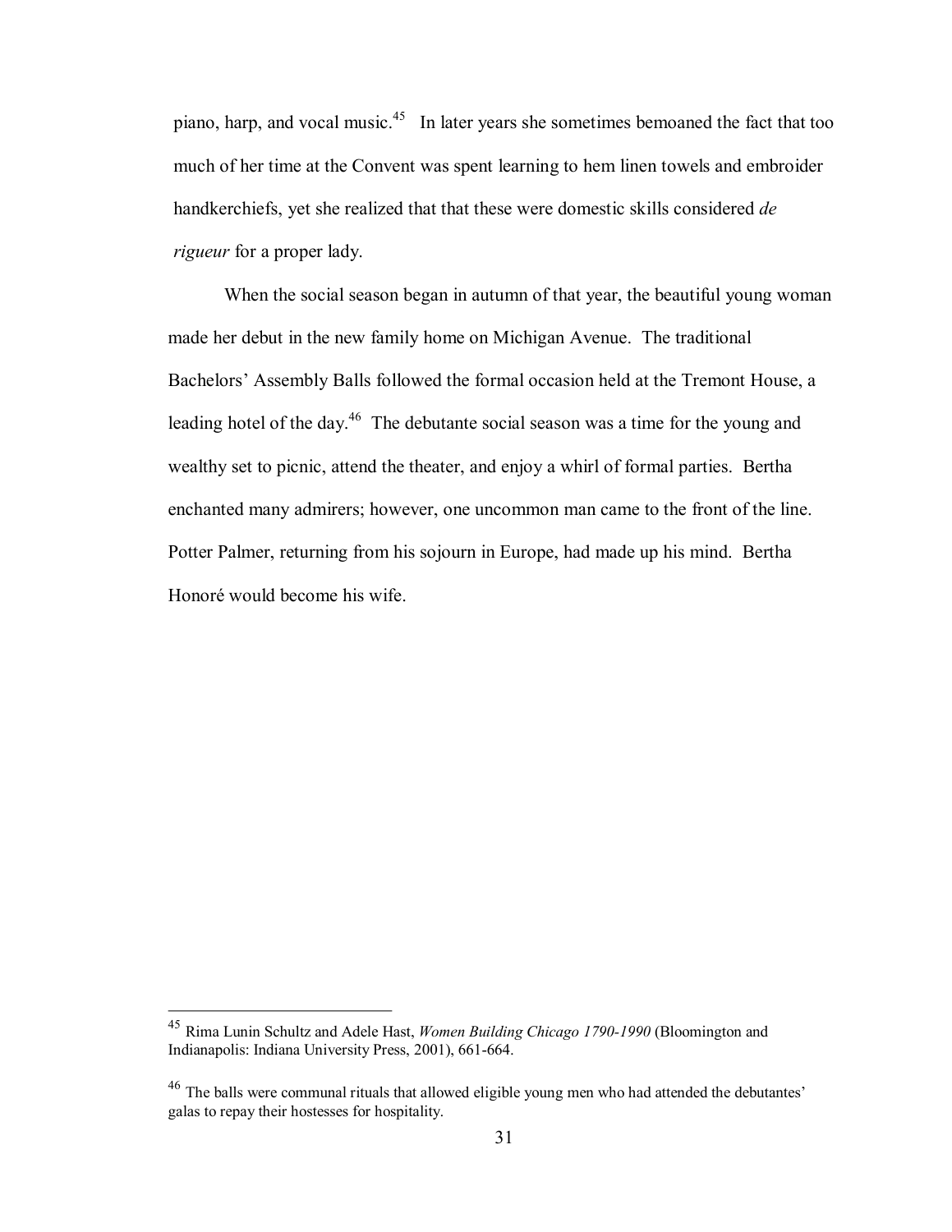piano, harp, and vocal music.[45] In later years she sometimes bemoaned the fact that too much of her time at the Convent was spent learning to hem linen towels and embroider handkerchiefs, yet she realized that that these were domestic skills considered *de rigueur* for a proper lady.

When the social season began in autumn of that year, the beautiful young woman made her debut in the new family home on Michigan Avenue. The traditional Bachelors' Assembly Balls followed the formal occasion held at the Tremont House, a leading hotel of the day.[46] The debutante social season was a time for the young and wealthy set to picnic, attend the theater, and enjoy a whirl of formal parties. Bertha enchanted many admirers; however, one uncommon man came to the front of the line. Potter Palmer, returning from his sojourn in Europe, had made up his mind. Bertha Honoré would become his wife.

---

[45] Rima Lunin Schultz and Adele Hast, *Women Building Chicago 1790-1990* (Bloomington and Indianapolis: Indiana University Press, 2001), 661-664.

[46] The balls were communal rituals that allowed eligible young men who had attended the debutantes' galas to repay their hostesses for hospitality.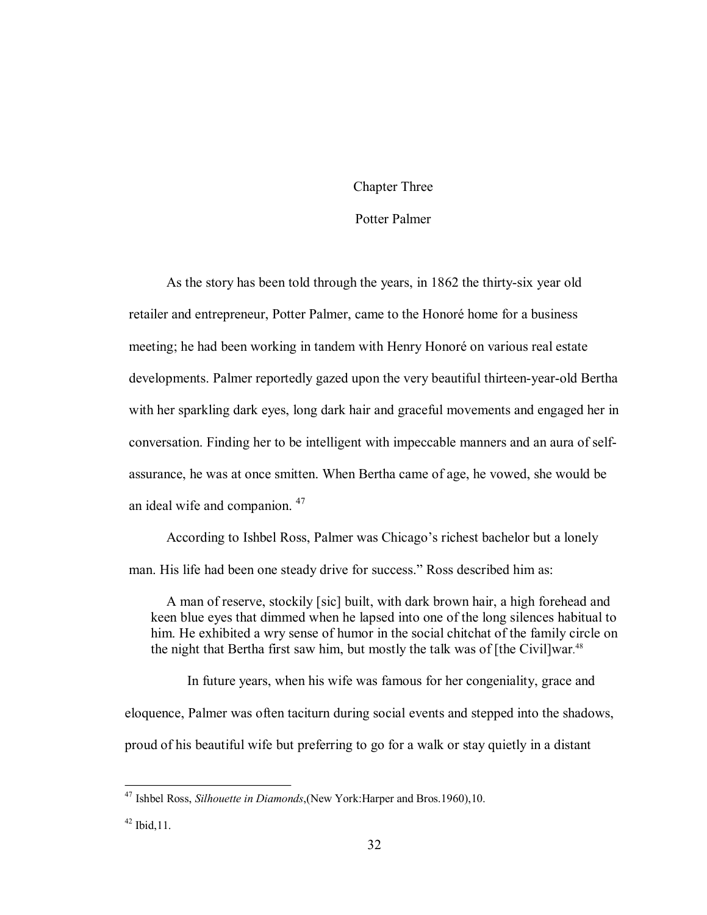# Chapter Three

## Potter Palmer

As the story has been told through the years, in 1862 the thirty-six year old retailer and entrepreneur, Potter Palmer, came to the Honoré home for a business meeting; he had been working in tandem with Henry Honoré on various real estate developments. Palmer reportedly gazed upon the very beautiful thirteen-year-old Bertha with her sparkling dark eyes, long dark hair and graceful movements and engaged her in conversation. Finding her to be intelligent with impeccable manners and an aura of self-assurance, he was at once smitten. When Bertha came of age, he vowed, she would be an ideal wife and companion. [47]

According to Ishbel Ross, Palmer was Chicago's richest bachelor but a lonely man. His life had been one steady drive for success." Ross described him as:

> A man of reserve, stockily [sic] built, with dark brown hair, a high forehead and keen blue eyes that dimmed when he lapsed into one of the long silences habitual to him. He exhibited a wry sense of humor in the social chitchat of the family circle on the night that Bertha first saw him, but mostly the talk was of [the Civil]war.[48]

In future years, when his wife was famous for her congeniality, grace and eloquence, Palmer was often taciturn during social events and stepped into the shadows, proud of his beautiful wife but preferring to go for a walk or stay quietly in a distant

---

[47] Ishbel Ross, *Silhouette in Diamonds*,(New York:Harper and Bros.1960),10.

[42] Ibid,11.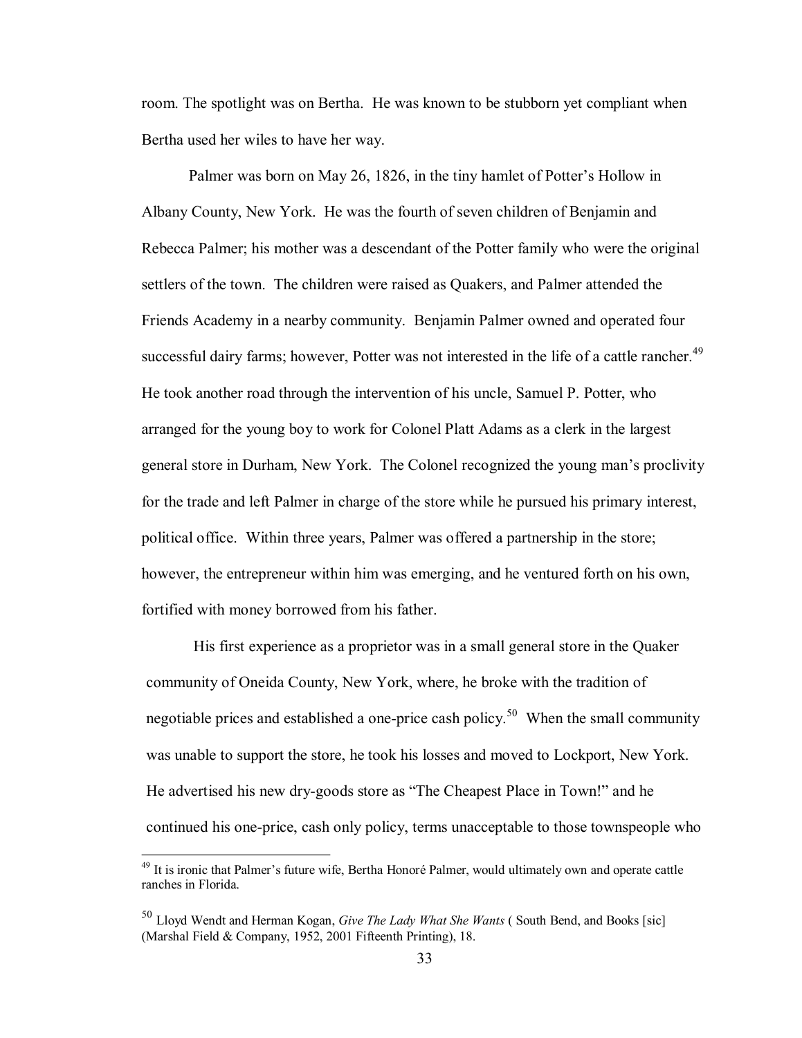room. The spotlight was on Bertha. He was known to be stubborn yet compliant when Bertha used her wiles to have her way.

Palmer was born on May 26, 1826, in the tiny hamlet of Potter's Hollow in Albany County, New York. He was the fourth of seven children of Benjamin and Rebecca Palmer; his mother was a descendant of the Potter family who were the original settlers of the town. The children were raised as Quakers, and Palmer attended the Friends Academy in a nearby community. Benjamin Palmer owned and operated four successful dairy farms; however, Potter was not interested in the life of a cattle rancher.[49] He took another road through the intervention of his uncle, Samuel P. Potter, who arranged for the young boy to work for Colonel Platt Adams as a clerk in the largest general store in Durham, New York. The Colonel recognized the young man's proclivity for the trade and left Palmer in charge of the store while he pursued his primary interest, political office. Within three years, Palmer was offered a partnership in the store; however, the entrepreneur within him was emerging, and he ventured forth on his own, fortified with money borrowed from his father.

His first experience as a proprietor was in a small general store in the Quaker community of Oneida County, New York, where, he broke with the tradition of negotiable prices and established a one-price cash policy.[50] When the small community was unable to support the store, he took his losses and moved to Lockport, New York. He advertised his new dry-goods store as "The Cheapest Place in Town!" and he continued his one-price, cash only policy, terms unacceptable to those townspeople who

[49] It is ironic that Palmer's future wife, Bertha Honoré Palmer, would ultimately own and operate cattle ranches in Florida.

[50] Lloyd Wendt and Herman Kogan, *Give The Lady What She Wants* ( South Bend, and Books [sic] (Marshal Field & Company, 1952, 2001 Fifteenth Printing), 18.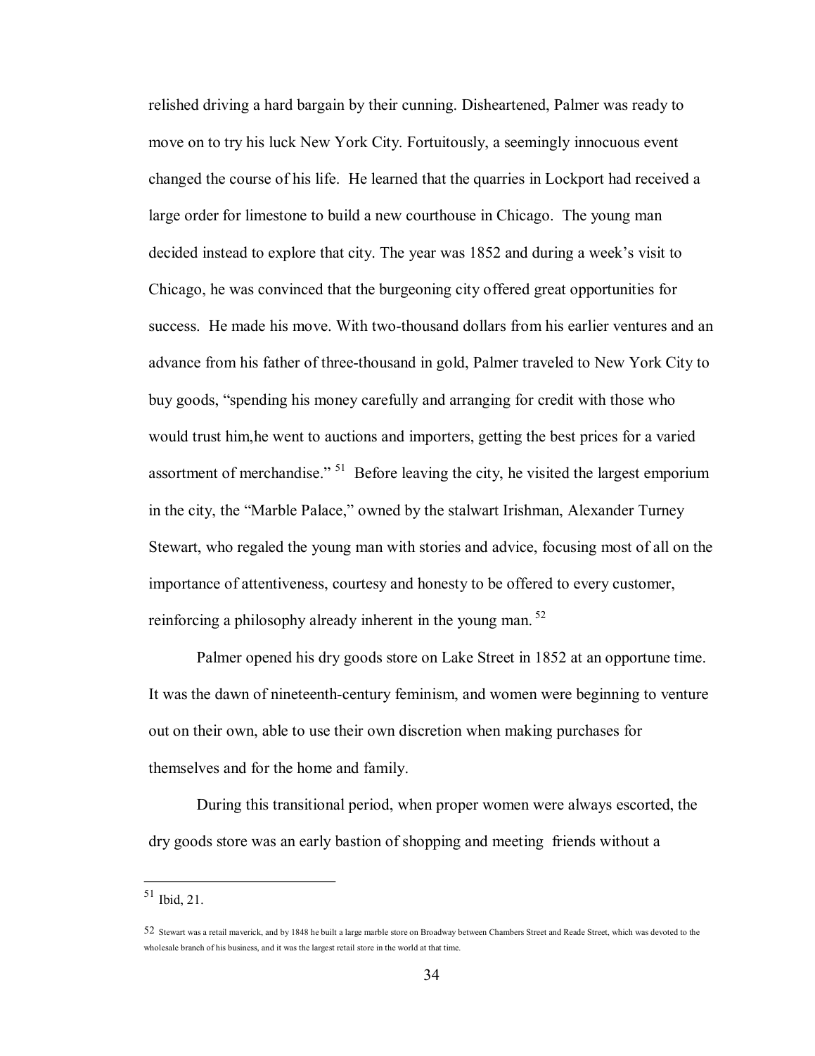relished driving a hard bargain by their cunning. Disheartened, Palmer was ready to move on to try his luck New York City. Fortuitously, a seemingly innocuous event changed the course of his life. He learned that the quarries in Lockport had received a large order for limestone to build a new courthouse in Chicago. The young man decided instead to explore that city. The year was 1852 and during a week's visit to Chicago, he was convinced that the burgeoning city offered great opportunities for success. He made his move. With two-thousand dollars from his earlier ventures and an advance from his father of three-thousand in gold, Palmer traveled to New York City to buy goods, "spending his money carefully and arranging for credit with those who would trust him,he went to auctions and importers, getting the best prices for a varied assortment of merchandise." [51] Before leaving the city, he visited the largest emporium in the city, the "Marble Palace," owned by the stalwart Irishman, Alexander Turney Stewart, who regaled the young man with stories and advice, focusing most of all on the importance of attentiveness, courtesy and honesty to be offered to every customer, reinforcing a philosophy already inherent in the young man. [52]

Palmer opened his dry goods store on Lake Street in 1852 at an opportune time. It was the dawn of nineteenth-century feminism, and women were beginning to venture out on their own, able to use their own discretion when making purchases for themselves and for the home and family.

During this transitional period, when proper women were always escorted, the dry goods store was an early bastion of shopping and meeting friends without a

---

[51] Ibid, 21.

[52] Stewart was a retail maverick, and by 1848 he built a large marble store on Broadway between Chambers Street and Reade Street, which was devoted to the wholesale branch of his business, and it was the largest retail store in the world at that time.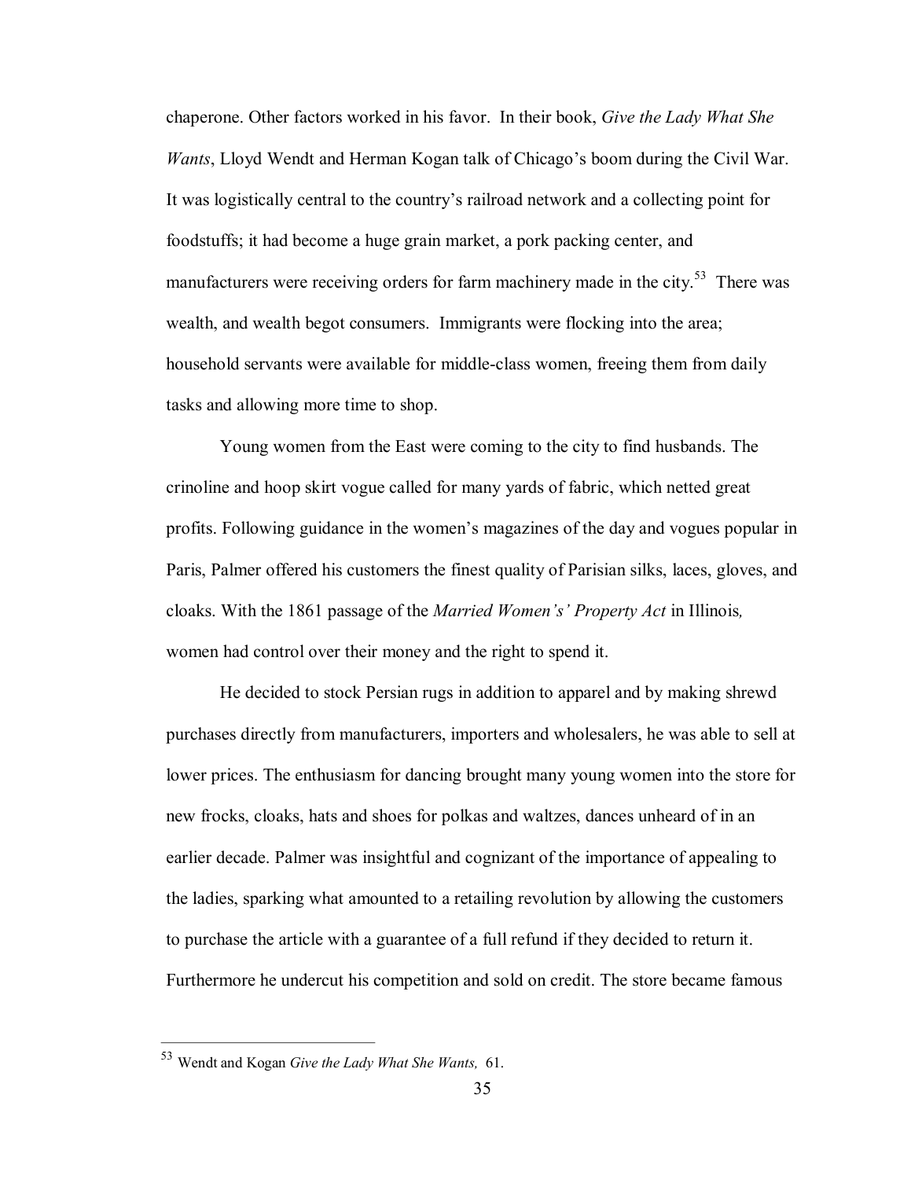chaperone. Other factors worked in his favor. In their book, *Give the Lady What She Wants*, Lloyd Wendt and Herman Kogan talk of Chicago's boom during the Civil War. It was logistically central to the country's railroad network and a collecting point for foodstuffs; it had become a huge grain market, a pork packing center, and manufacturers were receiving orders for farm machinery made in the city.[53] There was wealth, and wealth begot consumers. Immigrants were flocking into the area; household servants were available for middle-class women, freeing them from daily tasks and allowing more time to shop.

Young women from the East were coming to the city to find husbands. The crinoline and hoop skirt vogue called for many yards of fabric, which netted great profits. Following guidance in the women's magazines of the day and vogues popular in Paris, Palmer offered his customers the finest quality of Parisian silks, laces, gloves, and cloaks. With the 1861 passage of the *Married Women's' Property Act* in Illinois*,* women had control over their money and the right to spend it.

He decided to stock Persian rugs in addition to apparel and by making shrewd purchases directly from manufacturers, importers and wholesalers, he was able to sell at lower prices. The enthusiasm for dancing brought many young women into the store for new frocks, cloaks, hats and shoes for polkas and waltzes, dances unheard of in an earlier decade. Palmer was insightful and cognizant of the importance of appealing to the ladies, sparking what amounted to a retailing revolution by allowing the customers to purchase the article with a guarantee of a full refund if they decided to return it. Furthermore he undercut his competition and sold on credit. The store became famous

---

[53] Wendt and Kogan *Give the Lady What She Wants,* 61.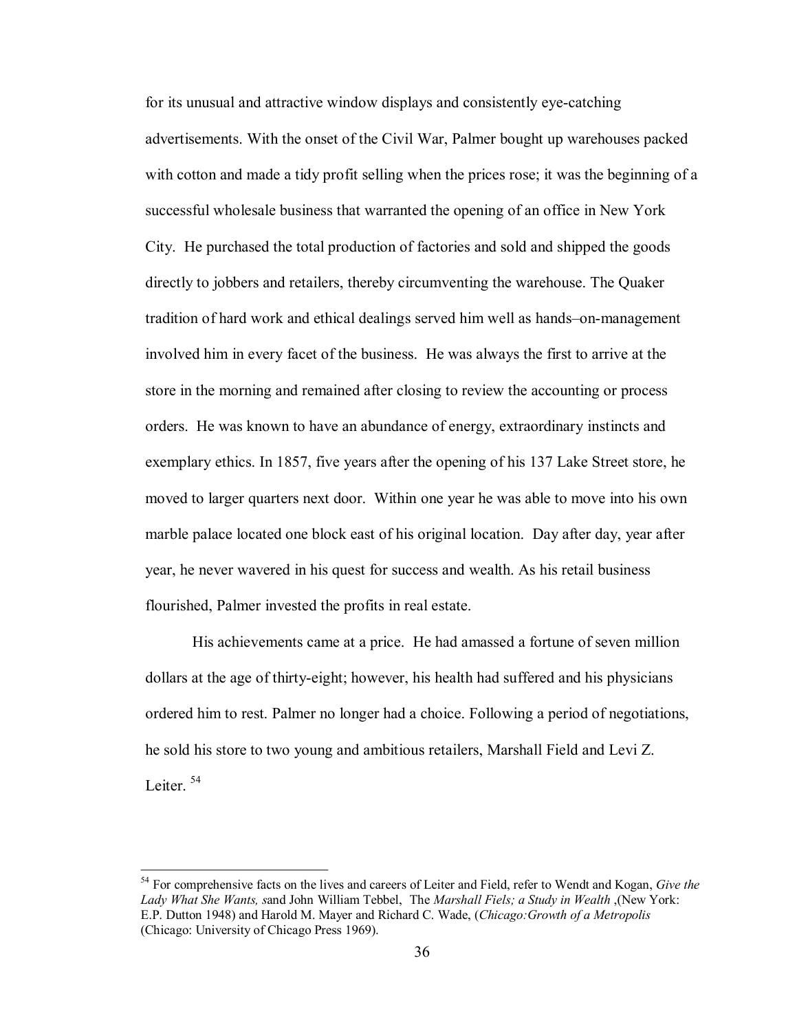for its unusual and attractive window displays and consistently eye-catching advertisements. With the onset of the Civil War, Palmer bought up warehouses packed with cotton and made a tidy profit selling when the prices rose; it was the beginning of a successful wholesale business that warranted the opening of an office in New York City. He purchased the total production of factories and sold and shipped the goods directly to jobbers and retailers, thereby circumventing the warehouse. The Quaker tradition of hard work and ethical dealings served him well as hands–on-management involved him in every facet of the business. He was always the first to arrive at the store in the morning and remained after closing to review the accounting or process orders. He was known to have an abundance of energy, extraordinary instincts and exemplary ethics. In 1857, five years after the opening of his 137 Lake Street store, he moved to larger quarters next door. Within one year he was able to move into his own marble palace located one block east of his original location. Day after day, year after year, he never wavered in his quest for success and wealth. As his retail business flourished, Palmer invested the profits in real estate.

His achievements came at a price. He had amassed a fortune of seven million dollars at the age of thirty-eight; however, his health had suffered and his physicians ordered him to rest. Palmer no longer had a choice. Following a period of negotiations, he sold his store to two young and ambitious retailers, Marshall Field and Levi Z. Leiter. [54]

---

[54] For comprehensive facts on the lives and careers of Leiter and Field, refer to Wendt and Kogan, *Give the Lady What She Wants, s*and John William Tebbel, The *Marshall Fiels; a Study in Wealth* ,(New York: E.P. Dutton 1948) and Harold M. Mayer and Richard C. Wade, (*Chicago:Growth of a Metropolis* (Chicago: University of Chicago Press 1969).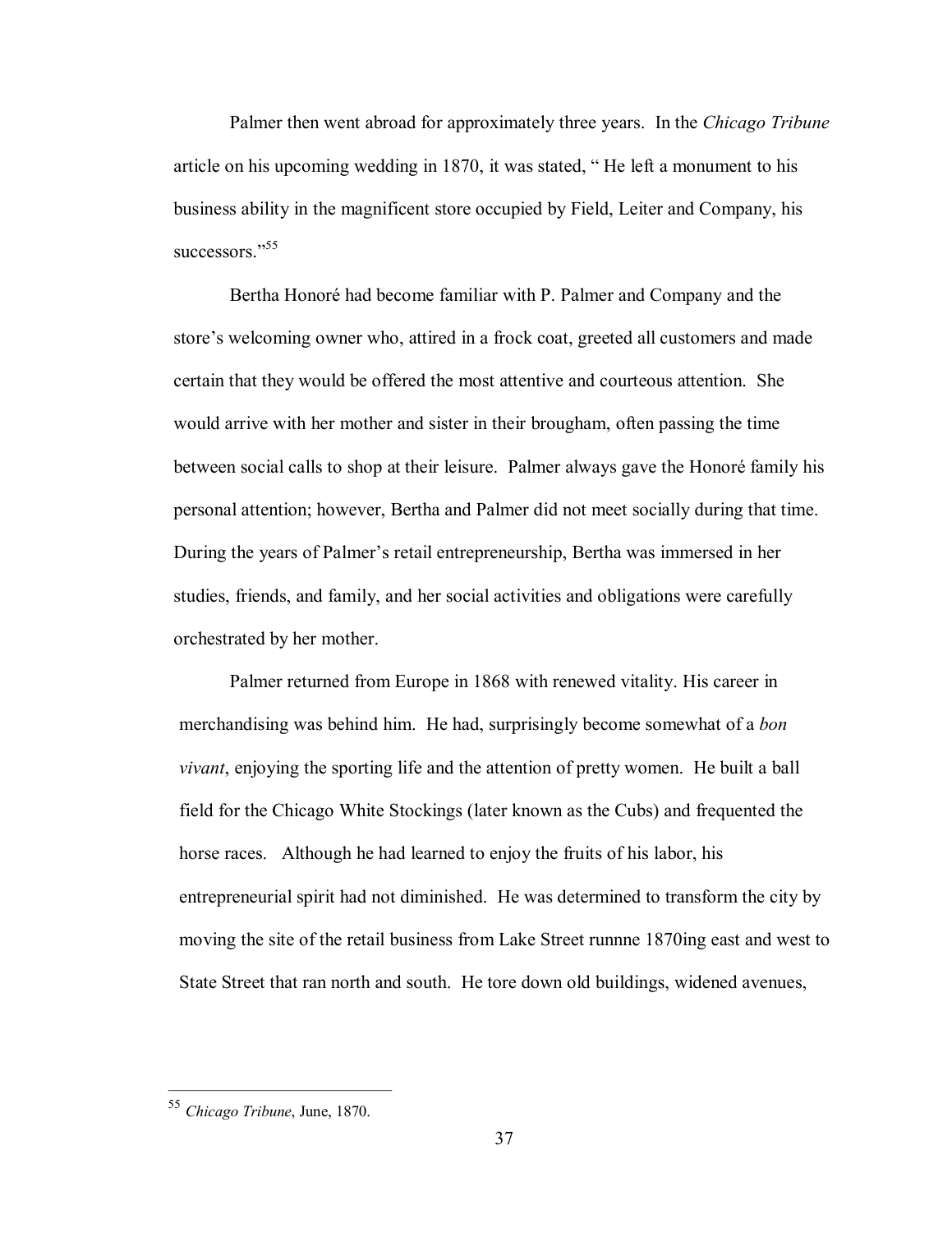Palmer then went abroad for approximately three years. In the *Chicago Tribune* article on his upcoming wedding in 1870, it was stated, " He left a monument to his business ability in the magnificent store occupied by Field, Leiter and Company, his successors."[55]

Bertha Honoré had become familiar with P. Palmer and Company and the store's welcoming owner who, attired in a frock coat, greeted all customers and made certain that they would be offered the most attentive and courteous attention. She would arrive with her mother and sister in their brougham, often passing the time between social calls to shop at their leisure. Palmer always gave the Honoré family his personal attention; however, Bertha and Palmer did not meet socially during that time. During the years of Palmer's retail entrepreneurship, Bertha was immersed in her studies, friends, and family, and her social activities and obligations were carefully orchestrated by her mother.

Palmer returned from Europe in 1868 with renewed vitality. His career in merchandising was behind him. He had, surprisingly become somewhat of a *bon vivant*, enjoying the sporting life and the attention of pretty women. He built a ball field for the Chicago White Stockings (later known as the Cubs) and frequented the horse races. Although he had learned to enjoy the fruits of his labor, his entrepreneurial spirit had not diminished. He was determined to transform the city by moving the site of the retail business from Lake Street runnne 1870ing east and west to State Street that ran north and south. He tore down old buildings, widened avenues,

---

[55] *Chicago Tribune*, June, 1870.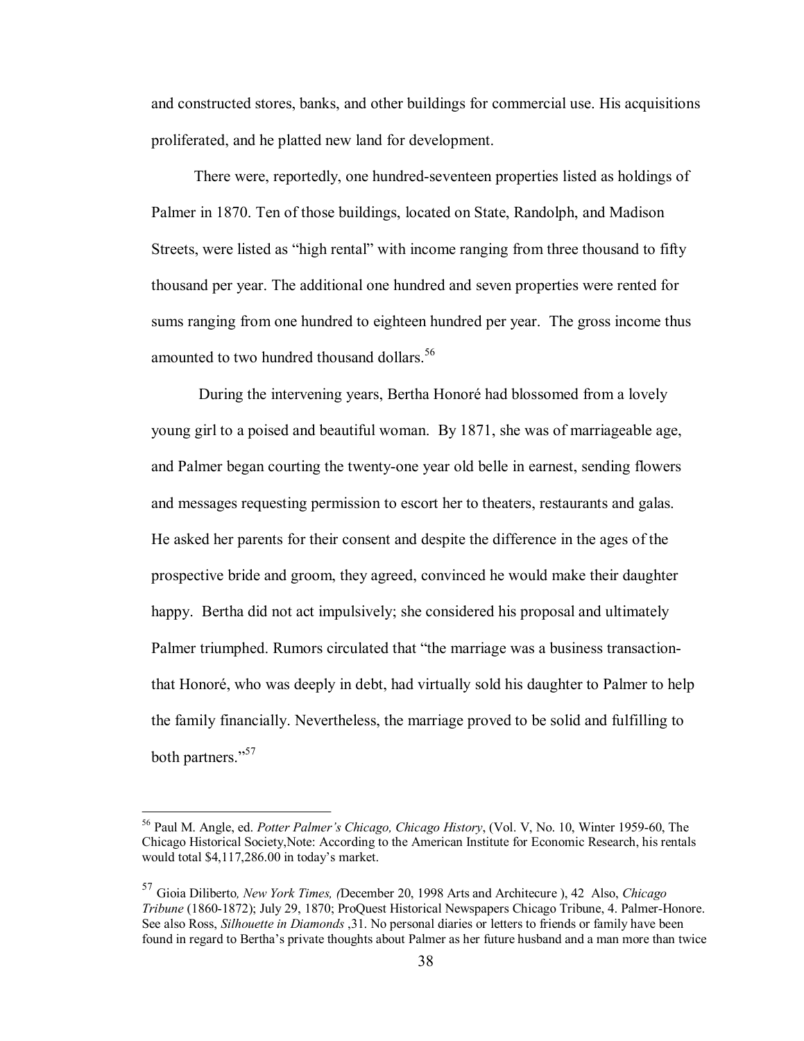and constructed stores, banks, and other buildings for commercial use. His acquisitions proliferated, and he platted new land for development.

There were, reportedly, one hundred-seventeen properties listed as holdings of Palmer in 1870. Ten of those buildings, located on State, Randolph, and Madison Streets, were listed as "high rental" with income ranging from three thousand to fifty thousand per year. The additional one hundred and seven properties were rented for sums ranging from one hundred to eighteen hundred per year. The gross income thus amounted to two hundred thousand dollars.[56]

During the intervening years, Bertha Honoré had blossomed from a lovely young girl to a poised and beautiful woman. By 1871, she was of marriageable age, and Palmer began courting the twenty-one year old belle in earnest, sending flowers and messages requesting permission to escort her to theaters, restaurants and galas. He asked her parents for their consent and despite the difference in the ages of the prospective bride and groom, they agreed, convinced he would make their daughter happy. Bertha did not act impulsively; she considered his proposal and ultimately Palmer triumphed. Rumors circulated that "the marriage was a business transaction- that Honoré, who was deeply in debt, had virtually sold his daughter to Palmer to help the family financially. Nevertheless, the marriage proved to be solid and fulfilling to both partners."[57]

---

[56] Paul M. Angle, ed. *Potter Palmer's Chicago, Chicago History*, (Vol. V, No. 10, Winter 1959-60, The Chicago Historical Society,Note: According to the American Institute for Economic Research, his rentals would total $4,117,286.00 in today's market.

[57] Gioia Diliberto*, New York Times, (*December 20, 1998 Arts and Architecure ), 42 Also, *Chicago Tribune* (1860-1872); July 29, 1870; ProQuest Historical Newspapers Chicago Tribune, 4. Palmer-Honore. See also Ross, *Silhouette in Diamonds* ,31. No personal diaries or letters to friends or family have been found in regard to Bertha's private thoughts about Palmer as her future husband and a man more than twice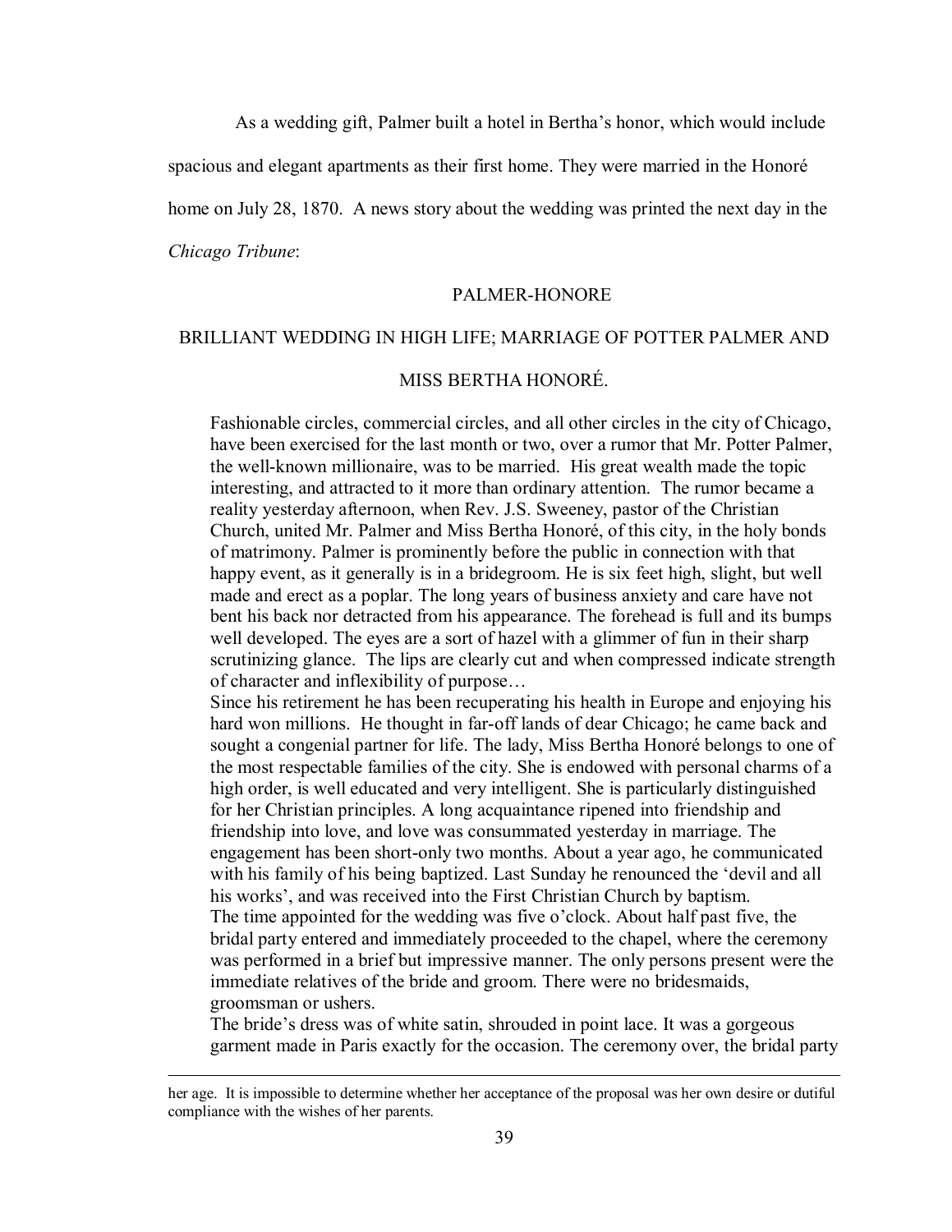As a wedding gift, Palmer built a hotel in Bertha's honor, which would include spacious and elegant apartments as their first home. They were married in the Honoré home on July 28, 1870. A news story about the wedding was printed the next day in the *Chicago Tribune*:

PALMER-HONORE

BRILLIANT WEDDING IN HIGH LIFE; MARRIAGE OF POTTER PALMER AND MISS BERTHA HONORÉ.

> Fashionable circles, commercial circles, and all other circles in the city of Chicago, have been exercised for the last month or two, over a rumor that Mr. Potter Palmer, the well-known millionaire, was to be married. His great wealth made the topic interesting, and attracted to it more than ordinary attention. The rumor became a reality yesterday afternoon, when Rev. J.S. Sweeney, pastor of the Christian Church, united Mr. Palmer and Miss Bertha Honoré, of this city, in the holy bonds of matrimony. Palmer is prominently before the public in connection with that happy event, as it generally is in a bridegroom. He is six feet high, slight, but well made and erect as a poplar. The long years of business anxiety and care have not bent his back nor detracted from his appearance. The forehead is full and its bumps well developed. The eyes are a sort of hazel with a glimmer of fun in their sharp scrutinizing glance. The lips are clearly cut and when compressed indicate strength of character and inflexibility of purpose…
>
> Since his retirement he has been recuperating his health in Europe and enjoying his hard won millions. He thought in far-off lands of dear Chicago; he came back and sought a congenial partner for life. The lady, Miss Bertha Honoré belongs to one of the most respectable families of the city. She is endowed with personal charms of a high order, is well educated and very intelligent. She is particularly distinguished for her Christian principles. A long acquaintance ripened into friendship and friendship into love, and love was consummated yesterday in marriage. The engagement has been short-only two months. About a year ago, he communicated with his family of his being baptized. Last Sunday he renounced the 'devil and all his works', and was received into the First Christian Church by baptism.
>
> The time appointed for the wedding was five o'clock. About half past five, the bridal party entered and immediately proceeded to the chapel, where the ceremony was performed in a brief but impressive manner. The only persons present were the immediate relatives of the bride and groom. There were no bridesmaids, groomsman or ushers.
>
> The bride's dress was of white satin, shrouded in point lace. It was a gorgeous garment made in Paris exactly for the occasion. The ceremony over, the bridal party

---

her age. It is impossible to determine whether her acceptance of the proposal was her own desire or dutiful compliance with the wishes of her parents.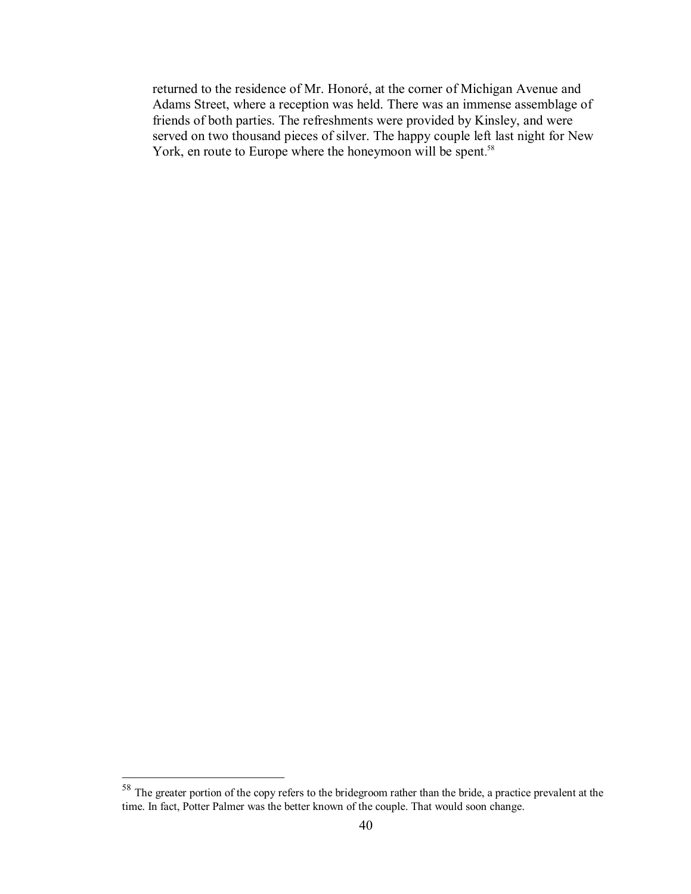> returned to the residence of Mr. Honoré, at the corner of Michigan Avenue and Adams Street, where a reception was held. There was an immense assemblage of friends of both parties. The refreshments were provided by Kinsley, and were served on two thousand pieces of silver. The happy couple left last night for New York, en route to Europe where the honeymoon will be spent.[58]

---

[58] The greater portion of the copy refers to the bridegroom rather than the bride, a practice prevalent at the time. In fact, Potter Palmer was the better known of the couple. That would soon change.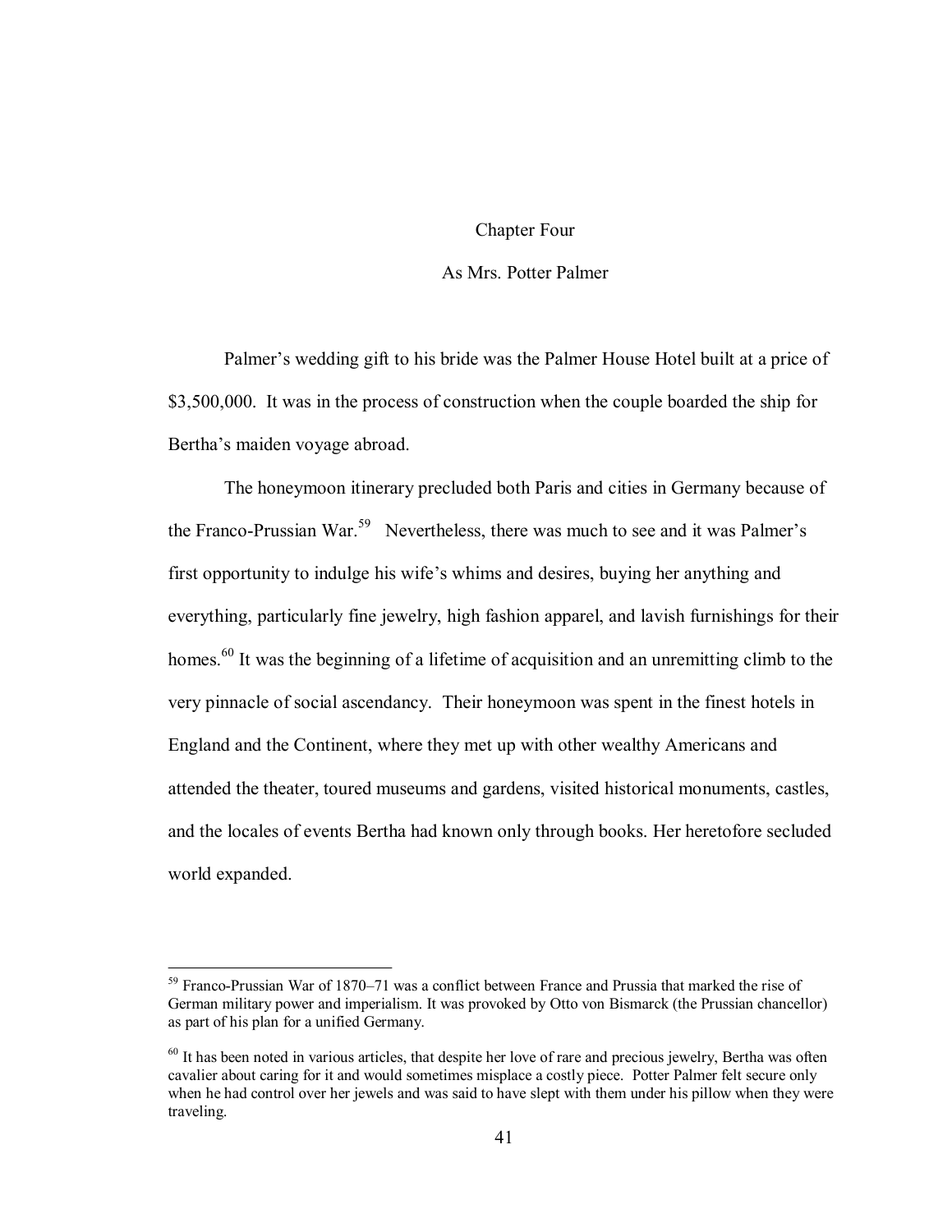# Chapter Four

## As Mrs. Potter Palmer

Palmer's wedding gift to his bride was the Palmer House Hotel built at a price of \$3,500,000. It was in the process of construction when the couple boarded the ship for Bertha's maiden voyage abroad.

The honeymoon itinerary precluded both Paris and cities in Germany because of the Franco-Prussian War.[59] Nevertheless, there was much to see and it was Palmer's first opportunity to indulge his wife's whims and desires, buying her anything and everything, particularly fine jewelry, high fashion apparel, and lavish furnishings for their homes.[60] It was the beginning of a lifetime of acquisition and an unremitting climb to the very pinnacle of social ascendancy. Their honeymoon was spent in the finest hotels in England and the Continent, where they met up with other wealthy Americans and attended the theater, toured museums and gardens, visited historical monuments, castles, and the locales of events Bertha had known only through books. Her heretofore secluded world expanded.

---

[59] Franco-Prussian War of 1870–71 was a conflict between France and Prussia that marked the rise of German military power and imperialism. It was provoked by Otto von Bismarck (the Prussian chancellor) as part of his plan for a unified Germany.

[60] It has been noted in various articles, that despite her love of rare and precious jewelry, Bertha was often cavalier about caring for it and would sometimes misplace a costly piece. Potter Palmer felt secure only when he had control over her jewels and was said to have slept with them under his pillow when they were traveling.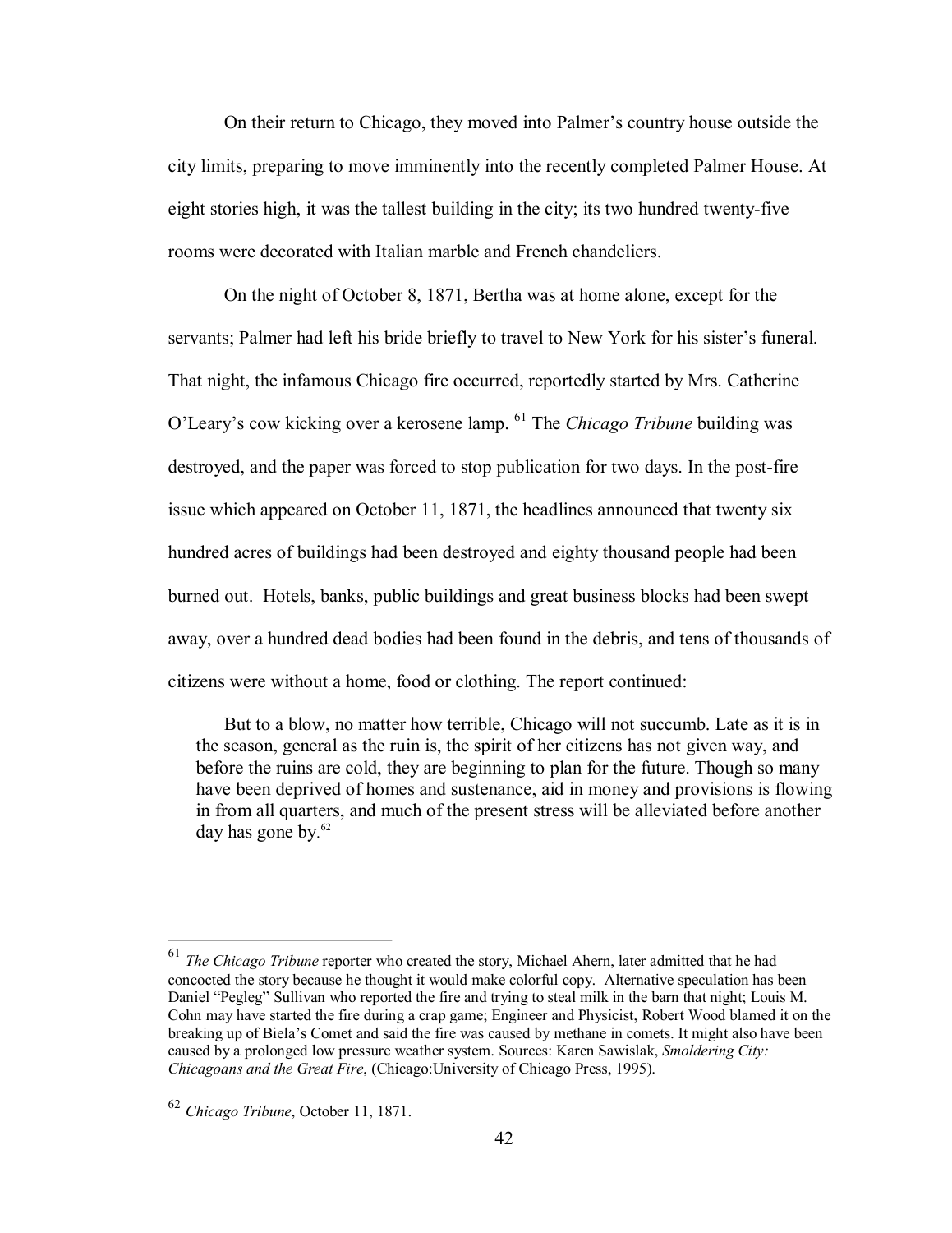On their return to Chicago, they moved into Palmer's country house outside the city limits, preparing to move imminently into the recently completed Palmer House. At eight stories high, it was the tallest building in the city; its two hundred twenty-five rooms were decorated with Italian marble and French chandeliers.

On the night of October 8, 1871, Bertha was at home alone, except for the servants; Palmer had left his bride briefly to travel to New York for his sister's funeral. That night, the infamous Chicago fire occurred, reportedly started by Mrs. Catherine O'Leary's cow kicking over a kerosene lamp. [61] The *Chicago Tribune* building was destroyed, and the paper was forced to stop publication for two days. In the post-fire issue which appeared on October 11, 1871, the headlines announced that twenty six hundred acres of buildings had been destroyed and eighty thousand people had been burned out. Hotels, banks, public buildings and great business blocks had been swept away, over a hundred dead bodies had been found in the debris, and tens of thousands of citizens were without a home, food or clothing. The report continued:

> But to a blow, no matter how terrible, Chicago will not succumb. Late as it is in the season, general as the ruin is, the spirit of her citizens has not given way, and before the ruins are cold, they are beginning to plan for the future. Though so many have been deprived of homes and sustenance, aid in money and provisions is flowing in from all quarters, and much of the present stress will be alleviated before another day has gone by.[62]

---

[61] *The Chicago Tribune* reporter who created the story, Michael Ahern, later admitted that he had concocted the story because he thought it would make colorful copy. Alternative speculation has been Daniel "Pegleg" Sullivan who reported the fire and trying to steal milk in the barn that night; Louis M. Cohn may have started the fire during a crap game; Engineer and Physicist, Robert Wood blamed it on the breaking up of Biela's Comet and said the fire was caused by methane in comets. It might also have been caused by a prolonged low pressure weather system. Sources: Karen Sawislak, *Smoldering City: Chicagoans and the Great Fire*, (Chicago:University of Chicago Press, 1995).

[62] *Chicago Tribune*, October 11, 1871.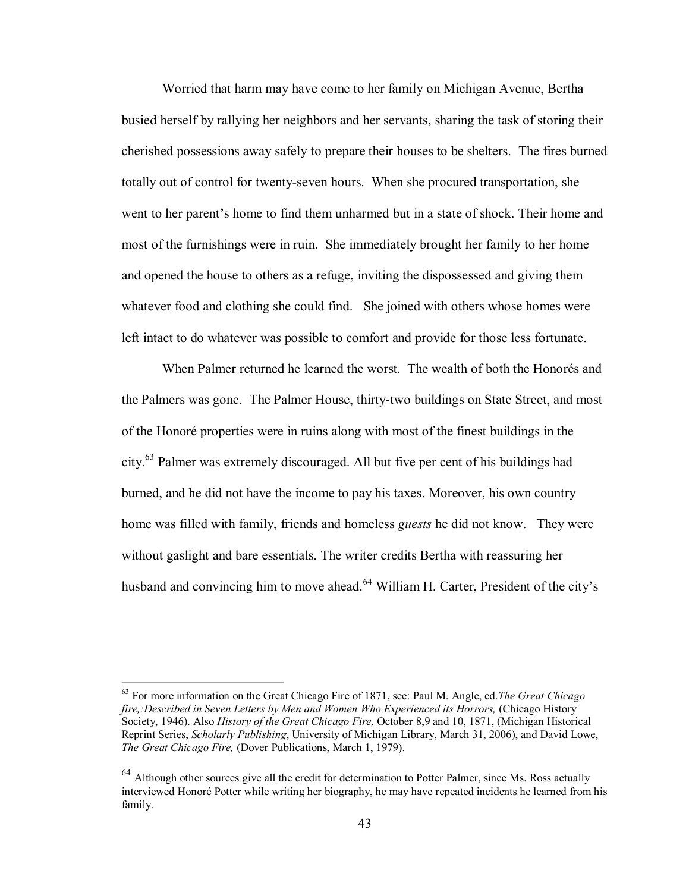Worried that harm may have come to her family on Michigan Avenue, Bertha busied herself by rallying her neighbors and her servants, sharing the task of storing their cherished possessions away safely to prepare their houses to be shelters. The fires burned totally out of control for twenty-seven hours. When she procured transportation, she went to her parent's home to find them unharmed but in a state of shock. Their home and most of the furnishings were in ruin. She immediately brought her family to her home and opened the house to others as a refuge, inviting the dispossessed and giving them whatever food and clothing she could find. She joined with others whose homes were left intact to do whatever was possible to comfort and provide for those less fortunate.

When Palmer returned he learned the worst. The wealth of both the Honorés and the Palmers was gone. The Palmer House, thirty-two buildings on State Street, and most of the Honoré properties were in ruins along with most of the finest buildings in the city.[63] Palmer was extremely discouraged. All but five per cent of his buildings had burned, and he did not have the income to pay his taxes. Moreover, his own country home was filled with family, friends and homeless *guests* he did not know. They were without gaslight and bare essentials. The writer credits Bertha with reassuring her husband and convincing him to move ahead.[64] William H. Carter, President of the city's

---

[63] For more information on the Great Chicago Fire of 1871, see: Paul M. Angle, ed.*The Great Chicago fire,:Described in Seven Letters by Men and Women Who Experienced its Horrors,* (Chicago History Society, 1946). Also *History of the Great Chicago Fire,* October 8,9 and 10, 1871, (Michigan Historical Reprint Series, *Scholarly Publishing*, University of Michigan Library, March 31, 2006), and David Lowe, *The Great Chicago Fire,* (Dover Publications, March 1, 1979).

[64] Although other sources give all the credit for determination to Potter Palmer, since Ms. Ross actually interviewed Honoré Potter while writing her biography, he may have repeated incidents he learned from his family.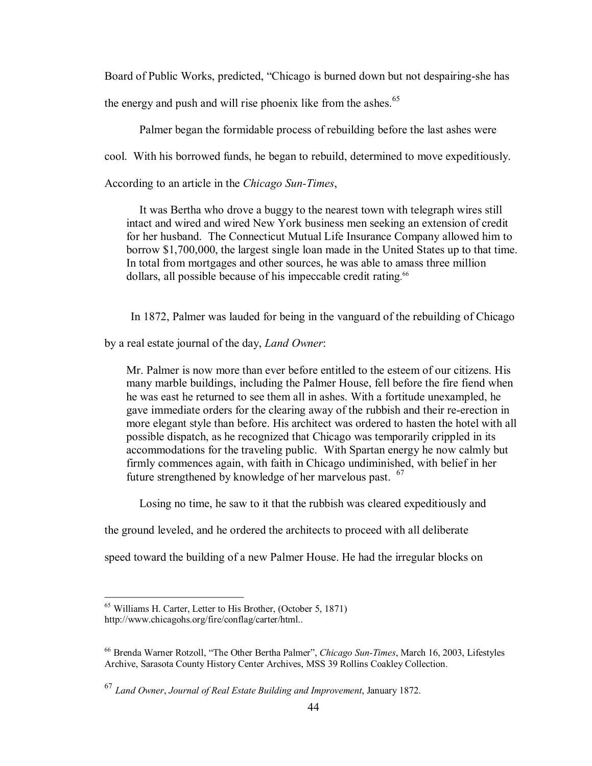Board of Public Works, predicted, "Chicago is burned down but not despairing-she has the energy and push and will rise phoenix like from the ashes.[65]

Palmer began the formidable process of rebuilding before the last ashes were cool. With his borrowed funds, he began to rebuild, determined to move expeditiously. According to an article in the *Chicago Sun-Times*,

> It was Bertha who drove a buggy to the nearest town with telegraph wires still intact and wired and wired New York business men seeking an extension of credit for her husband. The Connecticut Mutual Life Insurance Company allowed him to borrow $1,700,000, the largest single loan made in the United States up to that time. In total from mortgages and other sources, he was able to amass three million dollars, all possible because of his impeccable credit rating.[66]

In 1872, Palmer was lauded for being in the vanguard of the rebuilding of Chicago by a real estate journal of the day, *Land Owner*:

> Mr. Palmer is now more than ever before entitled to the esteem of our citizens. His many marble buildings, including the Palmer House, fell before the fire fiend when he was east he returned to see them all in ashes. With a fortitude unexampled, he gave immediate orders for the clearing away of the rubbish and their re-erection in more elegant style than before. His architect was ordered to hasten the hotel with all possible dispatch, as he recognized that Chicago was temporarily crippled in its accommodations for the traveling public. With Spartan energy he now calmly but firmly commences again, with faith in Chicago undiminished, with belief in her future strengthened by knowledge of her marvelous past. [67]

Losing no time, he saw to it that the rubbish was cleared expeditiously and the ground leveled, and he ordered the architects to proceed with all deliberate speed toward the building of a new Palmer House. He had the irregular blocks on

---

[65] Williams H. Carter, Letter to His Brother, (October 5, 1871) http://www.chicagohs.org/fire/conflag/carter/html..

[66] Brenda Warner Rotzoll, "The Other Bertha Palmer", *Chicago Sun-Times*, March 16, 2003, Lifestyles Archive, Sarasota County History Center Archives, MSS 39 Rollins Coakley Collection.

[67] *Land Owner*, *Journal of Real Estate Building and Improvement*, January 1872.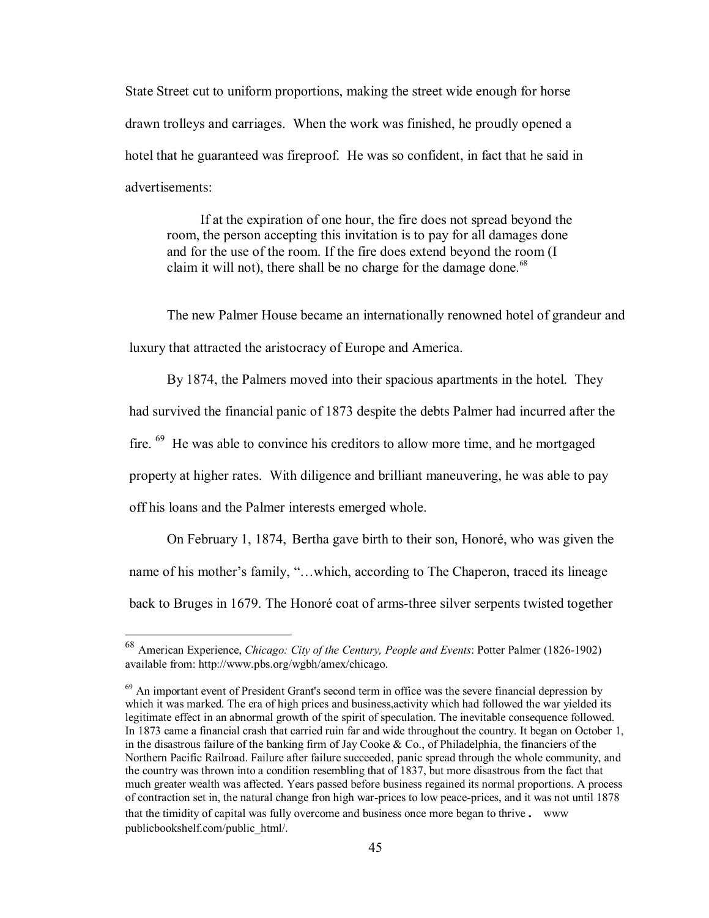State Street cut to uniform proportions, making the street wide enough for horse drawn trolleys and carriages. When the work was finished, he proudly opened a hotel that he guaranteed was fireproof. He was so confident, in fact that he said in advertisements:

> If at the expiration of one hour, the fire does not spread beyond the room, the person accepting this invitation is to pay for all damages done and for the use of the room. If the fire does extend beyond the room (I claim it will not), there shall be no charge for the damage done.[68]

The new Palmer House became an internationally renowned hotel of grandeur and luxury that attracted the aristocracy of Europe and America.

By 1874, the Palmers moved into their spacious apartments in the hotel. They had survived the financial panic of 1873 despite the debts Palmer had incurred after the fire. [69] He was able to convince his creditors to allow more time, and he mortgaged property at higher rates. With diligence and brilliant maneuvering, he was able to pay off his loans and the Palmer interests emerged whole.

On February 1, 1874, Bertha gave birth to their son, Honoré, who was given the name of his mother's family, "…which, according to The Chaperon, traced its lineage back to Bruges in 1679. The Honoré coat of arms-three silver serpents twisted together

---

[68] American Experience, *Chicago: City of the Century, People and Events*: Potter Palmer (1826-1902) available from: http://www.pbs.org/wgbh/amex/chicago.

[69] An important event of President Grant's second term in office was the severe financial depression by which it was marked. The era of high prices and business,activity which had followed the war yielded its legitimate effect in an abnormal growth of the spirit of speculation. The inevitable consequence followed. In 1873 came a financial crash that carried ruin far and wide throughout the country. It began on October 1, in the disastrous failure of the banking firm of Jay Cooke & Co., of Philadelphia, the financiers of the Northern Pacific Railroad. Failure after failure succeeded, panic spread through the whole community, and the country was thrown into a condition resembling that of 1837, but more disastrous from the fact that much greater wealth was affected. Years passed before business regained its normal proportions. A process of contraction set in, the natural change fron high war-prices to low peace-prices, and it was not until 1878 that the timidity of capital was fully overcome and business once more began to thrive. www publicbookshelf.com/public_html/.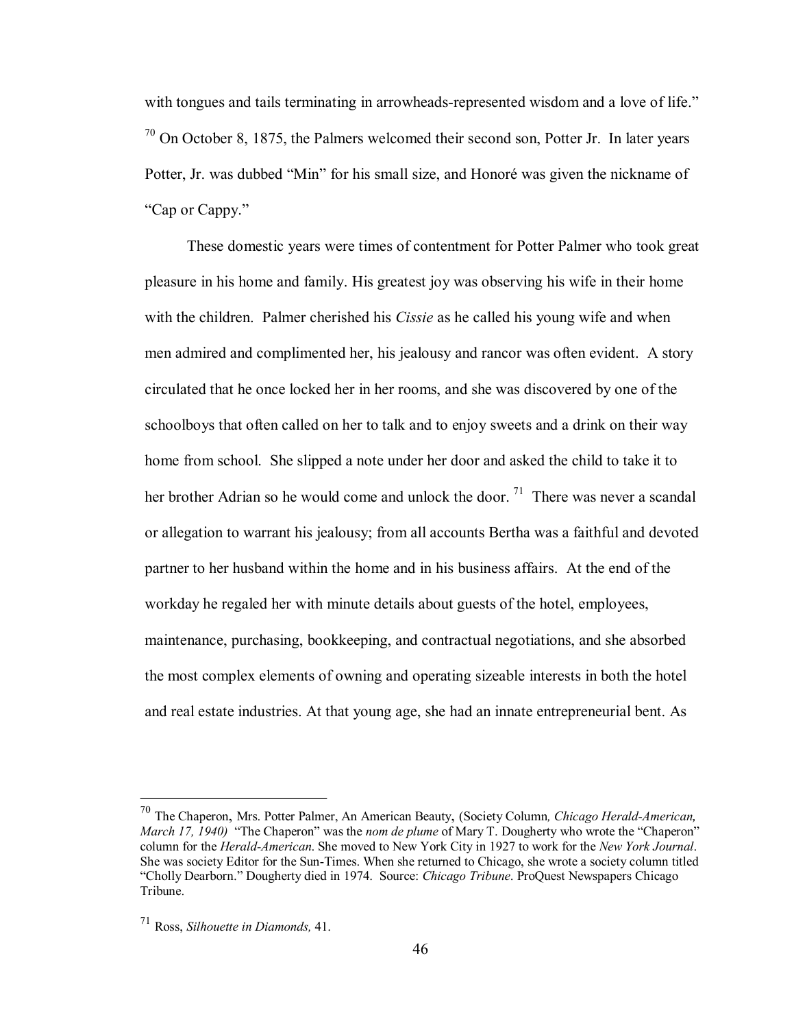with tongues and tails terminating in arrowheads-represented wisdom and a love of life."[70] On October 8, 1875, the Palmers welcomed their second son, Potter Jr. In later years Potter, Jr. was dubbed "Min" for his small size, and Honoré was given the nickname of "Cap or Cappy."

These domestic years were times of contentment for Potter Palmer who took great pleasure in his home and family. His greatest joy was observing his wife in their home with the children. Palmer cherished his *Cissie* as he called his young wife and when men admired and complimented her, his jealousy and rancor was often evident. A story circulated that he once locked her in her rooms, and she was discovered by one of the schoolboys that often called on her to talk and to enjoy sweets and a drink on their way home from school. She slipped a note under her door and asked the child to take it to her brother Adrian so he would come and unlock the door.[71] There was never a scandal or allegation to warrant his jealousy; from all accounts Bertha was a faithful and devoted partner to her husband within the home and in his business affairs. At the end of the workday he regaled her with minute details about guests of the hotel, employees, maintenance, purchasing, bookkeeping, and contractual negotiations, and she absorbed the most complex elements of owning and operating sizeable interests in both the hotel and real estate industries. At that young age, she had an innate entrepreneurial bent. As

---

[70] The Chaperon, Mrs. Potter Palmer, An American Beauty, (Society Column, *Chicago Herald-American, March 17, 1940)* "The Chaperon" was the *nom de plume* of Mary T. Dougherty who wrote the "Chaperon" column for the *Herald-American*. She moved to New York City in 1927 to work for the *New York Journal*. She was society Editor for the Sun-Times. When she returned to Chicago, she wrote a society column titled "Cholly Dearborn." Dougherty died in 1974. Source: *Chicago Tribune*. ProQuest Newspapers Chicago Tribune.

[71] Ross, *Silhouette in Diamonds,* 41.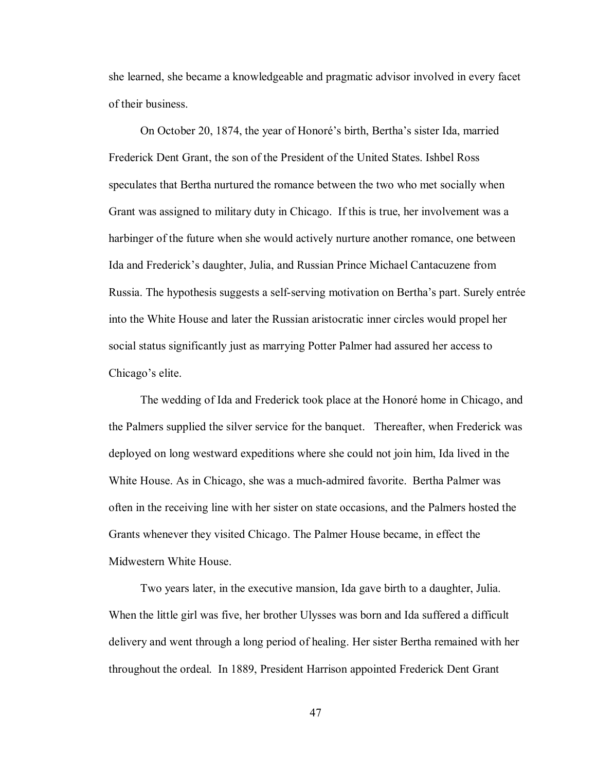she learned, she became a knowledgeable and pragmatic advisor involved in every facet of their business.

On October 20, 1874, the year of Honoré's birth, Bertha's sister Ida, married Frederick Dent Grant, the son of the President of the United States. Ishbel Ross speculates that Bertha nurtured the romance between the two who met socially when Grant was assigned to military duty in Chicago. If this is true, her involvement was a harbinger of the future when she would actively nurture another romance, one between Ida and Frederick's daughter, Julia, and Russian Prince Michael Cantacuzene from Russia. The hypothesis suggests a self-serving motivation on Bertha's part. Surely entrée into the White House and later the Russian aristocratic inner circles would propel her social status significantly just as marrying Potter Palmer had assured her access to Chicago's elite.

The wedding of Ida and Frederick took place at the Honoré home in Chicago, and the Palmers supplied the silver service for the banquet. Thereafter, when Frederick was deployed on long westward expeditions where she could not join him, Ida lived in the White House. As in Chicago, she was a much-admired favorite. Bertha Palmer was often in the receiving line with her sister on state occasions, and the Palmers hosted the Grants whenever they visited Chicago. The Palmer House became, in effect the Midwestern White House.

Two years later, in the executive mansion, Ida gave birth to a daughter, Julia. When the little girl was five, her brother Ulysses was born and Ida suffered a difficult delivery and went through a long period of healing. Her sister Bertha remained with her throughout the ordeal. In 1889, President Harrison appointed Frederick Dent Grant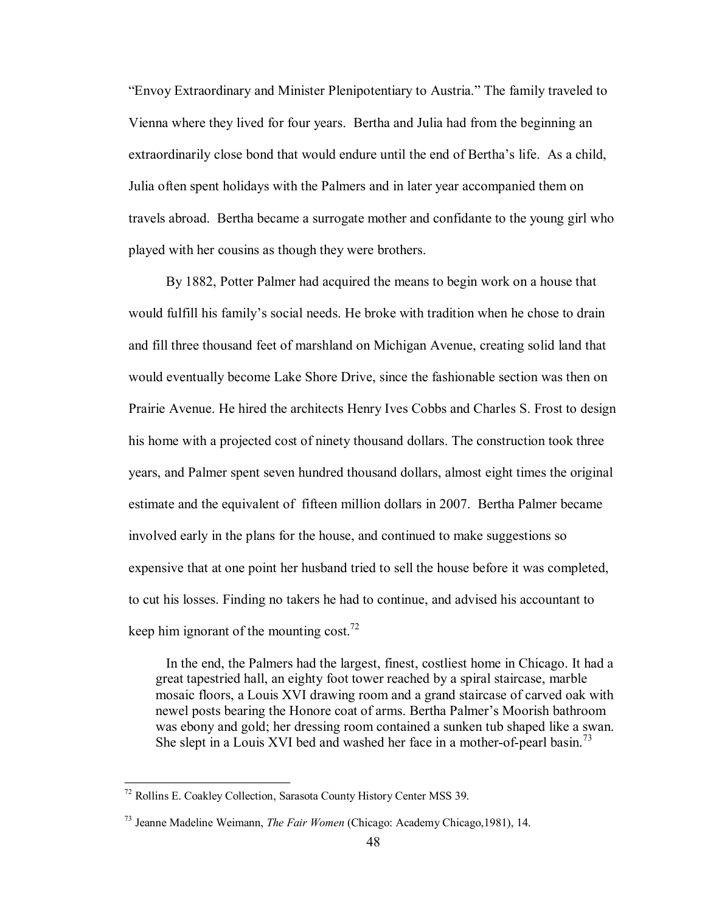"Envoy Extraordinary and Minister Plenipotentiary to Austria." The family traveled to Vienna where they lived for four years. Bertha and Julia had from the beginning an extraordinarily close bond that would endure until the end of Bertha's life. As a child, Julia often spent holidays with the Palmers and in later year accompanied them on travels abroad. Bertha became a surrogate mother and confidante to the young girl who played with her cousins as though they were brothers.

By 1882, Potter Palmer had acquired the means to begin work on a house that would fulfill his family's social needs. He broke with tradition when he chose to drain and fill three thousand feet of marshland on Michigan Avenue, creating solid land that would eventually become Lake Shore Drive, since the fashionable section was then on Prairie Avenue. He hired the architects Henry Ives Cobbs and Charles S. Frost to design his home with a projected cost of ninety thousand dollars. The construction took three years, and Palmer spent seven hundred thousand dollars, almost eight times the original estimate and the equivalent of fifteen million dollars in 2007. Bertha Palmer became involved early in the plans for the house, and continued to make suggestions so expensive that at one point her husband tried to sell the house before it was completed, to cut his losses. Finding no takers he had to continue, and advised his accountant to keep him ignorant of the mounting cost.[72]

> In the end, the Palmers had the largest, finest, costliest home in Chicago. It had a great tapestried hall, an eighty foot tower reached by a spiral staircase, marble mosaic floors, a Louis XVI drawing room and a grand staircase of carved oak with newel posts bearing the Honore coat of arms. Bertha Palmer's Moorish bathroom was ebony and gold; her dressing room contained a sunken tub shaped like a swan. She slept in a Louis XVI bed and washed her face in a mother-of-pearl basin.[73]

---

[72] Rollins E. Coakley Collection, Sarasota County History Center MSS 39.

[73] Jeanne Madeline Weimann, *The Fair Women* (Chicago: Academy Chicago,1981), 14.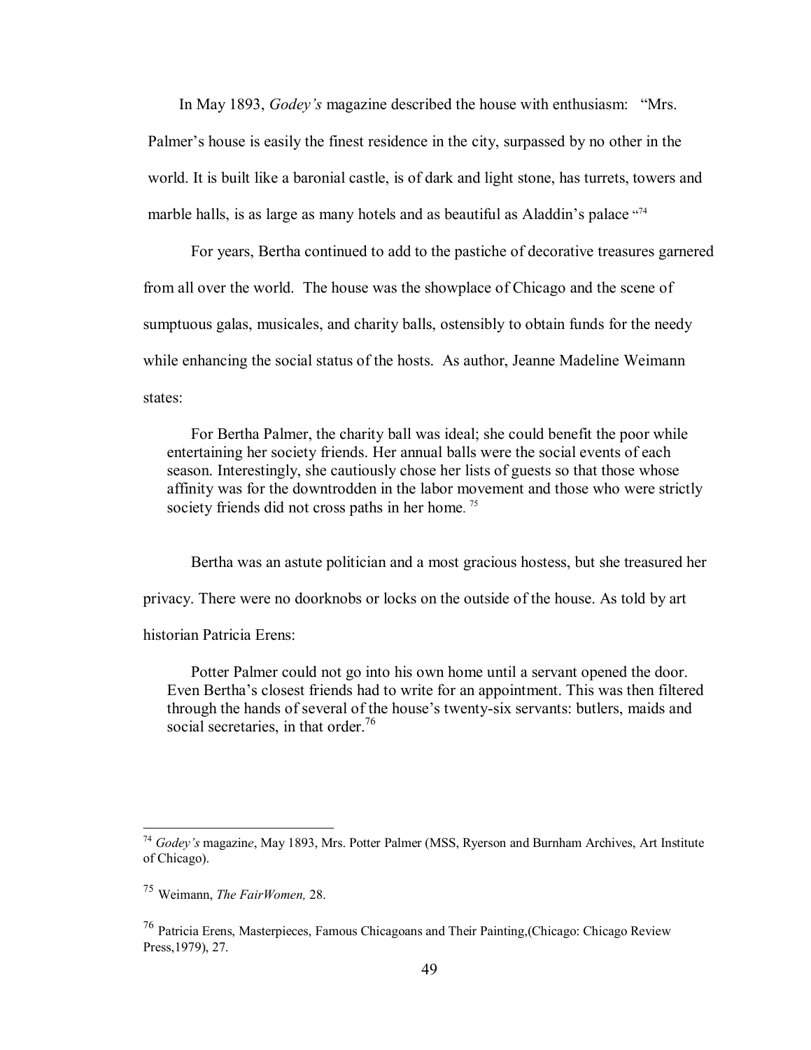In May 1893, *Godey's* magazine described the house with enthusiasm: "Mrs. Palmer's house is easily the finest residence in the city, surpassed by no other in the world. It is built like a baronial castle, is of dark and light stone, has turrets, towers and marble halls, is as large as many hotels and as beautiful as Aladdin's palace "[74]

For years, Bertha continued to add to the pastiche of decorative treasures garnered from all over the world. The house was the showplace of Chicago and the scene of sumptuous galas, musicales, and charity balls, ostensibly to obtain funds for the needy while enhancing the social status of the hosts. As author, Jeanne Madeline Weimann states:

> For Bertha Palmer, the charity ball was ideal; she could benefit the poor while entertaining her society friends. Her annual balls were the social events of each season. Interestingly, she cautiously chose her lists of guests so that those whose affinity was for the downtrodden in the labor movement and those who were strictly society friends did not cross paths in her home. [75]

Bertha was an astute politician and a most gracious hostess, but she treasured her privacy. There were no doorknobs or locks on the outside of the house. As told by art historian Patricia Erens:

> Potter Palmer could not go into his own home until a servant opened the door. Even Bertha's closest friends had to write for an appointment. This was then filtered through the hands of several of the house's twenty-six servants: butlers, maids and social secretaries, in that order.[76]

---

[74] *Godey's* magazine, May 1893, Mrs. Potter Palmer (MSS, Ryerson and Burnham Archives, Art Institute of Chicago).

[75] Weimann, *The FairWomen,* 28.

[76] Patricia Erens, Masterpieces, Famous Chicagoans and Their Painting,(Chicago: Chicago Review Press,1979), 27.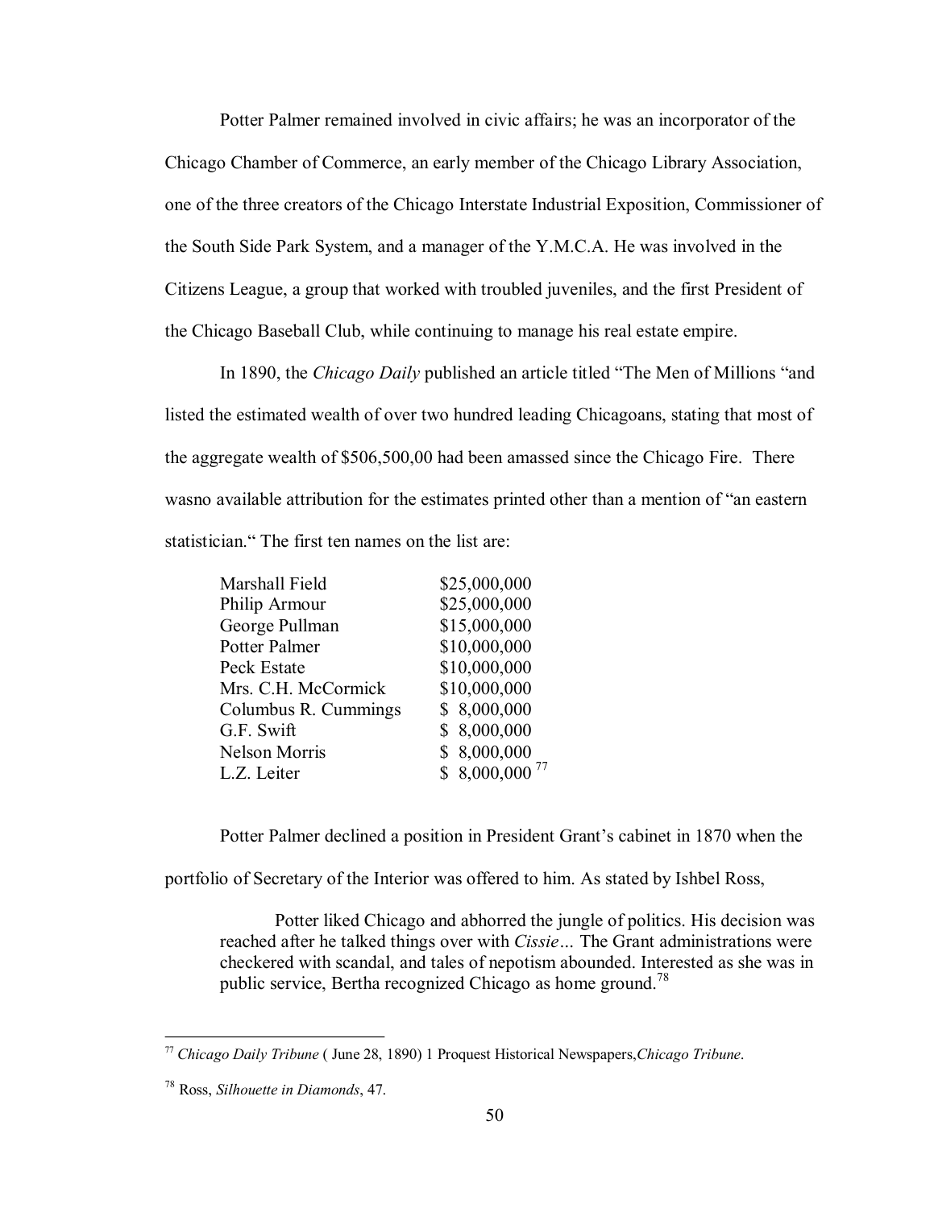Potter Palmer remained involved in civic affairs; he was an incorporator of the Chicago Chamber of Commerce, an early member of the Chicago Library Association, one of the three creators of the Chicago Interstate Industrial Exposition, Commissioner of the South Side Park System, and a manager of the Y.M.C.A. He was involved in the Citizens League, a group that worked with troubled juveniles, and the first President of the Chicago Baseball Club, while continuing to manage his real estate empire.

In 1890, the *Chicago Daily* published an article titled "The Men of Millions "and listed the estimated wealth of over two hundred leading Chicagoans, stating that most of the aggregate wealth of $506,500,00 had been amassed since the Chicago Fire. There wasno available attribution for the estimates printed other than a mention of "an eastern statistician." The first ten names on the list are:

| | |
|---|---|
| Marshall Field | $25,000,000 |
| Philip Armour | $25,000,000 |
| George Pullman | $15,000,000 |
| Potter Palmer | $10,000,000 |
| Peck Estate | $10,000,000 |
| Mrs. C.H. McCormick | $10,000,000 |
| Columbus R. Cummings | $ 8,000,000 |
| G.F. Swift | $ 8,000,000 |
| Nelson Morris | $ 8,000,000 |
| L.Z. Leiter | $ 8,000,000 [77] |

Potter Palmer declined a position in President Grant's cabinet in 1870 when the portfolio of Secretary of the Interior was offered to him. As stated by Ishbel Ross,

> Potter liked Chicago and abhorred the jungle of politics. His decision was reached after he talked things over with *Cissie*… The Grant administrations were checkered with scandal, and tales of nepotism abounded. Interested as she was in public service, Bertha recognized Chicago as home ground.[78]

---

[77] *Chicago Daily Tribune* ( June 28, 1890) 1 Proquest Historical Newspapers,*Chicago Tribune*.

[78] Ross, *Silhouette in Diamonds*, 47.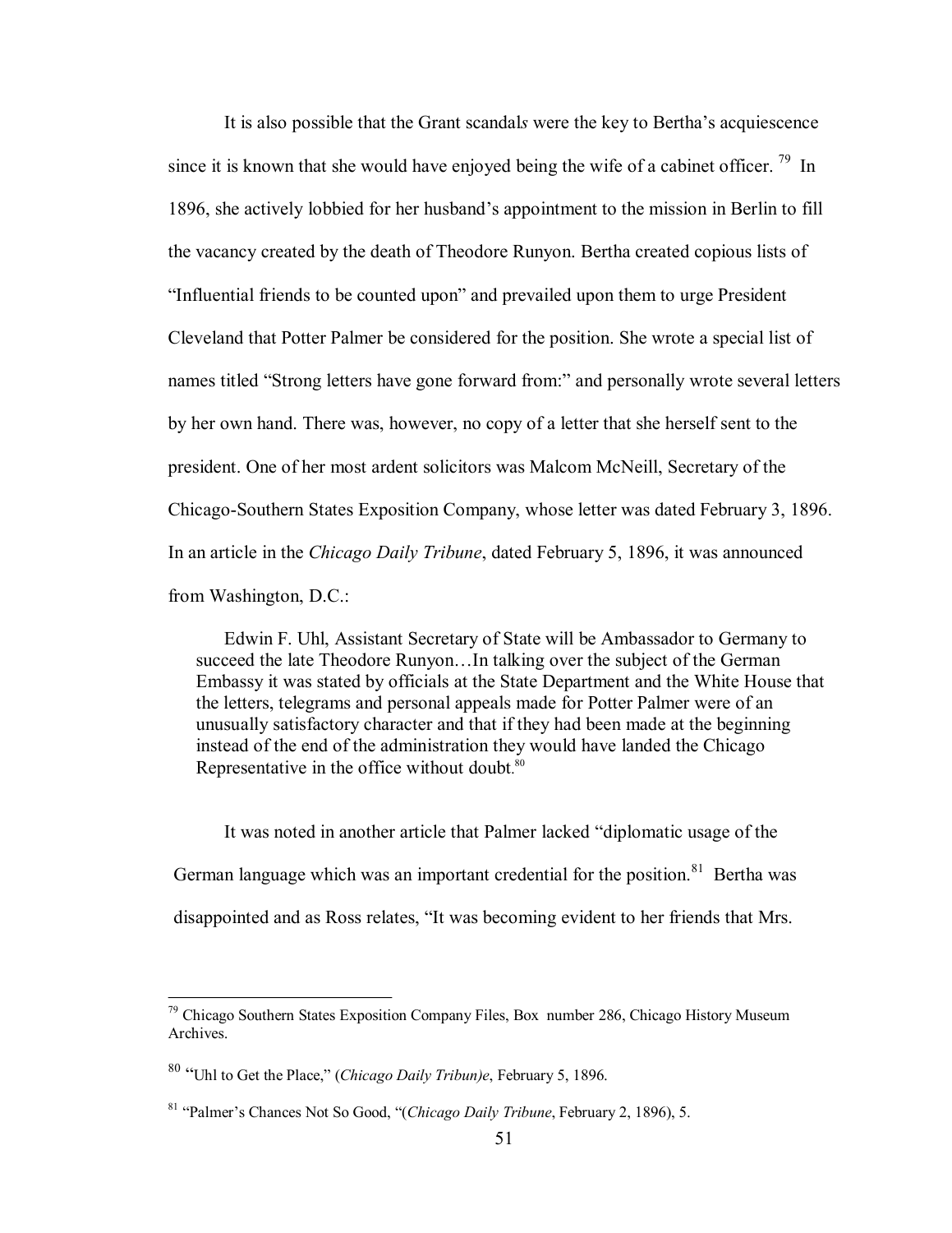It is also possible that the Grant scandal*s* were the key to Bertha's acquiescence since it is known that she would have enjoyed being the wife of a cabinet officer. [79] In 1896, she actively lobbied for her husband's appointment to the mission in Berlin to fill the vacancy created by the death of Theodore Runyon. Bertha created copious lists of "Influential friends to be counted upon" and prevailed upon them to urge President Cleveland that Potter Palmer be considered for the position. She wrote a special list of names titled "Strong letters have gone forward from:" and personally wrote several letters by her own hand. There was, however, no copy of a letter that she herself sent to the president. One of her most ardent solicitors was Malcom McNeill, Secretary of the Chicago-Southern States Exposition Company, whose letter was dated February 3, 1896. In an article in the *Chicago Daily Tribune*, dated February 5, 1896, it was announced from Washington, D.C.:

> Edwin F. Uhl, Assistant Secretary of State will be Ambassador to Germany to succeed the late Theodore Runyon…In talking over the subject of the German Embassy it was stated by officials at the State Department and the White House that the letters, telegrams and personal appeals made for Potter Palmer were of an unusually satisfactory character and that if they had been made at the beginning instead of the end of the administration they would have landed the Chicago Representative in the office without doubt.[80]

It was noted in another article that Palmer lacked "diplomatic usage of the German language which was an important credential for the position.[81] Bertha was disappointed and as Ross relates, "It was becoming evident to her friends that Mrs.

---

[79] Chicago Southern States Exposition Company Files, Box number 286, Chicago History Museum Archives.

[80] "Uhl to Get the Place," (*Chicago Daily Tribun)e*, February 5, 1896.

[81] "Palmer's Chances Not So Good, "(*Chicago Daily Tribune*, February 2, 1896), 5.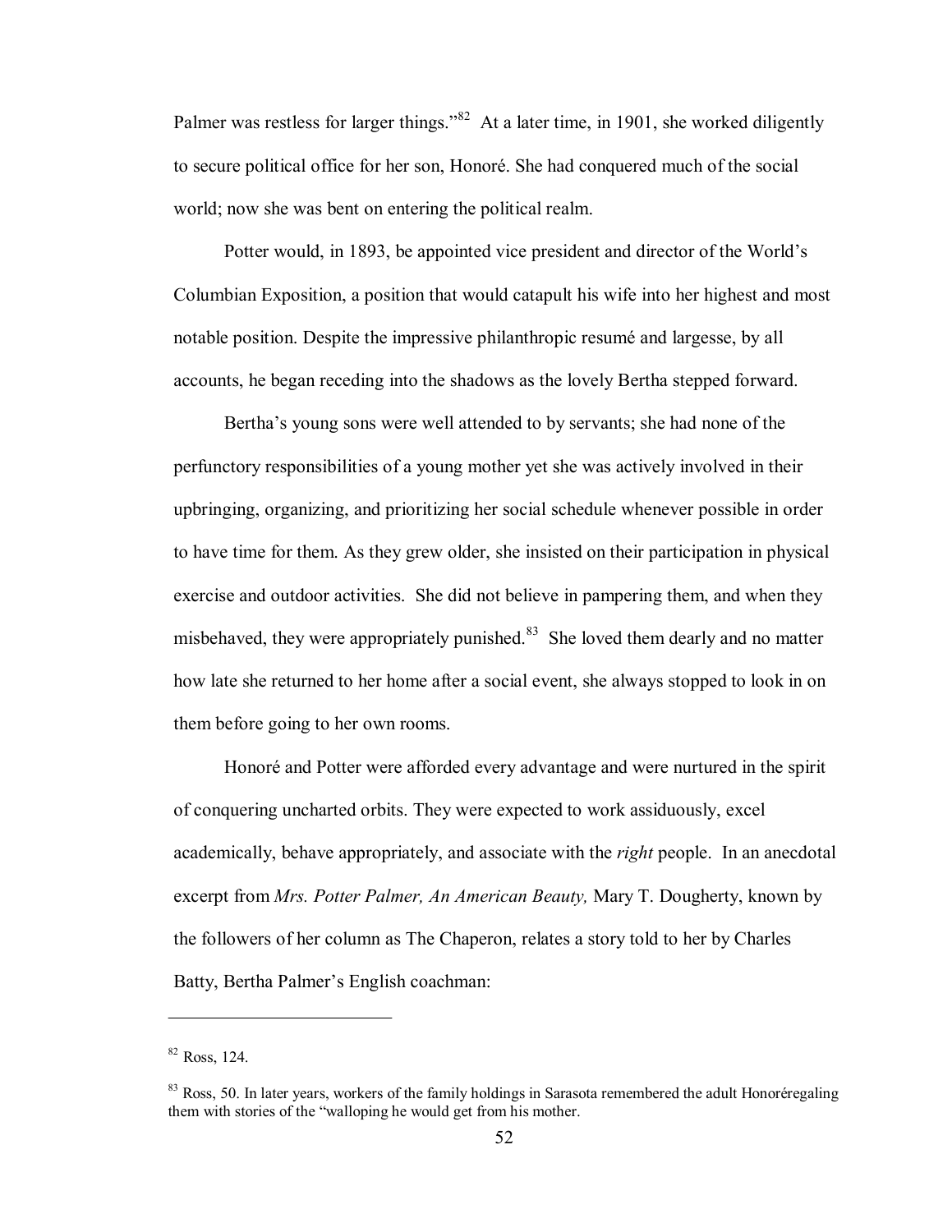Palmer was restless for larger things."[82] At a later time, in 1901, she worked diligently to secure political office for her son, Honoré. She had conquered much of the social world; now she was bent on entering the political realm.

Potter would, in 1893, be appointed vice president and director of the World's Columbian Exposition, a position that would catapult his wife into her highest and most notable position. Despite the impressive philanthropic resumé and largesse, by all accounts, he began receding into the shadows as the lovely Bertha stepped forward.

Bertha's young sons were well attended to by servants; she had none of the perfunctory responsibilities of a young mother yet she was actively involved in their upbringing, organizing, and prioritizing her social schedule whenever possible in order to have time for them. As they grew older, she insisted on their participation in physical exercise and outdoor activities. She did not believe in pampering them, and when they misbehaved, they were appropriately punished.[83] She loved them dearly and no matter how late she returned to her home after a social event, she always stopped to look in on them before going to her own rooms.

Honoré and Potter were afforded every advantage and were nurtured in the spirit of conquering uncharted orbits. They were expected to work assiduously, excel academically, behave appropriately, and associate with the *right* people. In an anecdotal excerpt from *Mrs. Potter Palmer, An American Beauty,* Mary T. Dougherty, known by the followers of her column as The Chaperon, relates a story told to her by Charles Batty, Bertha Palmer's English coachman:

---

[82] Ross, 124.

[83] Ross, 50. In later years, workers of the family holdings in Sarasota remembered the adult Honoréregaling them with stories of the "walloping he would get from his mother.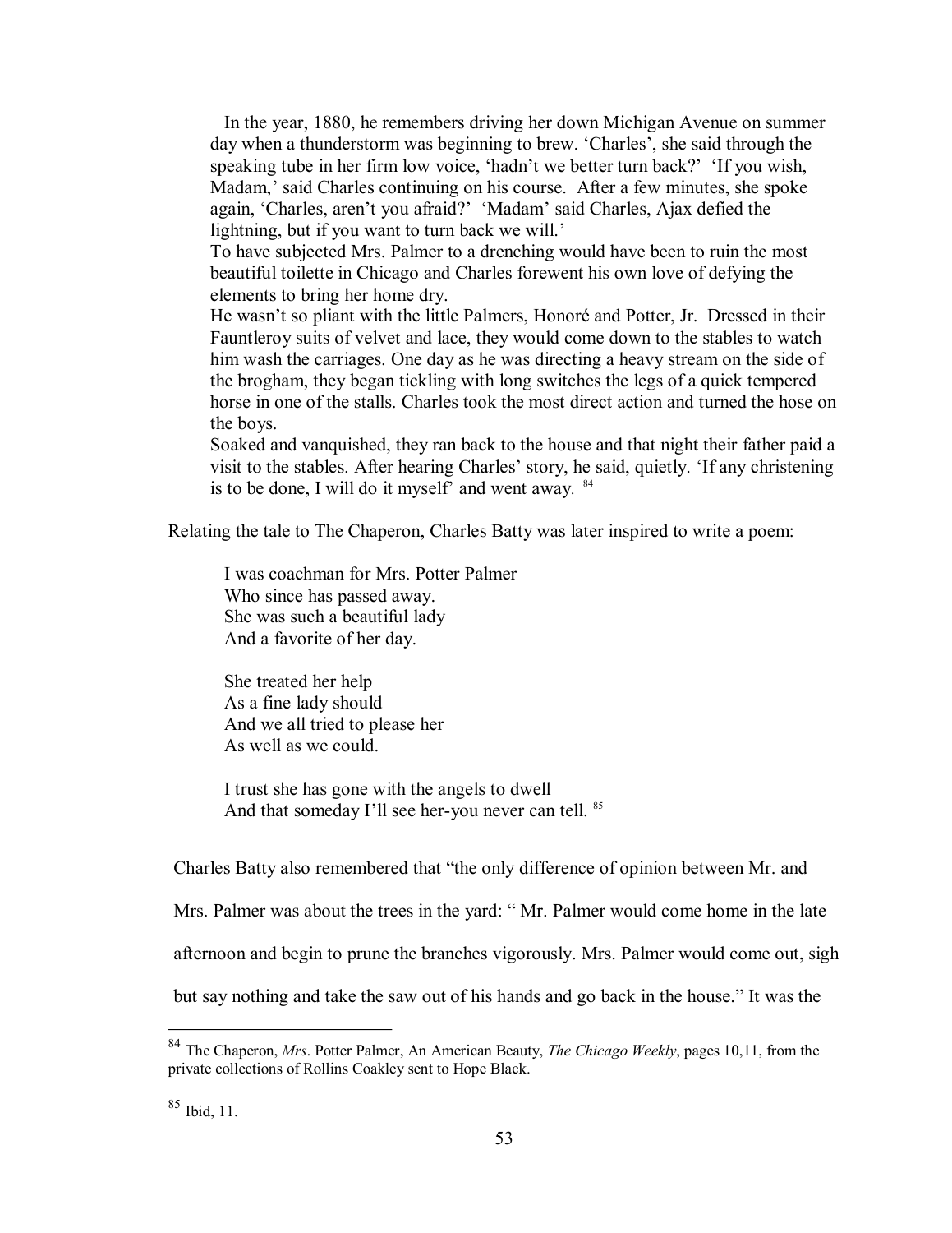> In the year, 1880, he remembers driving her down Michigan Avenue on summer day when a thunderstorm was beginning to brew. 'Charles', she said through the speaking tube in her firm low voice, 'hadn't we better turn back?' 'If you wish, Madam,' said Charles continuing on his course. After a few minutes, she spoke again, 'Charles, aren't you afraid?' 'Madam' said Charles, Ajax defied the lightning, but if you want to turn back we will.'
>
> To have subjected Mrs. Palmer to a drenching would have been to ruin the most beautiful toilette in Chicago and Charles forewent his own love of defying the elements to bring her home dry.
>
> He wasn't so pliant with the little Palmers, Honoré and Potter, Jr. Dressed in their Fauntleroy suits of velvet and lace, they would come down to the stables to watch him wash the carriages. One day as he was directing a heavy stream on the side of the brogham, they began tickling with long switches the legs of a quick tempered horse in one of the stalls. Charles took the most direct action and turned the hose on the boys.
>
> Soaked and vanquished, they ran back to the house and that night their father paid a visit to the stables. After hearing Charles' story, he said, quietly. 'If any christening is to be done, I will do it myself' and went away. [84]

Relating the tale to The Chaperon, Charles Batty was later inspired to write a poem:

> I was coachman for Mrs. Potter Palmer
> Who since has passed away.
> She was such a beautiful lady
> And a favorite of her day.
>
> She treated her help
> As a fine lady should
> And we all tried to please her
> As well as we could.
>
> I trust she has gone with the angels to dwell
> And that someday I'll see her-you never can tell. [85]

Charles Batty also remembered that "the only difference of opinion between Mr. and Mrs. Palmer was about the trees in the yard: " Mr. Palmer would come home in the late afternoon and begin to prune the branches vigorously. Mrs. Palmer would come out, sigh but say nothing and take the saw out of his hands and go back in the house." It was the

---

[84] The Chaperon, *Mrs*. Potter Palmer, An American Beauty, *The Chicago Weekly*, pages 10,11, from the private collections of Rollins Coakley sent to Hope Black.

[85] Ibid, 11.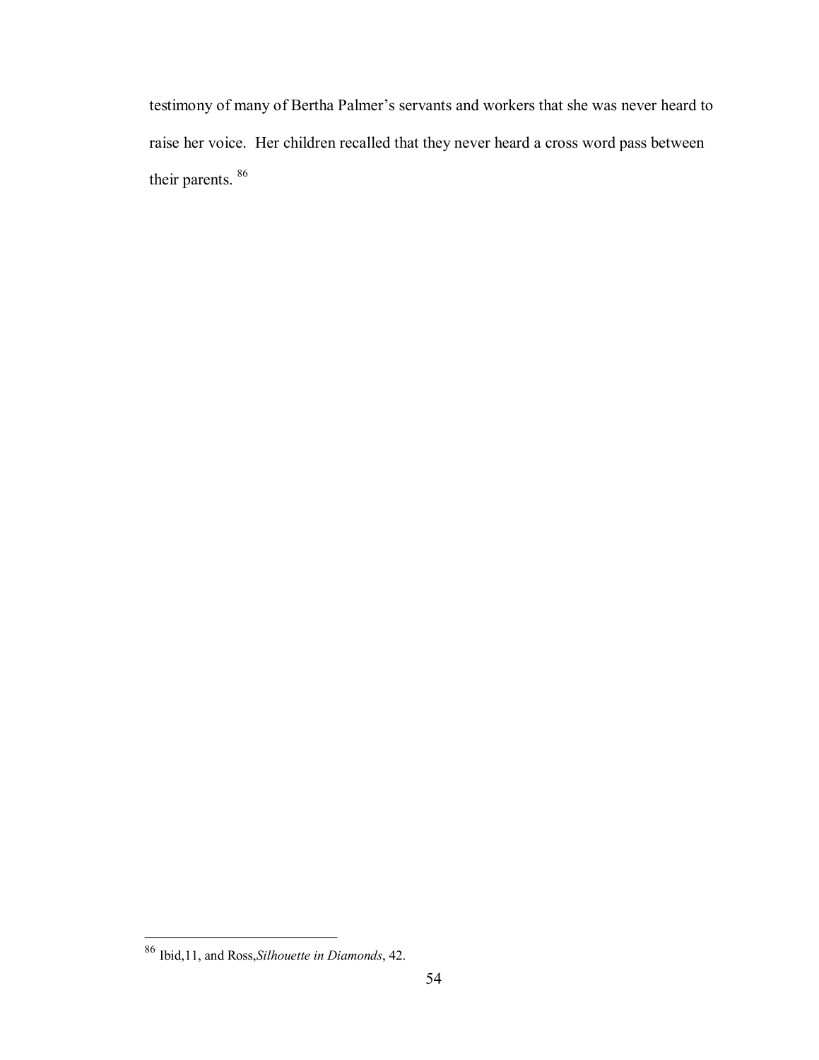testimony of many of Bertha Palmer's servants and workers that she was never heard to raise her voice. Her children recalled that they never heard a cross word pass between their parents. [86]

---

[86] Ibid,11, and Ross,*Silhouette in Diamonds*, 42.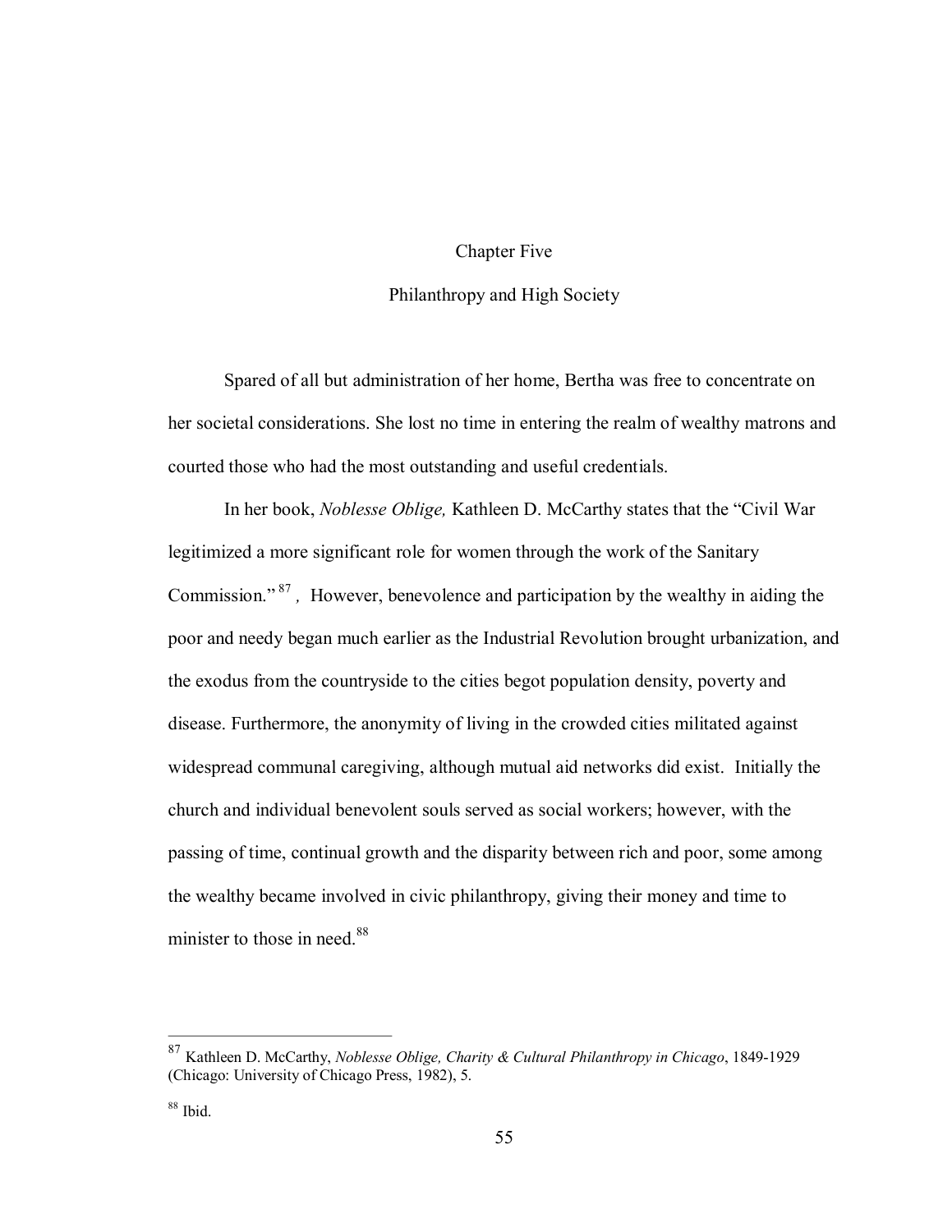# Chapter Five

## Philanthropy and High Society

Spared of all but administration of her home, Bertha was free to concentrate on her societal considerations. She lost no time in entering the realm of wealthy matrons and courted those who had the most outstanding and useful credentials.

In her book, *Noblesse Oblige,* Kathleen D. McCarthy states that the "Civil War legitimized a more significant role for women through the work of the Sanitary Commission."[87], However, benevolence and participation by the wealthy in aiding the poor and needy began much earlier as the Industrial Revolution brought urbanization, and the exodus from the countryside to the cities begot population density, poverty and disease. Furthermore, the anonymity of living in the crowded cities militated against widespread communal caregiving, although mutual aid networks did exist. Initially the church and individual benevolent souls served as social workers; however, with the passing of time, continual growth and the disparity between rich and poor, some among the wealthy became involved in civic philanthropy, giving their money and time to minister to those in need.[88]

---

[87] Kathleen D. McCarthy, *Noblesse Oblige, Charity & Cultural Philanthropy in Chicago*, 1849-1929 (Chicago: University of Chicago Press, 1982), 5.

[88] Ibid.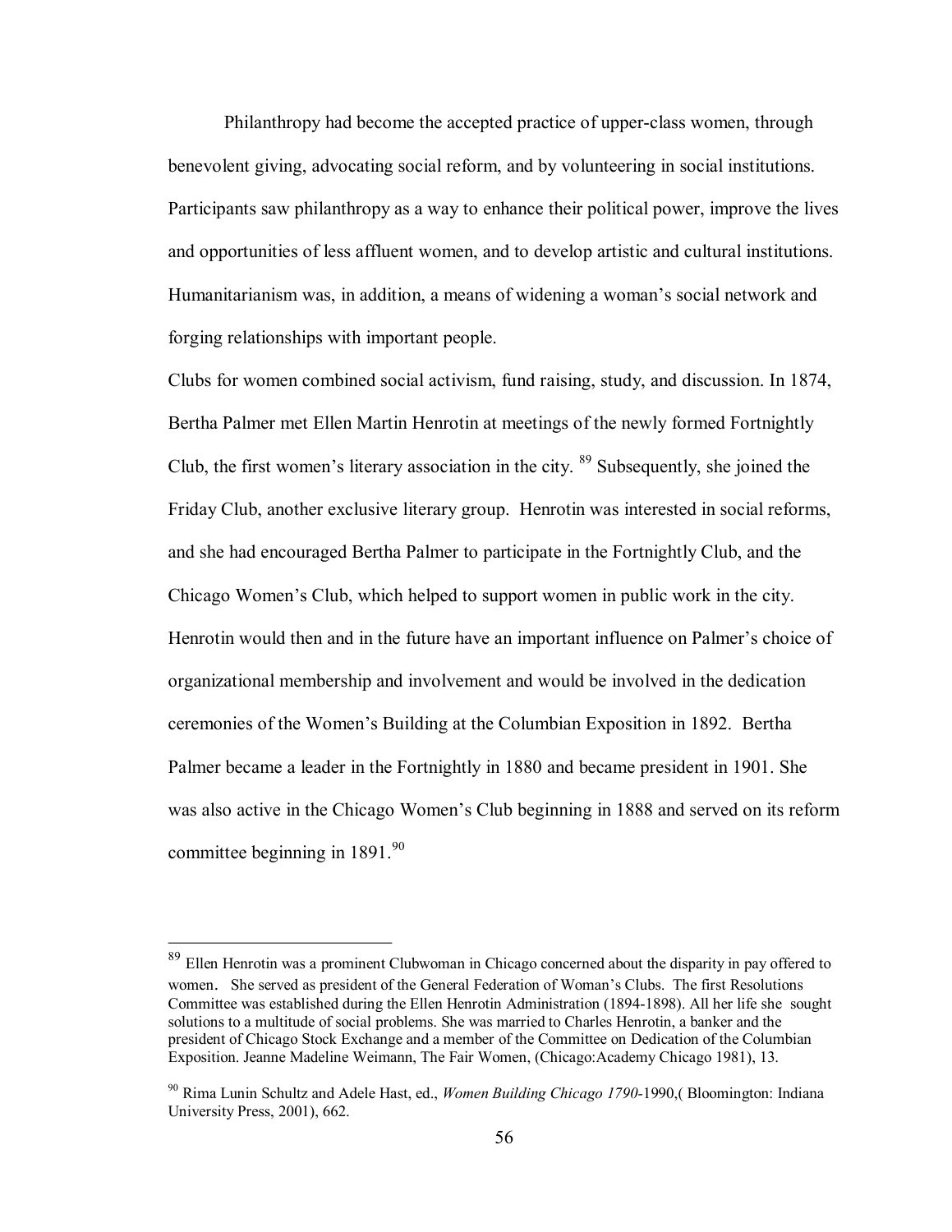Philanthropy had become the accepted practice of upper-class women, through benevolent giving, advocating social reform, and by volunteering in social institutions. Participants saw philanthropy as a way to enhance their political power, improve the lives and opportunities of less affluent women, and to develop artistic and cultural institutions. Humanitarianism was, in addition, a means of widening a woman's social network and forging relationships with important people.

Clubs for women combined social activism, fund raising, study, and discussion. In 1874, Bertha Palmer met Ellen Martin Henrotin at meetings of the newly formed Fortnightly Club, the first women's literary association in the city. [89] Subsequently, she joined the Friday Club, another exclusive literary group. Henrotin was interested in social reforms, and she had encouraged Bertha Palmer to participate in the Fortnightly Club, and the Chicago Women's Club, which helped to support women in public work in the city. Henrotin would then and in the future have an important influence on Palmer's choice of organizational membership and involvement and would be involved in the dedication ceremonies of the Women's Building at the Columbian Exposition in 1892. Bertha Palmer became a leader in the Fortnightly in 1880 and became president in 1901. She was also active in the Chicago Women's Club beginning in 1888 and served on its reform committee beginning in 1891.[90]

---

[89] Ellen Henrotin was a prominent Clubwoman in Chicago concerned about the disparity in pay offered to women. She served as president of the General Federation of Woman's Clubs. The first Resolutions Committee was established during the Ellen Henrotin Administration (1894-1898). All her life she sought solutions to a multitude of social problems. She was married to Charles Henrotin, a banker and the president of Chicago Stock Exchange and a member of the Committee on Dedication of the Columbian Exposition. Jeanne Madeline Weimann, The Fair Women, (Chicago:Academy Chicago 1981), 13.

[90] Rima Lunin Schultz and Adele Hast, ed., *Women Building Chicago 1790*-1990,( Bloomington: Indiana University Press, 2001), 662.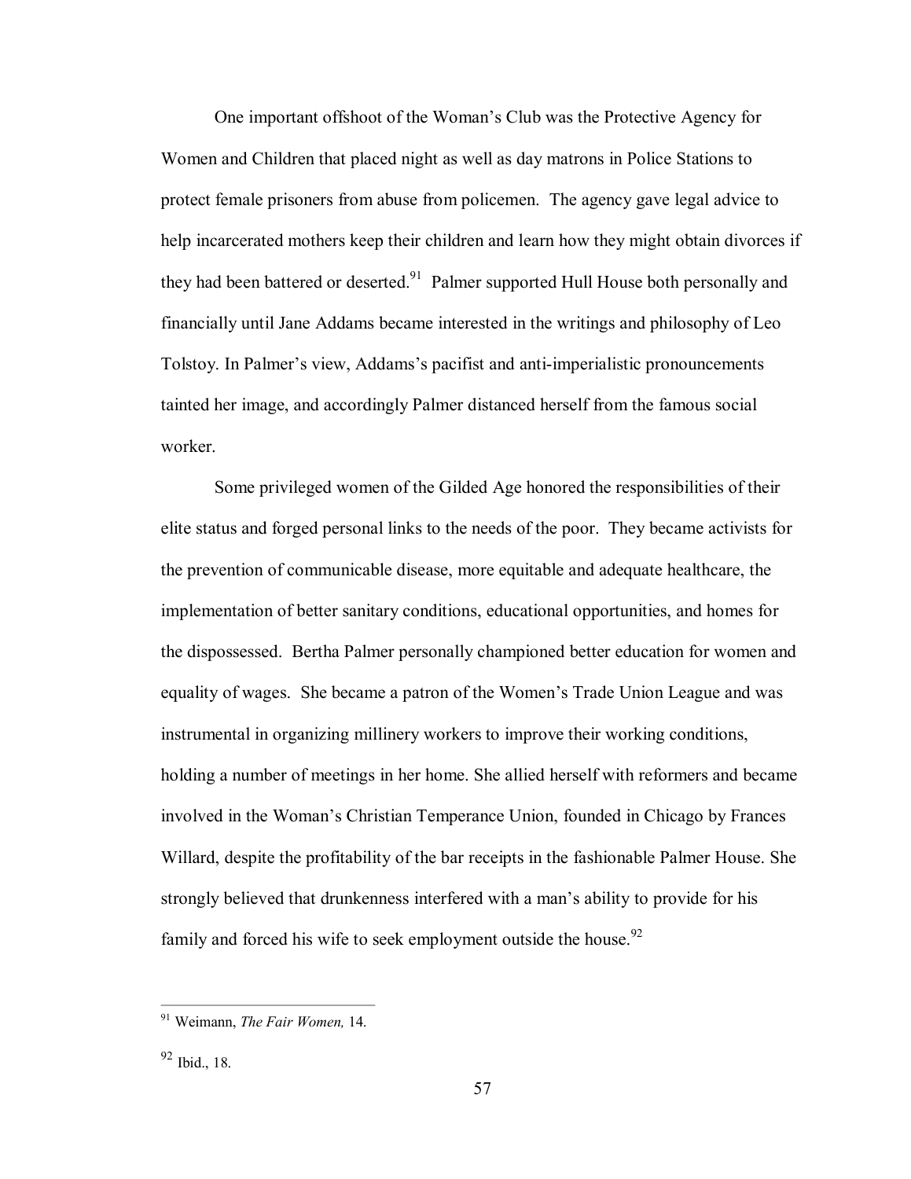One important offshoot of the Woman's Club was the Protective Agency for Women and Children that placed night as well as day matrons in Police Stations to protect female prisoners from abuse from policemen. The agency gave legal advice to help incarcerated mothers keep their children and learn how they might obtain divorces if they had been battered or deserted.[91] Palmer supported Hull House both personally and financially until Jane Addams became interested in the writings and philosophy of Leo Tolstoy. In Palmer's view, Addams's pacifist and anti-imperialistic pronouncements tainted her image, and accordingly Palmer distanced herself from the famous social worker.

Some privileged women of the Gilded Age honored the responsibilities of their elite status and forged personal links to the needs of the poor. They became activists for the prevention of communicable disease, more equitable and adequate healthcare, the implementation of better sanitary conditions, educational opportunities, and homes for the dispossessed. Bertha Palmer personally championed better education for women and equality of wages. She became a patron of the Women's Trade Union League and was instrumental in organizing millinery workers to improve their working conditions, holding a number of meetings in her home. She allied herself with reformers and became involved in the Woman's Christian Temperance Union, founded in Chicago by Frances Willard, despite the profitability of the bar receipts in the fashionable Palmer House. She strongly believed that drunkenness interfered with a man's ability to provide for his family and forced his wife to seek employment outside the house.[92]

---

[91] Weimann, *The Fair Women,* 14.

[92] Ibid., 18.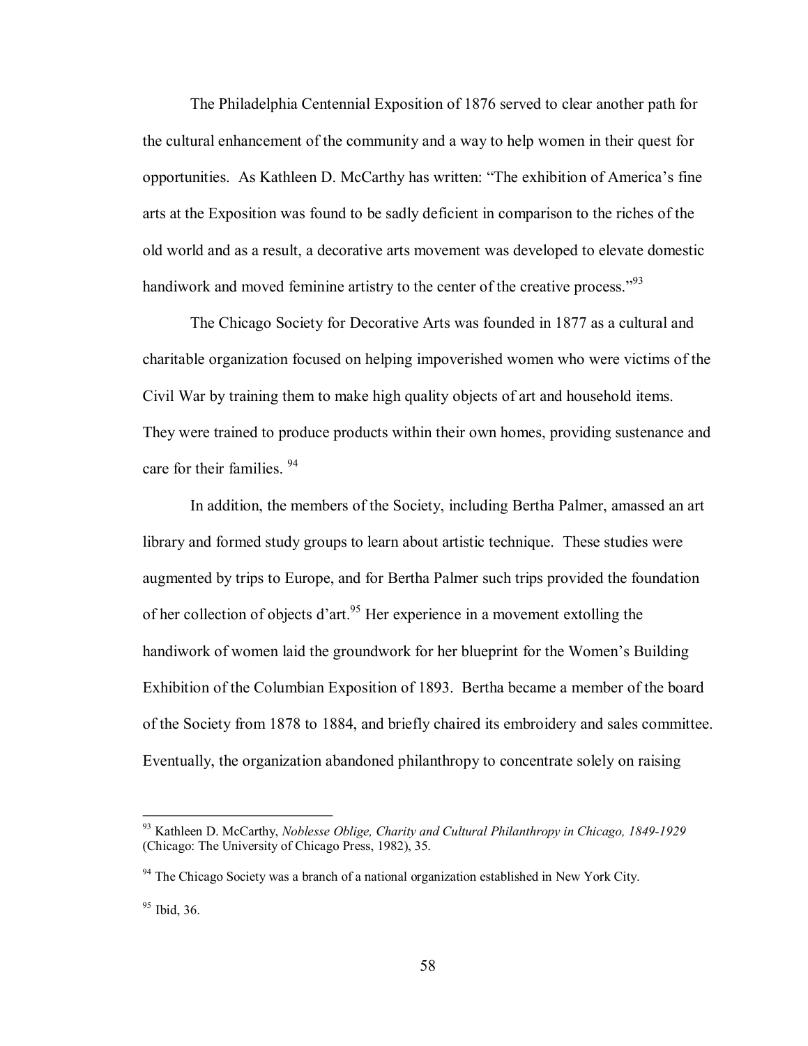The Philadelphia Centennial Exposition of 1876 served to clear another path for the cultural enhancement of the community and a way to help women in their quest for opportunities. As Kathleen D. McCarthy has written: "The exhibition of America's fine arts at the Exposition was found to be sadly deficient in comparison to the riches of the old world and as a result, a decorative arts movement was developed to elevate domestic handiwork and moved feminine artistry to the center of the creative process."[93]

The Chicago Society for Decorative Arts was founded in 1877 as a cultural and charitable organization focused on helping impoverished women who were victims of the Civil War by training them to make high quality objects of art and household items. They were trained to produce products within their own homes, providing sustenance and care for their families. [94]

In addition, the members of the Society, including Bertha Palmer, amassed an art library and formed study groups to learn about artistic technique. These studies were augmented by trips to Europe, and for Bertha Palmer such trips provided the foundation of her collection of objects d'art.[95] Her experience in a movement extolling the handiwork of women laid the groundwork for her blueprint for the Women's Building Exhibition of the Columbian Exposition of 1893. Bertha became a member of the board of the Society from 1878 to 1884, and briefly chaired its embroidery and sales committee. Eventually, the organization abandoned philanthropy to concentrate solely on raising

---

[93] Kathleen D. McCarthy, *Noblesse Oblige, Charity and Cultural Philanthropy in Chicago, 1849-1929* (Chicago: The University of Chicago Press, 1982), 35.

[94] The Chicago Society was a branch of a national organization established in New York City.

[95] Ibid, 36.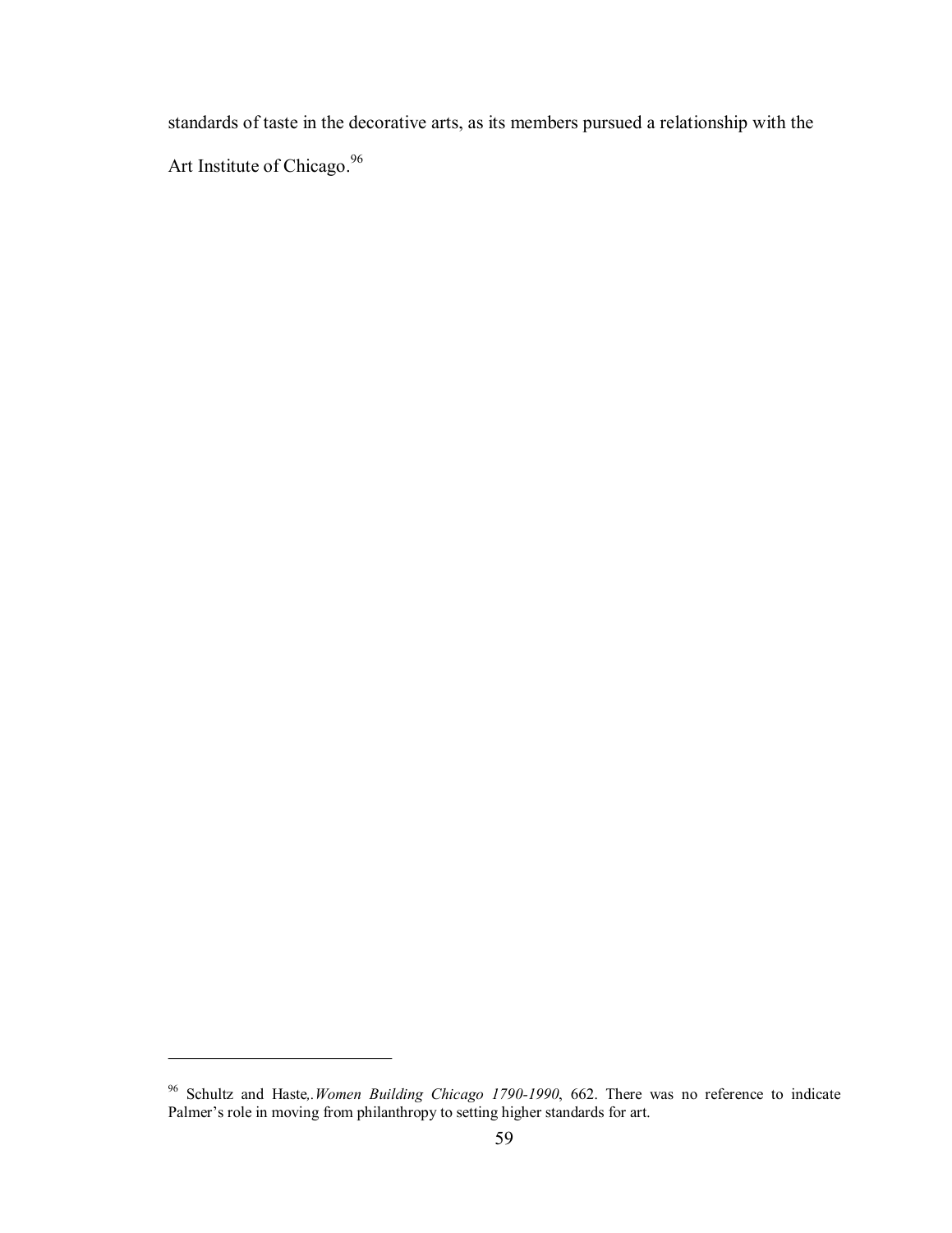standards of taste in the decorative arts, as its members pursued a relationship with the Art Institute of Chicago.[96]

---

[96] Schultz and Haste,.*Women Building Chicago 1790-1990*, 662. There was no reference to indicate Palmer's role in moving from philanthropy to setting higher standards for art.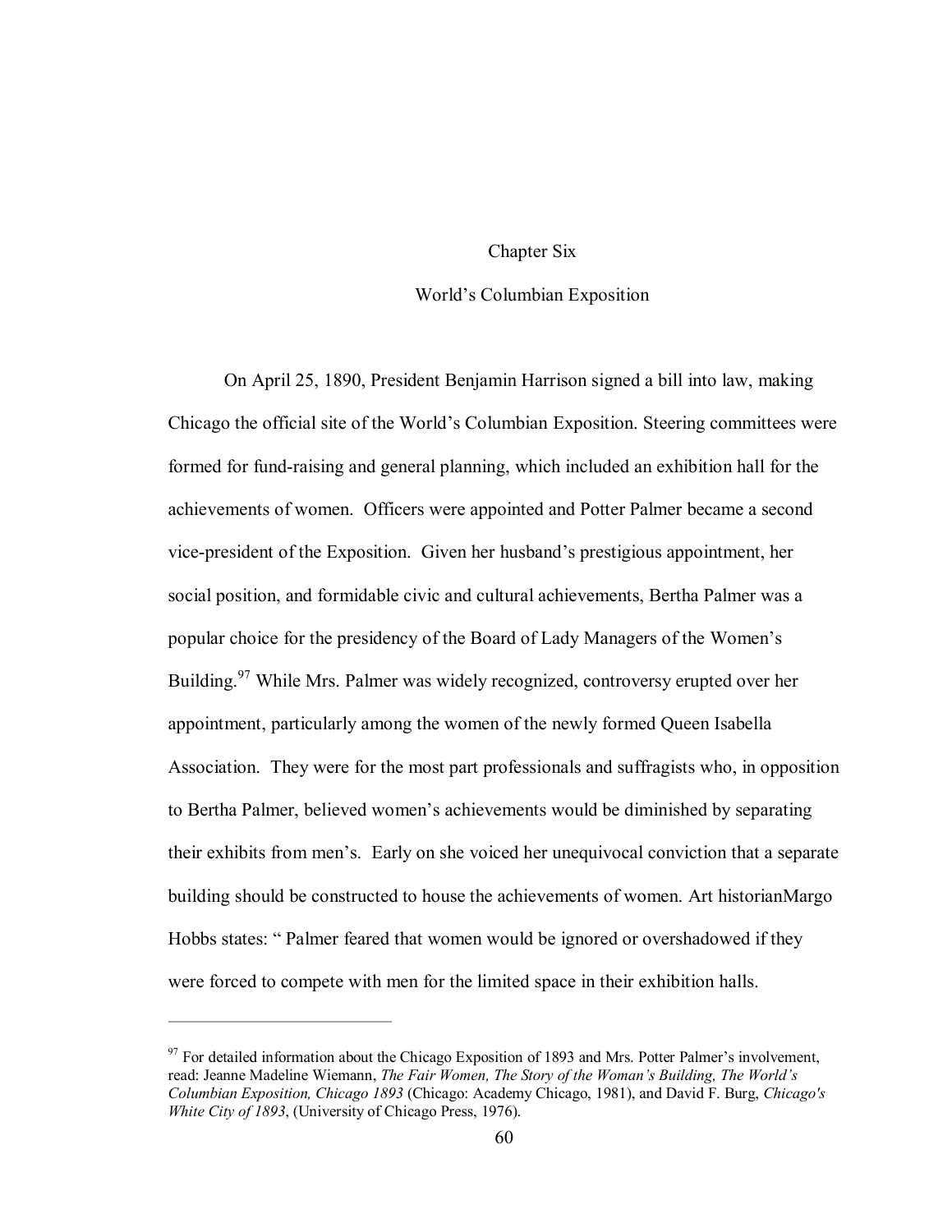# Chapter Six

## World's Columbian Exposition

On April 25, 1890, President Benjamin Harrison signed a bill into law, making Chicago the official site of the World's Columbian Exposition. Steering committees were formed for fund-raising and general planning, which included an exhibition hall for the achievements of women. Officers were appointed and Potter Palmer became a second vice-president of the Exposition. Given her husband's prestigious appointment, her social position, and formidable civic and cultural achievements, Bertha Palmer was a popular choice for the presidency of the Board of Lady Managers of the Women's Building.[97] While Mrs. Palmer was widely recognized, controversy erupted over her appointment, particularly among the women of the newly formed Queen Isabella Association. They were for the most part professionals and suffragists who, in opposition to Bertha Palmer, believed women's achievements would be diminished by separating their exhibits from men's. Early on she voiced her unequivocal conviction that a separate building should be constructed to house the achievements of women. Art historianMargo Hobbs states: " Palmer feared that women would be ignored or overshadowed if they were forced to compete with men for the limited space in their exhibition halls.

---

[97] For detailed information about the Chicago Exposition of 1893 and Mrs. Potter Palmer's involvement, read: Jeanne Madeline Wiemann, *The Fair Women, The Story of the Woman's Building, The World's Columbian Exposition, Chicago 1893* (Chicago: Academy Chicago, 1981), and David F. Burg, *Chicago's White City of 1893*, (University of Chicago Press, 1976).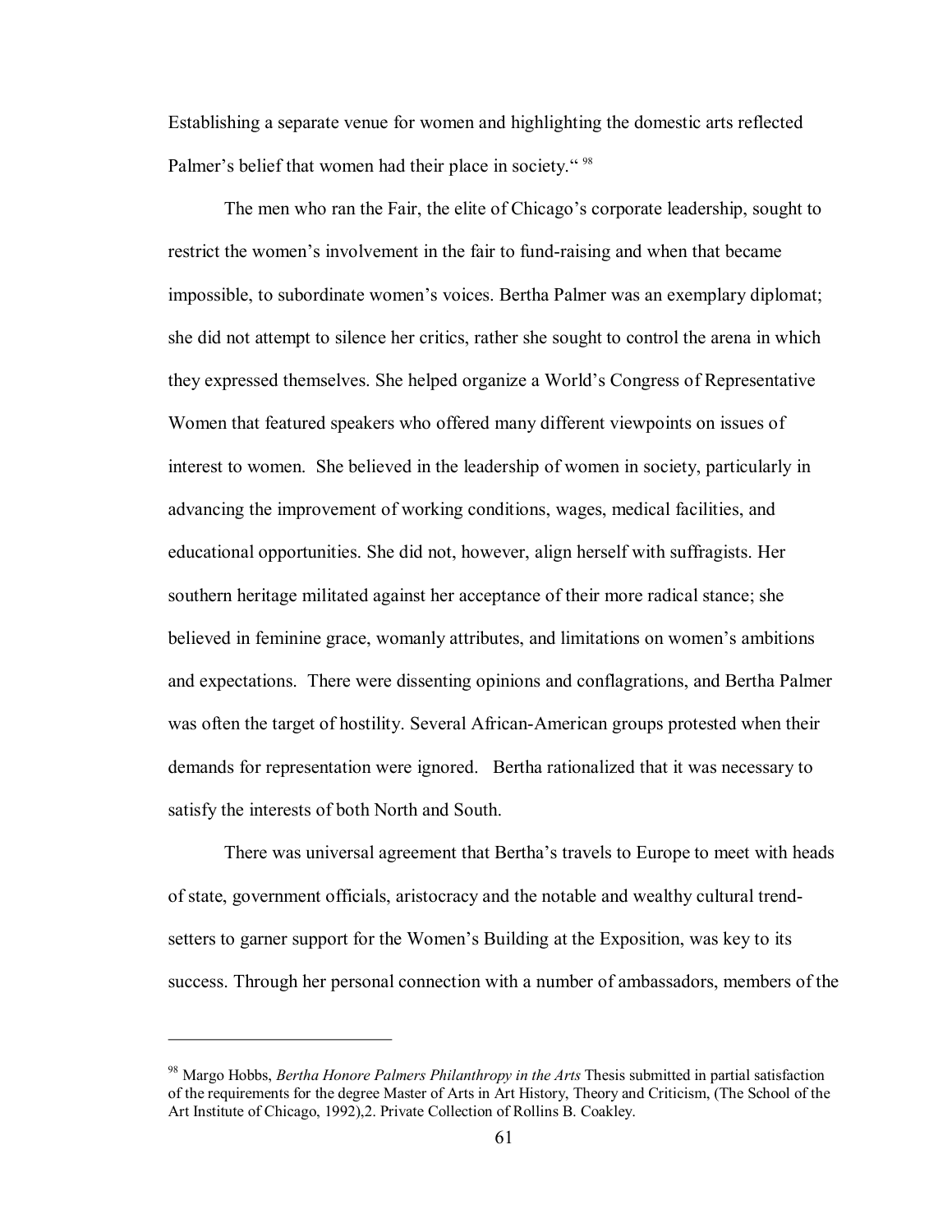Establishing a separate venue for women and highlighting the domestic arts reflected Palmer's belief that women had their place in society." [98]

The men who ran the Fair, the elite of Chicago's corporate leadership, sought to restrict the women's involvement in the fair to fund-raising and when that became impossible, to subordinate women's voices. Bertha Palmer was an exemplary diplomat; she did not attempt to silence her critics, rather she sought to control the arena in which they expressed themselves. She helped organize a World's Congress of Representative Women that featured speakers who offered many different viewpoints on issues of interest to women. She believed in the leadership of women in society, particularly in advancing the improvement of working conditions, wages, medical facilities, and educational opportunities. She did not, however, align herself with suffragists. Her southern heritage militated against her acceptance of their more radical stance; she believed in feminine grace, womanly attributes, and limitations on women's ambitions and expectations. There were dissenting opinions and conflagrations, and Bertha Palmer was often the target of hostility. Several African-American groups protested when their demands for representation were ignored. Bertha rationalized that it was necessary to satisfy the interests of both North and South.

There was universal agreement that Bertha's travels to Europe to meet with heads of state, government officials, aristocracy and the notable and wealthy cultural trend-setters to garner support for the Women's Building at the Exposition, was key to its success. Through her personal connection with a number of ambassadors, members of the

---

[98] Margo Hobbs, *Bertha Honore Palmers Philanthropy in the Arts* Thesis submitted in partial satisfaction of the requirements for the degree Master of Arts in Art History, Theory and Criticism, (The School of the Art Institute of Chicago, 1992),2. Private Collection of Rollins B. Coakley.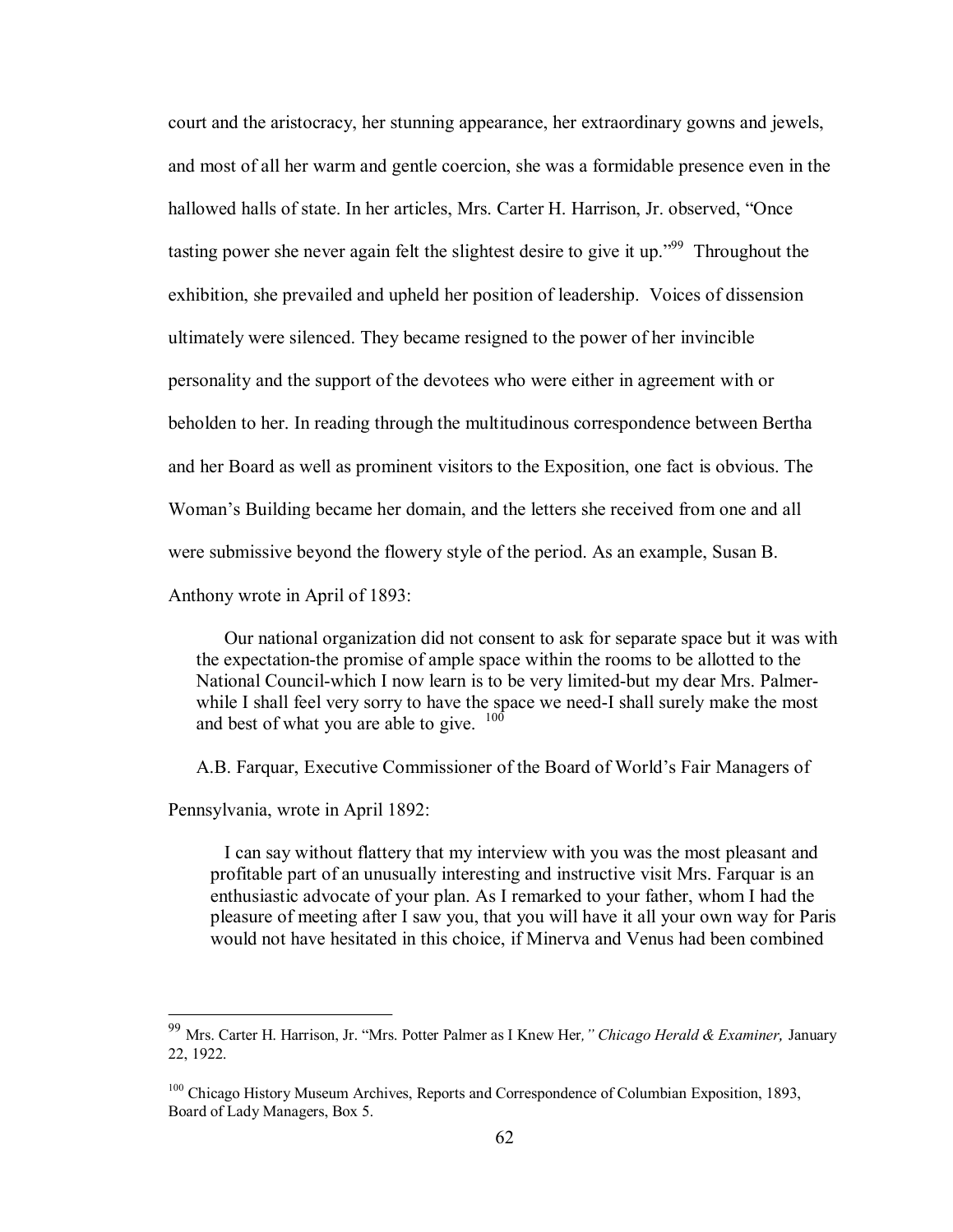court and the aristocracy, her stunning appearance, her extraordinary gowns and jewels, and most of all her warm and gentle coercion, she was a formidable presence even in the hallowed halls of state. In her articles, Mrs. Carter H. Harrison, Jr. observed, "Once tasting power she never again felt the slightest desire to give it up."[99] Throughout the exhibition, she prevailed and upheld her position of leadership. Voices of dissension ultimately were silenced. They became resigned to the power of her invincible personality and the support of the devotees who were either in agreement with or beholden to her. In reading through the multitudinous correspondence between Bertha and her Board as well as prominent visitors to the Exposition, one fact is obvious. The Woman's Building became her domain, and the letters she received from one and all were submissive beyond the flowery style of the period. As an example, Susan B. Anthony wrote in April of 1893:

> Our national organization did not consent to ask for separate space but it was with the expectation-the promise of ample space within the rooms to be allotted to the National Council-which I now learn is to be very limited-but my dear Mrs. Palmer-while I shall feel very sorry to have the space we need-I shall surely make the most and best of what you are able to give.[100]

A.B. Farquar, Executive Commissioner of the Board of World's Fair Managers of Pennsylvania, wrote in April 1892:

> I can say without flattery that my interview with you was the most pleasant and profitable part of an unusually interesting and instructive visit Mrs. Farquar is an enthusiastic advocate of your plan. As I remarked to your father, whom I had the pleasure of meeting after I saw you, that you will have it all your own way for Paris would not have hesitated in this choice, if Minerva and Venus had been combined

---

[99] Mrs. Carter H. Harrison, Jr. "Mrs. Potter Palmer as I Knew Her*," Chicago Herald & Examiner,* January 22, 1922.

[100] Chicago History Museum Archives, Reports and Correspondence of Columbian Exposition, 1893, Board of Lady Managers, Box 5.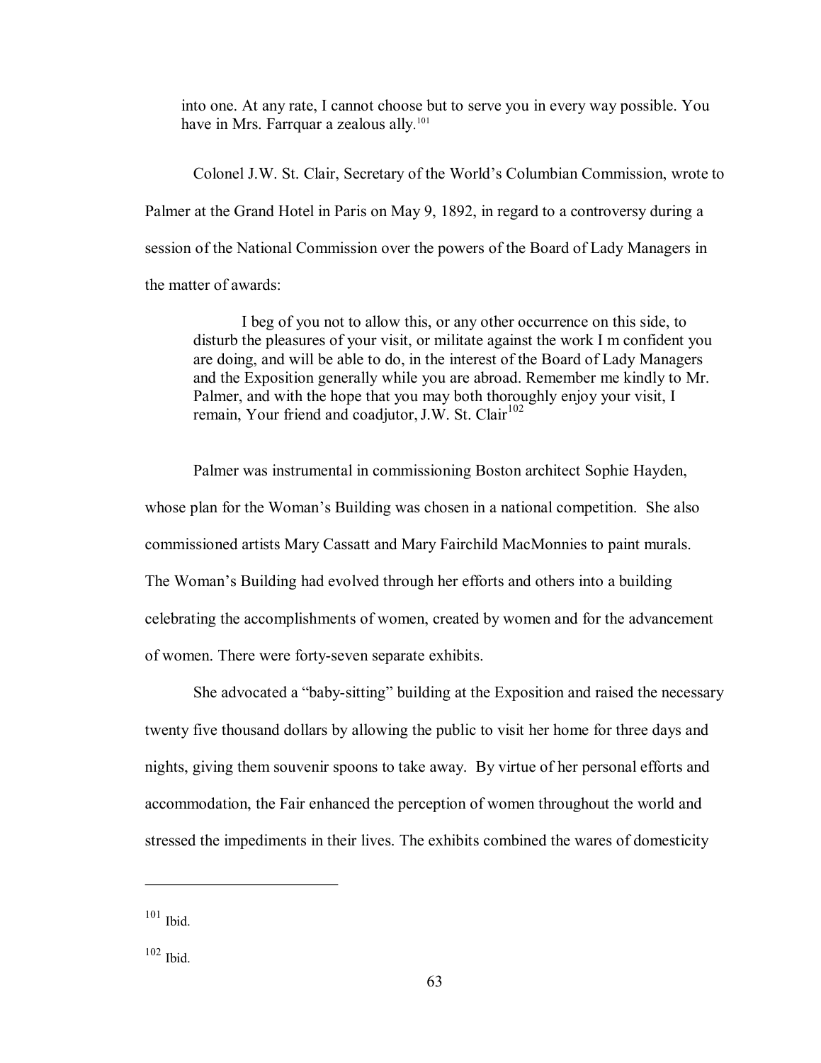> into one. At any rate, I cannot choose but to serve you in every way possible. You have in Mrs. Farrquar a zealous ally.[101]

Colonel J.W. St. Clair, Secretary of the World's Columbian Commission, wrote to Palmer at the Grand Hotel in Paris on May 9, 1892, in regard to a controversy during a session of the National Commission over the powers of the Board of Lady Managers in the matter of awards:

> I beg of you not to allow this, or any other occurrence on this side, to disturb the pleasures of your visit, or militate against the work I m confident you are doing, and will be able to do, in the interest of the Board of Lady Managers and the Exposition generally while you are abroad. Remember me kindly to Mr. Palmer, and with the hope that you may both thoroughly enjoy your visit, I remain, Your friend and coadjutor, J.W. St. Clair[102]

Palmer was instrumental in commissioning Boston architect Sophie Hayden, whose plan for the Woman's Building was chosen in a national competition. She also commissioned artists Mary Cassatt and Mary Fairchild MacMonnies to paint murals. The Woman's Building had evolved through her efforts and others into a building celebrating the accomplishments of women, created by women and for the advancement of women. There were forty-seven separate exhibits.

She advocated a "baby-sitting" building at the Exposition and raised the necessary twenty five thousand dollars by allowing the public to visit her home for three days and nights, giving them souvenir spoons to take away. By virtue of her personal efforts and accommodation, the Fair enhanced the perception of women throughout the world and stressed the impediments in their lives. The exhibits combined the wares of domesticity

---

[101] Ibid.

[102] Ibid.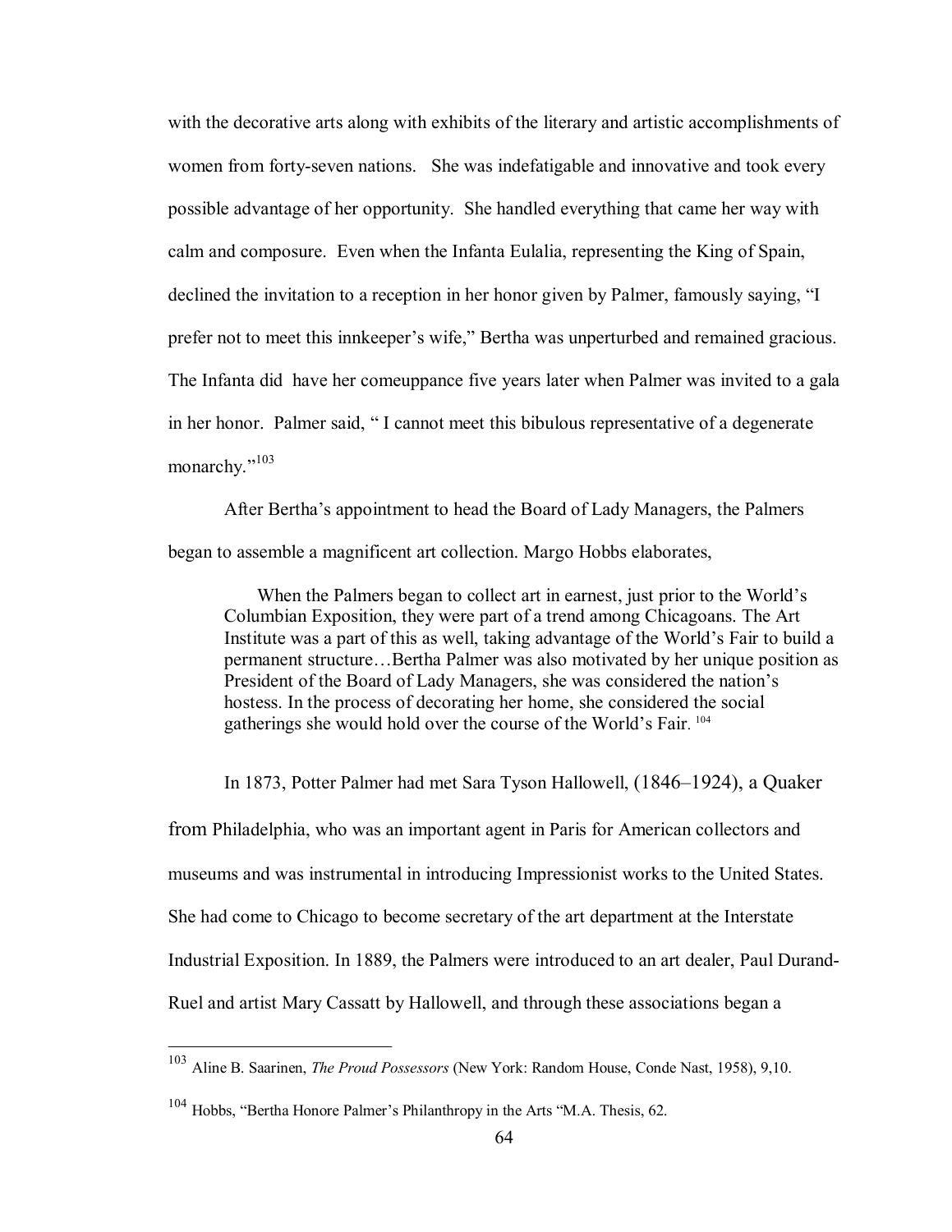with the decorative arts along with exhibits of the literary and artistic accomplishments of women from forty-seven nations. She was indefatigable and innovative and took every possible advantage of her opportunity. She handled everything that came her way with calm and composure. Even when the Infanta Eulalia, representing the King of Spain, declined the invitation to a reception in her honor given by Palmer, famously saying, "I prefer not to meet this innkeeper's wife," Bertha was unperturbed and remained gracious. The Infanta did have her comeuppance five years later when Palmer was invited to a gala in her honor. Palmer said, " I cannot meet this bibulous representative of a degenerate monarchy."[103]

After Bertha's appointment to head the Board of Lady Managers, the Palmers began to assemble a magnificent art collection. Margo Hobbs elaborates,

> When the Palmers began to collect art in earnest, just prior to the World's Columbian Exposition, they were part of a trend among Chicagoans. The Art Institute was a part of this as well, taking advantage of the World's Fair to build a permanent structure…Bertha Palmer was also motivated by her unique position as President of the Board of Lady Managers, she was considered the nation's hostess. In the process of decorating her home, she considered the social gatherings she would hold over the course of the World's Fair.[104]

In 1873, Potter Palmer had met Sara Tyson Hallowell, (1846–1924), a Quaker from Philadelphia, who was an important agent in Paris for American collectors and museums and was instrumental in introducing Impressionist works to the United States. She had come to Chicago to become secretary of the art department at the Interstate Industrial Exposition. In 1889, the Palmers were introduced to an art dealer, Paul Durand-Ruel and artist Mary Cassatt by Hallowell, and through these associations began a

---

[103] Aline B. Saarinen, *The Proud Possessors* (New York: Random House, Conde Nast, 1958), 9,10.

[104] Hobbs, "Bertha Honore Palmer's Philanthropy in the Arts "M.A. Thesis, 62.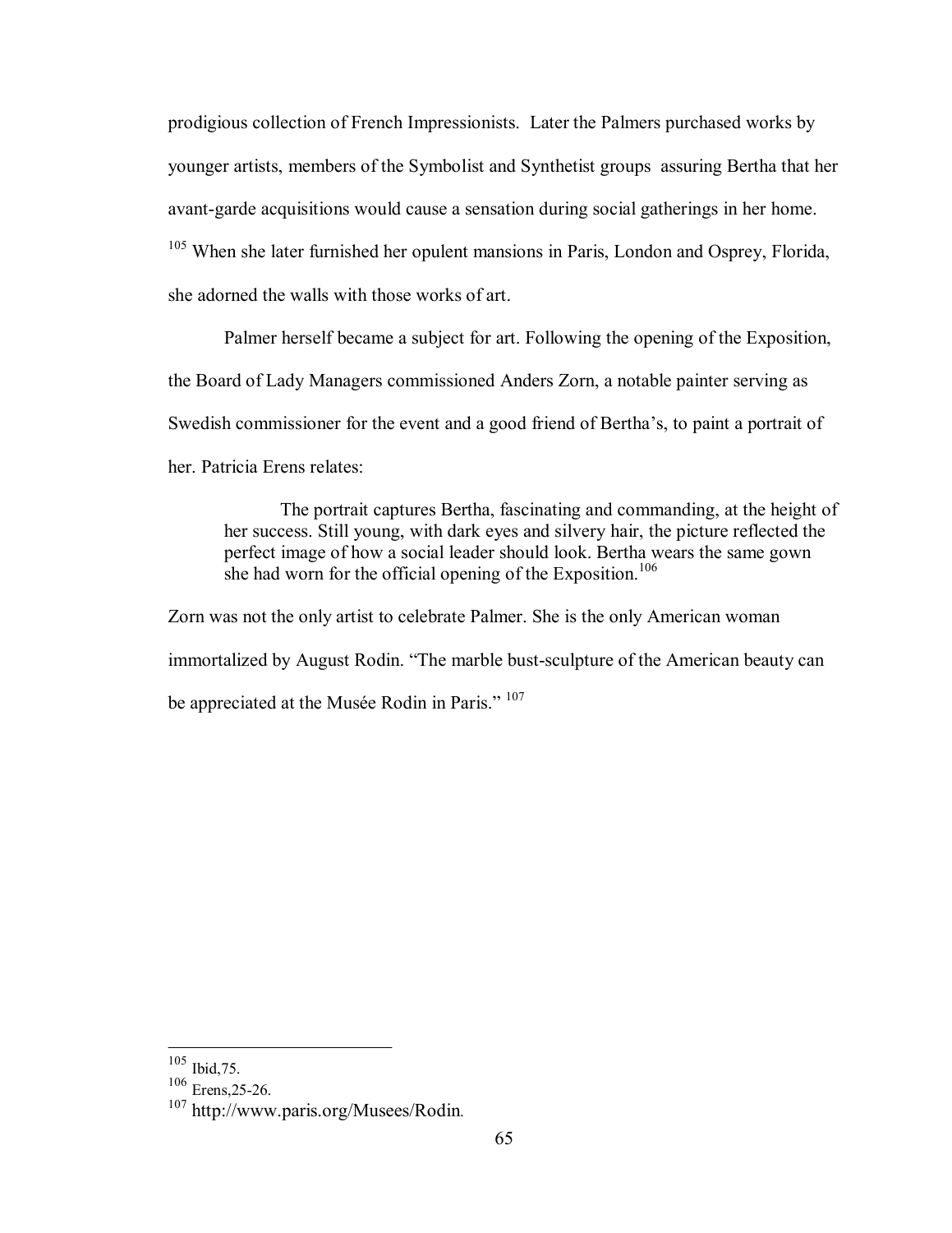prodigious collection of French Impressionists. Later the Palmers purchased works by younger artists, members of the Symbolist and Synthetist groups assuring Bertha that her avant-garde acquisitions would cause a sensation during social gatherings in her home.[105] When she later furnished her opulent mansions in Paris, London and Osprey, Florida, she adorned the walls with those works of art.

Palmer herself became a subject for art. Following the opening of the Exposition, the Board of Lady Managers commissioned Anders Zorn, a notable painter serving as Swedish commissioner for the event and a good friend of Bertha's, to paint a portrait of her. Patricia Erens relates:

> The portrait captures Bertha, fascinating and commanding, at the height of her success. Still young, with dark eyes and silvery hair, the picture reflected the perfect image of how a social leader should look. Bertha wears the same gown she had worn for the official opening of the Exposition.[106]

Zorn was not the only artist to celebrate Palmer. She is the only American woman immortalized by August Rodin. "The marble bust-sculpture of the American beauty can be appreciated at the Musée Rodin in Paris." [107]

---

[105] Ibid,75.
[106] Erens,25-26.
[107] http://www.paris.org/Musees/Rodin.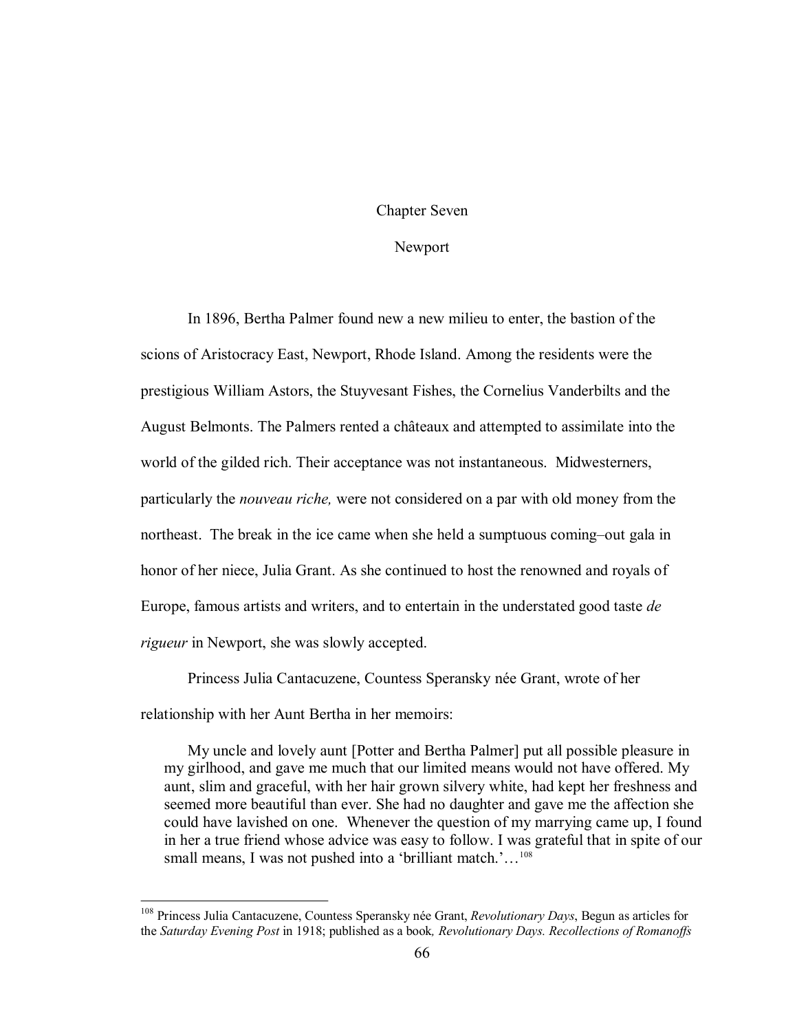# Chapter Seven

## Newport

In 1896, Bertha Palmer found new a new milieu to enter, the bastion of the scions of Aristocracy East, Newport, Rhode Island. Among the residents were the prestigious William Astors, the Stuyvesant Fishes, the Cornelius Vanderbilts and the August Belmonts. The Palmers rented a châteaux and attempted to assimilate into the world of the gilded rich. Their acceptance was not instantaneous. Midwesterners, particularly the *nouveau riche,* were not considered on a par with old money from the northeast. The break in the ice came when she held a sumptuous coming–out gala in honor of her niece, Julia Grant. As she continued to host the renowned and royals of Europe, famous artists and writers, and to entertain in the understated good taste *de rigueur* in Newport, she was slowly accepted.

Princess Julia Cantacuzene, Countess Speransky née Grant, wrote of her relationship with her Aunt Bertha in her memoirs:

> My uncle and lovely aunt [Potter and Bertha Palmer] put all possible pleasure in my girlhood, and gave me much that our limited means would not have offered. My aunt, slim and graceful, with her hair grown silvery white, had kept her freshness and seemed more beautiful than ever. She had no daughter and gave me the affection she could have lavished on one. Whenever the question of my marrying came up, I found in her a true friend whose advice was easy to follow. I was grateful that in spite of our small means, I was not pushed into a 'brilliant match.'…[108]

---

[108] Princess Julia Cantacuzene, Countess Speransky née Grant, *Revolutionary Days*, Begun as articles for the *Saturday Evening Post* in 1918; published as a book*, Revolutionary Days. Recollections of Romanoffs*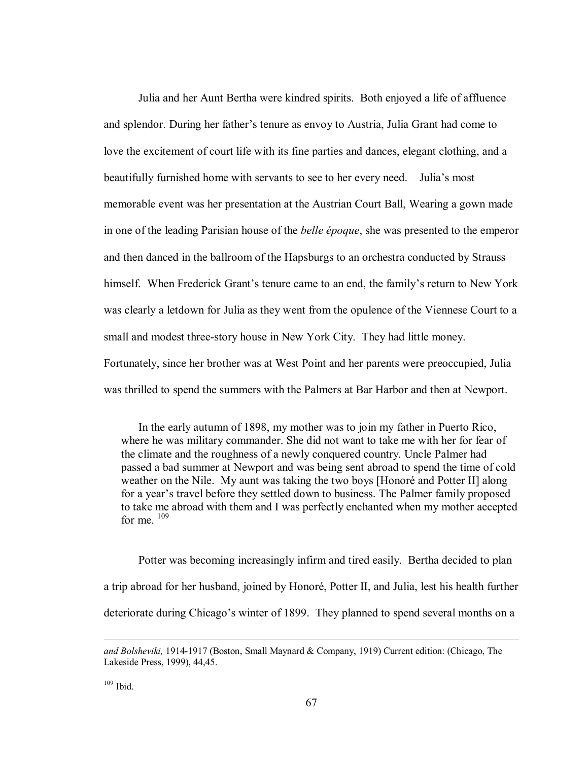Julia and her Aunt Bertha were kindred spirits. Both enjoyed a life of affluence and splendor. During her father's tenure as envoy to Austria, Julia Grant had come to love the excitement of court life with its fine parties and dances, elegant clothing, and a beautifully furnished home with servants to see to her every need. Julia's most memorable event was her presentation at the Austrian Court Ball, Wearing a gown made in one of the leading Parisian house of the *belle époque*, she was presented to the emperor and then danced in the ballroom of the Hapsburgs to an orchestra conducted by Strauss himself. When Frederick Grant's tenure came to an end, the family's return to New York was clearly a letdown for Julia as they went from the opulence of the Viennese Court to a small and modest three-story house in New York City. They had little money. Fortunately, since her brother was at West Point and her parents were preoccupied, Julia was thrilled to spend the summers with the Palmers at Bar Harbor and then at Newport.

> In the early autumn of 1898, my mother was to join my father in Puerto Rico, where he was military commander. She did not want to take me with her for fear of the climate and the roughness of a newly conquered country. Uncle Palmer had passed a bad summer at Newport and was being sent abroad to spend the time of cold weather on the Nile. My aunt was taking the two boys [Honoré and Potter II] along for a year's travel before they settled down to business. The Palmer family proposed to take me abroad with them and I was perfectly enchanted when my mother accepted for me. [109]

Potter was becoming increasingly infirm and tired easily. Bertha decided to plan a trip abroad for her husband, joined by Honoré, Potter II, and Julia, lest his health further deteriorate during Chicago's winter of 1899. They planned to spend several months on a

---

*and Bolsheviki,* 1914-1917 (Boston, Small Maynard & Company, 1919) Current edition: (Chicago, The Lakeside Press, 1999), 44,45.

[109] Ibid.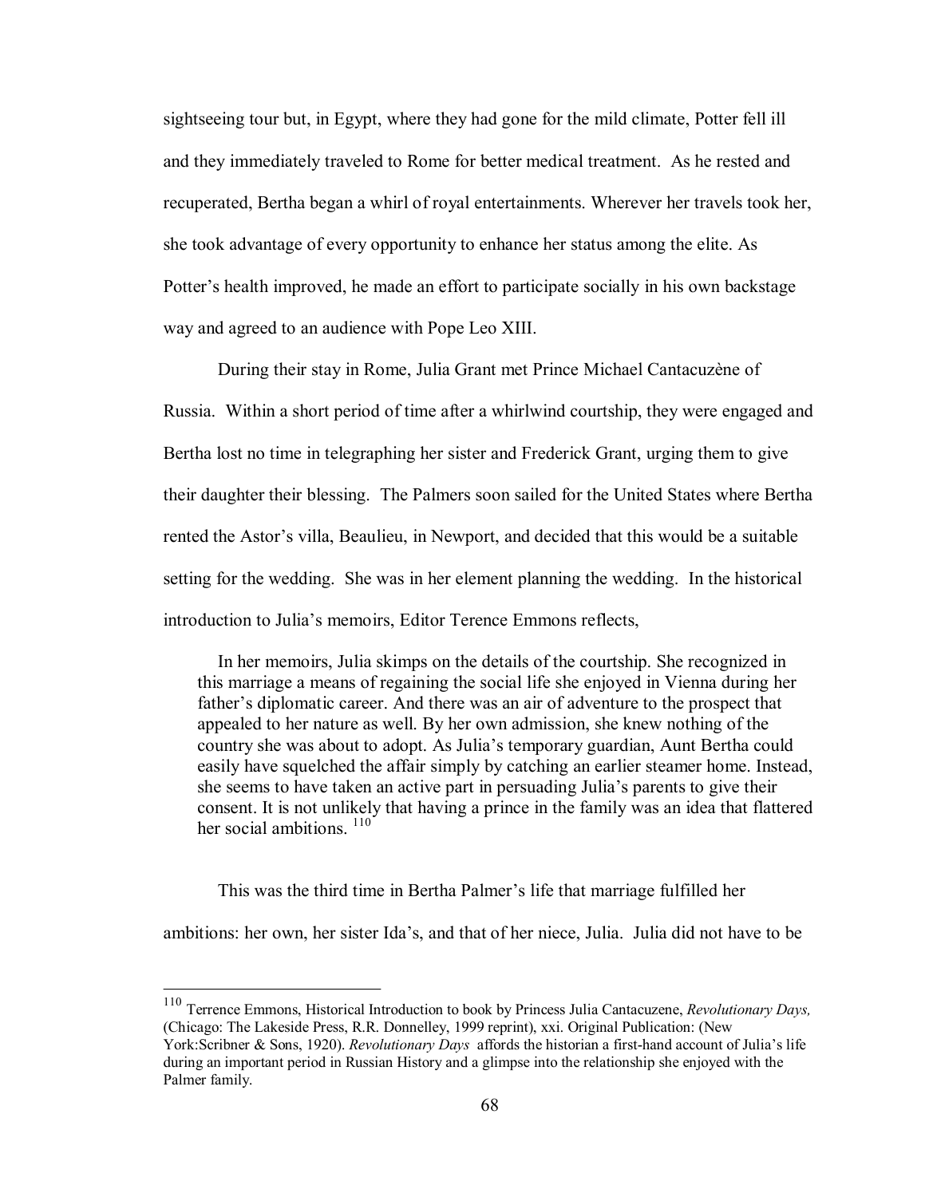sightseeing tour but, in Egypt, where they had gone for the mild climate, Potter fell ill and they immediately traveled to Rome for better medical treatment. As he rested and recuperated, Bertha began a whirl of royal entertainments. Wherever her travels took her, she took advantage of every opportunity to enhance her status among the elite. As Potter's health improved, he made an effort to participate socially in his own backstage way and agreed to an audience with Pope Leo XIII.

During their stay in Rome, Julia Grant met Prince Michael Cantacuzène of Russia. Within a short period of time after a whirlwind courtship, they were engaged and Bertha lost no time in telegraphing her sister and Frederick Grant, urging them to give their daughter their blessing. The Palmers soon sailed for the United States where Bertha rented the Astor's villa, Beaulieu, in Newport, and decided that this would be a suitable setting for the wedding. She was in her element planning the wedding. In the historical introduction to Julia's memoirs, Editor Terence Emmons reflects,

> In her memoirs, Julia skimps on the details of the courtship. She recognized in this marriage a means of regaining the social life she enjoyed in Vienna during her father's diplomatic career. And there was an air of adventure to the prospect that appealed to her nature as well. By her own admission, she knew nothing of the country she was about to adopt. As Julia's temporary guardian, Aunt Bertha could easily have squelched the affair simply by catching an earlier steamer home. Instead, she seems to have taken an active part in persuading Julia's parents to give their consent. It is not unlikely that having a prince in the family was an idea that flattered her social ambitions. [110]

This was the third time in Bertha Palmer's life that marriage fulfilled her ambitions: her own, her sister Ida's, and that of her niece, Julia. Julia did not have to be

---

[110] Terrence Emmons, Historical Introduction to book by Princess Julia Cantacuzene, *Revolutionary Days,* (Chicago: The Lakeside Press, R.R. Donnelley, 1999 reprint), xxi. Original Publication: (New York:Scribner & Sons, 1920). *Revolutionary Days* affords the historian a first-hand account of Julia's life during an important period in Russian History and a glimpse into the relationship she enjoyed with the Palmer family.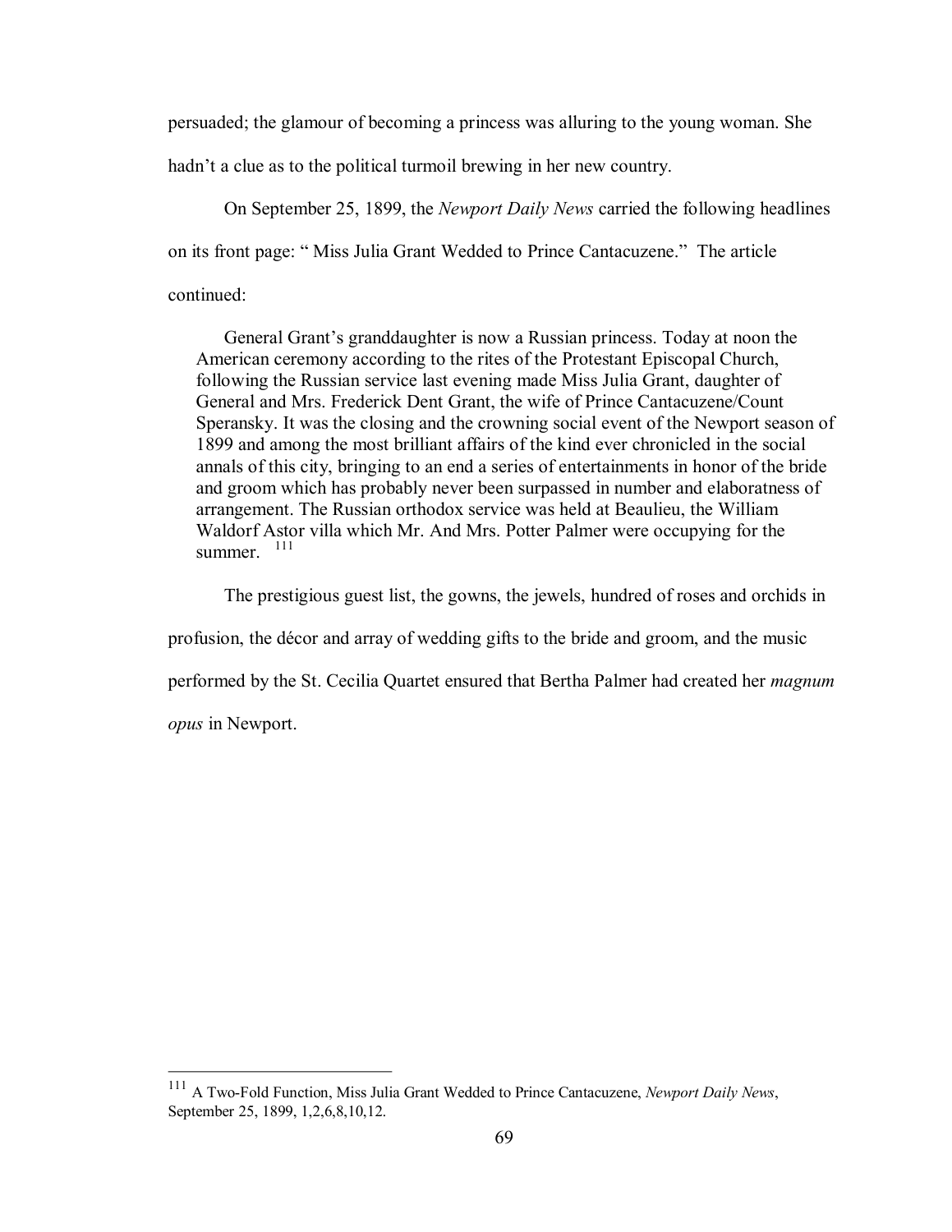persuaded; the glamour of becoming a princess was alluring to the young woman. She hadn't a clue as to the political turmoil brewing in her new country.

On September 25, 1899, the *Newport Daily News* carried the following headlines on its front page: " Miss Julia Grant Wedded to Prince Cantacuzene." The article continued:

> General Grant's granddaughter is now a Russian princess. Today at noon the American ceremony according to the rites of the Protestant Episcopal Church, following the Russian service last evening made Miss Julia Grant, daughter of General and Mrs. Frederick Dent Grant, the wife of Prince Cantacuzene/Count Speransky. It was the closing and the crowning social event of the Newport season of 1899 and among the most brilliant affairs of the kind ever chronicled in the social annals of this city, bringing to an end a series of entertainments in honor of the bride and groom which has probably never been surpassed in number and elaboratness of arrangement. The Russian orthodox service was held at Beaulieu, the William Waldorf Astor villa which Mr. And Mrs. Potter Palmer were occupying for the summer. [111]

The prestigious guest list, the gowns, the jewels, hundred of roses and orchids in profusion, the décor and array of wedding gifts to the bride and groom, and the music performed by the St. Cecilia Quartet ensured that Bertha Palmer had created her *magnum opus* in Newport.

---

[111] A Two-Fold Function, Miss Julia Grant Wedded to Prince Cantacuzene, *Newport Daily News*, September 25, 1899, 1,2,6,8,10,12.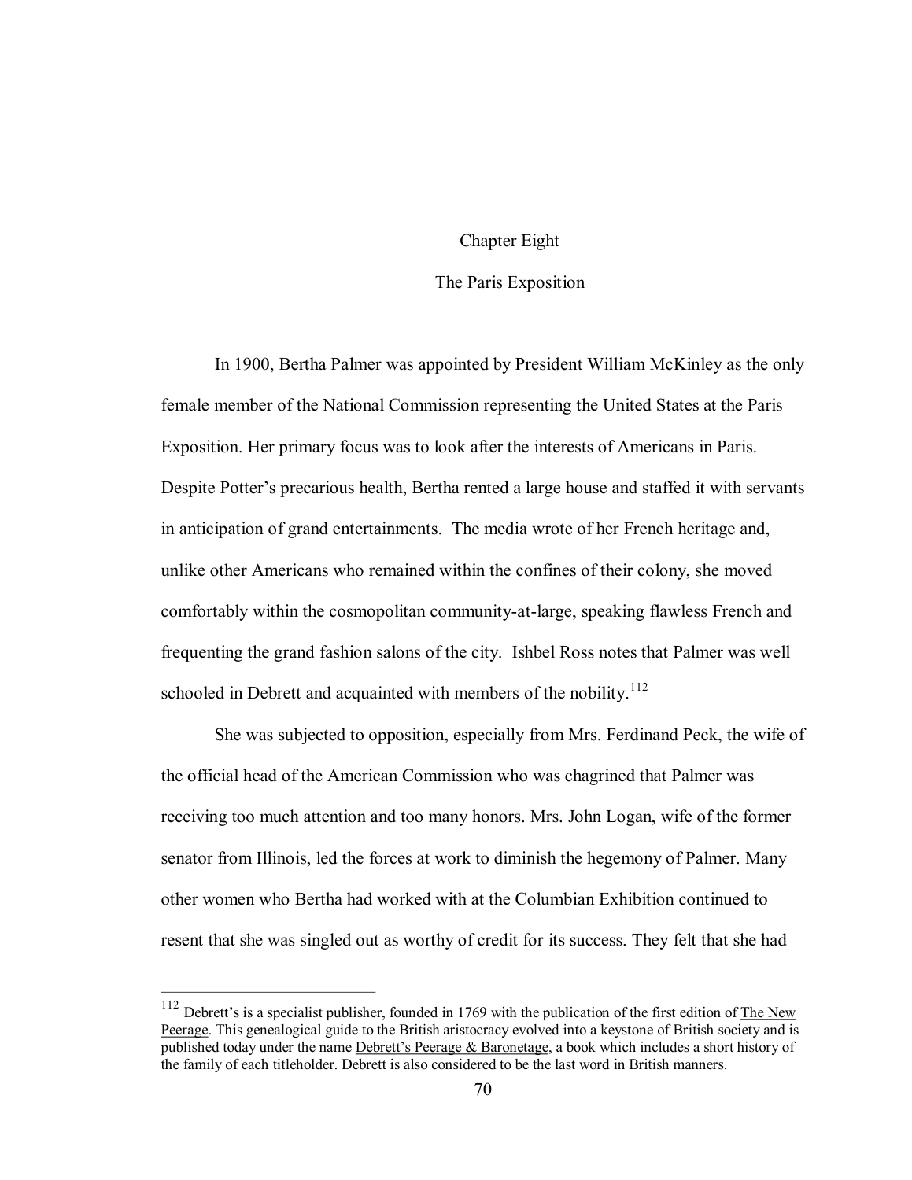# Chapter Eight

## The Paris Exposition

In 1900, Bertha Palmer was appointed by President William McKinley as the only female member of the National Commission representing the United States at the Paris Exposition. Her primary focus was to look after the interests of Americans in Paris. Despite Potter's precarious health, Bertha rented a large house and staffed it with servants in anticipation of grand entertainments. The media wrote of her French heritage and, unlike other Americans who remained within the confines of their colony, she moved comfortably within the cosmopolitan community-at-large, speaking flawless French and frequenting the grand fashion salons of the city. Ishbel Ross notes that Palmer was well schooled in Debrett and acquainted with members of the nobility.[112]

She was subjected to opposition, especially from Mrs. Ferdinand Peck, the wife of the official head of the American Commission who was chagrined that Palmer was receiving too much attention and too many honors. Mrs. John Logan, wife of the former senator from Illinois, led the forces at work to diminish the hegemony of Palmer. Many other women who Bertha had worked with at the Columbian Exhibition continued to resent that she was singled out as worthy of credit for its success. They felt that she had

---

[112] Debrett's is a specialist publisher, founded in 1769 with the publication of the first edition of The New Peerage. This genealogical guide to the British aristocracy evolved into a keystone of British society and is published today under the name Debrett's Peerage & Baronetage, a book which includes a short history of the family of each titleholder. Debrett is also considered to be the last word in British manners.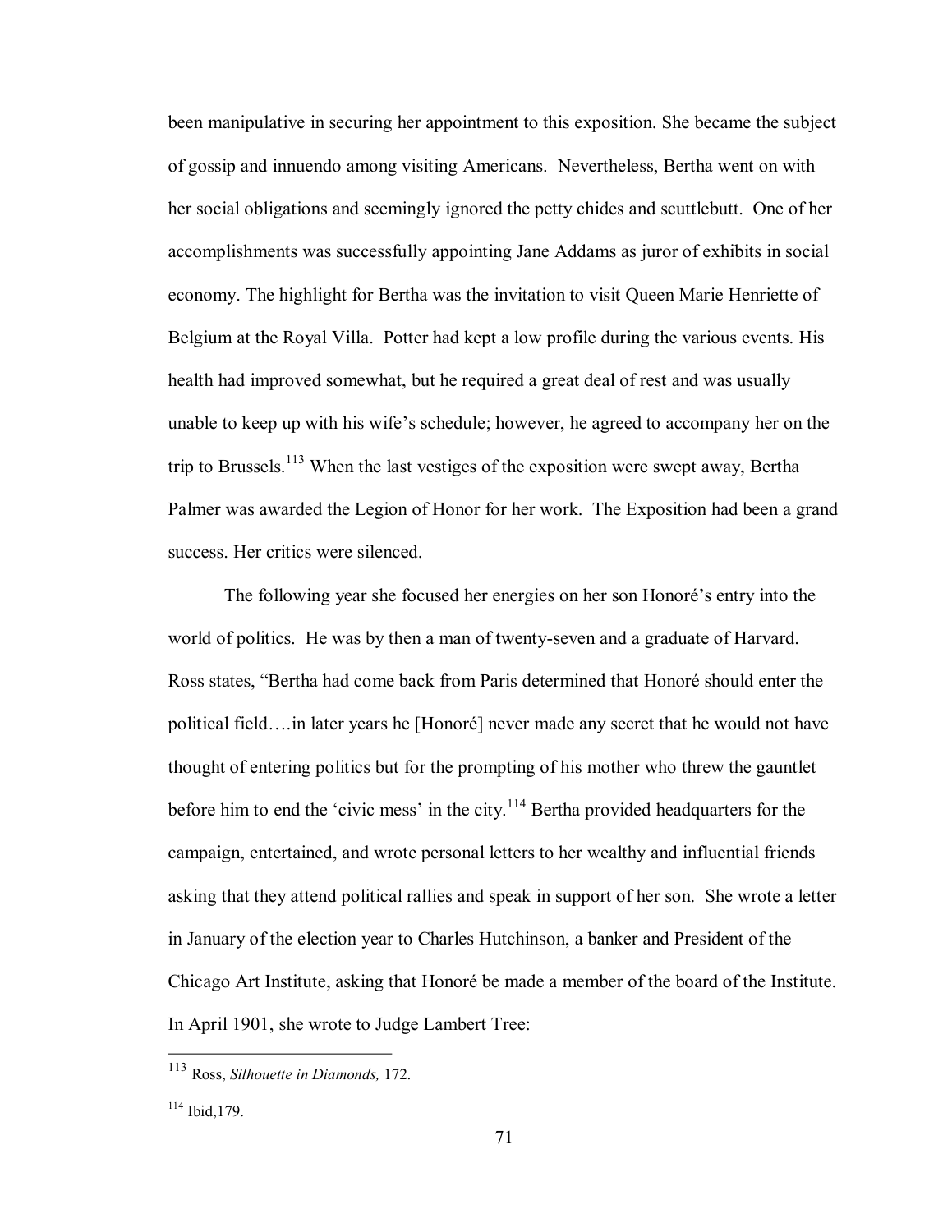been manipulative in securing her appointment to this exposition. She became the subject of gossip and innuendo among visiting Americans. Nevertheless, Bertha went on with her social obligations and seemingly ignored the petty chides and scuttlebutt. One of her accomplishments was successfully appointing Jane Addams as juror of exhibits in social economy. The highlight for Bertha was the invitation to visit Queen Marie Henriette of Belgium at the Royal Villa. Potter had kept a low profile during the various events. His health had improved somewhat, but he required a great deal of rest and was usually unable to keep up with his wife's schedule; however, he agreed to accompany her on the trip to Brussels.[113] When the last vestiges of the exposition were swept away, Bertha Palmer was awarded the Legion of Honor for her work. The Exposition had been a grand success. Her critics were silenced.

The following year she focused her energies on her son Honoré's entry into the world of politics. He was by then a man of twenty-seven and a graduate of Harvard. Ross states, "Bertha had come back from Paris determined that Honoré should enter the political field….in later years he [Honoré] never made any secret that he would not have thought of entering politics but for the prompting of his mother who threw the gauntlet before him to end the 'civic mess' in the city.[114] Bertha provided headquarters for the campaign, entertained, and wrote personal letters to her wealthy and influential friends asking that they attend political rallies and speak in support of her son. She wrote a letter in January of the election year to Charles Hutchinson, a banker and President of the Chicago Art Institute, asking that Honoré be made a member of the board of the Institute. In April 1901, she wrote to Judge Lambert Tree:

---

[113] Ross, *Silhouette in Diamonds,* 172.

[114] Ibid,179.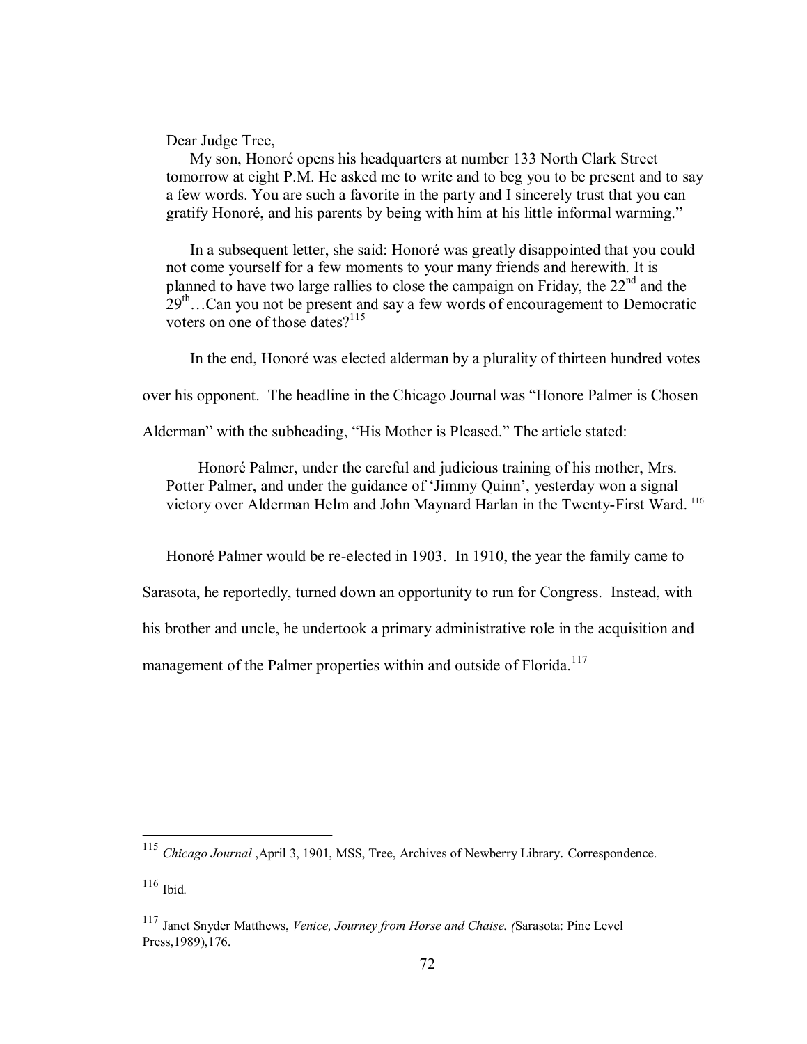> Dear Judge Tree,
>
> My son, Honoré opens his headquarters at number 133 North Clark Street tomorrow at eight P.M. He asked me to write and to beg you to be present and to say a few words. You are such a favorite in the party and I sincerely trust that you can gratify Honoré, and his parents by being with him at his little informal warming."
>
> In a subsequent letter, she said: Honoré was greatly disappointed that you could not come yourself for a few moments to your many friends and herewith. It is planned to have two large rallies to close the campaign on Friday, the 22nd and the 29th…Can you not be present and say a few words of encouragement to Democratic voters on one of those dates?[115]

In the end, Honoré was elected alderman by a plurality of thirteen hundred votes over his opponent. The headline in the Chicago Journal was "Honore Palmer is Chosen Alderman" with the subheading, "His Mother is Pleased." The article stated:

> Honoré Palmer, under the careful and judicious training of his mother, Mrs. Potter Palmer, and under the guidance of 'Jimmy Quinn', yesterday won a signal victory over Alderman Helm and John Maynard Harlan in the Twenty-First Ward.[116]

Honoré Palmer would be re-elected in 1903. In 1910, the year the family came to Sarasota, he reportedly, turned down an opportunity to run for Congress. Instead, with his brother and uncle, he undertook a primary administrative role in the acquisition and management of the Palmer properties within and outside of Florida.[117]

---

[115] *Chicago Journal* ,April 3, 1901, MSS, Tree, Archives of Newberry Library**.** Correspondence.

[116] Ibid.

[117] Janet Snyder Matthews, *Venice, Journey from Horse and Chaise. (*Sarasota: Pine Level Press,1989),176.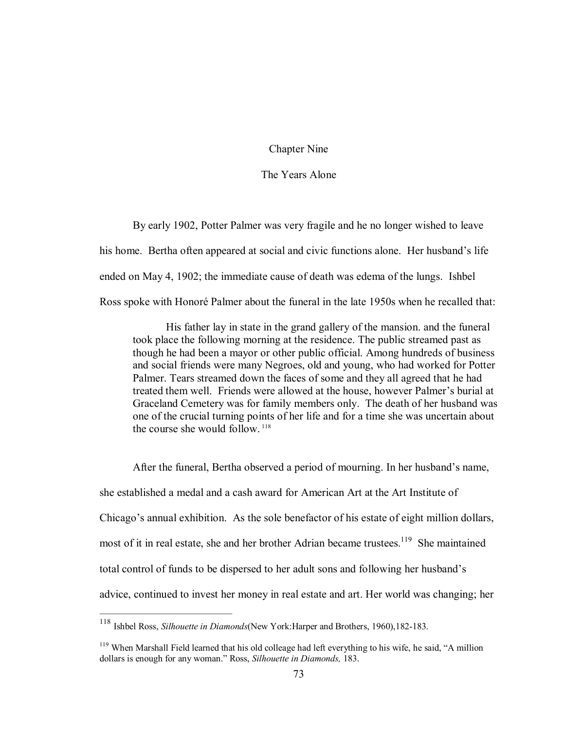# Chapter Nine

## The Years Alone

By early 1902, Potter Palmer was very fragile and he no longer wished to leave his home. Bertha often appeared at social and civic functions alone. Her husband's life ended on May 4, 1902; the immediate cause of death was edema of the lungs. Ishbel Ross spoke with Honoré Palmer about the funeral in the late 1950s when he recalled that:

> His father lay in state in the grand gallery of the mansion. and the funeral took place the following morning at the residence. The public streamed past as though he had been a mayor or other public official. Among hundreds of business and social friends were many Negroes, old and young, who had worked for Potter Palmer. Tears streamed down the faces of some and they all agreed that he had treated them well. Friends were allowed at the house, however Palmer's burial at Graceland Cemetery was for family members only. The death of her husband was one of the crucial turning points of her life and for a time she was uncertain about the course she would follow. [118]

After the funeral, Bertha observed a period of mourning. In her husband's name, she established a medal and a cash award for American Art at the Art Institute of Chicago's annual exhibition. As the sole benefactor of his estate of eight million dollars, most of it in real estate, she and her brother Adrian became trustees.[119] She maintained total control of funds to be dispersed to her adult sons and following her husband's advice, continued to invest her money in real estate and art. Her world was changing; her

---

[118] Ishbel Ross, *Silhouette in Diamonds*(New York:Harper and Brothers, 1960),182-183.

[119] When Marshall Field learned that his old colleage had left everything to his wife, he said, "A million dollars is enough for any woman." Ross, *Silhouette in Diamonds,* 183.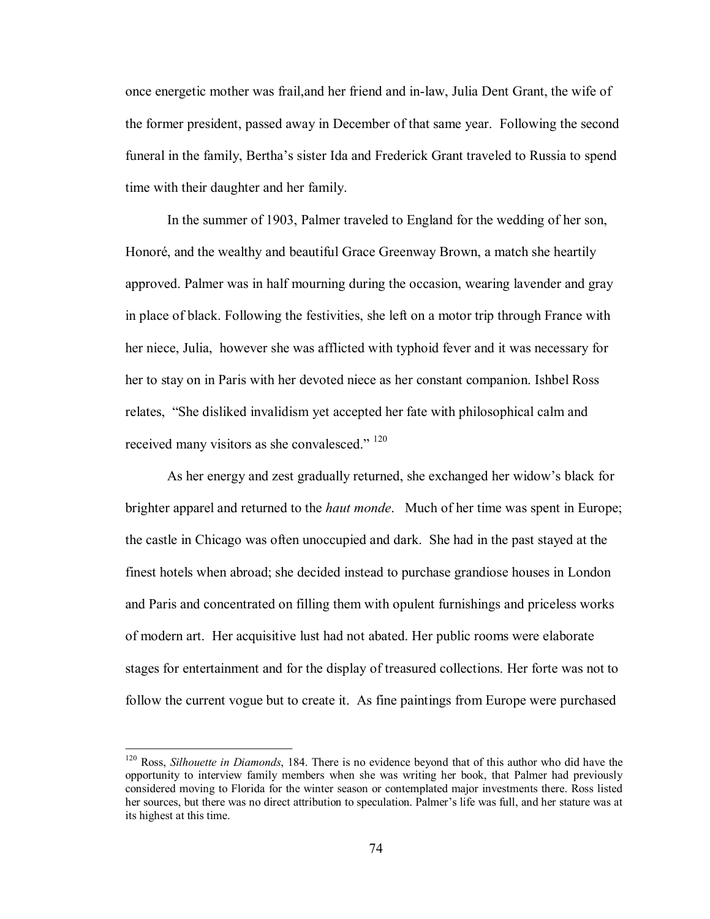once energetic mother was frail,and her friend and in-law, Julia Dent Grant, the wife of the former president, passed away in December of that same year. Following the second funeral in the family, Bertha's sister Ida and Frederick Grant traveled to Russia to spend time with their daughter and her family.

In the summer of 1903, Palmer traveled to England for the wedding of her son, Honoré, and the wealthy and beautiful Grace Greenway Brown, a match she heartily approved. Palmer was in half mourning during the occasion, wearing lavender and gray in place of black. Following the festivities, she left on a motor trip through France with her niece, Julia, however she was afflicted with typhoid fever and it was necessary for her to stay on in Paris with her devoted niece as her constant companion. Ishbel Ross relates, "She disliked invalidism yet accepted her fate with philosophical calm and received many visitors as she convalesced." [120]

As her energy and zest gradually returned, she exchanged her widow's black for brighter apparel and returned to the *haut monde*. Much of her time was spent in Europe; the castle in Chicago was often unoccupied and dark. She had in the past stayed at the finest hotels when abroad; she decided instead to purchase grandiose houses in London and Paris and concentrated on filling them with opulent furnishings and priceless works of modern art. Her acquisitive lust had not abated. Her public rooms were elaborate stages for entertainment and for the display of treasured collections. Her forte was not to follow the current vogue but to create it. As fine paintings from Europe were purchased

---

[120] Ross, *Silhouette in Diamonds*, 184. There is no evidence beyond that of this author who did have the opportunity to interview family members when she was writing her book, that Palmer had previously considered moving to Florida for the winter season or contemplated major investments there. Ross listed her sources, but there was no direct attribution to speculation. Palmer's life was full, and her stature was at its highest at this time.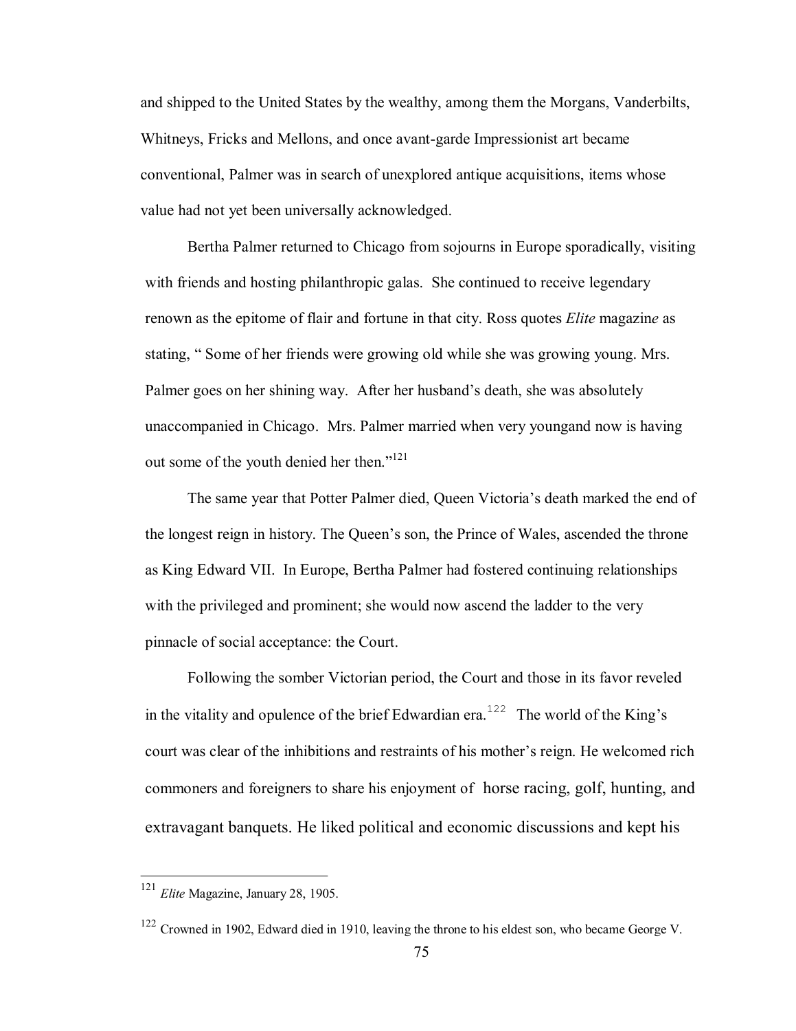and shipped to the United States by the wealthy, among them the Morgans, Vanderbilts, Whitneys, Fricks and Mellons, and once avant-garde Impressionist art became conventional, Palmer was in search of unexplored antique acquisitions, items whose value had not yet been universally acknowledged.

Bertha Palmer returned to Chicago from sojourns in Europe sporadically, visiting with friends and hosting philanthropic galas. She continued to receive legendary renown as the epitome of flair and fortune in that city. Ross quotes *Elite* magazine as stating, " Some of her friends were growing old while she was growing young. Mrs. Palmer goes on her shining way. After her husband's death, she was absolutely unaccompanied in Chicago. Mrs. Palmer married when very youngand now is having out some of the youth denied her then."[121]

The same year that Potter Palmer died, Queen Victoria's death marked the end of the longest reign in history. The Queen's son, the Prince of Wales, ascended the throne as King Edward VII. In Europe, Bertha Palmer had fostered continuing relationships with the privileged and prominent; she would now ascend the ladder to the very pinnacle of social acceptance: the Court.

Following the somber Victorian period, the Court and those in its favor reveled in the vitality and opulence of the brief Edwardian era.[122] The world of the King's court was clear of the inhibitions and restraints of his mother's reign. He welcomed rich commoners and foreigners to share his enjoyment of horse racing, golf, hunting, and extravagant banquets. He liked political and economic discussions and kept his

---

[121] *Elite* Magazine, January 28, 1905.

[122] Crowned in 1902, Edward died in 1910, leaving the throne to his eldest son, who became George V.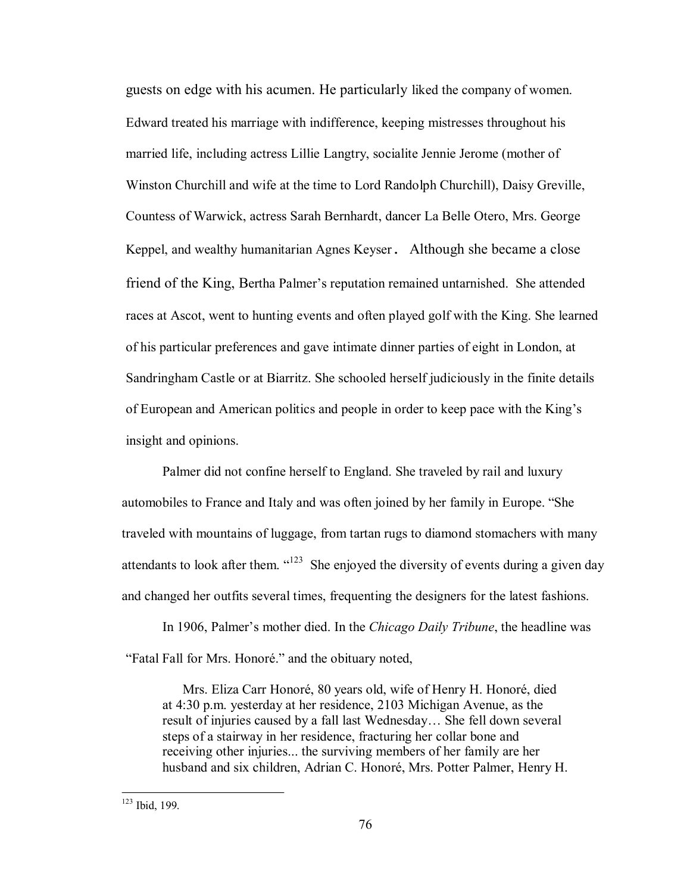guests on edge with his acumen. He particularly liked the company of women. Edward treated his marriage with indifference, keeping mistresses throughout his married life, including actress Lillie Langtry, socialite Jennie Jerome (mother of Winston Churchill and wife at the time to Lord Randolph Churchill), Daisy Greville, Countess of Warwick, actress Sarah Bernhardt, dancer La Belle Otero, Mrs. George Keppel, and wealthy humanitarian Agnes Keyser. Although she became a close friend of the King, Bertha Palmer's reputation remained untarnished. She attended races at Ascot, went to hunting events and often played golf with the King. She learned of his particular preferences and gave intimate dinner parties of eight in London, at Sandringham Castle or at Biarritz. She schooled herself judiciously in the finite details of European and American politics and people in order to keep pace with the King's insight and opinions.

Palmer did not confine herself to England. She traveled by rail and luxury automobiles to France and Italy and was often joined by her family in Europe. "She traveled with mountains of luggage, from tartan rugs to diamond stomachers with many attendants to look after them. "[123] She enjoyed the diversity of events during a given day and changed her outfits several times, frequenting the designers for the latest fashions.

In 1906, Palmer's mother died. In the *Chicago Daily Tribune*, the headline was "Fatal Fall for Mrs. Honoré." and the obituary noted,

> Mrs. Eliza Carr Honoré, 80 years old, wife of Henry H. Honoré, died at 4:30 p.m. yesterday at her residence, 2103 Michigan Avenue, as the result of injuries caused by a fall last Wednesday… She fell down several steps of a stairway in her residence, fracturing her collar bone and receiving other injuries... the surviving members of her family are her husband and six children, Adrian C. Honoré, Mrs. Potter Palmer, Henry H.

---

[123] Ibid, 199.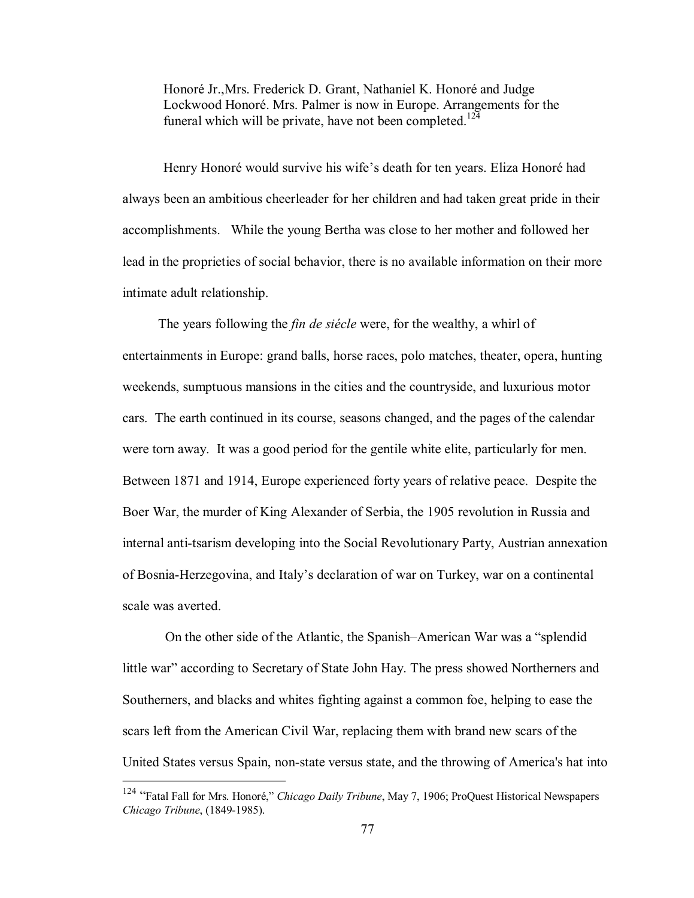> Honoré Jr.,Mrs. Frederick D. Grant, Nathaniel K. Honoré and Judge Lockwood Honoré. Mrs. Palmer is now in Europe. Arrangements for the funeral which will be private, have not been completed.[124]

Henry Honoré would survive his wife's death for ten years. Eliza Honoré had always been an ambitious cheerleader for her children and had taken great pride in their accomplishments. While the young Bertha was close to her mother and followed her lead in the proprieties of social behavior, there is no available information on their more intimate adult relationship.

The years following the *fin de siécle* were, for the wealthy, a whirl of entertainments in Europe: grand balls, horse races, polo matches, theater, opera, hunting weekends, sumptuous mansions in the cities and the countryside, and luxurious motor cars. The earth continued in its course, seasons changed, and the pages of the calendar were torn away. It was a good period for the gentile white elite, particularly for men. Between 1871 and 1914, Europe experienced forty years of relative peace. Despite the Boer War, the murder of King Alexander of Serbia, the 1905 revolution in Russia and internal anti-tsarism developing into the Social Revolutionary Party, Austrian annexation of Bosnia-Herzegovina, and Italy's declaration of war on Turkey, war on a continental scale was averted.

On the other side of the Atlantic, the Spanish–American War was a "splendid little war" according to Secretary of State John Hay. The press showed Northerners and Southerners, and blacks and whites fighting against a common foe, helping to ease the scars left from the American Civil War, replacing them with brand new scars of the United States versus Spain, non-state versus state, and the throwing of America's hat into

---

[124] "Fatal Fall for Mrs. Honoré," *Chicago Daily Tribune*, May 7, 1906; ProQuest Historical Newspapers *Chicago Tribune*, (1849-1985).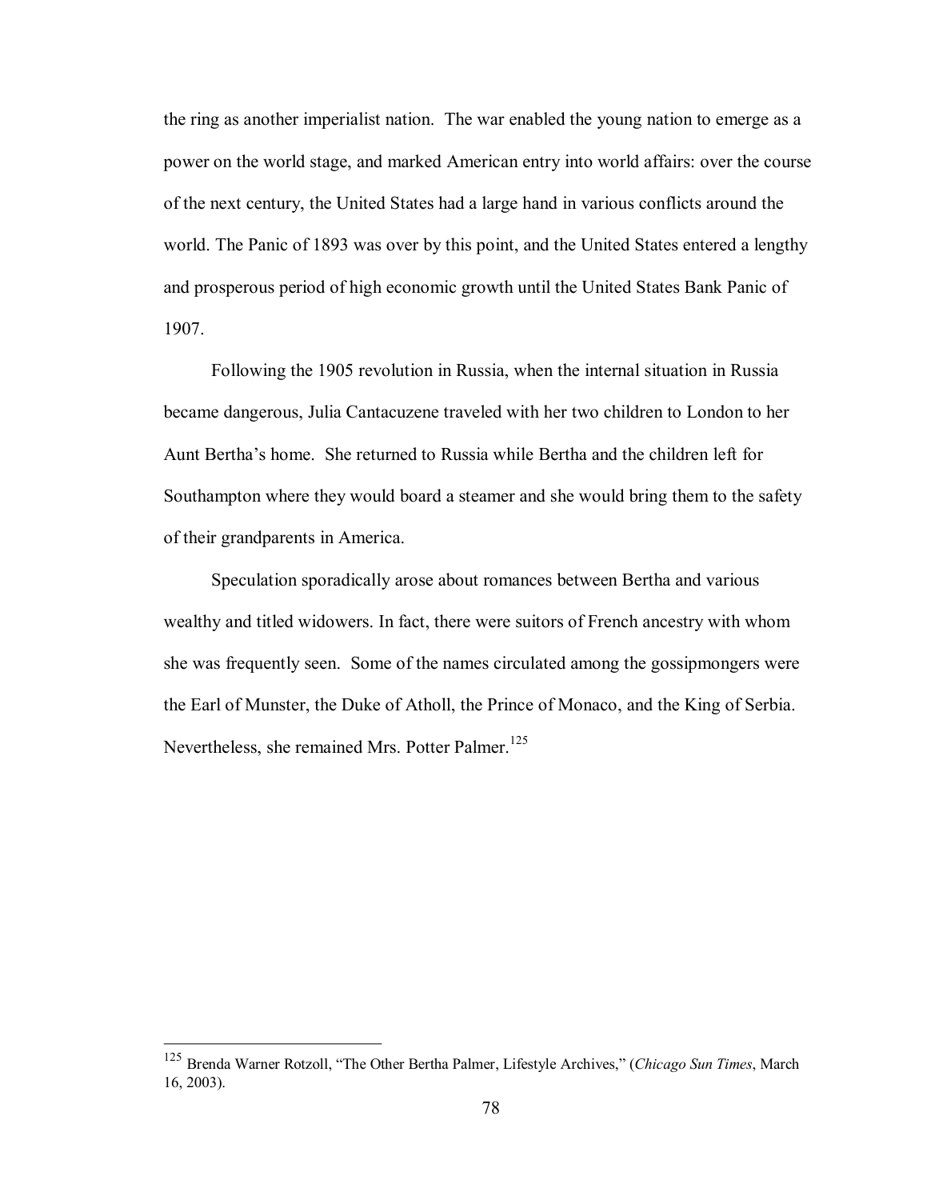the ring as another imperialist nation. The war enabled the young nation to emerge as a power on the world stage, and marked American entry into world affairs: over the course of the next century, the United States had a large hand in various conflicts around the world. The Panic of 1893 was over by this point, and the United States entered a lengthy and prosperous period of high economic growth until the United States Bank Panic of 1907.

Following the 1905 revolution in Russia, when the internal situation in Russia became dangerous, Julia Cantacuzene traveled with her two children to London to her Aunt Bertha's home. She returned to Russia while Bertha and the children left for Southampton where they would board a steamer and she would bring them to the safety of their grandparents in America.

Speculation sporadically arose about romances between Bertha and various wealthy and titled widowers. In fact, there were suitors of French ancestry with whom she was frequently seen. Some of the names circulated among the gossipmongers were the Earl of Munster, the Duke of Atholl, the Prince of Monaco, and the King of Serbia. Nevertheless, she remained Mrs. Potter Palmer.[125]

---

[125] Brenda Warner Rotzoll, "The Other Bertha Palmer, Lifestyle Archives," (*Chicago Sun Times*, March 16, 2003).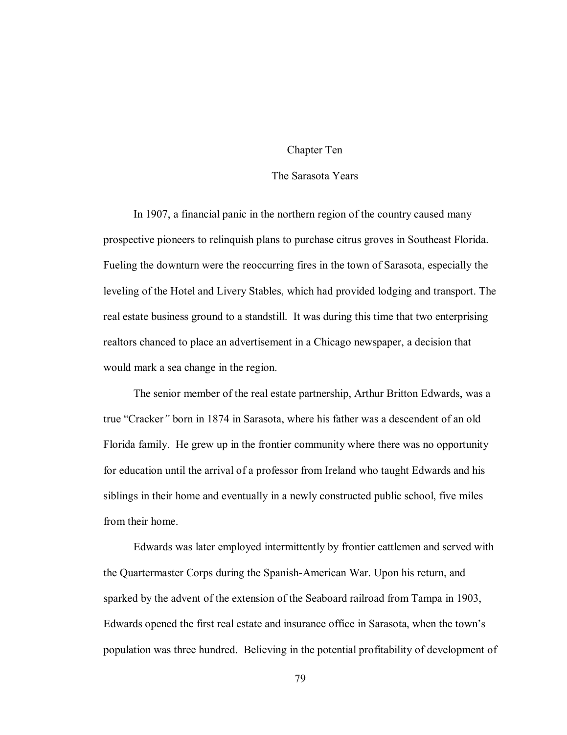# Chapter Ten

## The Sarasota Years

In 1907, a financial panic in the northern region of the country caused many prospective pioneers to relinquish plans to purchase citrus groves in Southeast Florida. Fueling the downturn were the reoccurring fires in the town of Sarasota, especially the leveling of the Hotel and Livery Stables, which had provided lodging and transport. The real estate business ground to a standstill. It was during this time that two enterprising realtors chanced to place an advertisement in a Chicago newspaper, a decision that would mark a sea change in the region.

The senior member of the real estate partnership, Arthur Britton Edwards, was a true "Cracker" born in 1874 in Sarasota, where his father was a descendent of an old Florida family. He grew up in the frontier community where there was no opportunity for education until the arrival of a professor from Ireland who taught Edwards and his siblings in their home and eventually in a newly constructed public school, five miles from their home.

Edwards was later employed intermittently by frontier cattlemen and served with the Quartermaster Corps during the Spanish-American War. Upon his return, and sparked by the advent of the extension of the Seaboard railroad from Tampa in 1903, Edwards opened the first real estate and insurance office in Sarasota, when the town's population was three hundred. Believing in the potential profitability of development of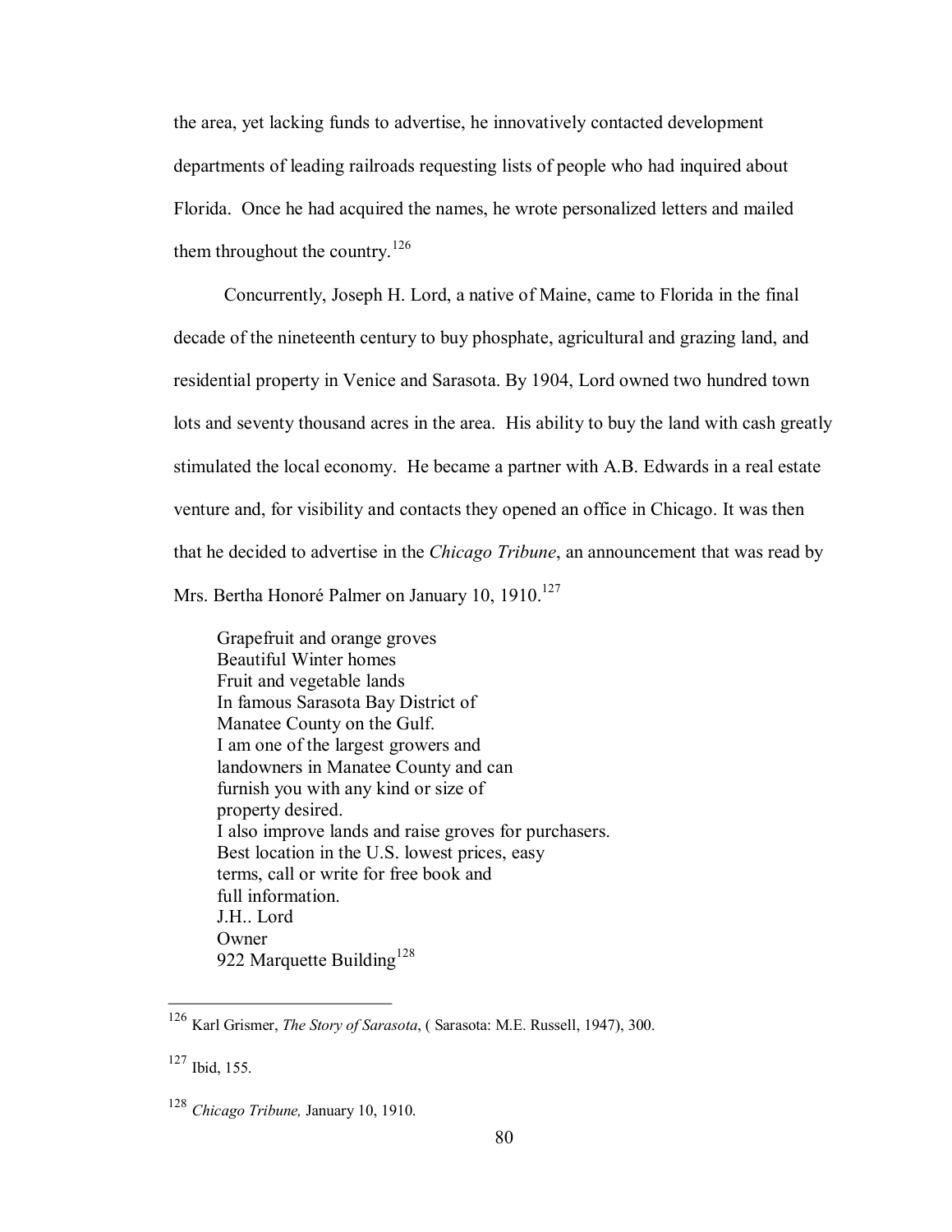the area, yet lacking funds to advertise, he innovatively contacted development departments of leading railroads requesting lists of people who had inquired about Florida. Once he had acquired the names, he wrote personalized letters and mailed them throughout the country.[126]

Concurrently, Joseph H. Lord, a native of Maine, came to Florida in the final decade of the nineteenth century to buy phosphate, agricultural and grazing land, and residential property in Venice and Sarasota. By 1904, Lord owned two hundred town lots and seventy thousand acres in the area. His ability to buy the land with cash greatly stimulated the local economy. He became a partner with A.B. Edwards in a real estate venture and, for visibility and contacts they opened an office in Chicago. It was then that he decided to advertise in the *Chicago Tribune*, an announcement that was read by Mrs. Bertha Honoré Palmer on January 10, 1910.[127]

> Grapefruit and orange groves
> Beautiful Winter homes
> Fruit and vegetable lands
> In famous Sarasota Bay District of
> Manatee County on the Gulf.
> I am one of the largest growers and
> landowners in Manatee County and can
> furnish you with any kind or size of
> property desired.
> I also improve lands and raise groves for purchasers.
> Best location in the U.S. lowest prices, easy
> terms, call or write for free book and
> full information.
> J.H.. Lord
> Owner
> 922 Marquette Building[128]

---

[126] Karl Grismer, *The Story of Sarasota*, ( Sarasota: M.E. Russell, 1947), 300.

[127] Ibid, 155.

[128] *Chicago Tribune,* January 10, 1910.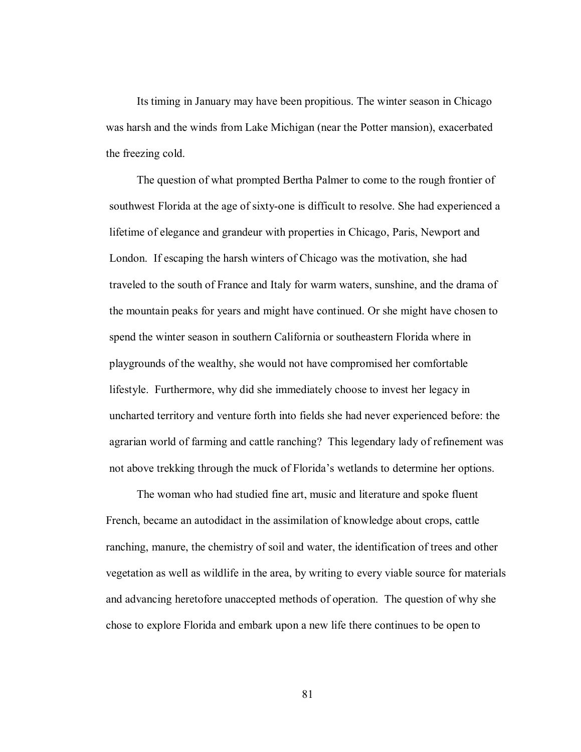Its timing in January may have been propitious. The winter season in Chicago was harsh and the winds from Lake Michigan (near the Potter mansion), exacerbated the freezing cold.

The question of what prompted Bertha Palmer to come to the rough frontier of southwest Florida at the age of sixty-one is difficult to resolve. She had experienced a lifetime of elegance and grandeur with properties in Chicago, Paris, Newport and London. If escaping the harsh winters of Chicago was the motivation, she had traveled to the south of France and Italy for warm waters, sunshine, and the drama of the mountain peaks for years and might have continued. Or she might have chosen to spend the winter season in southern California or southeastern Florida where in playgrounds of the wealthy, she would not have compromised her comfortable lifestyle. Furthermore, why did she immediately choose to invest her legacy in uncharted territory and venture forth into fields she had never experienced before: the agrarian world of farming and cattle ranching? This legendary lady of refinement was not above trekking through the muck of Florida's wetlands to determine her options.

The woman who had studied fine art, music and literature and spoke fluent French, became an autodidact in the assimilation of knowledge about crops, cattle ranching, manure, the chemistry of soil and water, the identification of trees and other vegetation as well as wildlife in the area, by writing to every viable source for materials and advancing heretofore unaccepted methods of operation. The question of why she chose to explore Florida and embark upon a new life there continues to be open to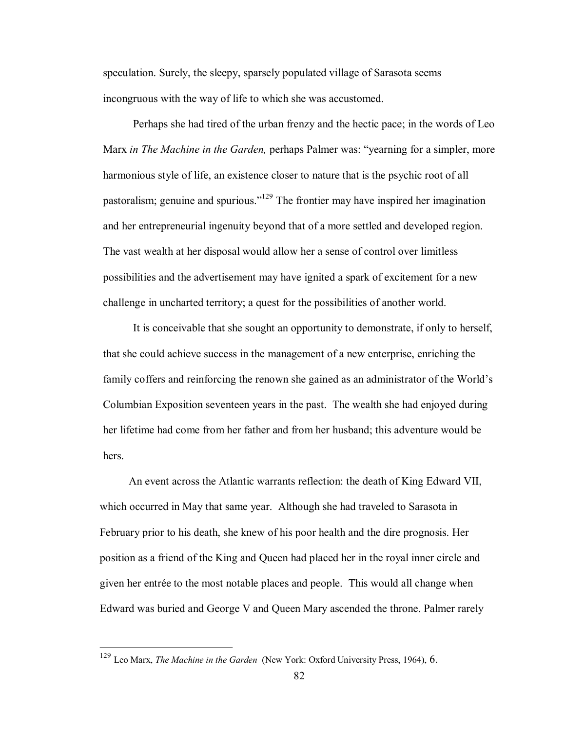speculation. Surely, the sleepy, sparsely populated village of Sarasota seems incongruous with the way of life to which she was accustomed.

Perhaps she had tired of the urban frenzy and the hectic pace; in the words of Leo Marx *in The Machine in the Garden,* perhaps Palmer was: "yearning for a simpler, more harmonious style of life, an existence closer to nature that is the psychic root of all pastoralism; genuine and spurious."[129] The frontier may have inspired her imagination and her entrepreneurial ingenuity beyond that of a more settled and developed region. The vast wealth at her disposal would allow her a sense of control over limitless possibilities and the advertisement may have ignited a spark of excitement for a new challenge in uncharted territory; a quest for the possibilities of another world.

It is conceivable that she sought an opportunity to demonstrate, if only to herself, that she could achieve success in the management of a new enterprise, enriching the family coffers and reinforcing the renown she gained as an administrator of the World's Columbian Exposition seventeen years in the past. The wealth she had enjoyed during her lifetime had come from her father and from her husband; this adventure would be hers.

An event across the Atlantic warrants reflection: the death of King Edward VII, which occurred in May that same year. Although she had traveled to Sarasota in February prior to his death, she knew of his poor health and the dire prognosis. Her position as a friend of the King and Queen had placed her in the royal inner circle and given her entrée to the most notable places and people. This would all change when Edward was buried and George V and Queen Mary ascended the throne. Palmer rarely

---

[129] Leo Marx, *The Machine in the Garden* (New York: Oxford University Press, 1964), 6.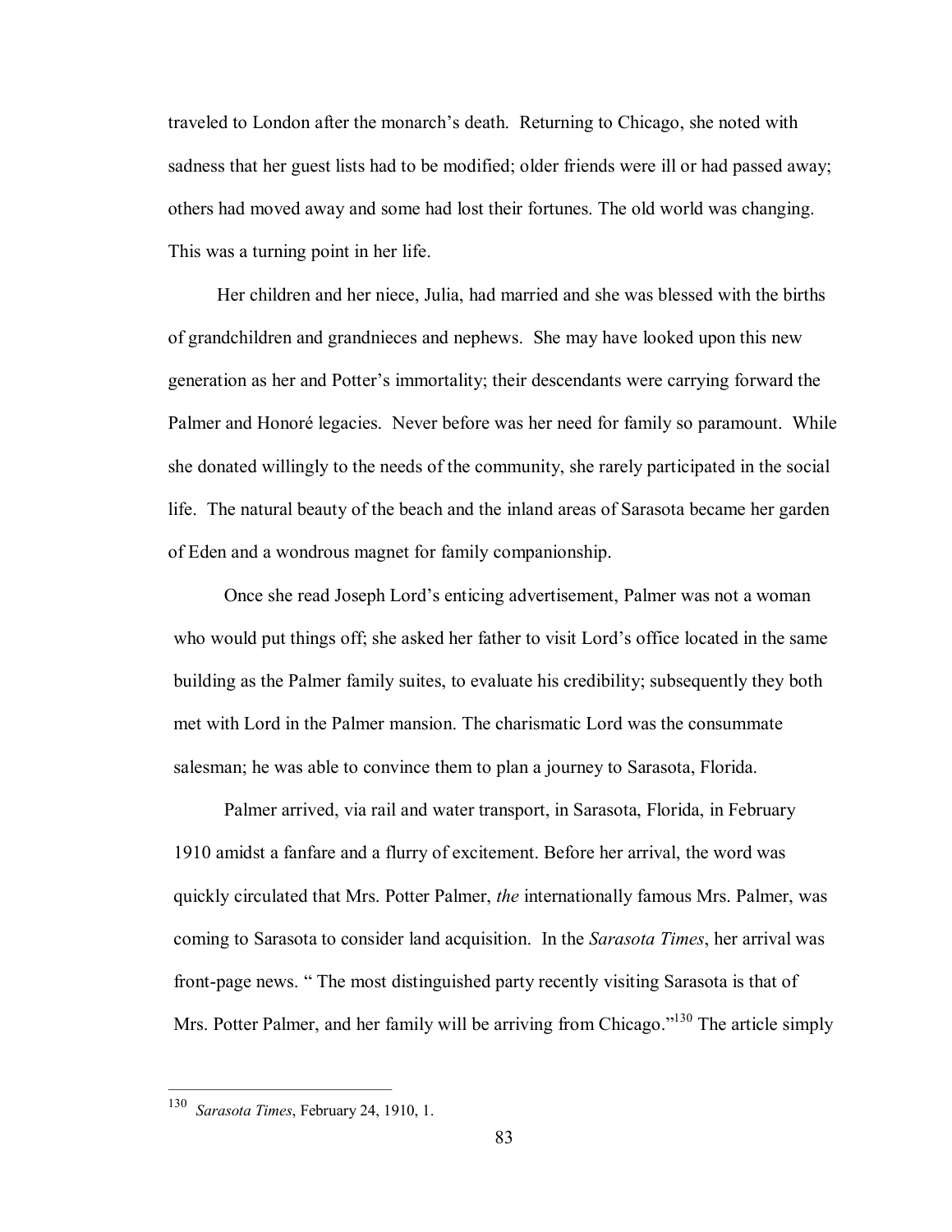traveled to London after the monarch's death. Returning to Chicago, she noted with sadness that her guest lists had to be modified; older friends were ill or had passed away; others had moved away and some had lost their fortunes. The old world was changing. This was a turning point in her life.

Her children and her niece, Julia, had married and she was blessed with the births of grandchildren and grandnieces and nephews. She may have looked upon this new generation as her and Potter's immortality; their descendants were carrying forward the Palmer and Honoré legacies. Never before was her need for family so paramount. While she donated willingly to the needs of the community, she rarely participated in the social life. The natural beauty of the beach and the inland areas of Sarasota became her garden of Eden and a wondrous magnet for family companionship.

Once she read Joseph Lord's enticing advertisement, Palmer was not a woman who would put things off; she asked her father to visit Lord's office located in the same building as the Palmer family suites, to evaluate his credibility; subsequently they both met with Lord in the Palmer mansion. The charismatic Lord was the consummate salesman; he was able to convince them to plan a journey to Sarasota, Florida.

Palmer arrived, via rail and water transport, in Sarasota, Florida, in February 1910 amidst a fanfare and a flurry of excitement. Before her arrival, the word was quickly circulated that Mrs. Potter Palmer, *the* internationally famous Mrs. Palmer, was coming to Sarasota to consider land acquisition. In the *Sarasota Times*, her arrival was front-page news. " The most distinguished party recently visiting Sarasota is that of Mrs. Potter Palmer, and her family will be arriving from Chicago."[130] The article simply

---

[130] *Sarasota Times*, February 24, 1910, 1.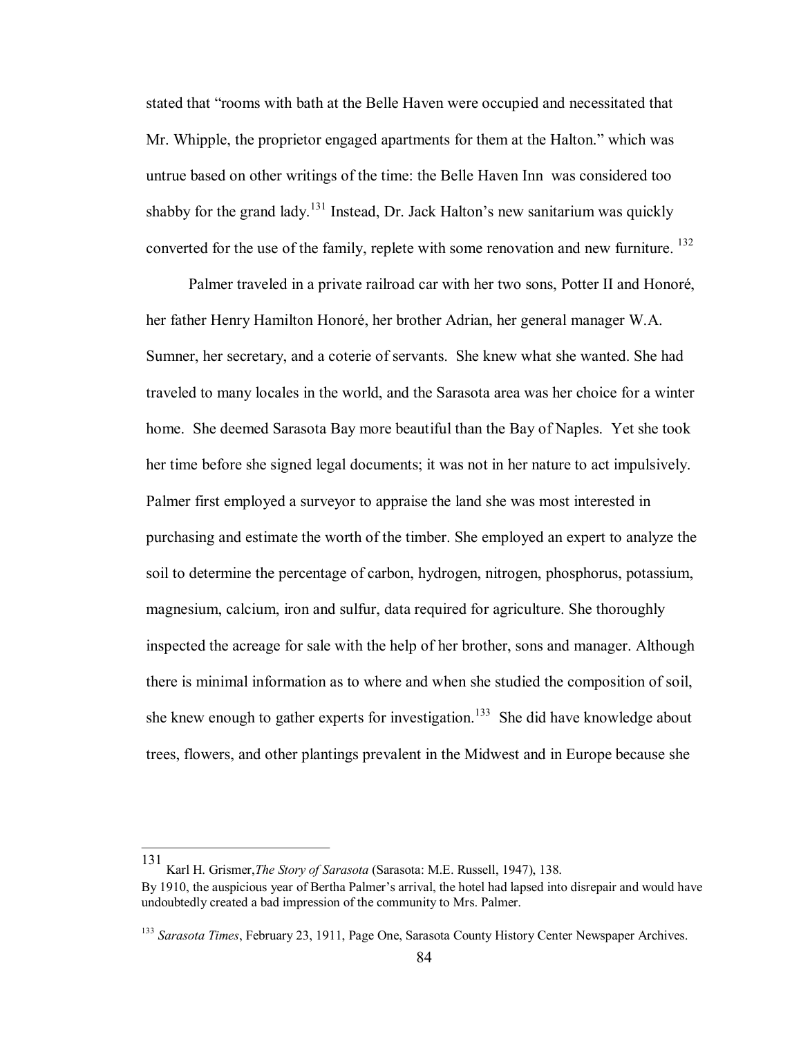stated that "rooms with bath at the Belle Haven were occupied and necessitated that Mr. Whipple, the proprietor engaged apartments for them at the Halton." which was untrue based on other writings of the time: the Belle Haven Inn was considered too shabby for the grand lady.[131] Instead, Dr. Jack Halton's new sanitarium was quickly converted for the use of the family, replete with some renovation and new furniture.[132]

Palmer traveled in a private railroad car with her two sons, Potter II and Honoré, her father Henry Hamilton Honoré, her brother Adrian, her general manager W.A. Sumner, her secretary, and a coterie of servants. She knew what she wanted. She had traveled to many locales in the world, and the Sarasota area was her choice for a winter home. She deemed Sarasota Bay more beautiful than the Bay of Naples. Yet she took her time before she signed legal documents; it was not in her nature to act impulsively. Palmer first employed a surveyor to appraise the land she was most interested in purchasing and estimate the worth of the timber. She employed an expert to analyze the soil to determine the percentage of carbon, hydrogen, nitrogen, phosphorus, potassium, magnesium, calcium, iron and sulfur, data required for agriculture. She thoroughly inspected the acreage for sale with the help of her brother, sons and manager. Although there is minimal information as to where and when she studied the composition of soil, she knew enough to gather experts for investigation.[133] She did have knowledge about trees, flowers, and other plantings prevalent in the Midwest and in Europe because she

---

131 Karl H. Grismer, *The Story of Sarasota* (Sarasota: M.E. Russell, 1947), 138.
By 1910, the auspicious year of Bertha Palmer's arrival, the hotel had lapsed into disrepair and would have undoubtedly created a bad impression of the community to Mrs. Palmer.

133 *Sarasota Times*, February 23, 1911, Page One, Sarasota County History Center Newspaper Archives.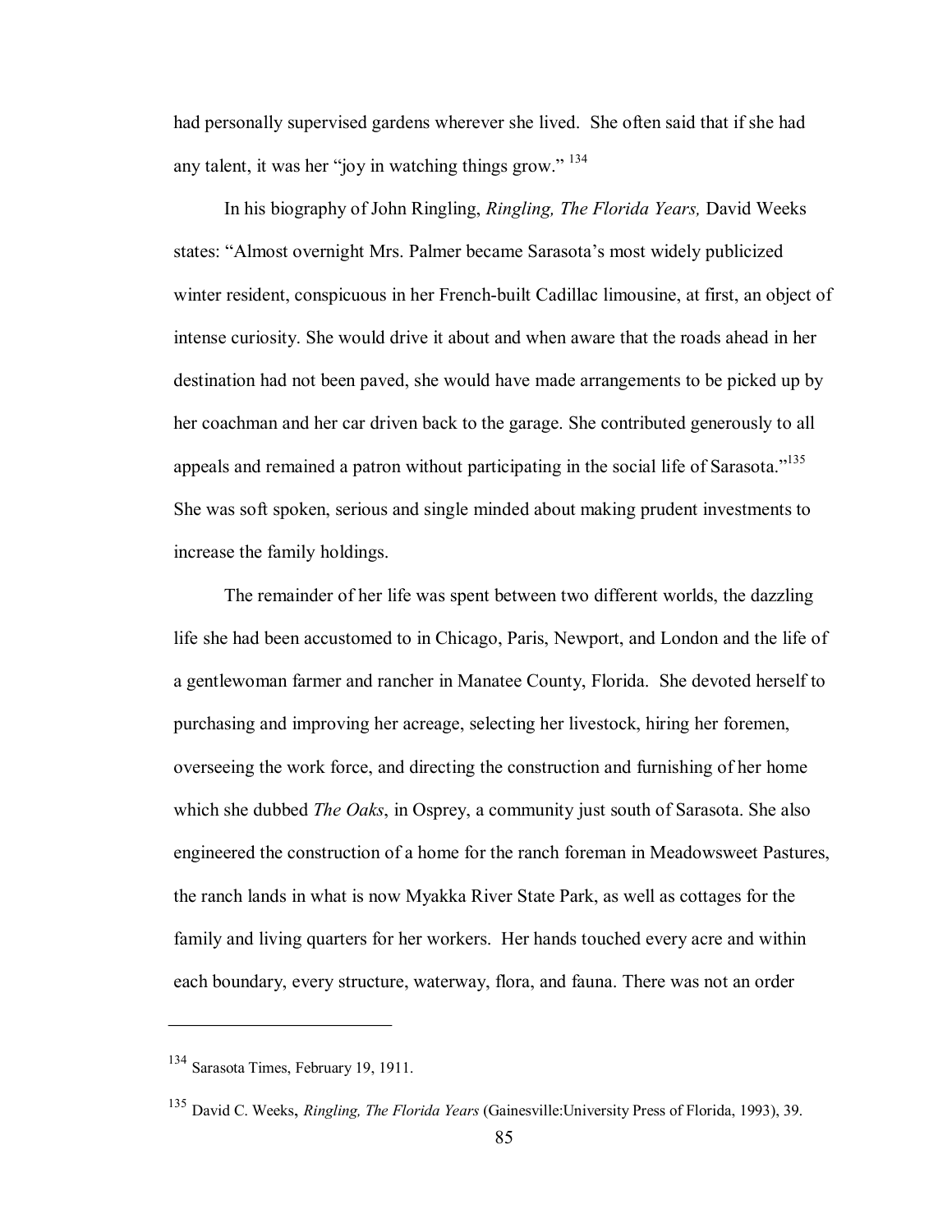had personally supervised gardens wherever she lived. She often said that if she had any talent, it was her "joy in watching things grow." [134]

In his biography of John Ringling, *Ringling, The Florida Years,* David Weeks states: "Almost overnight Mrs. Palmer became Sarasota's most widely publicized winter resident, conspicuous in her French-built Cadillac limousine, at first, an object of intense curiosity. She would drive it about and when aware that the roads ahead in her destination had not been paved, she would have made arrangements to be picked up by her coachman and her car driven back to the garage. She contributed generously to all appeals and remained a patron without participating in the social life of Sarasota."[135] She was soft spoken, serious and single minded about making prudent investments to increase the family holdings.

The remainder of her life was spent between two different worlds, the dazzling life she had been accustomed to in Chicago, Paris, Newport, and London and the life of a gentlewoman farmer and rancher in Manatee County, Florida. She devoted herself to purchasing and improving her acreage, selecting her livestock, hiring her foremen, overseeing the work force, and directing the construction and furnishing of her home which she dubbed *The Oaks*, in Osprey, a community just south of Sarasota. She also engineered the construction of a home for the ranch foreman in Meadowsweet Pastures, the ranch lands in what is now Myakka River State Park, as well as cottages for the family and living quarters for her workers. Her hands touched every acre and within each boundary, every structure, waterway, flora, and fauna. There was not an order

---

[134] Sarasota Times, February 19, 1911.

[135] David C. Weeks, *Ringling, The Florida Years* (Gainesville:University Press of Florida, 1993), 39.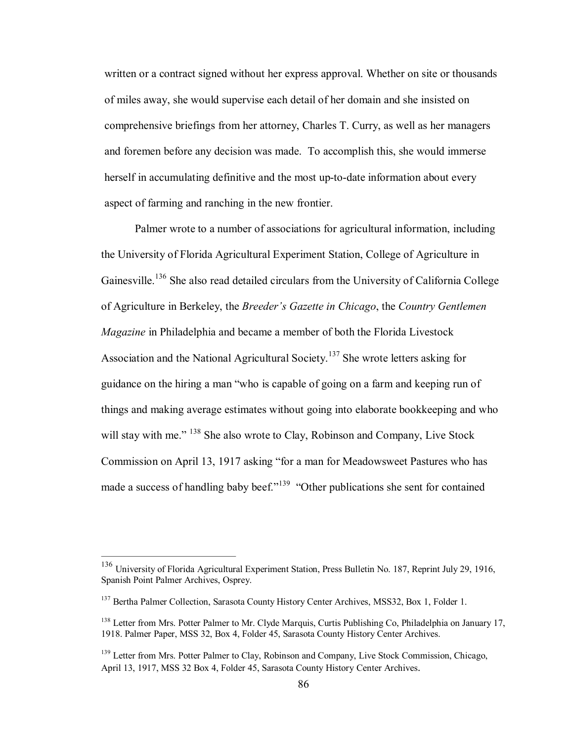written or a contract signed without her express approval. Whether on site or thousands of miles away, she would supervise each detail of her domain and she insisted on comprehensive briefings from her attorney, Charles T. Curry, as well as her managers and foremen before any decision was made. To accomplish this, she would immerse herself in accumulating definitive and the most up-to-date information about every aspect of farming and ranching in the new frontier.

Palmer wrote to a number of associations for agricultural information, including the University of Florida Agricultural Experiment Station, College of Agriculture in Gainesville.[136] She also read detailed circulars from the University of California College of Agriculture in Berkeley, the *Breeder's Gazette in Chicago*, the *Country Gentlemen Magazine* in Philadelphia and became a member of both the Florida Livestock Association and the National Agricultural Society.[137] She wrote letters asking for guidance on the hiring a man "who is capable of going on a farm and keeping run of things and making average estimates without going into elaborate bookkeeping and who will stay with me." [138] She also wrote to Clay, Robinson and Company, Live Stock Commission on April 13, 1917 asking "for a man for Meadowsweet Pastures who has made a success of handling baby beef."[139] "Other publications she sent for contained

---

[136] University of Florida Agricultural Experiment Station, Press Bulletin No. 187, Reprint July 29, 1916, Spanish Point Palmer Archives, Osprey.

[137] Bertha Palmer Collection, Sarasota County History Center Archives, MSS32, Box 1, Folder 1.

[138] Letter from Mrs. Potter Palmer to Mr. Clyde Marquis, Curtis Publishing Co, Philadelphia on January 17, 1918. Palmer Paper, MSS 32, Box 4, Folder 45, Sarasota County History Center Archives.

[139] Letter from Mrs. Potter Palmer to Clay, Robinson and Company, Live Stock Commission, Chicago, April 13, 1917, MSS 32 Box 4, Folder 45, Sarasota County History Center Archives.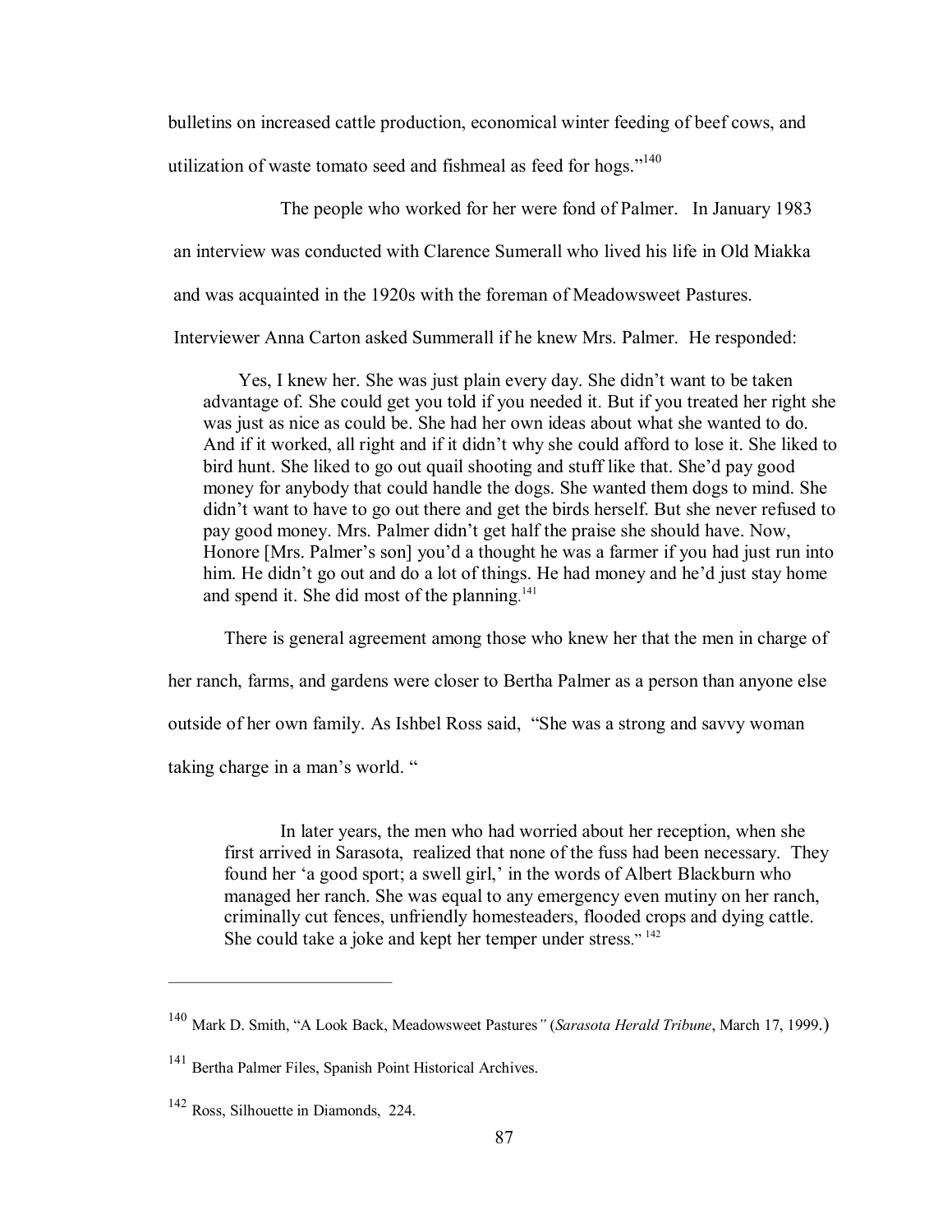bulletins on increased cattle production, economical winter feeding of beef cows, and utilization of waste tomato seed and fishmeal as feed for hogs."[140]

The people who worked for her were fond of Palmer. In January 1983 an interview was conducted with Clarence Sumerall who lived his life in Old Miakka and was acquainted in the 1920s with the foreman of Meadowsweet Pastures. Interviewer Anna Carton asked Summerall if he knew Mrs. Palmer. He responded:

> Yes, I knew her. She was just plain every day. She didn't want to be taken advantage of. She could get you told if you needed it. But if you treated her right she was just as nice as could be. She had her own ideas about what she wanted to do. And if it worked, all right and if it didn't why she could afford to lose it. She liked to bird hunt. She liked to go out quail shooting and stuff like that. She'd pay good money for anybody that could handle the dogs. She wanted them dogs to mind. She didn't want to have to go out there and get the birds herself. But she never refused to pay good money. Mrs. Palmer didn't get half the praise she should have. Now, Honore [Mrs. Palmer's son] you'd a thought he was a farmer if you had just run into him. He didn't go out and do a lot of things. He had money and he'd just stay home and spend it. She did most of the planning.[141]

There is general agreement among those who knew her that the men in charge of her ranch, farms, and gardens were closer to Bertha Palmer as a person than anyone else outside of her own family. As Ishbel Ross said, "She was a strong and savvy woman taking charge in a man's world. "

> In later years, the men who had worried about her reception, when she first arrived in Sarasota, realized that none of the fuss had been necessary. They found her 'a good sport; a swell girl,' in the words of Albert Blackburn who managed her ranch. She was equal to any emergency even mutiny on her ranch, criminally cut fences, unfriendly homesteaders, flooded crops and dying cattle. She could take a joke and kept her temper under stress." [142]

---

[140] Mark D. Smith, "A Look Back, Meadowsweet Pastures" (*Sarasota Herald Tribune*, March 17, 1999.)

[141] Bertha Palmer Files, Spanish Point Historical Archives.

[142] Ross, Silhouette in Diamonds, 224.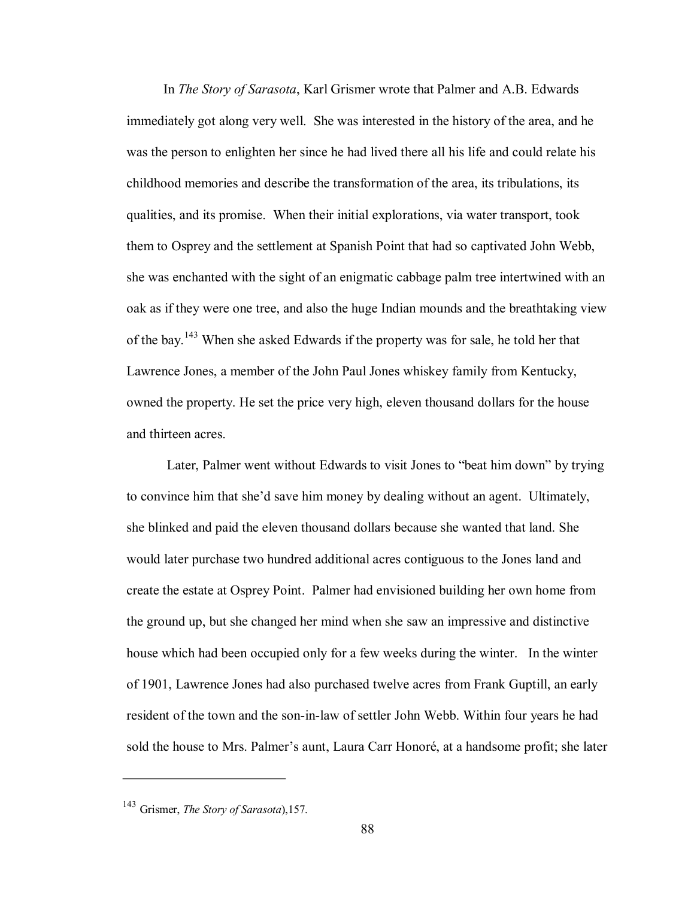In *The Story of Sarasota*, Karl Grismer wrote that Palmer and A.B. Edwards immediately got along very well. She was interested in the history of the area, and he was the person to enlighten her since he had lived there all his life and could relate his childhood memories and describe the transformation of the area, its tribulations, its qualities, and its promise. When their initial explorations, via water transport, took them to Osprey and the settlement at Spanish Point that had so captivated John Webb, she was enchanted with the sight of an enigmatic cabbage palm tree intertwined with an oak as if they were one tree, and also the huge Indian mounds and the breathtaking view of the bay.[143] When she asked Edwards if the property was for sale, he told her that Lawrence Jones, a member of the John Paul Jones whiskey family from Kentucky, owned the property. He set the price very high, eleven thousand dollars for the house and thirteen acres.

Later, Palmer went without Edwards to visit Jones to "beat him down" by trying to convince him that she'd save him money by dealing without an agent. Ultimately, she blinked and paid the eleven thousand dollars because she wanted that land. She would later purchase two hundred additional acres contiguous to the Jones land and create the estate at Osprey Point. Palmer had envisioned building her own home from the ground up, but she changed her mind when she saw an impressive and distinctive house which had been occupied only for a few weeks during the winter. In the winter of 1901, Lawrence Jones had also purchased twelve acres from Frank Guptill, an early resident of the town and the son-in-law of settler John Webb. Within four years he had sold the house to Mrs. Palmer's aunt, Laura Carr Honoré, at a handsome profit; she later

---

[143] Grismer, *The Story of Sarasota*),157.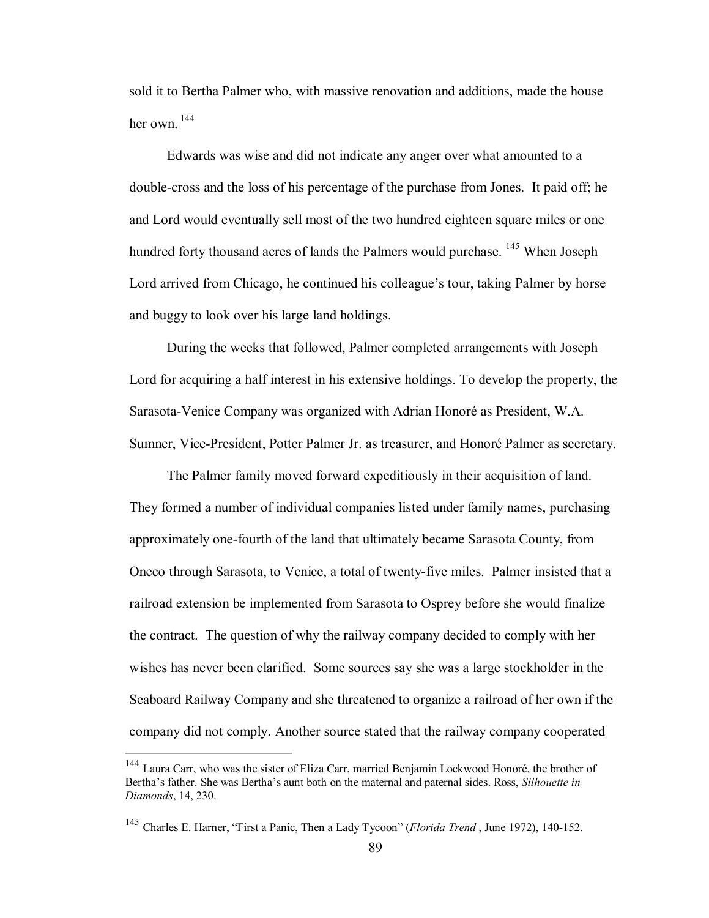sold it to Bertha Palmer who, with massive renovation and additions, made the house her own.[144]

Edwards was wise and did not indicate any anger over what amounted to a double-cross and the loss of his percentage of the purchase from Jones. It paid off; he and Lord would eventually sell most of the two hundred eighteen square miles or one hundred forty thousand acres of lands the Palmers would purchase.[145] When Joseph Lord arrived from Chicago, he continued his colleague's tour, taking Palmer by horse and buggy to look over his large land holdings.

During the weeks that followed, Palmer completed arrangements with Joseph Lord for acquiring a half interest in his extensive holdings. To develop the property, the Sarasota-Venice Company was organized with Adrian Honoré as President, W.A. Sumner, Vice-President, Potter Palmer Jr. as treasurer, and Honoré Palmer as secretary.

The Palmer family moved forward expeditiously in their acquisition of land. They formed a number of individual companies listed under family names, purchasing approximately one-fourth of the land that ultimately became Sarasota County, from Oneco through Sarasota, to Venice, a total of twenty-five miles. Palmer insisted that a railroad extension be implemented from Sarasota to Osprey before she would finalize the contract. The question of why the railway company decided to comply with her wishes has never been clarified. Some sources say she was a large stockholder in the Seaboard Railway Company and she threatened to organize a railroad of her own if the company did not comply. Another source stated that the railway company cooperated

---

[144] Laura Carr, who was the sister of Eliza Carr, married Benjamin Lockwood Honoré, the brother of Bertha's father. She was Bertha's aunt both on the maternal and paternal sides. Ross, *Silhouette in Diamonds*, 14, 230.

[145] Charles E. Harner, "First a Panic, Then a Lady Tycoon" (*Florida Trend* , June 1972), 140-152.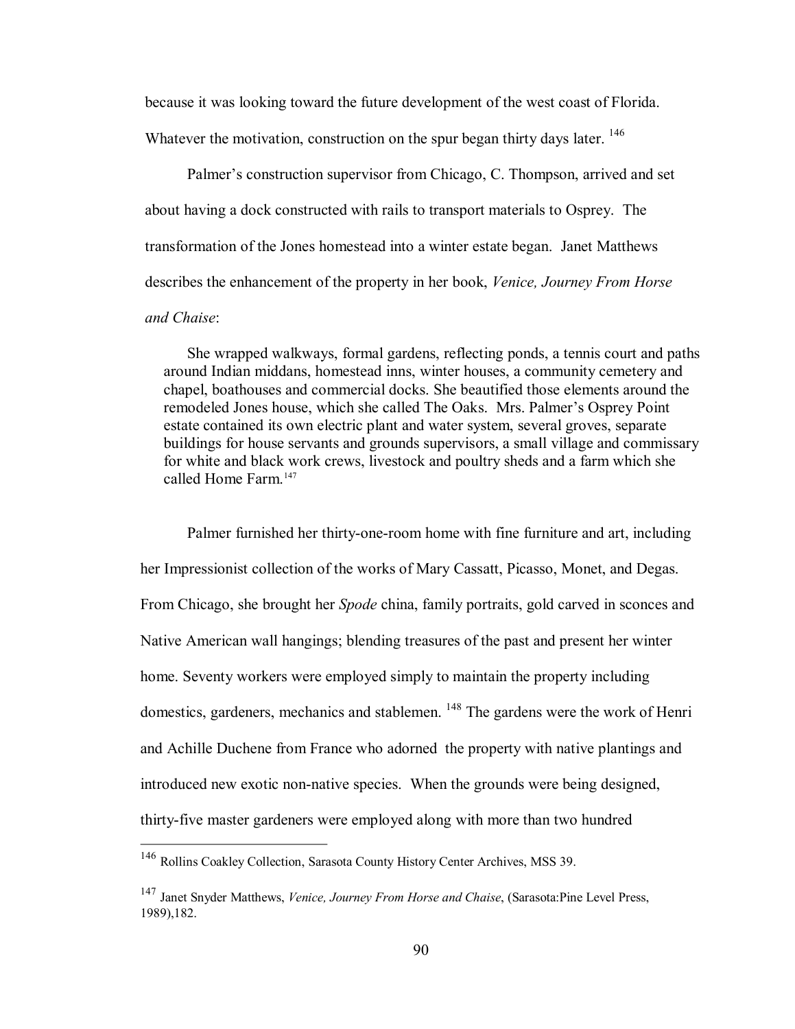because it was looking toward the future development of the west coast of Florida. Whatever the motivation, construction on the spur began thirty days later. [146]

Palmer's construction supervisor from Chicago, C. Thompson, arrived and set about having a dock constructed with rails to transport materials to Osprey. The transformation of the Jones homestead into a winter estate began. Janet Matthews describes the enhancement of the property in her book, *Venice, Journey From Horse and Chaise*:

> She wrapped walkways, formal gardens, reflecting ponds, a tennis court and paths around Indian middans, homestead inns, winter houses, a community cemetery and chapel, boathouses and commercial docks. She beautified those elements around the remodeled Jones house, which she called The Oaks. Mrs. Palmer's Osprey Point estate contained its own electric plant and water system, several groves, separate buildings for house servants and grounds supervisors, a small village and commissary for white and black work crews, livestock and poultry sheds and a farm which she called Home Farm.[147]

Palmer furnished her thirty-one-room home with fine furniture and art, including her Impressionist collection of the works of Mary Cassatt, Picasso, Monet, and Degas. From Chicago, she brought her *Spode* china, family portraits, gold carved in sconces and Native American wall hangings; blending treasures of the past and present her winter home. Seventy workers were employed simply to maintain the property including domestics, gardeners, mechanics and stablemen. [148] The gardens were the work of Henri and Achille Duchene from France who adorned the property with native plantings and introduced new exotic non-native species. When the grounds were being designed, thirty-five master gardeners were employed along with more than two hundred

---

[146] Rollins Coakley Collection, Sarasota County History Center Archives, MSS 39.

[147] Janet Snyder Matthews, *Venice, Journey From Horse and Chaise*, (Sarasota:Pine Level Press, 1989),182.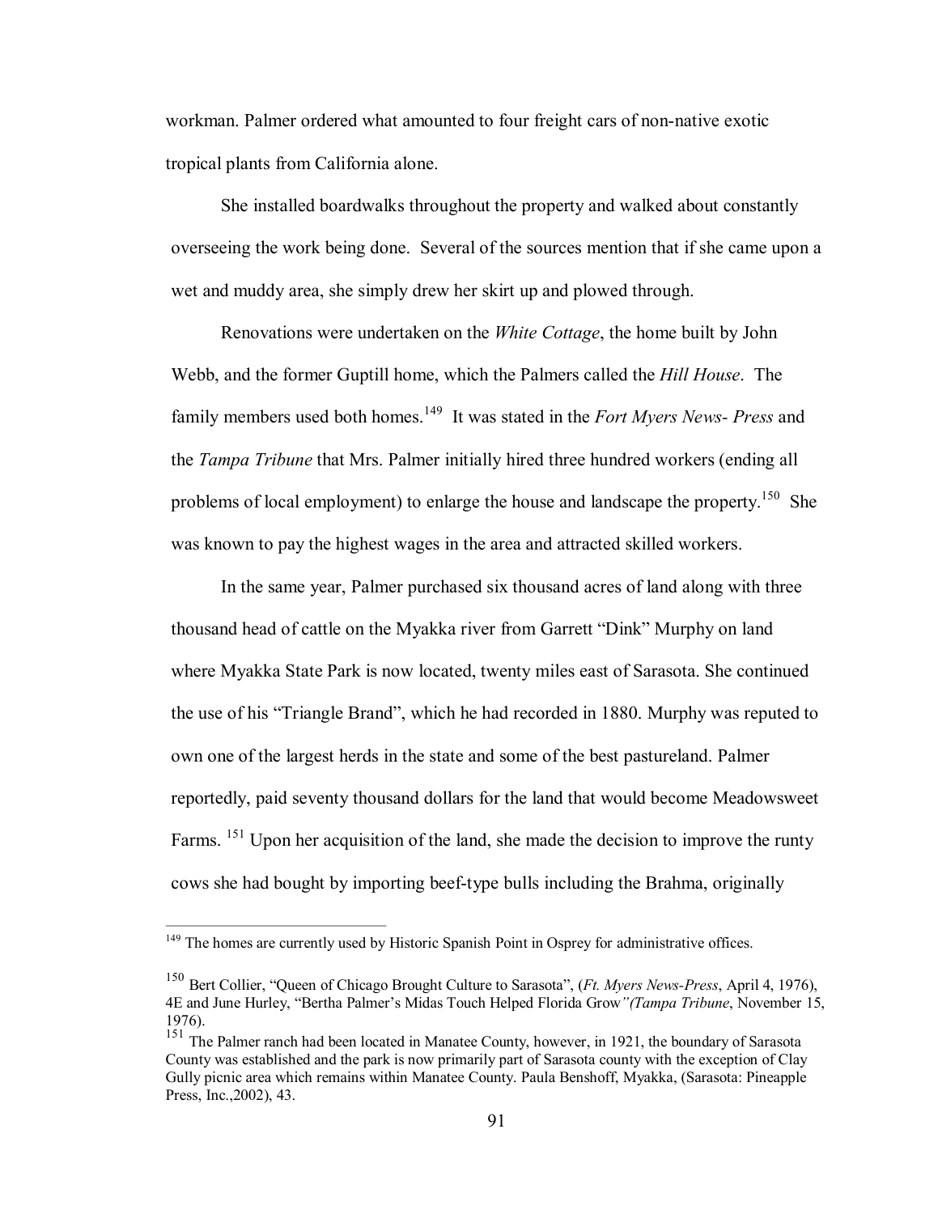workman. Palmer ordered what amounted to four freight cars of non-native exotic tropical plants from California alone.

She installed boardwalks throughout the property and walked about constantly overseeing the work being done. Several of the sources mention that if she came upon a wet and muddy area, she simply drew her skirt up and plowed through.

Renovations were undertaken on the *White Cottage*, the home built by John Webb, and the former Guptill home, which the Palmers called the *Hill House*. The family members used both homes.[149] It was stated in the *Fort Myers News- Press* and the *Tampa Tribune* that Mrs. Palmer initially hired three hundred workers (ending all problems of local employment) to enlarge the house and landscape the property.[150] She was known to pay the highest wages in the area and attracted skilled workers.

In the same year, Palmer purchased six thousand acres of land along with three thousand head of cattle on the Myakka river from Garrett "Dink" Murphy on land where Myakka State Park is now located, twenty miles east of Sarasota. She continued the use of his "Triangle Brand", which he had recorded in 1880. Murphy was reputed to own one of the largest herds in the state and some of the best pastureland. Palmer reportedly, paid seventy thousand dollars for the land that would become Meadowsweet Farms. [151] Upon her acquisition of the land, she made the decision to improve the runty cows she had bought by importing beef-type bulls including the Brahma, originally

---

[149] The homes are currently used by Historic Spanish Point in Osprey for administrative offices.

[150] Bert Collier, "Queen of Chicago Brought Culture to Sarasota", (*Ft. Myers News-Press*, April 4, 1976), 4E and June Hurley, "Bertha Palmer's Midas Touch Helped Florida Grow*"(Tampa Tribune*, November 15, 1976).

[151] The Palmer ranch had been located in Manatee County, however, in 1921, the boundary of Sarasota County was established and the park is now primarily part of Sarasota county with the exception of Clay Gully picnic area which remains within Manatee County. Paula Benshoff, Myakka, (Sarasota: Pineapple Press, Inc.,2002), 43.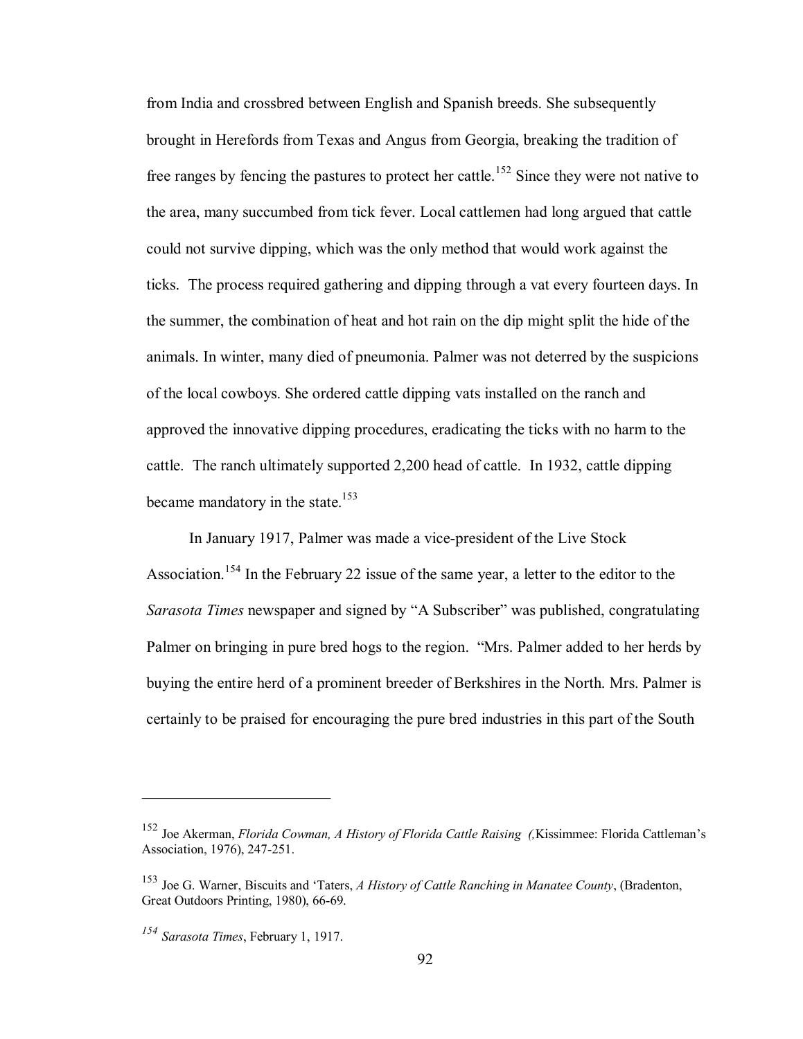from India and crossbred between English and Spanish breeds. She subsequently brought in Herefords from Texas and Angus from Georgia, breaking the tradition of free ranges by fencing the pastures to protect her cattle.[152] Since they were not native to the area, many succumbed from tick fever. Local cattlemen had long argued that cattle could not survive dipping, which was the only method that would work against the ticks. The process required gathering and dipping through a vat every fourteen days. In the summer, the combination of heat and hot rain on the dip might split the hide of the animals. In winter, many died of pneumonia. Palmer was not deterred by the suspicions of the local cowboys. She ordered cattle dipping vats installed on the ranch and approved the innovative dipping procedures, eradicating the ticks with no harm to the cattle. The ranch ultimately supported 2,200 head of cattle. In 1932, cattle dipping became mandatory in the state.[153]

In January 1917, Palmer was made a vice-president of the Live Stock Association.[154] In the February 22 issue of the same year, a letter to the editor to the *Sarasota Times* newspaper and signed by "A Subscriber" was published, congratulating Palmer on bringing in pure bred hogs to the region. "Mrs. Palmer added to her herds by buying the entire herd of a prominent breeder of Berkshires in the North. Mrs. Palmer is certainly to be praised for encouraging the pure bred industries in this part of the South

---

[152] Joe Akerman, *Florida Cowman, A History of Florida Cattle Raising (,*Kissimmee: Florida Cattleman's Association, 1976), 247-251.

[153] Joe G. Warner, Biscuits and 'Taters, *A History of Cattle Ranching in Manatee County*, (Bradenton, Great Outdoors Printing, 1980), 66-69.

[154] *Sarasota Times*, February 1, 1917.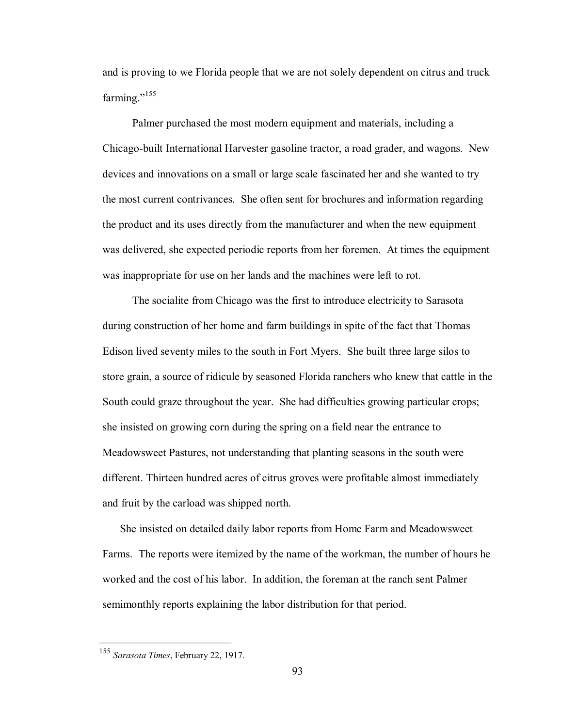and is proving to we Florida people that we are not solely dependent on citrus and truck farming."[155]

Palmer purchased the most modern equipment and materials, including a Chicago-built International Harvester gasoline tractor, a road grader, and wagons. New devices and innovations on a small or large scale fascinated her and she wanted to try the most current contrivances. She often sent for brochures and information regarding the product and its uses directly from the manufacturer and when the new equipment was delivered, she expected periodic reports from her foremen. At times the equipment was inappropriate for use on her lands and the machines were left to rot.

The socialite from Chicago was the first to introduce electricity to Sarasota during construction of her home and farm buildings in spite of the fact that Thomas Edison lived seventy miles to the south in Fort Myers. She built three large silos to store grain, a source of ridicule by seasoned Florida ranchers who knew that cattle in the South could graze throughout the year. She had difficulties growing particular crops; she insisted on growing corn during the spring on a field near the entrance to Meadowsweet Pastures, not understanding that planting seasons in the south were different. Thirteen hundred acres of citrus groves were profitable almost immediately and fruit by the carload was shipped north.

She insisted on detailed daily labor reports from Home Farm and Meadowsweet Farms. The reports were itemized by the name of the workman, the number of hours he worked and the cost of his labor. In addition, the foreman at the ranch sent Palmer semimonthly reports explaining the labor distribution for that period.

---

[155] *Sarasota Times*, February 22, 1917.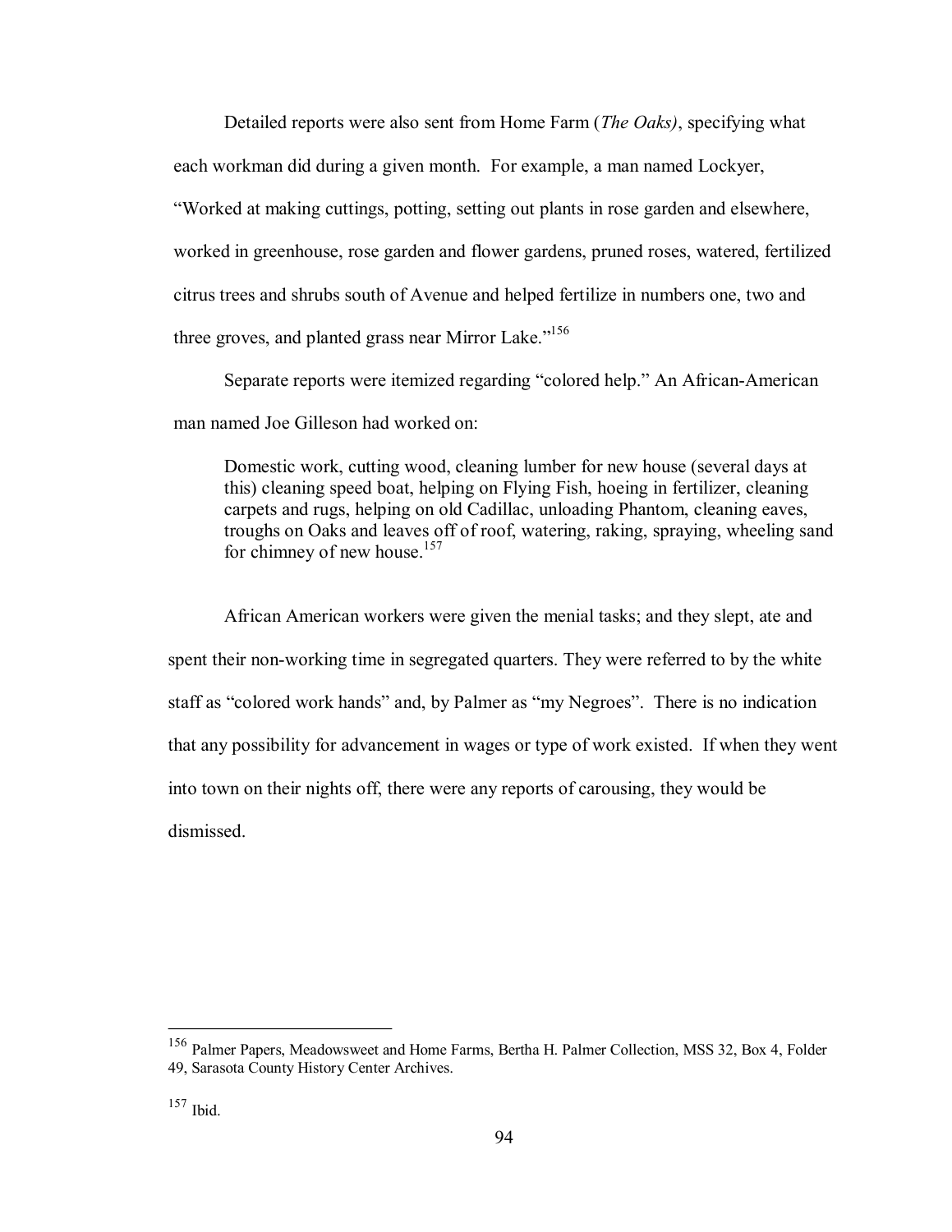Detailed reports were also sent from Home Farm (*The Oaks)*, specifying what each workman did during a given month. For example, a man named Lockyer, "Worked at making cuttings, potting, setting out plants in rose garden and elsewhere, worked in greenhouse, rose garden and flower gardens, pruned roses, watered, fertilized citrus trees and shrubs south of Avenue and helped fertilize in numbers one, two and three groves, and planted grass near Mirror Lake."[156]

Separate reports were itemized regarding "colored help." An African-American man named Joe Gilleson had worked on:

> Domestic work, cutting wood, cleaning lumber for new house (several days at this) cleaning speed boat, helping on Flying Fish, hoeing in fertilizer, cleaning carpets and rugs, helping on old Cadillac, unloading Phantom, cleaning eaves, troughs on Oaks and leaves off of roof, watering, raking, spraying, wheeling sand for chimney of new house.[157]

African American workers were given the menial tasks; and they slept, ate and spent their non-working time in segregated quarters. They were referred to by the white staff as "colored work hands" and, by Palmer as "my Negroes". There is no indication that any possibility for advancement in wages or type of work existed. If when they went into town on their nights off, there were any reports of carousing, they would be dismissed.

---

[156] Palmer Papers, Meadowsweet and Home Farms, Bertha H. Palmer Collection, MSS 32, Box 4, Folder 49, Sarasota County History Center Archives.

[157] Ibid.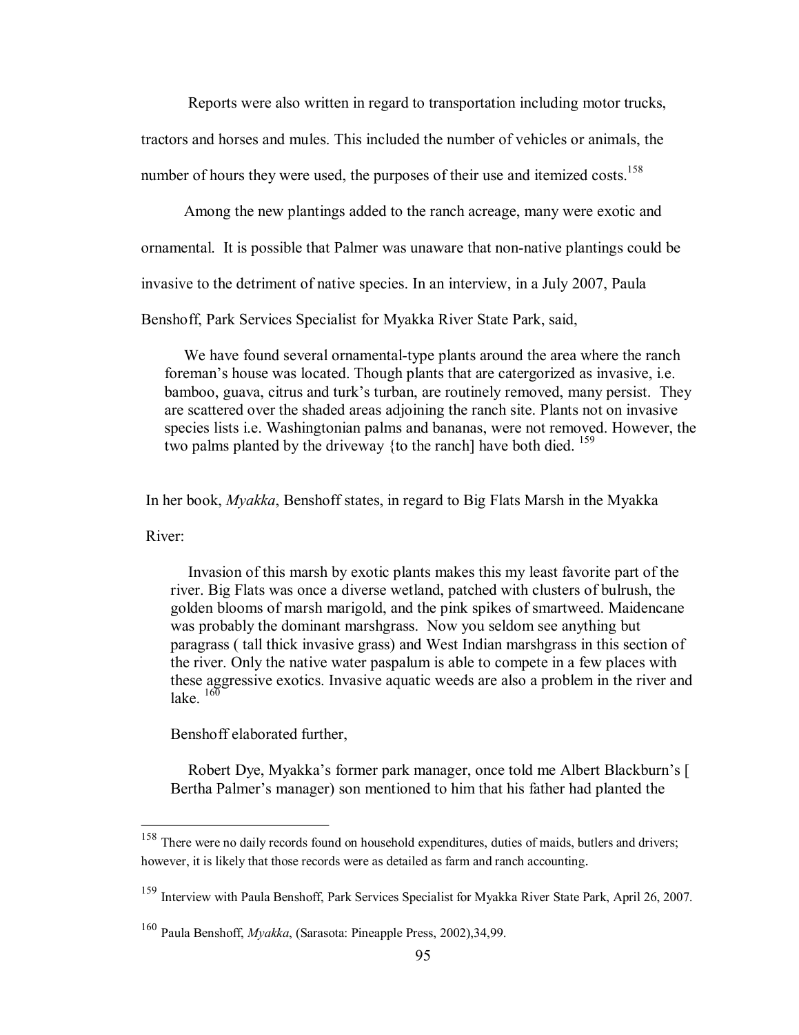Reports were also written in regard to transportation including motor trucks, tractors and horses and mules. This included the number of vehicles or animals, the number of hours they were used, the purposes of their use and itemized costs.[158]

Among the new plantings added to the ranch acreage, many were exotic and ornamental. It is possible that Palmer was unaware that non-native plantings could be invasive to the detriment of native species. In an interview, in a July 2007, Paula Benshoff, Park Services Specialist for Myakka River State Park, said,

> We have found several ornamental-type plants around the area where the ranch foreman's house was located. Though plants that are catergorized as invasive, i.e. bamboo, guava, citrus and turk's turban, are routinely removed, many persist. They are scattered over the shaded areas adjoining the ranch site. Plants not on invasive species lists i.e. Washingtonian palms and bananas, were not removed. However, the two palms planted by the driveway {to the ranch] have both died. [159]

In her book, *Myakka*, Benshoff states, in regard to Big Flats Marsh in the Myakka River:

> Invasion of this marsh by exotic plants makes this my least favorite part of the river. Big Flats was once a diverse wetland, patched with clusters of bulrush, the golden blooms of marsh marigold, and the pink spikes of smartweed. Maidencane was probably the dominant marshgrass. Now you seldom see anything but paragrass ( tall thick invasive grass) and West Indian marshgrass in this section of the river. Only the native water paspalum is able to compete in a few places with these aggressive exotics. Invasive aquatic weeds are also a problem in the river and lake. [160]

Benshoff elaborated further,

> Robert Dye, Myakka's former park manager, once told me Albert Blackburn's [ Bertha Palmer's manager) son mentioned to him that his father had planted the

---

[158] There were no daily records found on household expenditures, duties of maids, butlers and drivers; however, it is likely that those records were as detailed as farm and ranch accounting.

[159] Interview with Paula Benshoff, Park Services Specialist for Myakka River State Park, April 26, 2007.

[160] Paula Benshoff, *Myakka*, (Sarasota: Pineapple Press, 2002),34,99.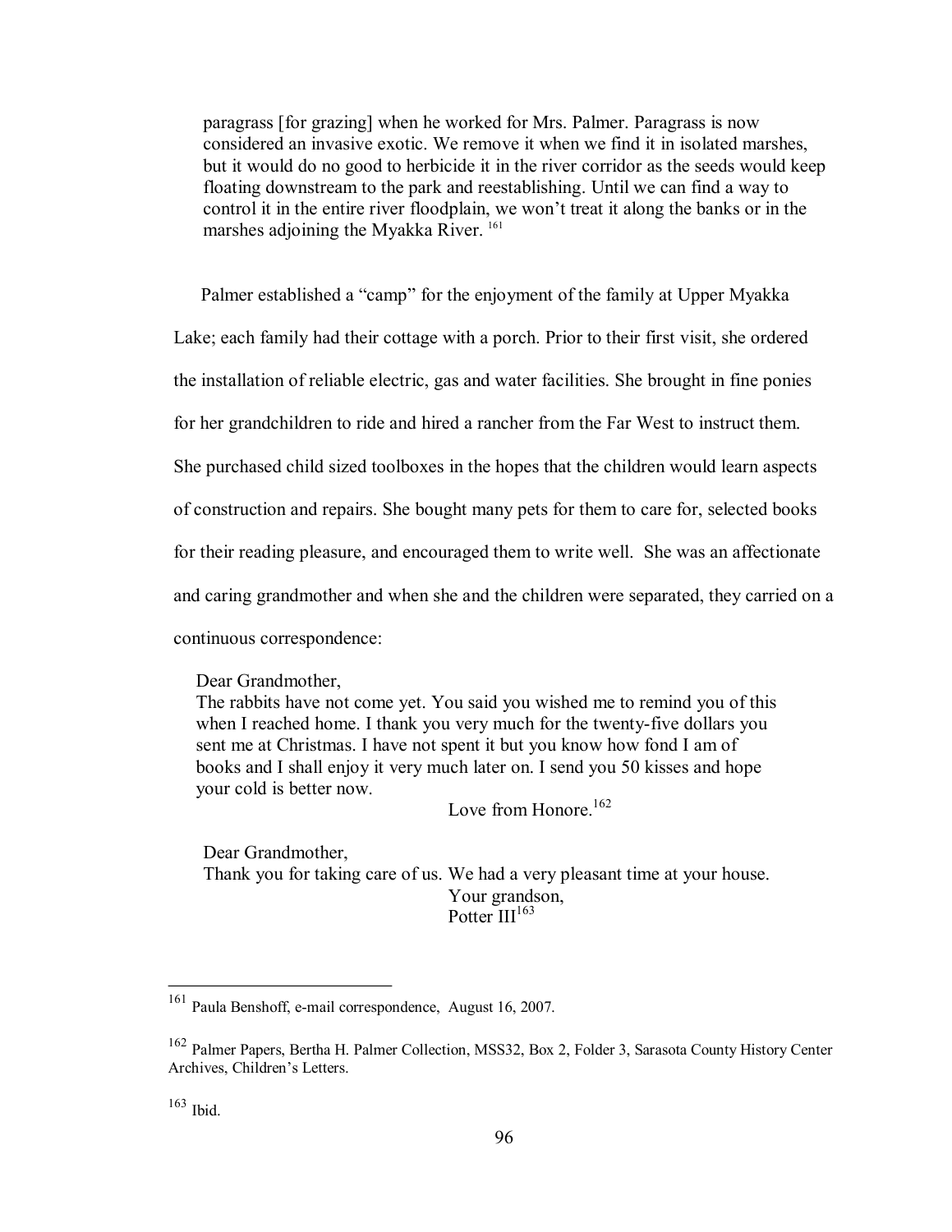> paragrass [for grazing] when he worked for Mrs. Palmer. Paragrass is now considered an invasive exotic. We remove it when we find it in isolated marshes, but it would do no good to herbicide it in the river corridor as the seeds would keep floating downstream to the park and reestablishing. Until we can find a way to control it in the entire river floodplain, we won't treat it along the banks or in the marshes adjoining the Myakka River. [161]

Palmer established a "camp" for the enjoyment of the family at Upper Myakka Lake; each family had their cottage with a porch. Prior to their first visit, she ordered the installation of reliable electric, gas and water facilities. She brought in fine ponies for her grandchildren to ride and hired a rancher from the Far West to instruct them. She purchased child sized toolboxes in the hopes that the children would learn aspects of construction and repairs. She bought many pets for them to care for, selected books for their reading pleasure, and encouraged them to write well. She was an affectionate and caring grandmother and when she and the children were separated, they carried on a continuous correspondence:

> Dear Grandmother,
> The rabbits have not come yet. You said you wished me to remind you of this when I reached home. I thank you very much for the twenty-five dollars you sent me at Christmas. I have not spent it but you know how fond I am of books and I shall enjoy it very much later on. I send you 50 kisses and hope your cold is better now.
>
> Love from Honore.[162]

> Dear Grandmother,
> Thank you for taking care of us. We had a very pleasant time at your house.
>
> Your grandson,
> Potter III[163]

---

[161] Paula Benshoff, e-mail correspondence, August 16, 2007.

[162] Palmer Papers, Bertha H. Palmer Collection, MSS32, Box 2, Folder 3, Sarasota County History Center Archives, Children's Letters.

[163] Ibid.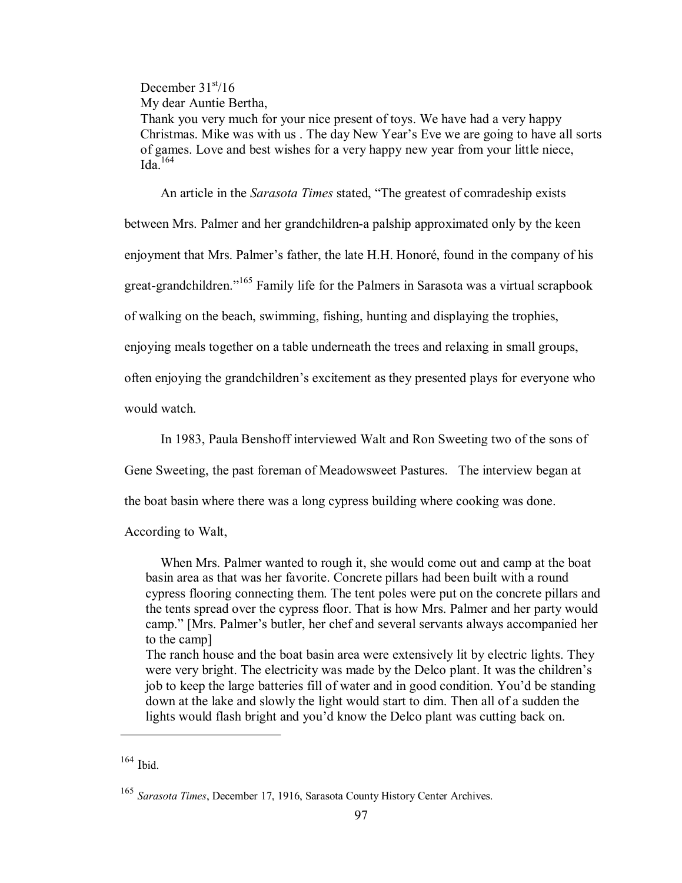December 31st/16
My dear Auntie Bertha,
Thank you very much for your nice present of toys. We have had a very happy Christmas. Mike was with us . The day New Year's Eve we are going to have all sorts of games. Love and best wishes for a very happy new year from your little niece, Ida.[164]

An article in the *Sarasota Times* stated, "The greatest of comradeship exists between Mrs. Palmer and her grandchildren-a palship approximated only by the keen enjoyment that Mrs. Palmer's father, the late H.H. Honoré, found in the company of his great-grandchildren."[165] Family life for the Palmers in Sarasota was a virtual scrapbook of walking on the beach, swimming, fishing, hunting and displaying the trophies, enjoying meals together on a table underneath the trees and relaxing in small groups, often enjoying the grandchildren's excitement as they presented plays for everyone who would watch.

In 1983, Paula Benshoff interviewed Walt and Ron Sweeting two of the sons of Gene Sweeting, the past foreman of Meadowsweet Pastures. The interview began at the boat basin where there was a long cypress building where cooking was done. According to Walt,

> When Mrs. Palmer wanted to rough it, she would come out and camp at the boat basin area as that was her favorite. Concrete pillars had been built with a round cypress flooring connecting them. The tent poles were put on the concrete pillars and the tents spread over the cypress floor. That is how Mrs. Palmer and her party would camp." [Mrs. Palmer's butler, her chef and several servants always accompanied her to the camp]
>
> The ranch house and the boat basin area were extensively lit by electric lights. They were very bright. The electricity was made by the Delco plant. It was the children's job to keep the large batteries fill of water and in good condition. You'd be standing down at the lake and slowly the light would start to dim. Then all of a sudden the lights would flash bright and you'd know the Delco plant was cutting back on.

---

[164] Ibid.

[165] *Sarasota Times*, December 17, 1916, Sarasota County History Center Archives.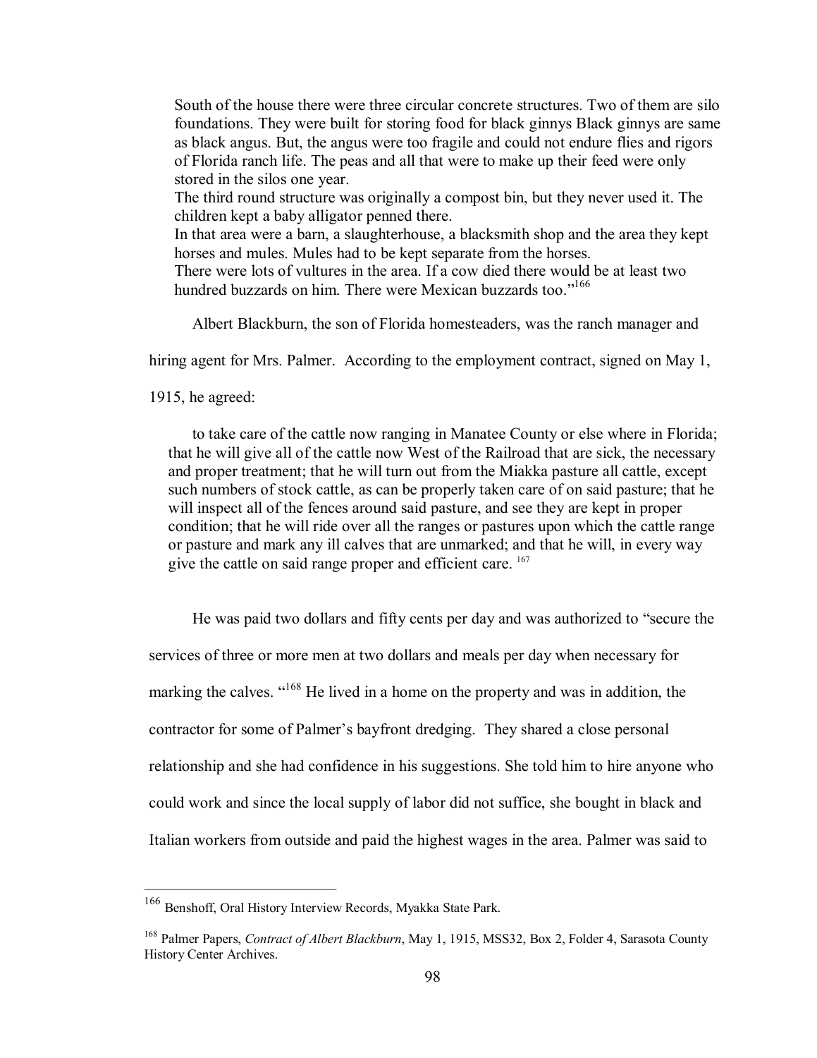South of the house there were three circular concrete structures. Two of them are silo foundations. They were built for storing food for black ginnys Black ginnys are same as black angus. But, the angus were too fragile and could not endure flies and rigors of Florida ranch life. The peas and all that were to make up their feed were only stored in the silos one year.
The third round structure was originally a compost bin, but they never used it. The children kept a baby alligator penned there.
In that area were a barn, a slaughterhouse, a blacksmith shop and the area they kept horses and mules. Mules had to be kept separate from the horses.
There were lots of vultures in the area. If a cow died there would be at least two hundred buzzards on him. There were Mexican buzzards too."[166]

Albert Blackburn, the son of Florida homesteaders, was the ranch manager and hiring agent for Mrs. Palmer. According to the employment contract, signed on May 1, 1915, he agreed:

> to take care of the cattle now ranging in Manatee County or else where in Florida; that he will give all of the cattle now West of the Railroad that are sick, the necessary and proper treatment; that he will turn out from the Miakka pasture all cattle, except such numbers of stock cattle, as can be properly taken care of on said pasture; that he will inspect all of the fences around said pasture, and see they are kept in proper condition; that he will ride over all the ranges or pastures upon which the cattle range or pasture and mark any ill calves that are unmarked; and that he will, in every way give the cattle on said range proper and efficient care. [167]

He was paid two dollars and fifty cents per day and was authorized to "secure the services of three or more men at two dollars and meals per day when necessary for marking the calves. "[168] He lived in a home on the property and was in addition, the contractor for some of Palmer's bayfront dredging. They shared a close personal relationship and she had confidence in his suggestions. She told him to hire anyone who could work and since the local supply of labor did not suffice, she bought in black and Italian workers from outside and paid the highest wages in the area. Palmer was said to

---

[166] Benshoff, Oral History Interview Records, Myakka State Park.

[168] Palmer Papers, *Contract of Albert Blackburn*, May 1, 1915, MSS32, Box 2, Folder 4, Sarasota County History Center Archives.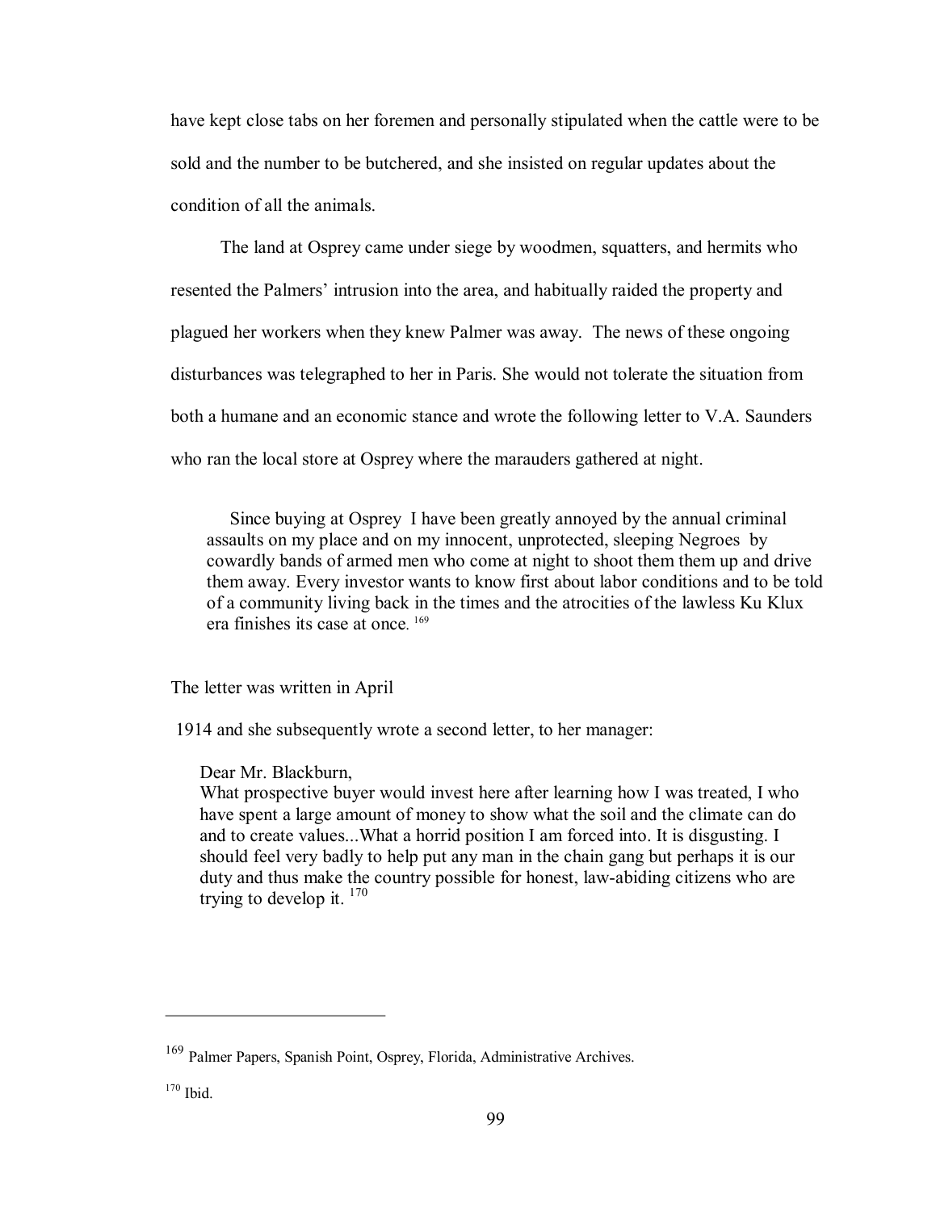have kept close tabs on her foremen and personally stipulated when the cattle were to be sold and the number to be butchered, and she insisted on regular updates about the condition of all the animals.

The land at Osprey came under siege by woodmen, squatters, and hermits who resented the Palmers' intrusion into the area, and habitually raided the property and plagued her workers when they knew Palmer was away. The news of these ongoing disturbances was telegraphed to her in Paris. She would not tolerate the situation from both a humane and an economic stance and wrote the following letter to V.A. Saunders who ran the local store at Osprey where the marauders gathered at night.

> Since buying at Osprey I have been greatly annoyed by the annual criminal assaults on my place and on my innocent, unprotected, sleeping Negroes by cowardly bands of armed men who come at night to shoot them them up and drive them away. Every investor wants to know first about labor conditions and to be told of a community living back in the times and the atrocities of the lawless Ku Klux era finishes its case at once. [169]

The letter was written in April

1914 and she subsequently wrote a second letter, to her manager:

> Dear Mr. Blackburn,
> What prospective buyer would invest here after learning how I was treated, I who have spent a large amount of money to show what the soil and the climate can do and to create values...What a horrid position I am forced into. It is disgusting. I should feel very badly to help put any man in the chain gang but perhaps it is our duty and thus make the country possible for honest, law-abiding citizens who are trying to develop it. [170]

---

[169] Palmer Papers, Spanish Point, Osprey, Florida, Administrative Archives.

[170] Ibid.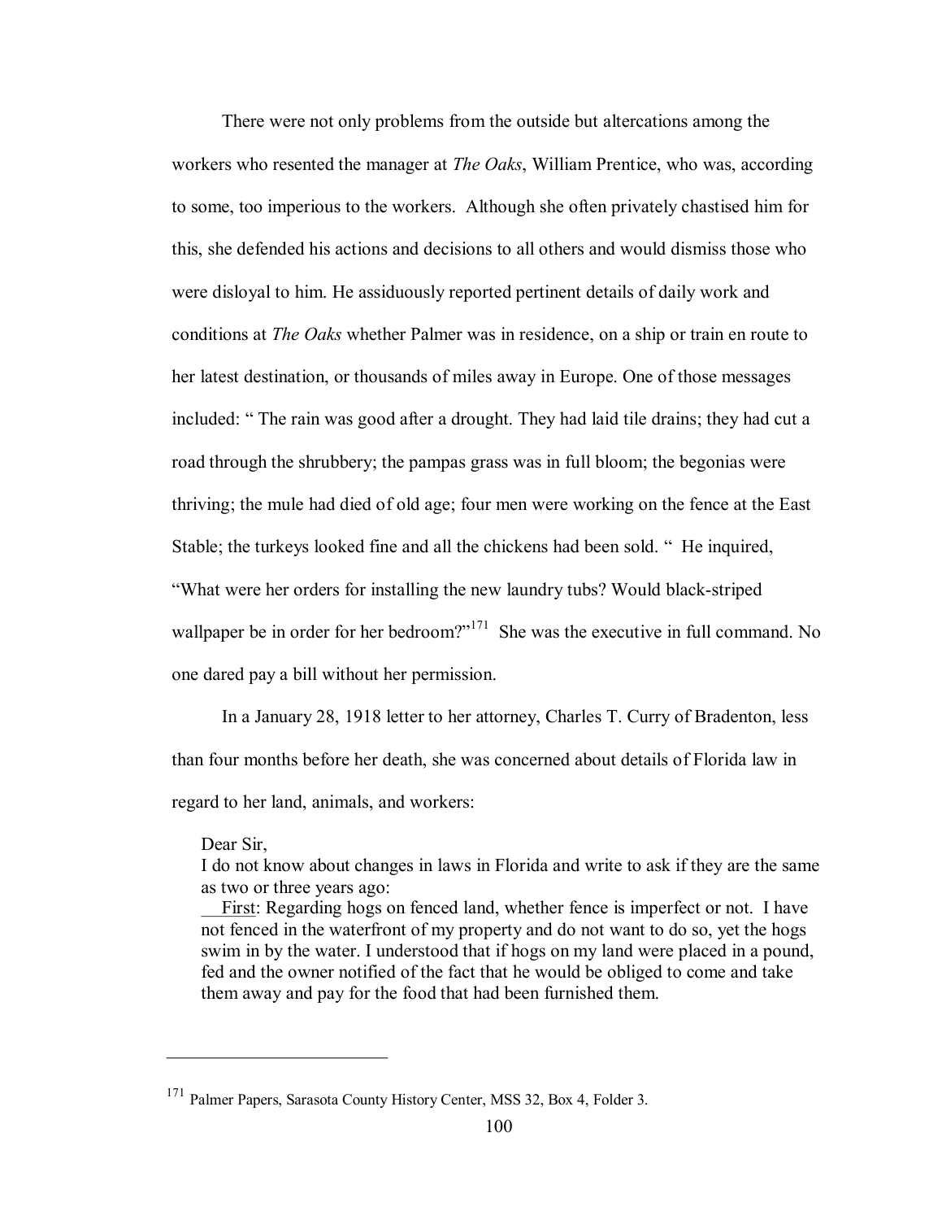There were not only problems from the outside but altercations among the workers who resented the manager at *The Oaks*, William Prentice, who was, according to some, too imperious to the workers. Although she often privately chastised him for this, she defended his actions and decisions to all others and would dismiss those who were disloyal to him. He assiduously reported pertinent details of daily work and conditions at *The Oaks* whether Palmer was in residence, on a ship or train en route to her latest destination, or thousands of miles away in Europe. One of those messages included: " The rain was good after a drought. They had laid tile drains; they had cut a road through the shrubbery; the pampas grass was in full bloom; the begonias were thriving; the mule had died of old age; four men were working on the fence at the East Stable; the turkeys looked fine and all the chickens had been sold. " He inquired, "What were her orders for installing the new laundry tubs? Would black-striped wallpaper be in order for her bedroom?"[171] She was the executive in full command. No one dared pay a bill without her permission.

In a January 28, 1918 letter to her attorney, Charles T. Curry of Bradenton, less than four months before her death, she was concerned about details of Florida law in regard to her land, animals, and workers:

> Dear Sir,
> I do not know about changes in laws in Florida and write to ask if they are the same as two or three years ago:
> First: Regarding hogs on fenced land, whether fence is imperfect or not. I have not fenced in the waterfront of my property and do not want to do so, yet the hogs swim in by the water. I understood that if hogs on my land were placed in a pound, fed and the owner notified of the fact that he would be obliged to come and take them away and pay for the food that had been furnished them.

---

[171] Palmer Papers, Sarasota County History Center, MSS 32, Box 4, Folder 3.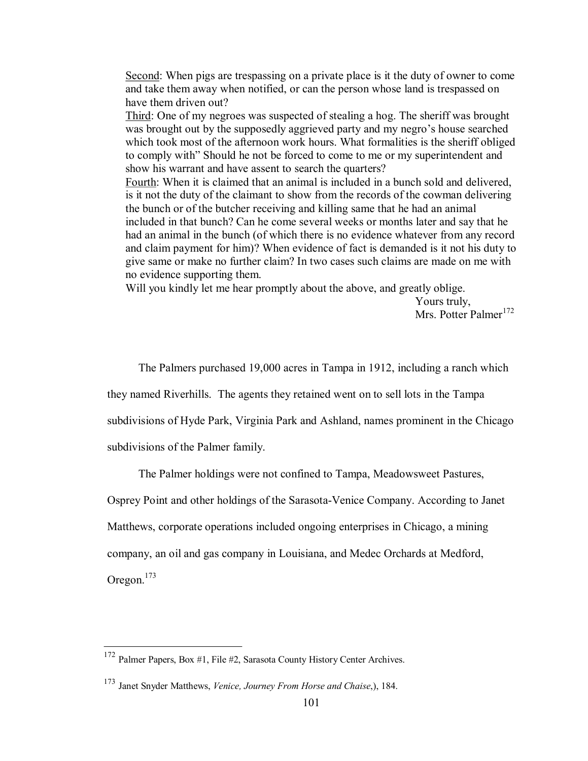<u>Second</u>: When pigs are trespassing on a private place is it the duty of owner to come and take them away when notified, or can the person whose land is trespassed on have them driven out?
<u>Third</u>: One of my negroes was suspected of stealing a hog. The sheriff was brought was brought out by the supposedly aggrieved party and my negro's house searched which took most of the afternoon work hours. What formalities is the sheriff obliged to comply with" Should he not be forced to come to me or my superintendent and show his warrant and have assent to search the quarters?
<u>Fourth</u>: When it is claimed that an animal is included in a bunch sold and delivered, is it not the duty of the claimant to show from the records of the cowman delivering the bunch or of the butcher receiving and killing same that he had an animal included in that bunch? Can he come several weeks or months later and say that he had an animal in the bunch (of which there is no evidence whatever from any record and claim payment for him)? When evidence of fact is demanded is it not his duty to give same or make no further claim? In two cases such claims are made on me with no evidence supporting them.
Will you kindly let me hear promptly about the above, and greatly oblige.

Yours truly,
Mrs. Potter Palmer[172]

The Palmers purchased 19,000 acres in Tampa in 1912, including a ranch which they named Riverhills. The agents they retained went on to sell lots in the Tampa subdivisions of Hyde Park, Virginia Park and Ashland, names prominent in the Chicago subdivisions of the Palmer family.

The Palmer holdings were not confined to Tampa, Meadowsweet Pastures, Osprey Point and other holdings of the Sarasota-Venice Company. According to Janet Matthews, corporate operations included ongoing enterprises in Chicago, a mining company, an oil and gas company in Louisiana, and Medec Orchards at Medford, Oregon.[173]

---

[172] Palmer Papers, Box #1, File #2, Sarasota County History Center Archives.

[173] Janet Snyder Matthews, *Venice, Journey From Horse and Chaise*,), 184.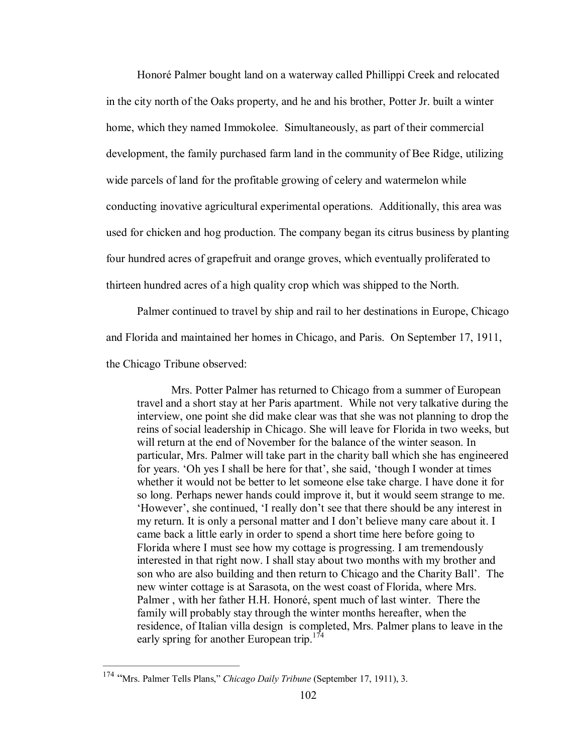Honoré Palmer bought land on a waterway called Phillippi Creek and relocated in the city north of the Oaks property, and he and his brother, Potter Jr. built a winter home, which they named Immokolee. Simultaneously, as part of their commercial development, the family purchased farm land in the community of Bee Ridge, utilizing wide parcels of land for the profitable growing of celery and watermelon while conducting inovative agricultural experimental operations. Additionally, this area was used for chicken and hog production. The company began its citrus business by planting four hundred acres of grapefruit and orange groves, which eventually proliferated to thirteen hundred acres of a high quality crop which was shipped to the North.

Palmer continued to travel by ship and rail to her destinations in Europe, Chicago and Florida and maintained her homes in Chicago, and Paris. On September 17, 1911, the Chicago Tribune observed:

> Mrs. Potter Palmer has returned to Chicago from a summer of European travel and a short stay at her Paris apartment. While not very talkative during the interview, one point she did make clear was that she was not planning to drop the reins of social leadership in Chicago. She will leave for Florida in two weeks, but will return at the end of November for the balance of the winter season. In particular, Mrs. Palmer will take part in the charity ball which she has engineered for years. 'Oh yes I shall be here for that', she said, 'though I wonder at times whether it would not be better to let someone else take charge. I have done it for so long. Perhaps newer hands could improve it, but it would seem strange to me. 'However', she continued, 'I really don't see that there should be any interest in my return. It is only a personal matter and I don't believe many care about it. I came back a little early in order to spend a short time here before going to Florida where I must see how my cottage is progressing. I am tremendously interested in that right now. I shall stay about two months with my brother and son who are also building and then return to Chicago and the Charity Ball'. The new winter cottage is at Sarasota, on the west coast of Florida, where Mrs. Palmer , with her father H.H. Honoré, spent much of last winter. There the family will probably stay through the winter months hereafter, when the residence, of Italian villa design is completed, Mrs. Palmer plans to leave in the early spring for another European trip.[174]

---

[174] "Mrs. Palmer Tells Plans," *Chicago Daily Tribune* (September 17, 1911), 3.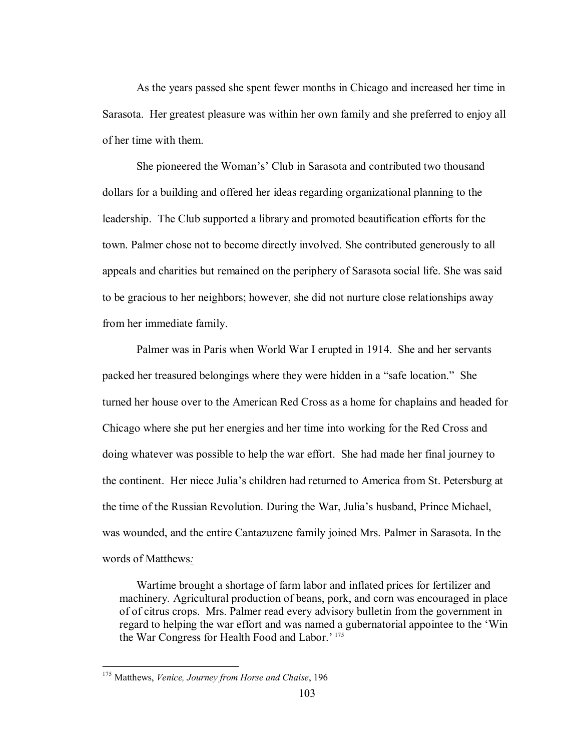As the years passed she spent fewer months in Chicago and increased her time in Sarasota. Her greatest pleasure was within her own family and she preferred to enjoy all of her time with them.

She pioneered the Woman's' Club in Sarasota and contributed two thousand dollars for a building and offered her ideas regarding organizational planning to the leadership. The Club supported a library and promoted beautification efforts for the town. Palmer chose not to become directly involved. She contributed generously to all appeals and charities but remained on the periphery of Sarasota social life. She was said to be gracious to her neighbors; however, she did not nurture close relationships away from her immediate family.

Palmer was in Paris when World War I erupted in 1914. She and her servants packed her treasured belongings where they were hidden in a "safe location." She turned her house over to the American Red Cross as a home for chaplains and headed for Chicago where she put her energies and her time into working for the Red Cross and doing whatever was possible to help the war effort. She had made her final journey to the continent. Her niece Julia's children had returned to America from St. Petersburg at the time of the Russian Revolution. During the War, Julia's husband, Prince Michael, was wounded, and the entire Cantazuzene family joined Mrs. Palmer in Sarasota. In the words of Matthews:

> Wartime brought a shortage of farm labor and inflated prices for fertilizer and machinery. Agricultural production of beans, pork, and corn was encouraged in place of of citrus crops. Mrs. Palmer read every advisory bulletin from the government in regard to helping the war effort and was named a gubernatorial appointee to the 'Win the War Congress for Health Food and Labor.' [175]

---

[175] Matthews, *Venice, Journey from Horse and Chaise*, 196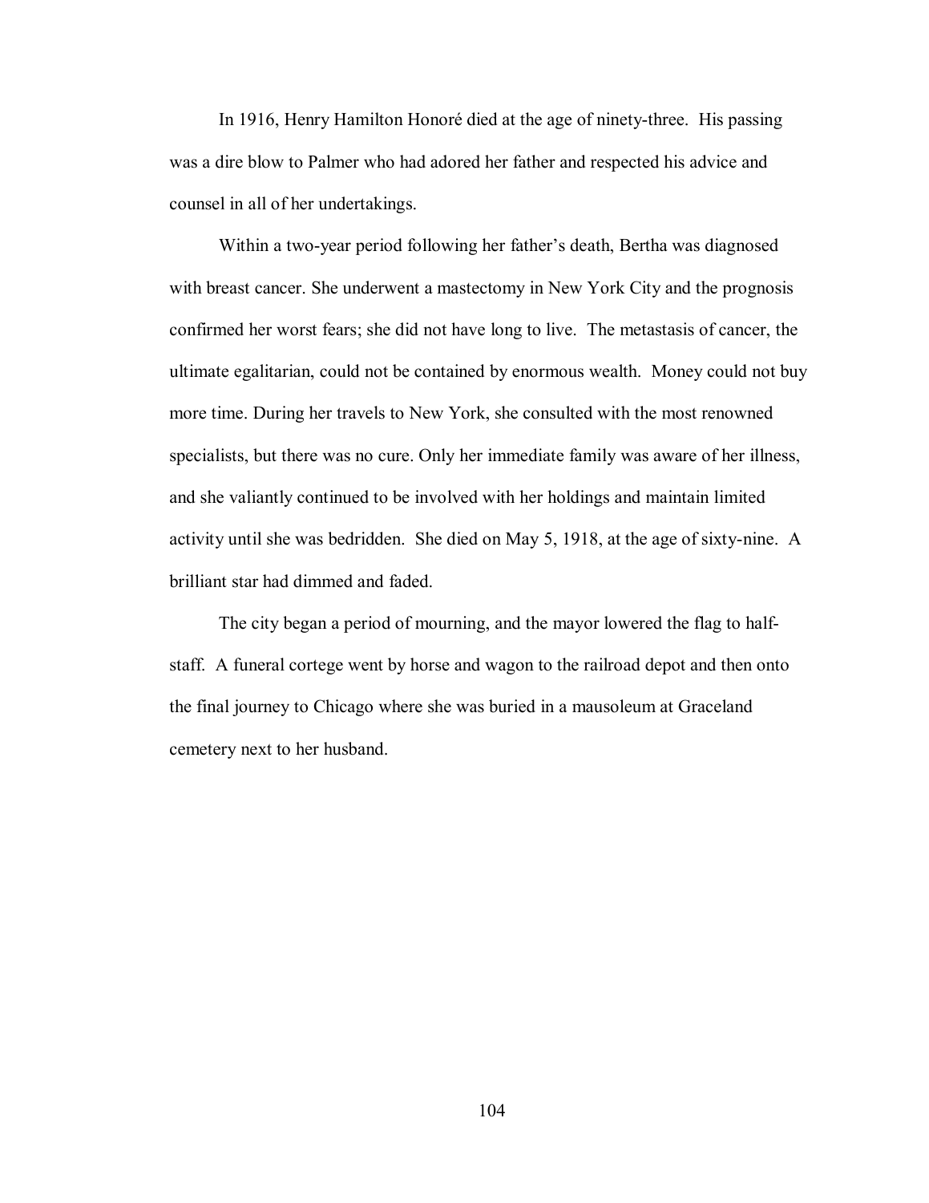In 1916, Henry Hamilton Honoré died at the age of ninety-three. His passing was a dire blow to Palmer who had adored her father and respected his advice and counsel in all of her undertakings.

Within a two-year period following her father's death, Bertha was diagnosed with breast cancer. She underwent a mastectomy in New York City and the prognosis confirmed her worst fears; she did not have long to live. The metastasis of cancer, the ultimate egalitarian, could not be contained by enormous wealth. Money could not buy more time. During her travels to New York, she consulted with the most renowned specialists, but there was no cure. Only her immediate family was aware of her illness, and she valiantly continued to be involved with her holdings and maintain limited activity until she was bedridden. She died on May 5, 1918, at the age of sixty-nine. A brilliant star had dimmed and faded.

The city began a period of mourning, and the mayor lowered the flag to half-staff. A funeral cortege went by horse and wagon to the railroad depot and then onto the final journey to Chicago where she was buried in a mausoleum at Graceland cemetery next to her husband.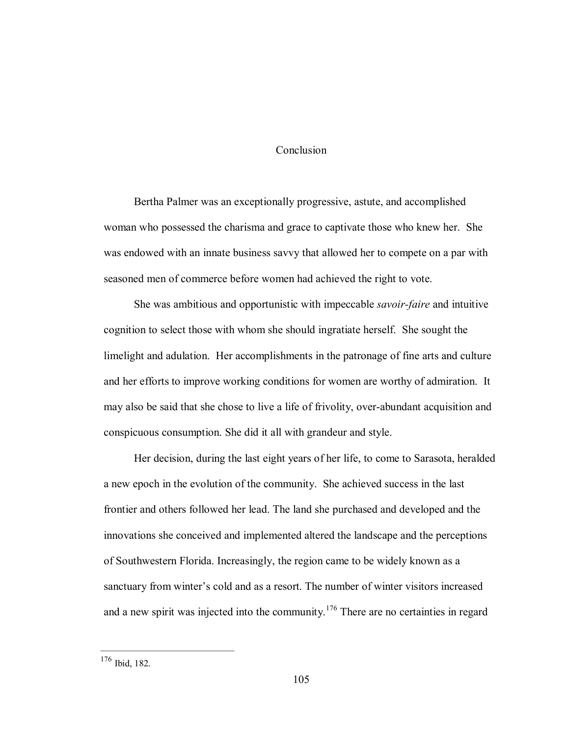# Conclusion

Bertha Palmer was an exceptionally progressive, astute, and accomplished woman who possessed the charisma and grace to captivate those who knew her. She was endowed with an innate business savvy that allowed her to compete on a par with seasoned men of commerce before women had achieved the right to vote.

She was ambitious and opportunistic with impeccable *savoir-faire* and intuitive cognition to select those with whom she should ingratiate herself. She sought the limelight and adulation. Her accomplishments in the patronage of fine arts and culture and her efforts to improve working conditions for women are worthy of admiration. It may also be said that she chose to live a life of frivolity, over-abundant acquisition and conspicuous consumption. She did it all with grandeur and style.

Her decision, during the last eight years of her life, to come to Sarasota, heralded a new epoch in the evolution of the community. She achieved success in the last frontier and others followed her lead. The land she purchased and developed and the innovations she conceived and implemented altered the landscape and the perceptions of Southwestern Florida. Increasingly, the region came to be widely known as a sanctuary from winter's cold and as a resort. The number of winter visitors increased and a new spirit was injected into the community.[176] There are no certainties in regard

---

[176] Ibid, 182.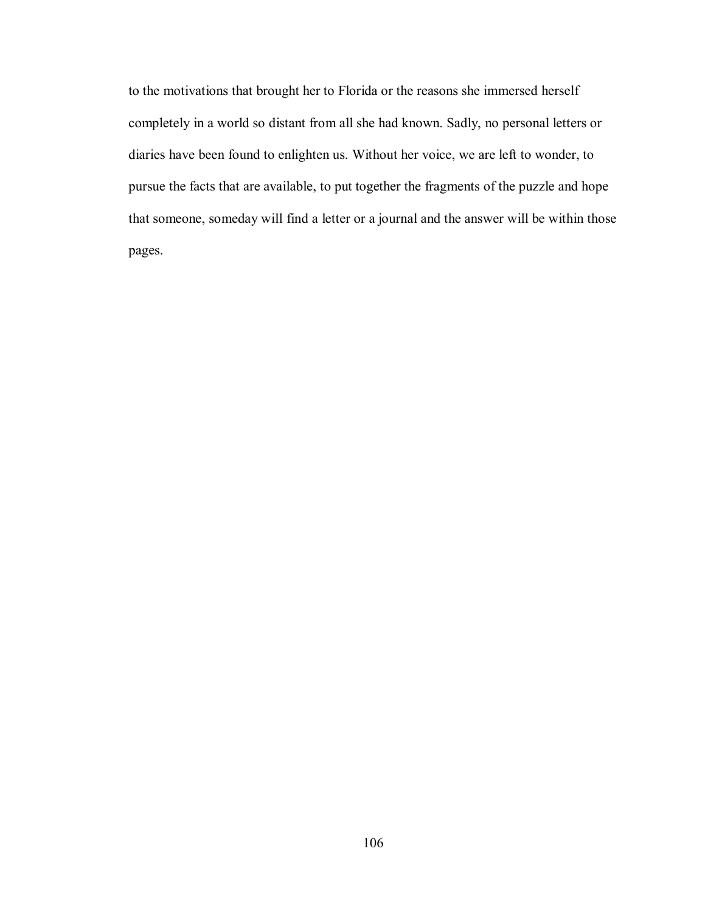to the motivations that brought her to Florida or the reasons she immersed herself completely in a world so distant from all she had known. Sadly, no personal letters or diaries have been found to enlighten us. Without her voice, we are left to wonder, to pursue the facts that are available, to put together the fragments of the puzzle and hope that someone, someday will find a letter or a journal and the answer will be within those pages.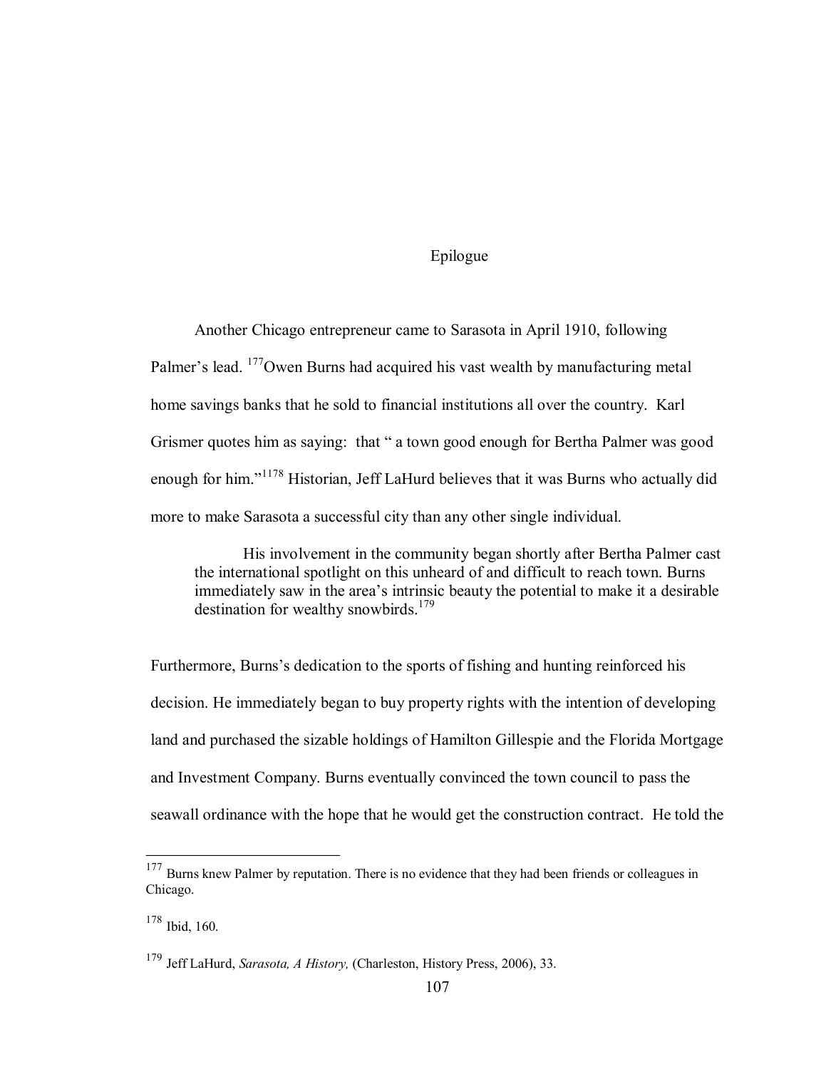# Epilogue

Another Chicago entrepreneur came to Sarasota in April 1910, following Palmer's lead. [177]Owen Burns had acquired his vast wealth by manufacturing metal home savings banks that he sold to financial institutions all over the country. Karl Grismer quotes him as saying: that " a town good enough for Bertha Palmer was good enough for him."[1178] Historian, Jeff LaHurd believes that it was Burns who actually did more to make Sarasota a successful city than any other single individual.

> His involvement in the community began shortly after Bertha Palmer cast the international spotlight on this unheard of and difficult to reach town. Burns immediately saw in the area's intrinsic beauty the potential to make it a desirable destination for wealthy snowbirds.[179]

Furthermore, Burns's dedication to the sports of fishing and hunting reinforced his decision. He immediately began to buy property rights with the intention of developing land and purchased the sizable holdings of Hamilton Gillespie and the Florida Mortgage and Investment Company. Burns eventually convinced the town council to pass the seawall ordinance with the hope that he would get the construction contract. He told the

---

[177] Burns knew Palmer by reputation. There is no evidence that they had been friends or colleagues in Chicago.

[178] Ibid, 160.

[179] Jeff LaHurd, *Sarasota, A History,* (Charleston, History Press, 2006), 33.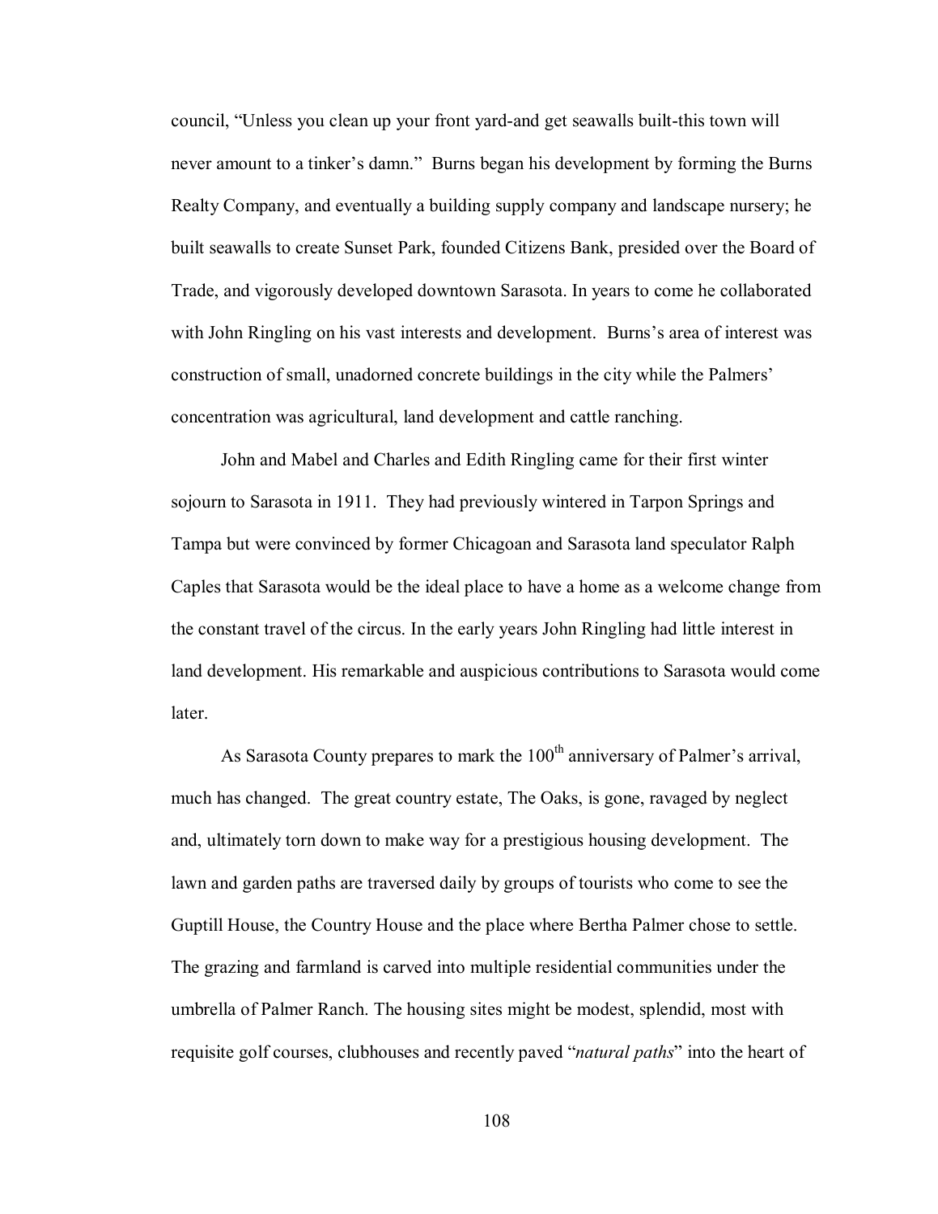council, "Unless you clean up your front yard-and get seawalls built-this town will never amount to a tinker's damn." Burns began his development by forming the Burns Realty Company, and eventually a building supply company and landscape nursery; he built seawalls to create Sunset Park, founded Citizens Bank, presided over the Board of Trade, and vigorously developed downtown Sarasota. In years to come he collaborated with John Ringling on his vast interests and development. Burns's area of interest was construction of small, unadorned concrete buildings in the city while the Palmers' concentration was agricultural, land development and cattle ranching.

John and Mabel and Charles and Edith Ringling came for their first winter sojourn to Sarasota in 1911. They had previously wintered in Tarpon Springs and Tampa but were convinced by former Chicagoan and Sarasota land speculator Ralph Caples that Sarasota would be the ideal place to have a home as a welcome change from the constant travel of the circus. In the early years John Ringling had little interest in land development. His remarkable and auspicious contributions to Sarasota would come later.

As Sarasota County prepares to mark the 100th anniversary of Palmer's arrival, much has changed. The great country estate, The Oaks, is gone, ravaged by neglect and, ultimately torn down to make way for a prestigious housing development. The lawn and garden paths are traversed daily by groups of tourists who come to see the Guptill House, the Country House and the place where Bertha Palmer chose to settle. The grazing and farmland is carved into multiple residential communities under the umbrella of Palmer Ranch. The housing sites might be modest, splendid, most with requisite golf courses, clubhouses and recently paved "*natural paths*" into the heart of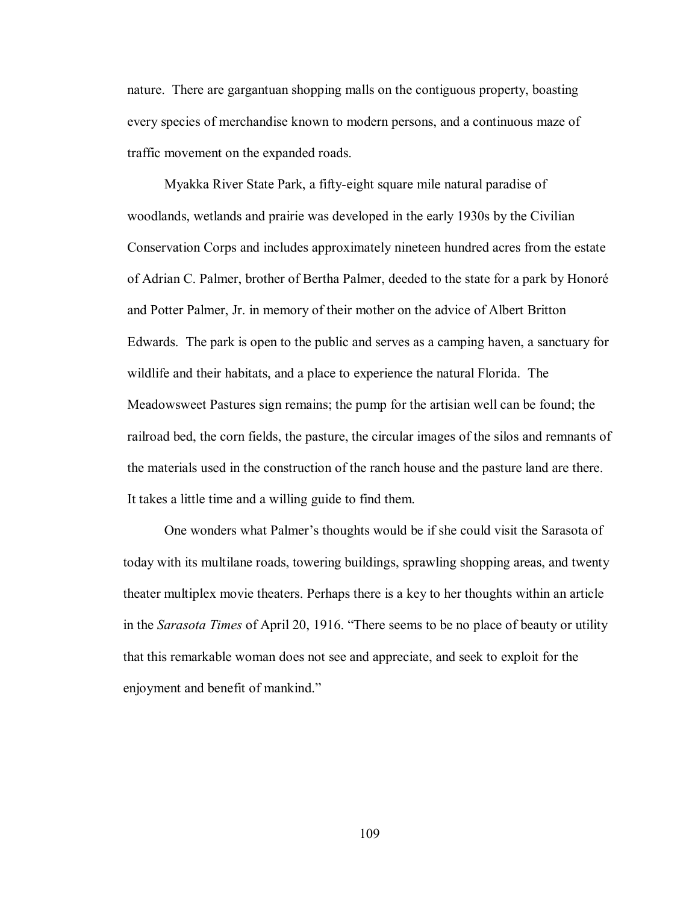nature. There are gargantuan shopping malls on the contiguous property, boasting every species of merchandise known to modern persons, and a continuous maze of traffic movement on the expanded roads.

Myakka River State Park, a fifty-eight square mile natural paradise of woodlands, wetlands and prairie was developed in the early 1930s by the Civilian Conservation Corps and includes approximately nineteen hundred acres from the estate of Adrian C. Palmer, brother of Bertha Palmer, deeded to the state for a park by Honoré and Potter Palmer, Jr. in memory of their mother on the advice of Albert Britton Edwards. The park is open to the public and serves as a camping haven, a sanctuary for wildlife and their habitats, and a place to experience the natural Florida. The Meadowsweet Pastures sign remains; the pump for the artisian well can be found; the railroad bed, the corn fields, the pasture, the circular images of the silos and remnants of the materials used in the construction of the ranch house and the pasture land are there. It takes a little time and a willing guide to find them.

One wonders what Palmer's thoughts would be if she could visit the Sarasota of today with its multilane roads, towering buildings, sprawling shopping areas, and twenty theater multiplex movie theaters. Perhaps there is a key to her thoughts within an article in the *Sarasota Times* of April 20, 1916. "There seems to be no place of beauty or utility that this remarkable woman does not see and appreciate, and seek to exploit for the enjoyment and benefit of mankind."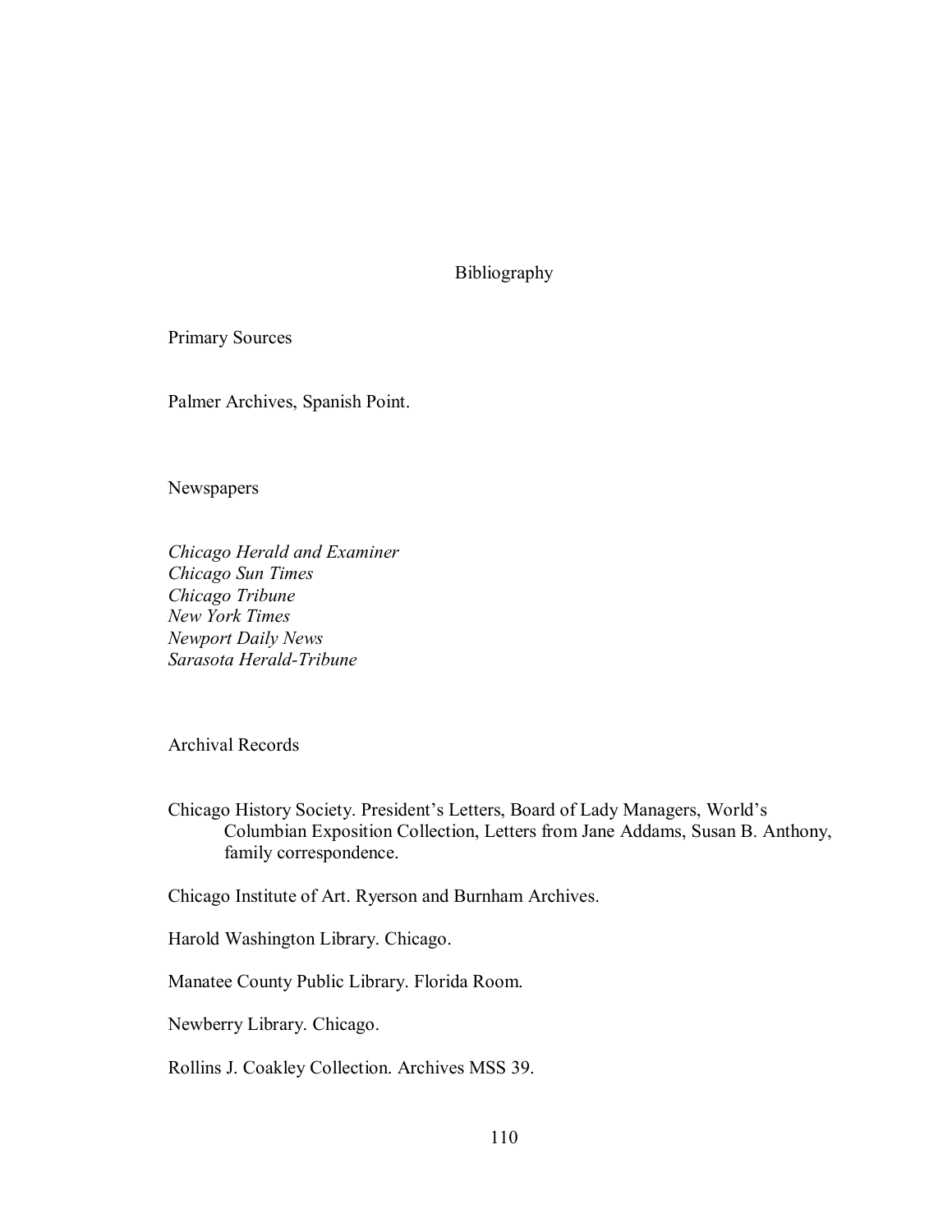# Bibliography

## Primary Sources

Palmer Archives, Spanish Point.

### Newspapers

*Chicago Herald and Examiner*
*Chicago Sun Times*
*Chicago Tribune*
*New York Times*
*Newport Daily News*
*Sarasota Herald-Tribune*

### Archival Records

Chicago History Society. President's Letters, Board of Lady Managers, World's Columbian Exposition Collection, Letters from Jane Addams, Susan B. Anthony, family correspondence.

Chicago Institute of Art. Ryerson and Burnham Archives.

Harold Washington Library. Chicago.

Manatee County Public Library. Florida Room.

Newberry Library. Chicago.

Rollins J. Coakley Collection. Archives MSS 39.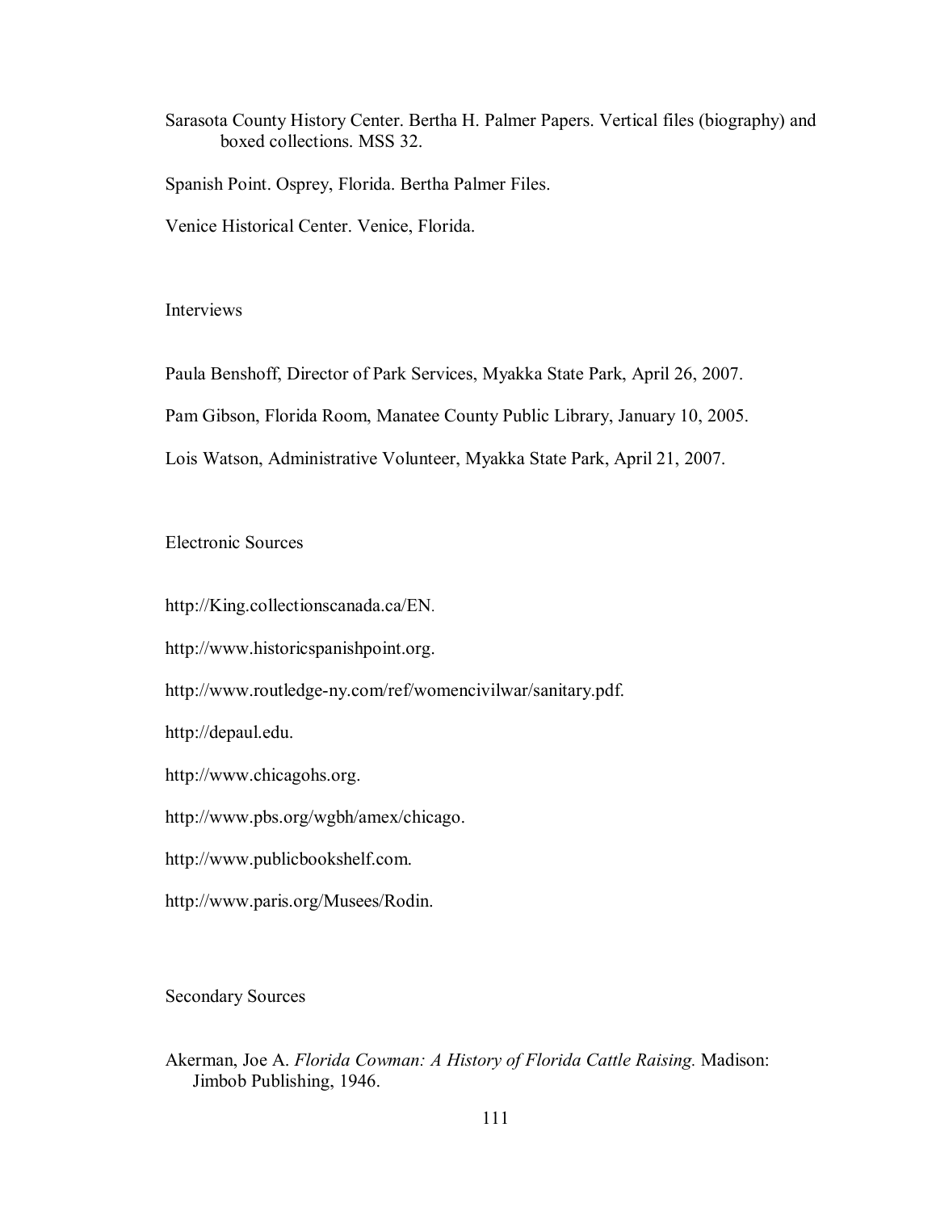Sarasota County History Center. Bertha H. Palmer Papers. Vertical files (biography) and boxed collections. MSS 32.

Spanish Point. Osprey, Florida. Bertha Palmer Files.

Venice Historical Center. Venice, Florida.

## Interviews

Paula Benshoff, Director of Park Services, Myakka State Park, April 26, 2007.

Pam Gibson, Florida Room, Manatee County Public Library, January 10, 2005.

Lois Watson, Administrative Volunteer, Myakka State Park, April 21, 2007.

## Electronic Sources

http://King.collectionscanada.ca/EN.

http://www.historicspanishpoint.org.

http://www.routledge-ny.com/ref/womencivilwar/sanitary.pdf.

http://depaul.edu.

http://www.chicagohs.org.

http://www.pbs.org/wgbh/amex/chicago.

http://www.publicbookshelf.com.

http://www.paris.org/Musees/Rodin.

## Secondary Sources

Akerman, Joe A. *Florida Cowman: A History of Florida Cattle Raising.* Madison: Jimbob Publishing, 1946.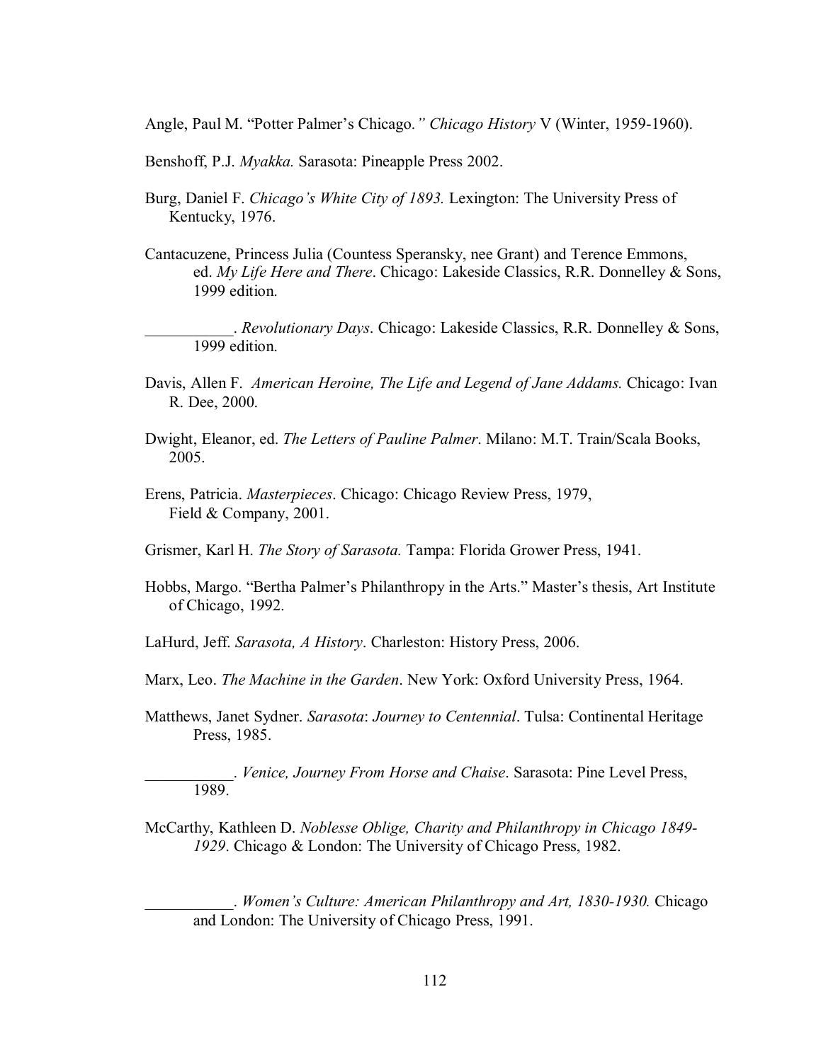Angle, Paul M. "Potter Palmer's Chicago*." Chicago History* V (Winter, 1959-1960).

Benshoff, P.J. *Myakka.* Sarasota: Pineapple Press 2002.

Burg, Daniel F. *Chicago's White City of 1893.* Lexington: The University Press of Kentucky, 1976.

Cantacuzene, Princess Julia (Countess Speransky, nee Grant) and Terence Emmons, ed. *My Life Here and There*. Chicago: Lakeside Classics, R.R. Donnelley & Sons, 1999 edition.

___________. *Revolutionary Days*. Chicago: Lakeside Classics, R.R. Donnelley & Sons, 1999 edition.

Davis, Allen F. *American Heroine, The Life and Legend of Jane Addams.* Chicago: Ivan R. Dee, 2000.

Dwight, Eleanor, ed. *The Letters of Pauline Palmer*. Milano: M.T. Train/Scala Books, 2005.

Erens, Patricia. *Masterpieces*. Chicago: Chicago Review Press, 1979, Field & Company, 2001.

Grismer, Karl H. *The Story of Sarasota.* Tampa: Florida Grower Press, 1941.

Hobbs, Margo. "Bertha Palmer's Philanthropy in the Arts." Master's thesis, Art Institute of Chicago, 1992.

LaHurd, Jeff. *Sarasota, A History*. Charleston: History Press, 2006.

Marx, Leo. *The Machine in the Garden*. New York: Oxford University Press, 1964.

Matthews, Janet Sydner. *Sarasota*: *Journey to Centennial*. Tulsa: Continental Heritage Press, 1985.

___________. *Venice, Journey From Horse and Chaise*. Sarasota: Pine Level Press, 1989.

McCarthy, Kathleen D. *Noblesse Oblige, Charity and Philanthropy in Chicago 1849-1929*. Chicago & London: The University of Chicago Press, 1982.

___________. *Women's Culture: American Philanthropy and Art, 1830-1930.* Chicago and London: The University of Chicago Press, 1991.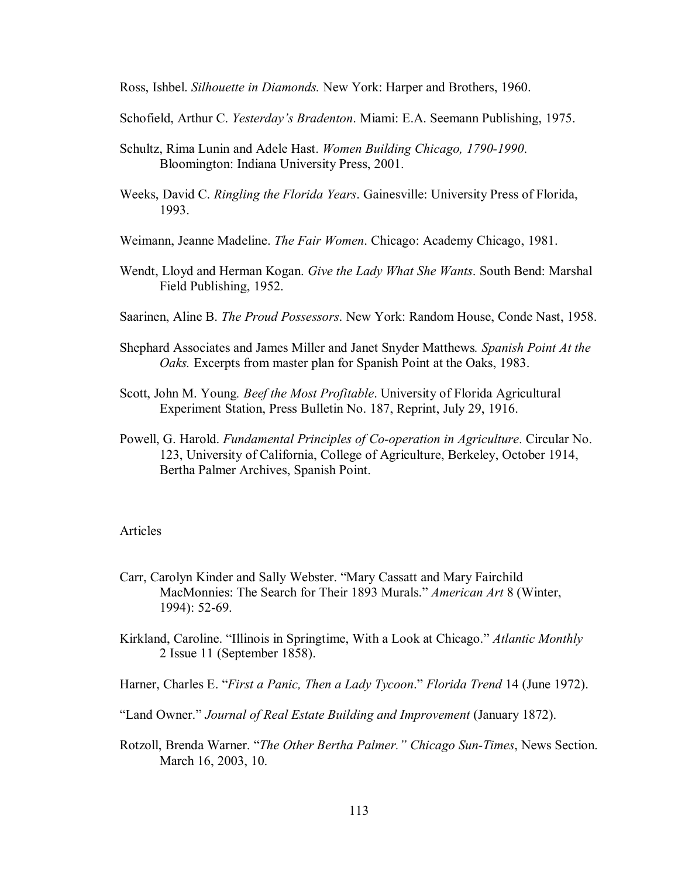Ross, Ishbel. *Silhouette in Diamonds.* New York: Harper and Brothers, 1960.

Schofield, Arthur C. *Yesterday's Bradenton*. Miami: E.A. Seemann Publishing, 1975.

Schultz, Rima Lunin and Adele Hast. *Women Building Chicago, 1790-1990*. Bloomington: Indiana University Press, 2001.

Weeks, David C. *Ringling the Florida Years*. Gainesville: University Press of Florida, 1993.

Weimann, Jeanne Madeline. *The Fair Women*. Chicago: Academy Chicago, 1981.

Wendt, Lloyd and Herman Kogan. *Give the Lady What She Wants*. South Bend: Marshal Field Publishing, 1952.

Saarinen, Aline B. *The Proud Possessors*. New York: Random House, Conde Nast, 1958.

Shephard Associates and James Miller and Janet Snyder Matthews. *Spanish Point At the Oaks.* Excerpts from master plan for Spanish Point at the Oaks, 1983.

Scott, John M. Young. *Beef the Most Profitable*. University of Florida Agricultural Experiment Station, Press Bulletin No. 187, Reprint, July 29, 1916.

Powell, G. Harold. *Fundamental Principles of Co-operation in Agriculture*. Circular No. 123, University of California, College of Agriculture, Berkeley, October 1914, Bertha Palmer Archives, Spanish Point.

Articles

Carr, Carolyn Kinder and Sally Webster. "Mary Cassatt and Mary Fairchild MacMonnies: The Search for Their 1893 Murals." *American Art* 8 (Winter, 1994): 52-69.

Kirkland, Caroline. "Illinois in Springtime, With a Look at Chicago." *Atlantic Monthly* 2 Issue 11 (September 1858).

Harner, Charles E. "*First a Panic, Then a Lady Tycoon*." *Florida Trend* 14 (June 1972).

"Land Owner." *Journal of Real Estate Building and Improvement* (January 1872).

Rotzoll, Brenda Warner. "*The Other Bertha Palmer." Chicago Sun-Times*, News Section. March 16, 2003, 10.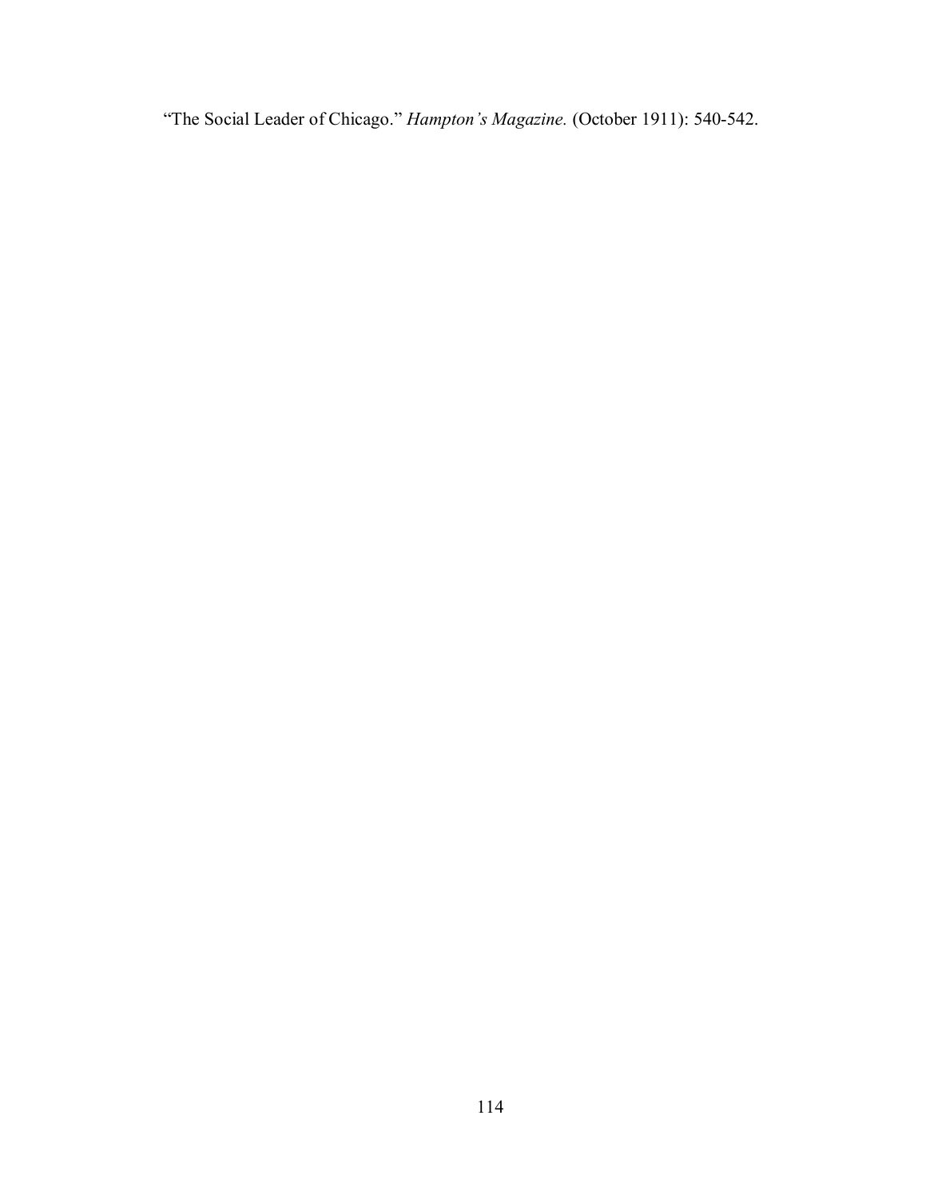"The Social Leader of Chicago." *Hampton's Magazine.* (October 1911): 540-542.